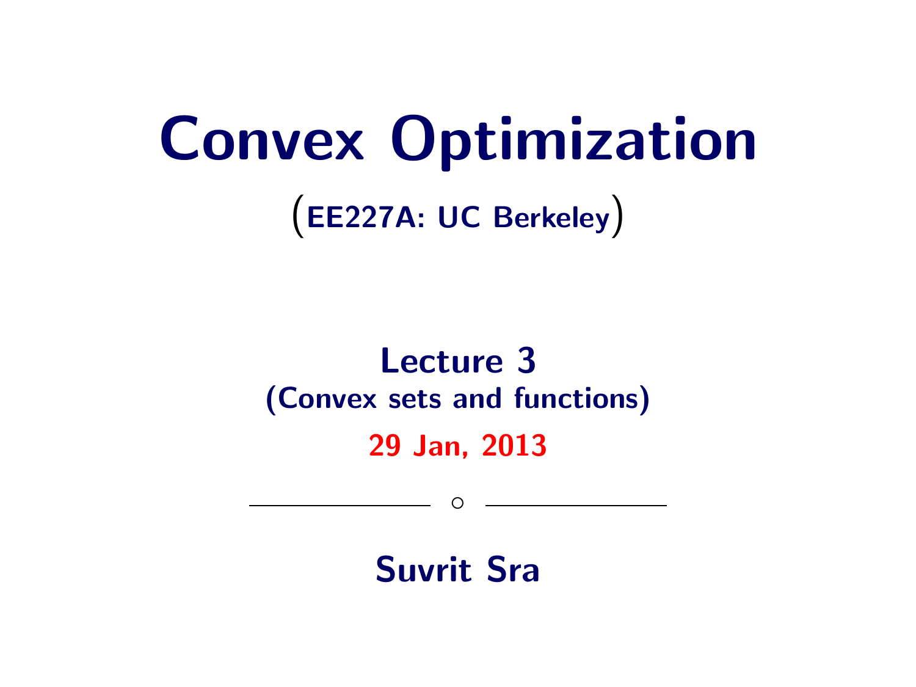# Convex Optimization

(EE227A: UC Berkeley)

## Lecture 3

(Convex sets and functions)

29 Jan, 2013

○

Suvrit Sra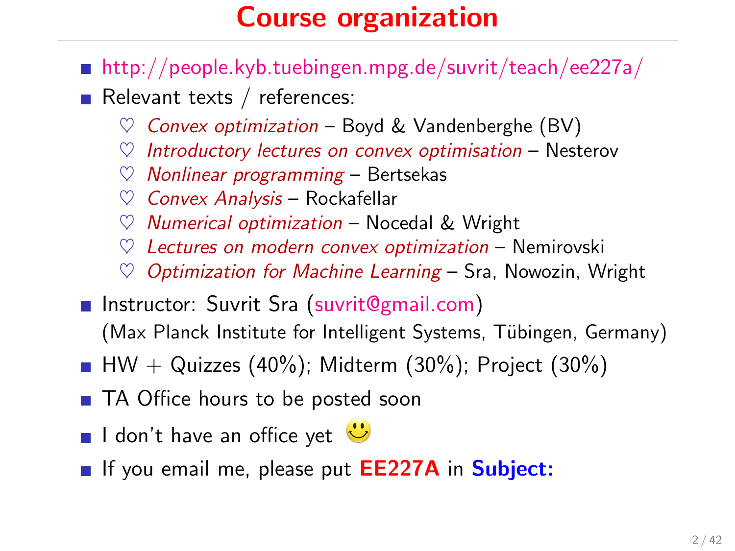# Course organization

- http://people.kyb.tuebingen.mpg.de/suvrit/teach/ee227a/
- Relevant texts / references:
  - ♡ *Convex optimization* – Boyd & Vandenberghe (BV)
  - ♡ *Introductory lectures on convex optimisation* – Nesterov
  - ♡ *Nonlinear programming* – Bertsekas
  - ♡ *Convex Analysis* – Rockafellar
  - ♡ *Numerical optimization* – Nocedal & Wright
  - ♡ *Lectures on modern convex optimization* – Nemirovski
  - ♡ *Optimization for Machine Learning* – Sra, Nowozin, Wright
- Instructor: Suvrit Sra (suvrit@gmail.com)
  (Max Planck Institute for Intelligent Systems, Tübingen, Germany)
- HW + Quizzes (40%); Midterm (30%); Project (30%)
- TA Office hours to be posted soon
- I don't have an office yet ☺
- If you email me, please put **EE227A** in **Subject:**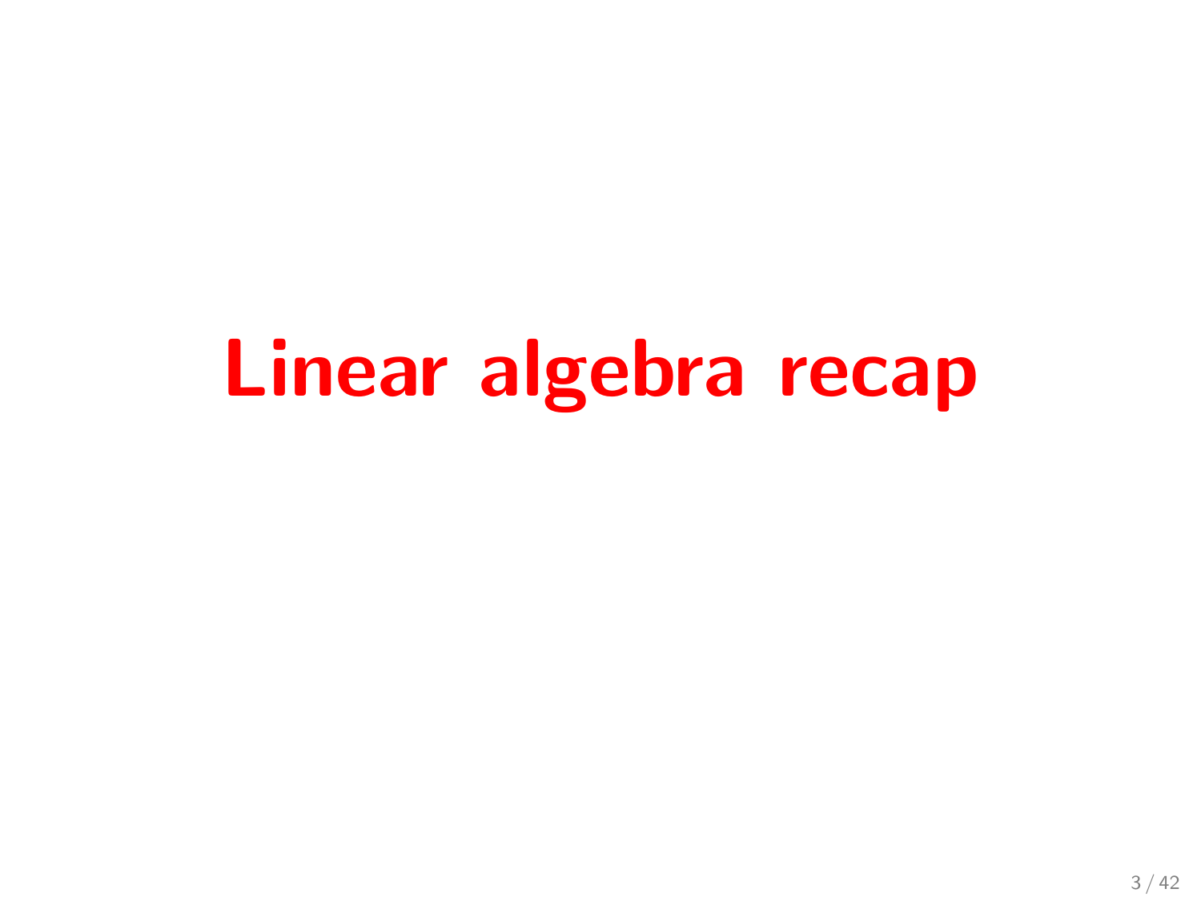# Linear algebra recap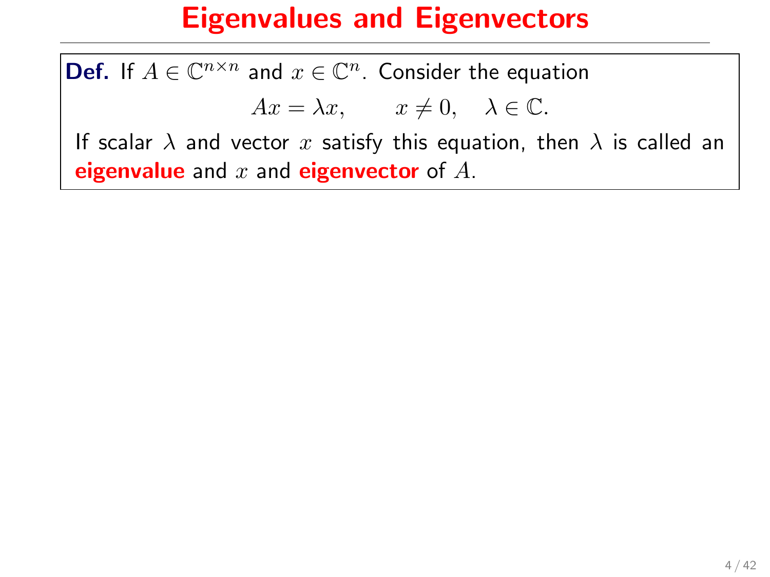# Eigenvalues and Eigenvectors

**Def.** If $A \in \mathbb{C}^{n\times n}$ and $x \in \mathbb{C}^n$. Consider the equation

$$Ax = \lambda x, \qquad x \neq 0, \quad \lambda \in \mathbb{C}.$$

If scalar $\lambda$ and vector $x$ satisfy this equation, then $\lambda$ is called an **eigenvalue** and $x$ and **eigenvector** of $A$.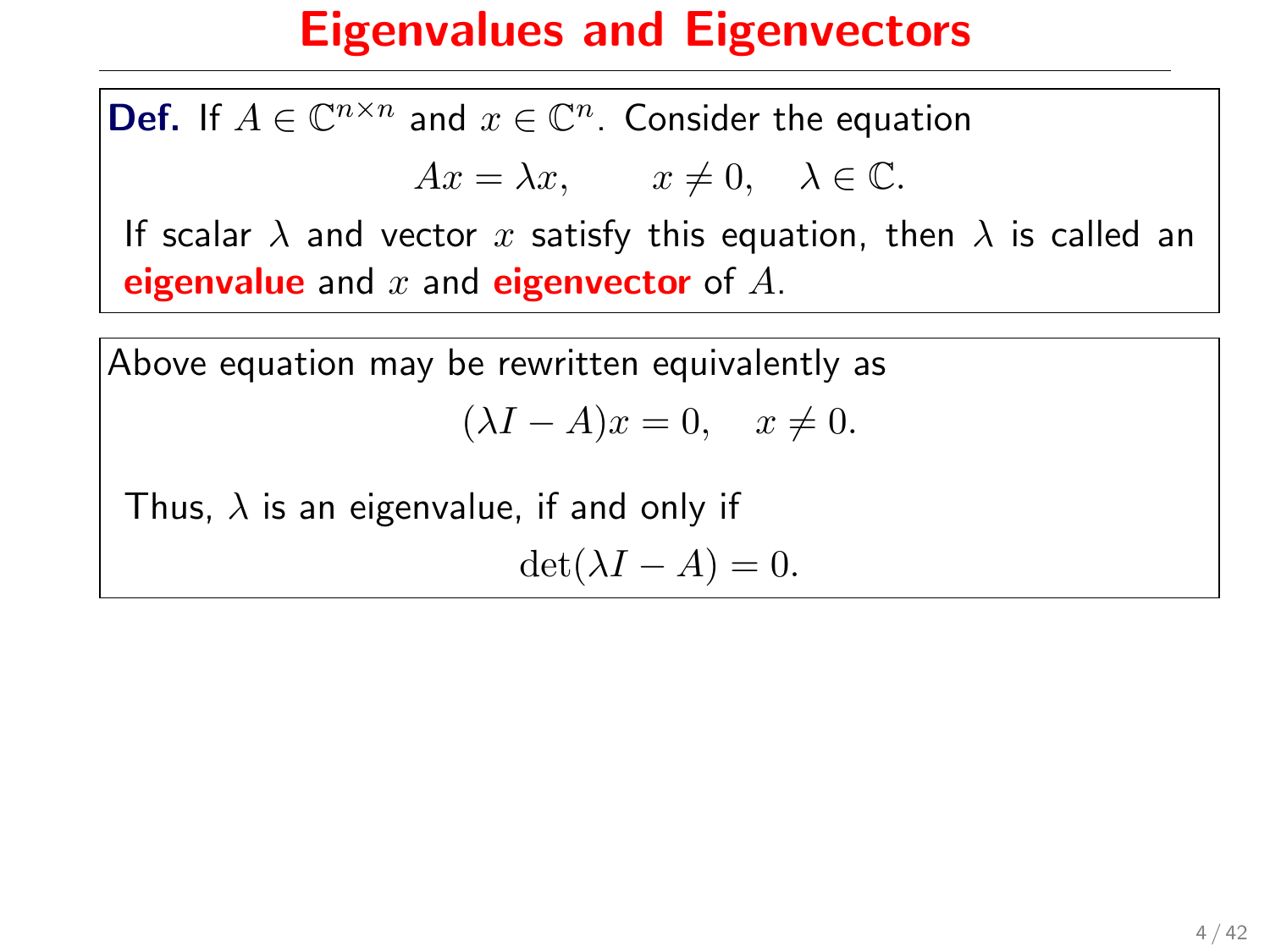# Eigenvalues and Eigenvectors

**Def.** If $A \in \mathbb{C}^{n \times n}$ and $x \in \mathbb{C}^n$. Consider the equation

$$Ax = \lambda x, \qquad x \neq 0, \quad \lambda \in \mathbb{C}.$$

If scalar $\lambda$ and vector $x$ satisfy this equation, then $\lambda$ is called an **eigenvalue** and $x$ and **eigenvector** of $A$.

Above equation may be rewritten equivalently as

$$(\lambda I - A)x = 0, \quad x \neq 0.$$

Thus, $\lambda$ is an eigenvalue, if and only if

$$\det(\lambda I - A) = 0.$$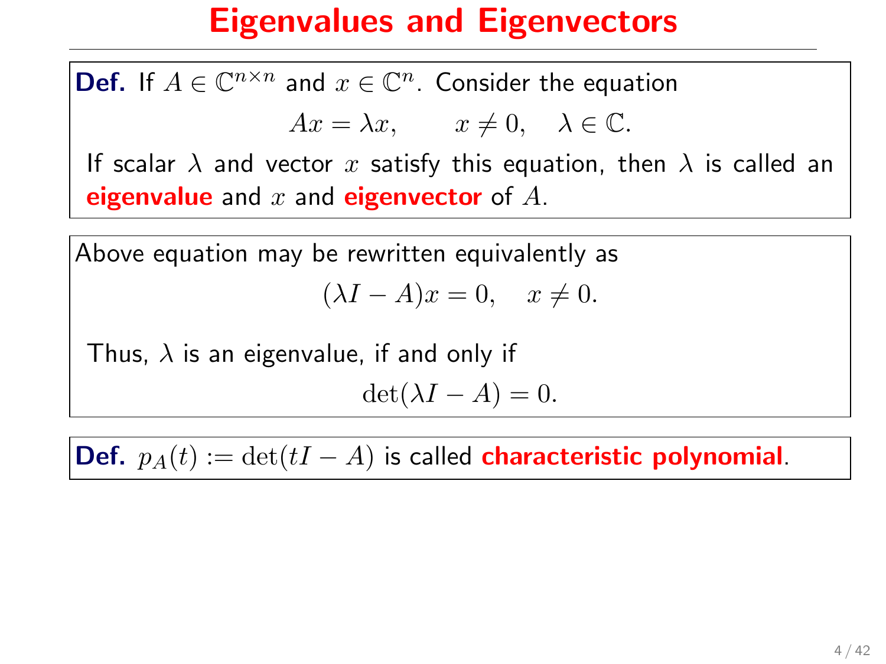# Eigenvalues and Eigenvectors

**Def.** If $A \in \mathbb{C}^{n \times n}$ and $x \in \mathbb{C}^n$. Consider the equation

$$Ax = \lambda x, \qquad x \neq 0, \quad \lambda \in \mathbb{C}.$$

If scalar $\lambda$ and vector $x$ satisfy this equation, then $\lambda$ is called an **eigenvalue** and $x$ and **eigenvector** of $A$.

Above equation may be rewritten equivalently as

$$(\lambda I - A)x = 0, \quad x \neq 0.$$

Thus, $\lambda$ is an eigenvalue, if and only if

$$\det(\lambda I - A) = 0.$$

**Def.** $p_A(t) := \det(tI - A)$ is called **characteristic polynomial**.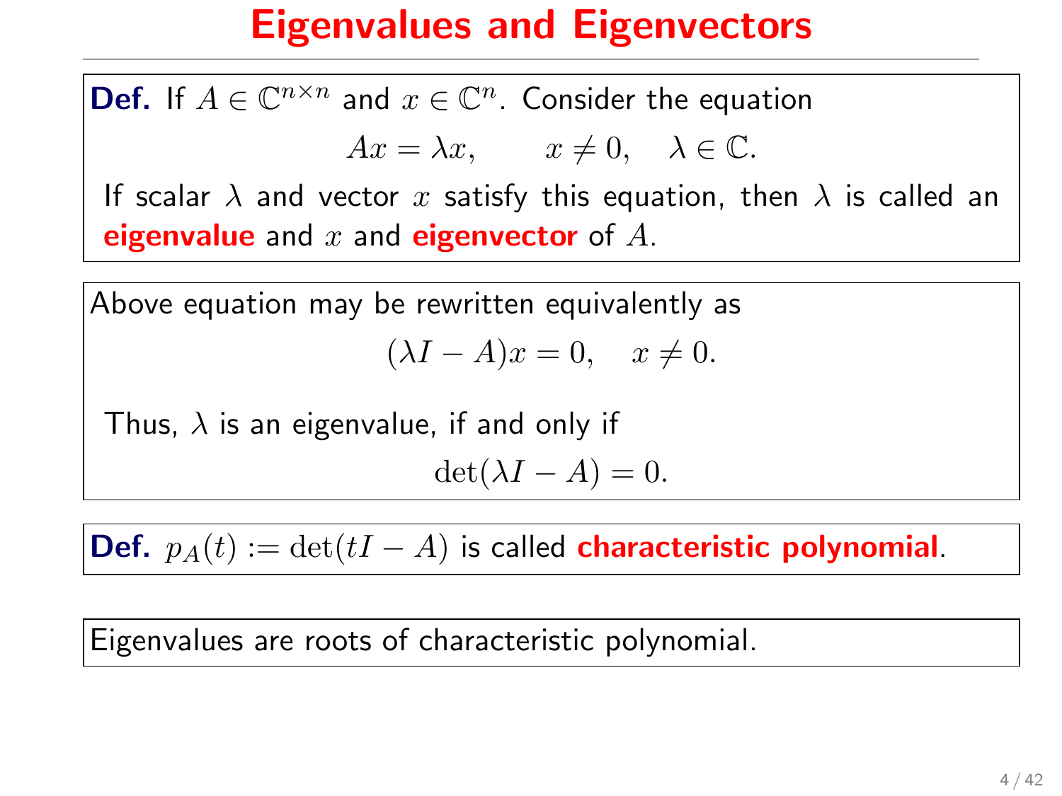# Eigenvalues and Eigenvectors

**Def.** If $A \in \mathbb{C}^{n \times n}$ and $x \in \mathbb{C}^n$. Consider the equation

$$Ax = \lambda x, \qquad x \neq 0, \quad \lambda \in \mathbb{C}.$$

If scalar $\lambda$ and vector $x$ satisfy this equation, then $\lambda$ is called an **eigenvalue** and $x$ and **eigenvector** of $A$.

Above equation may be rewritten equivalently as

$$(\lambda I - A)x = 0, \quad x \neq 0.$$

Thus, $\lambda$ is an eigenvalue, if and only if

$$\det(\lambda I - A) = 0.$$

**Def.** $p_A(t) := \det(tI - A)$ is called **characteristic polynomial**.

Eigenvalues are roots of characteristic polynomial.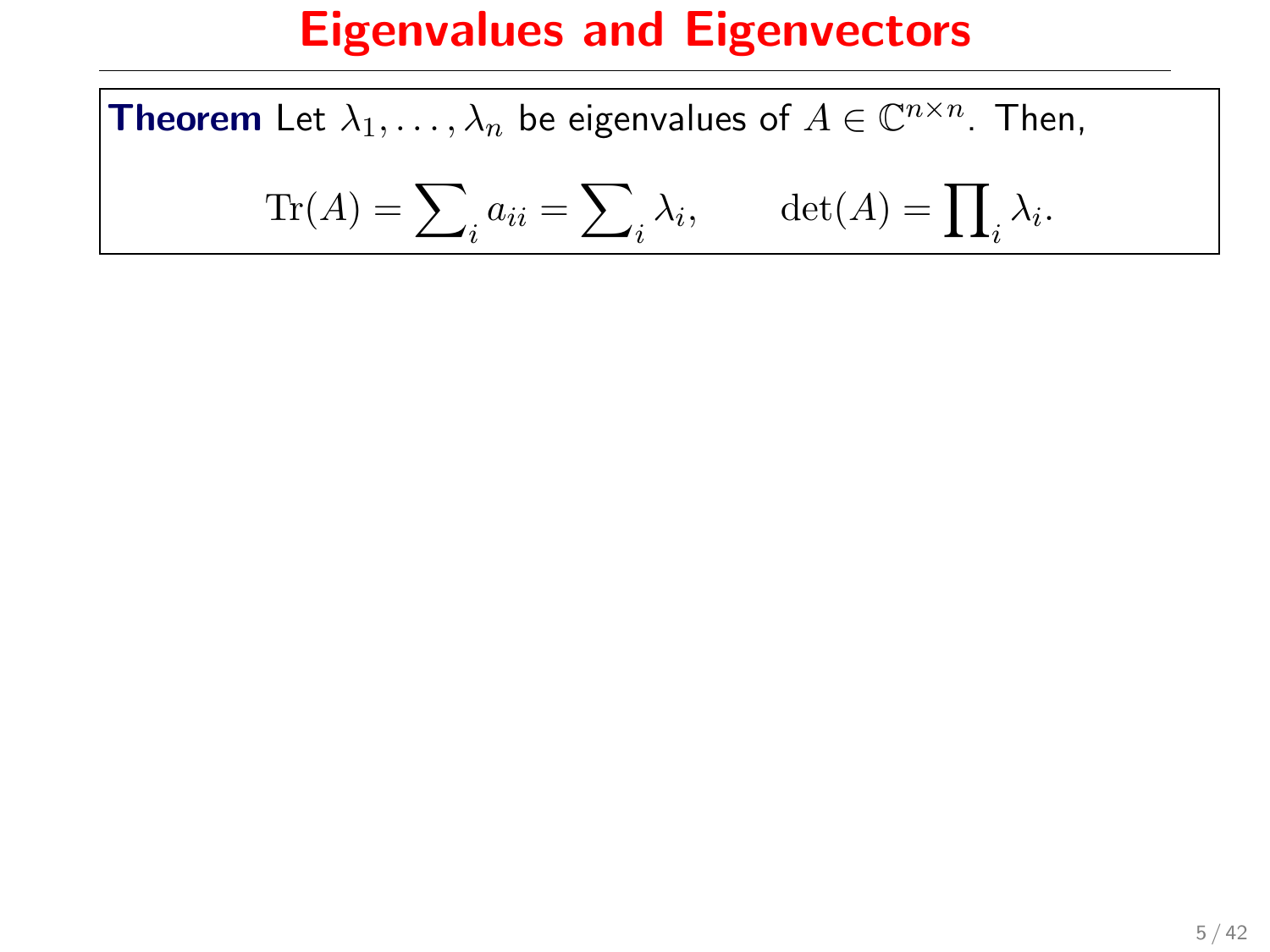# Eigenvalues and Eigenvectors

**Theorem** Let $\lambda_1, \ldots, \lambda_n$ be eigenvalues of $A \in \mathbb{C}^{n \times n}$. Then,

$$\mathrm{Tr}(A) = \sum\nolimits_i a_{ii} = \sum\nolimits_i \lambda_i, \qquad \det(A) = \prod\nolimits_i \lambda_i.$$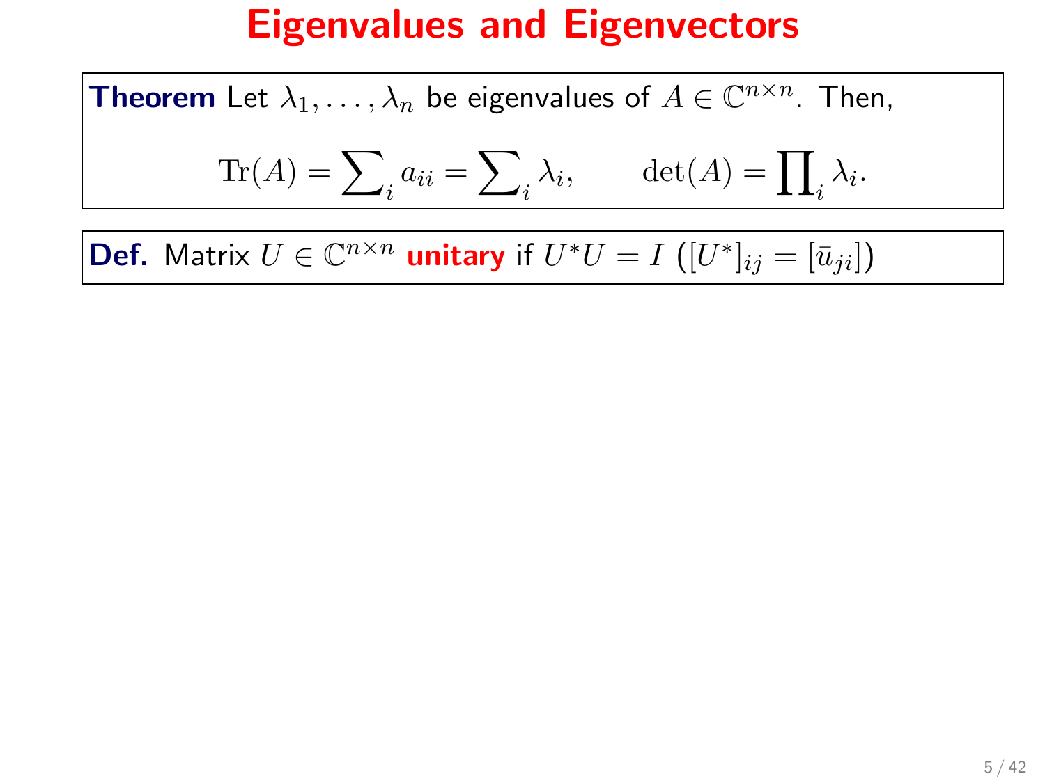# Eigenvalues and Eigenvectors

**Theorem** Let $\lambda_1, \ldots, \lambda_n$ be eigenvalues of $A \in \mathbb{C}^{n \times n}$. Then,

$$\mathrm{Tr}(A) = \sum_i a_{ii} = \sum_i \lambda_i, \qquad \det(A) = \prod_i \lambda_i.$$

**Def.** Matrix $U \in \mathbb{C}^{n \times n}$ **unitary** if $U^* U = I$ $\left([U^*]_{ij} = [\bar{u}_{ji}]\right)$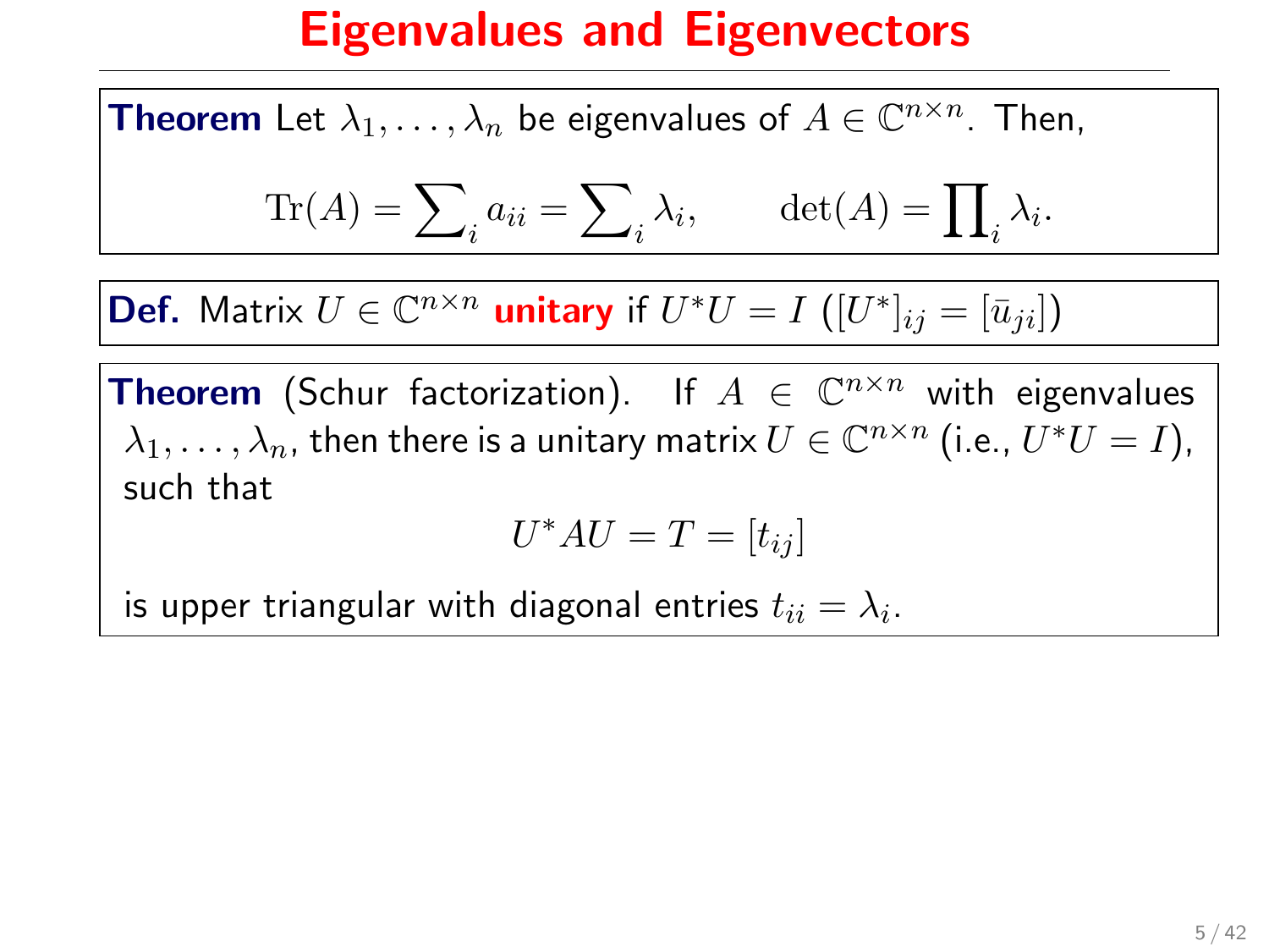# Eigenvalues and Eigenvectors

**Theorem** Let $\lambda_1, \ldots, \lambda_n$ be eigenvalues of $A \in \mathbb{C}^{n\times n}$. Then,

$$\mathrm{Tr}(A) = \sum_i a_{ii} = \sum_i \lambda_i, \qquad \det(A) = \prod_i \lambda_i.$$

**Def.** Matrix $U \in \mathbb{C}^{n\times n}$ **unitary** if $U^*U = I$ $\left([U^*]_{ij} = [\bar{u}_{ji}]\right)$

**Theorem** (Schur factorization). If $A \in \mathbb{C}^{n\times n}$ with eigenvalues $\lambda_1, \ldots, \lambda_n$, then there is a unitary matrix $U \in \mathbb{C}^{n\times n}$ (i.e., $U^*U = I$), such that

$$U^*AU = T = [t_{ij}]$$

is upper triangular with diagonal entries $t_{ii} = \lambda_i$.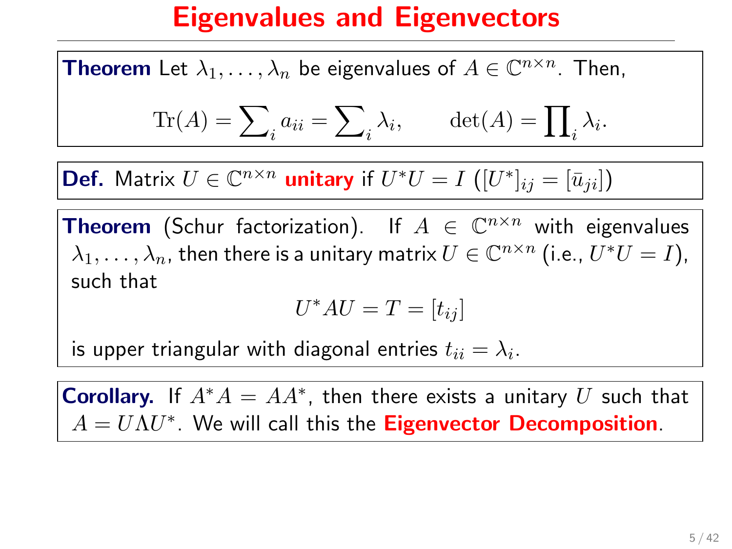# Eigenvalues and Eigenvectors

**Theorem** Let $\lambda_1, \ldots, \lambda_n$ be eigenvalues of $A \in \mathbb{C}^{n \times n}$. Then,

$$\mathrm{Tr}(A) = \sum_i a_{ii} = \sum_i \lambda_i, \qquad \det(A) = \prod_i \lambda_i.$$

**Def.** Matrix $U \in \mathbb{C}^{n \times n}$ **unitary** if $U^*U = I$ $([U^*]_{ij} = [\bar{u}_{ji}])$

**Theorem** (Schur factorization). If $A \in \mathbb{C}^{n \times n}$ with eigenvalues $\lambda_1, \ldots, \lambda_n$, then there is a unitary matrix $U \in \mathbb{C}^{n \times n}$ (i.e., $U^*U = I$), such that

$$U^*AU = T = [t_{ij}]$$

is upper triangular with diagonal entries $t_{ii} = \lambda_i$.

**Corollary.** If $A^*A = AA^*$, then there exists a unitary $U$ such that $A = U\Lambda U^*$. We will call this the **Eigenvector Decomposition**.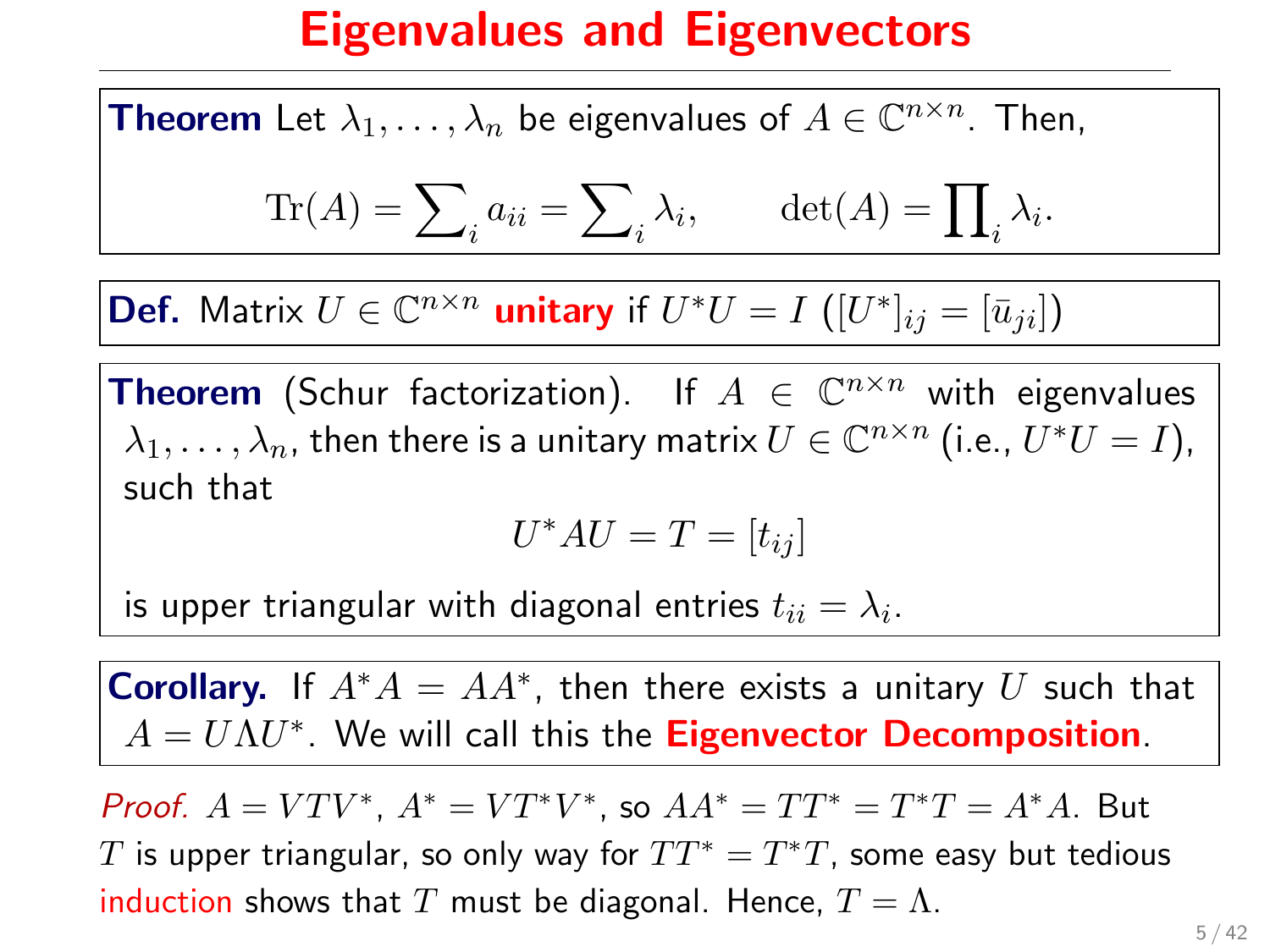# Eigenvalues and Eigenvectors

**Theorem** Let $\lambda_1, \ldots, \lambda_n$ be eigenvalues of $A \in \mathbb{C}^{n\times n}$. Then,

$$\mathrm{Tr}(A) = \sum\nolimits_i a_{ii} = \sum\nolimits_i \lambda_i, \qquad \det(A) = \prod\nolimits_i \lambda_i.$$

**Def.** Matrix $U \in \mathbb{C}^{n\times n}$ **unitary** if $U^*U = I$ $([U^*]_{ij} = [\bar{u}_{ji}])$

**Theorem** (Schur factorization). If $A \in \mathbb{C}^{n\times n}$ with eigenvalues $\lambda_1, \ldots, \lambda_n$, then there is a unitary matrix $U \in \mathbb{C}^{n\times n}$ (i.e., $U^*U = I$), such that

$$U^*AU = T = [t_{ij}]$$

is upper triangular with diagonal entries $t_{ii} = \lambda_i$.

**Corollary.** If $A^*A = AA^*$, then there exists a unitary $U$ such that $A = U\Lambda U^*$. We will call this the **Eigenvector Decomposition**.

*Proof.* $A = VTV^*$, $A^* = VT^*V^*$, so $AA^* = TT^* = T^*T = A^*A$. But $T$ is upper triangular, so only way for $TT^* = T^*T$, some easy but tedious induction shows that $T$ must be diagonal. Hence, $T = \Lambda$.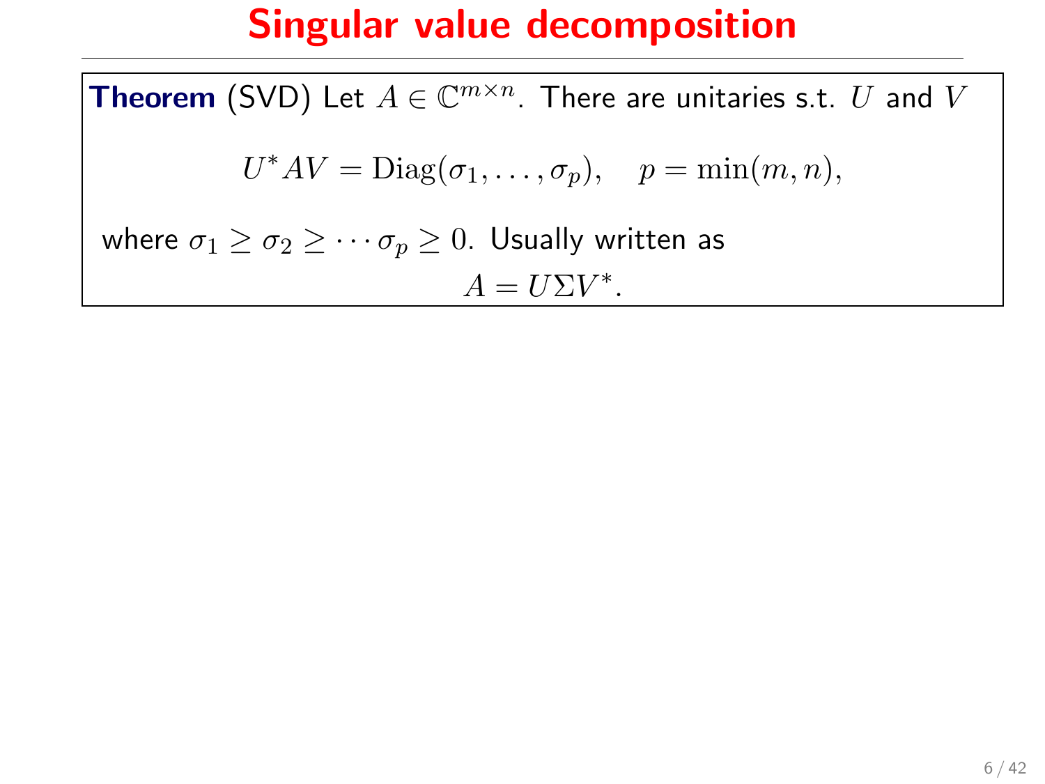# Singular value decomposition

**Theorem** (SVD) Let $A \in \mathbb{C}^{m \times n}$. There are unitaries s.t. $U$ and $V$

$$U^* A V = \mathrm{Diag}(\sigma_1, \ldots, \sigma_p), \quad p = \min(m, n),$$

where $\sigma_1 \geq \sigma_2 \geq \cdots \sigma_p \geq 0$. Usually written as

$$A = U \Sigma V^*.$$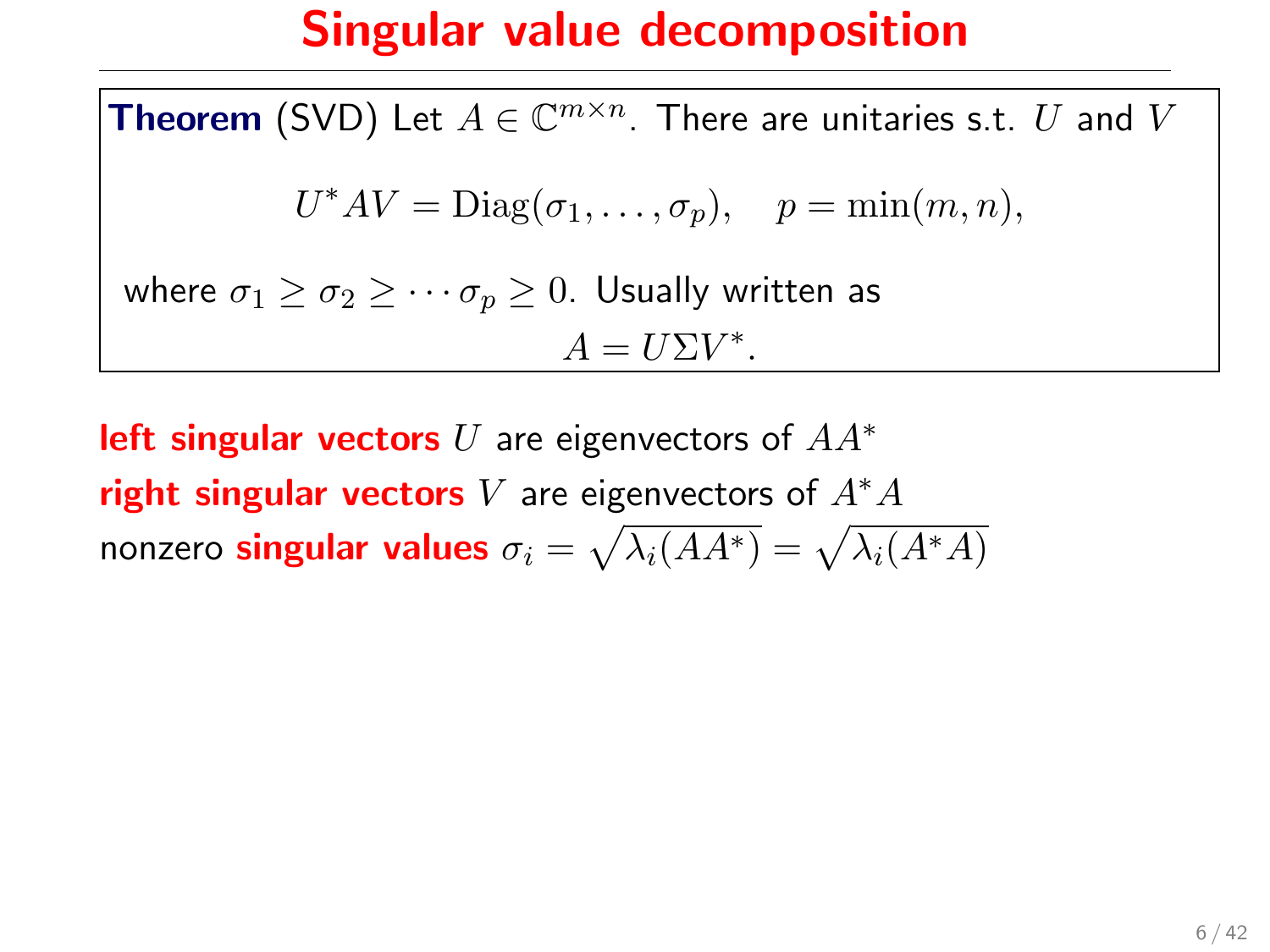# Singular value decomposition

**Theorem** (SVD) Let $A \in \mathbb{C}^{m \times n}$. There are unitaries s.t. $U$ and $V$

$$U^* A V = \mathrm{Diag}(\sigma_1, \ldots, \sigma_p), \quad p = \min(m, n),$$

where $\sigma_1 \geq \sigma_2 \geq \cdots \sigma_p \geq 0$. Usually written as

$$A = U \Sigma V^*.$$

**left singular vectors** $U$ are eigenvectors of $AA^*$
**right singular vectors** $V$ are eigenvectors of $A^*A$
nonzero **singular values** $\sigma_i = \sqrt{\lambda_i(AA^*)} = \sqrt{\lambda_i(A^*A)}$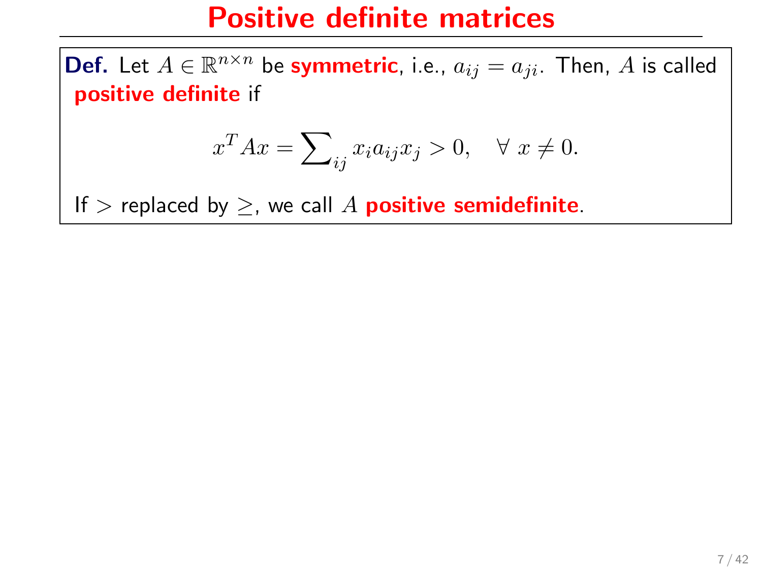# Positive definite matrices

**Def.** Let $A \in \mathbb{R}^{n \times n}$ be **symmetric**, i.e., $a_{ij} = a_{ji}$. Then, $A$ is called **positive definite** if

$$x^T A x = \sum_{ij} x_i a_{ij} x_j > 0, \quad \forall \; x \neq 0.$$

If $>$ replaced by $\geq$, we call $A$ **positive semidefinite**.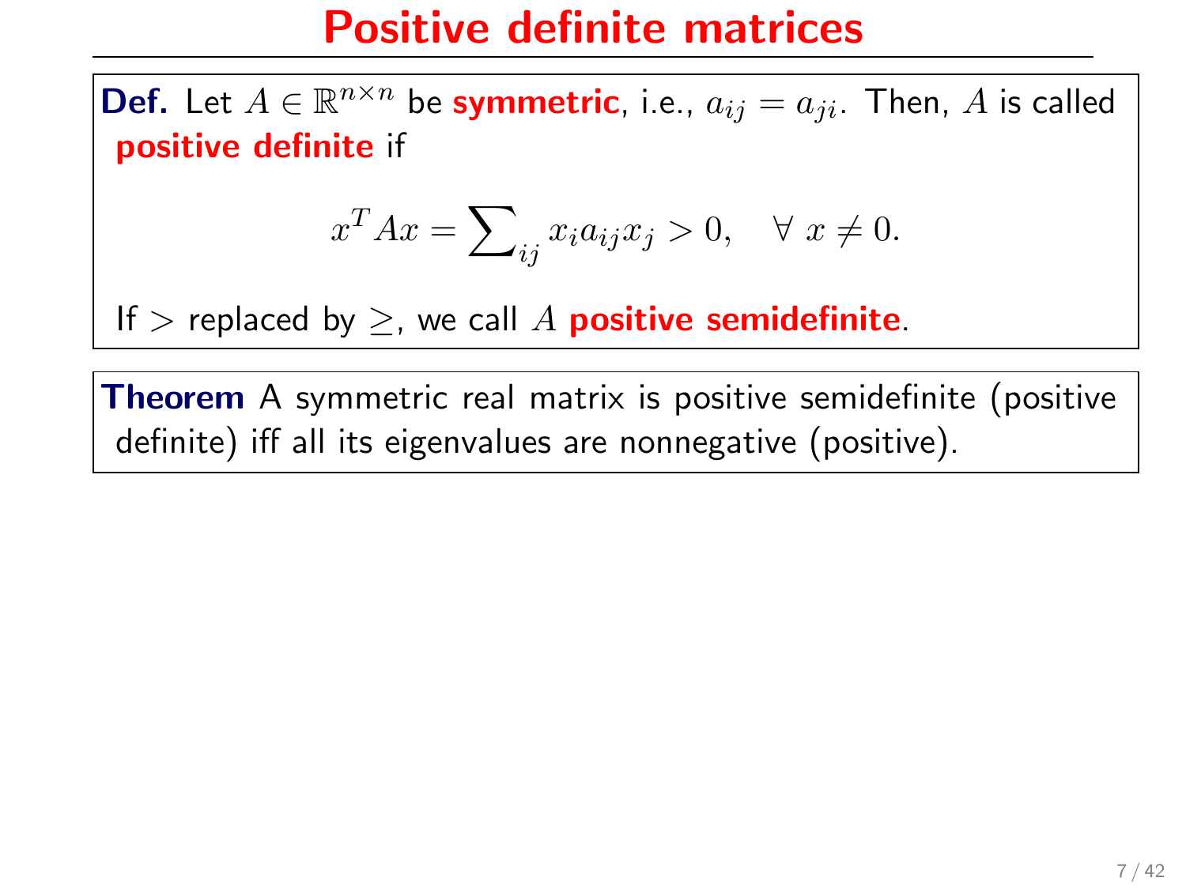# Positive definite matrices

**Def.** Let $A \in \mathbb{R}^{n \times n}$ be **symmetric**, i.e., $a_{ij} = a_{ji}$. Then, $A$ is called **positive definite** if

$$x^T A x = \sum_{ij} x_i a_{ij} x_j > 0, \quad \forall\ x \neq 0.$$

If $>$ replaced by $\geq$, we call $A$ **positive semidefinite**.

**Theorem** A symmetric real matrix is positive semidefinite (positive definite) iff all its eigenvalues are nonnegative (positive).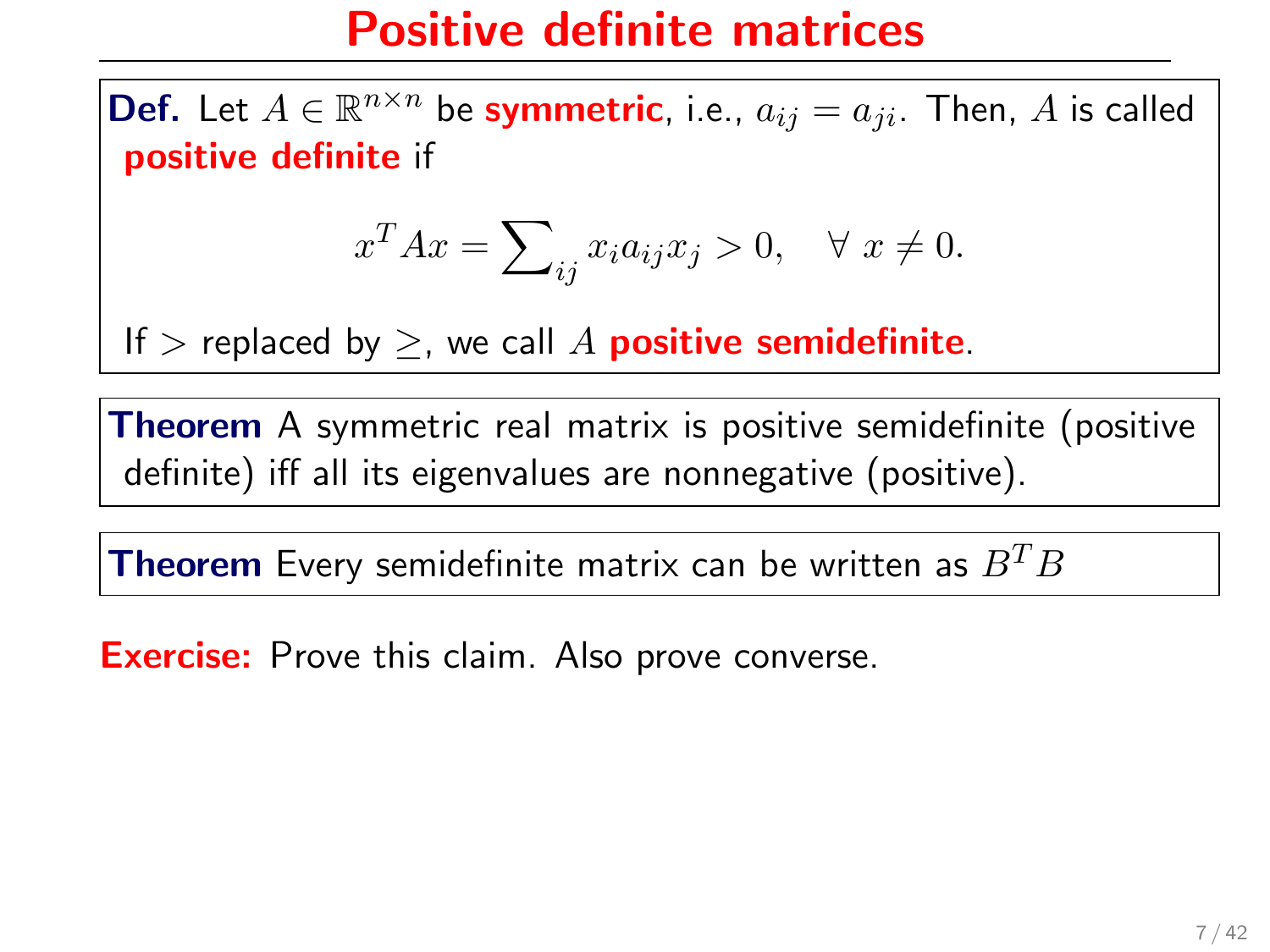# Positive definite matrices

**Def.** Let $A \in \mathbb{R}^{n\times n}$ be **symmetric**, i.e., $a_{ij} = a_{ji}$. Then, $A$ is called **positive definite** if

$$x^T A x = \sum_{ij} x_i a_{ij} x_j > 0, \quad \forall\ x \neq 0.$$

If $>$ replaced by $\geq$, we call $A$ **positive semidefinite**.

**Theorem** A symmetric real matrix is positive semidefinite (positive definite) iff all its eigenvalues are nonnegative (positive).

**Theorem** Every semidefinite matrix can be written as $B^T B$

**Exercise:** Prove this claim. Also prove converse.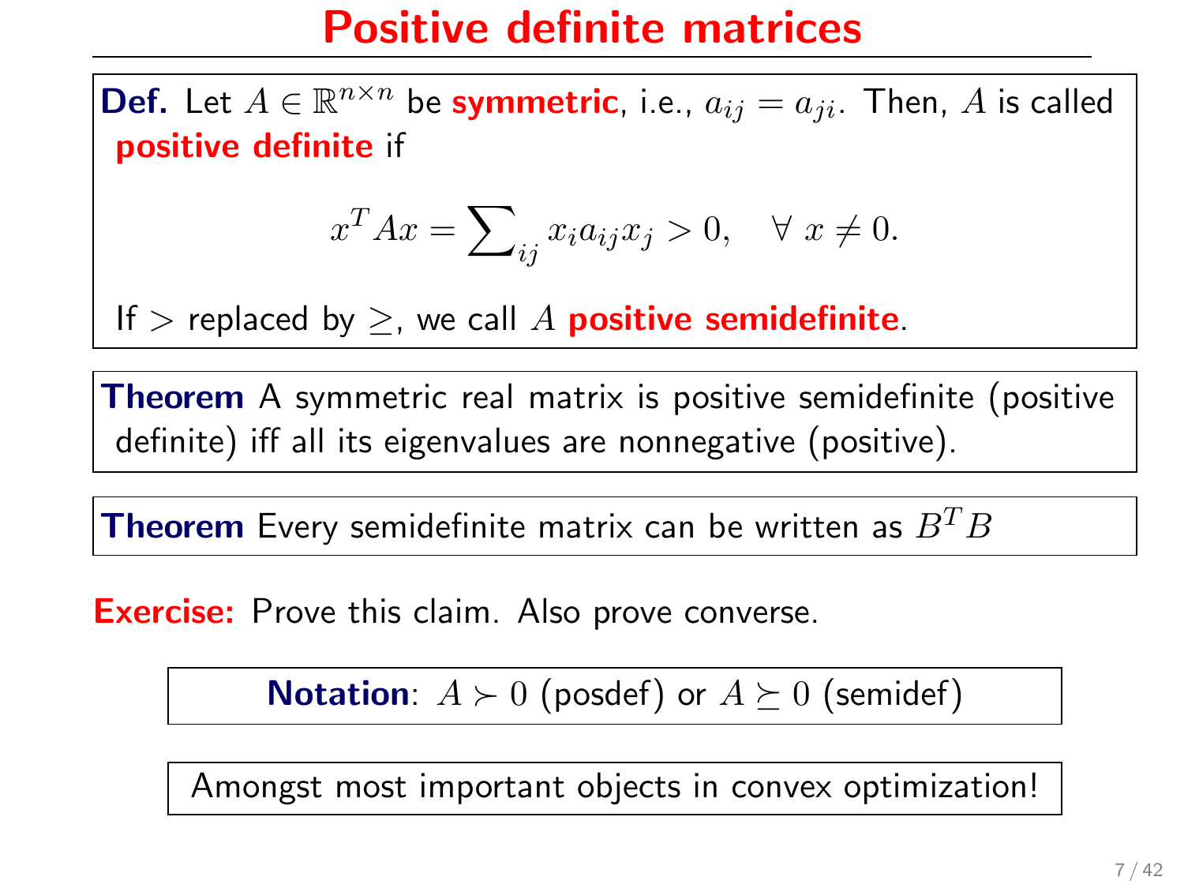# Positive definite matrices

**Def.** Let $A \in \mathbb{R}^{n \times n}$ be **symmetric**, i.e., $a_{ij} = a_{ji}$. Then, $A$ is called **positive definite** if

$$x^T A x = \sum_{ij} x_i a_{ij} x_j > 0, \quad \forall \; x \neq 0.$$

If $>$ replaced by $\geq$, we call $A$ **positive semidefinite**.

**Theorem** A symmetric real matrix is positive semidefinite (positive definite) iff all its eigenvalues are nonnegative (positive).

**Theorem** Every semidefinite matrix can be written as $B^T B$

**Exercise:** Prove this claim. Also prove converse.

**Notation**: $A \succ 0$ (posdef) or $A \succeq 0$ (semidef)

Amongst most important objects in convex optimization!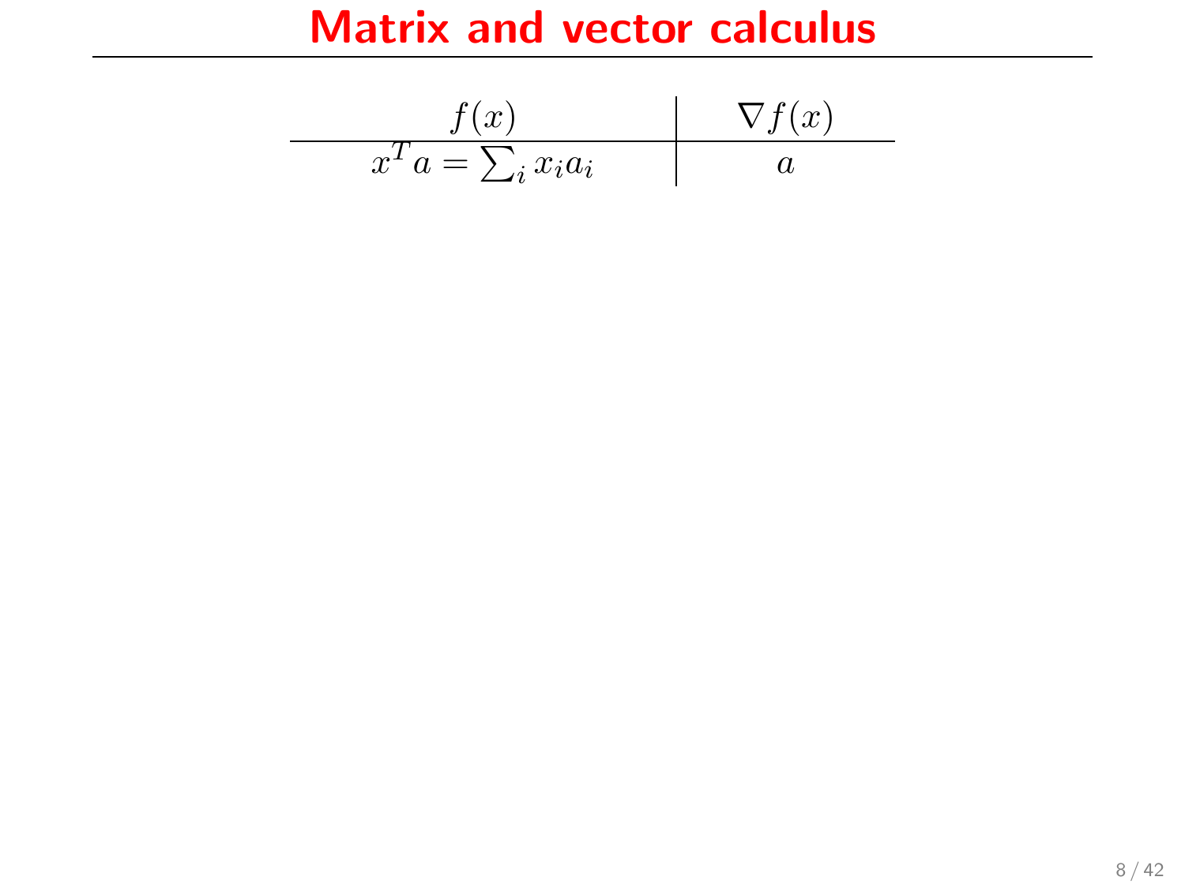# Matrix and vector calculus

| $f(x)$ | $\nabla f(x)$ |
| --- | --- |
| $x^T a = \sum_i x_i a_i$ | $a$ |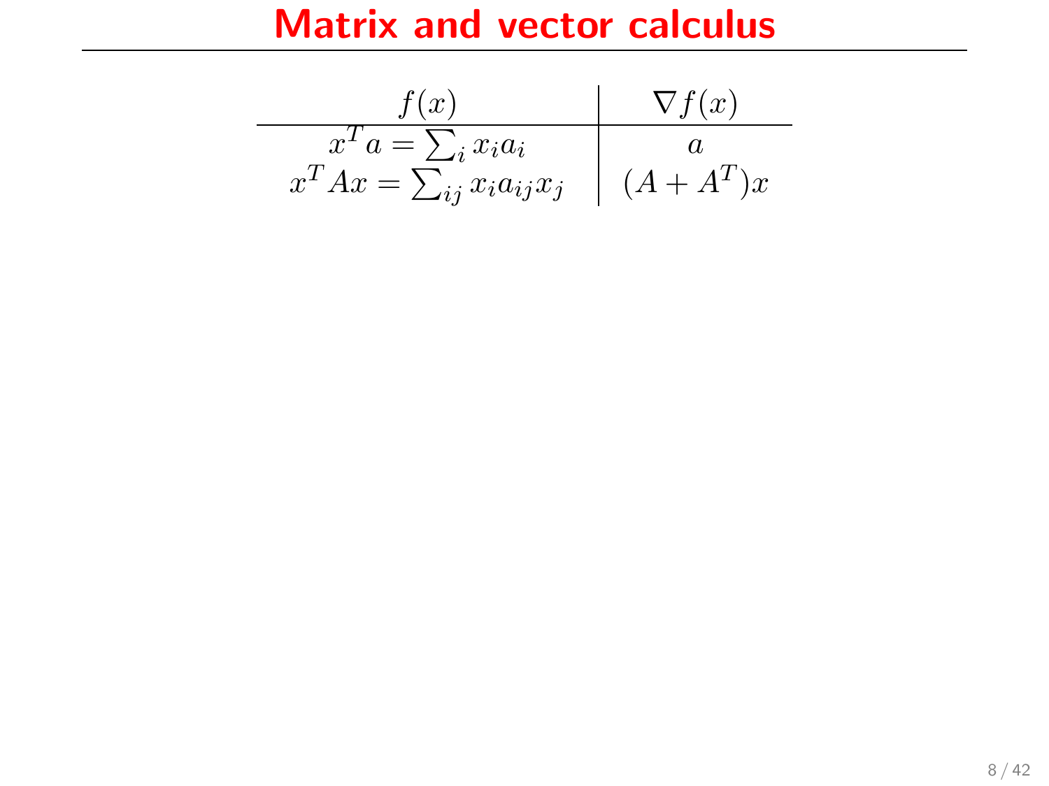# Matrix and vector calculus

| $f(x)$ | $\nabla f(x)$ |
|---|---|
| $x^T a = \sum_i x_i a_i$ | $a$ |
| $x^T A x = \sum_{ij} x_i a_{ij} x_j$ | $(A + A^T)x$ |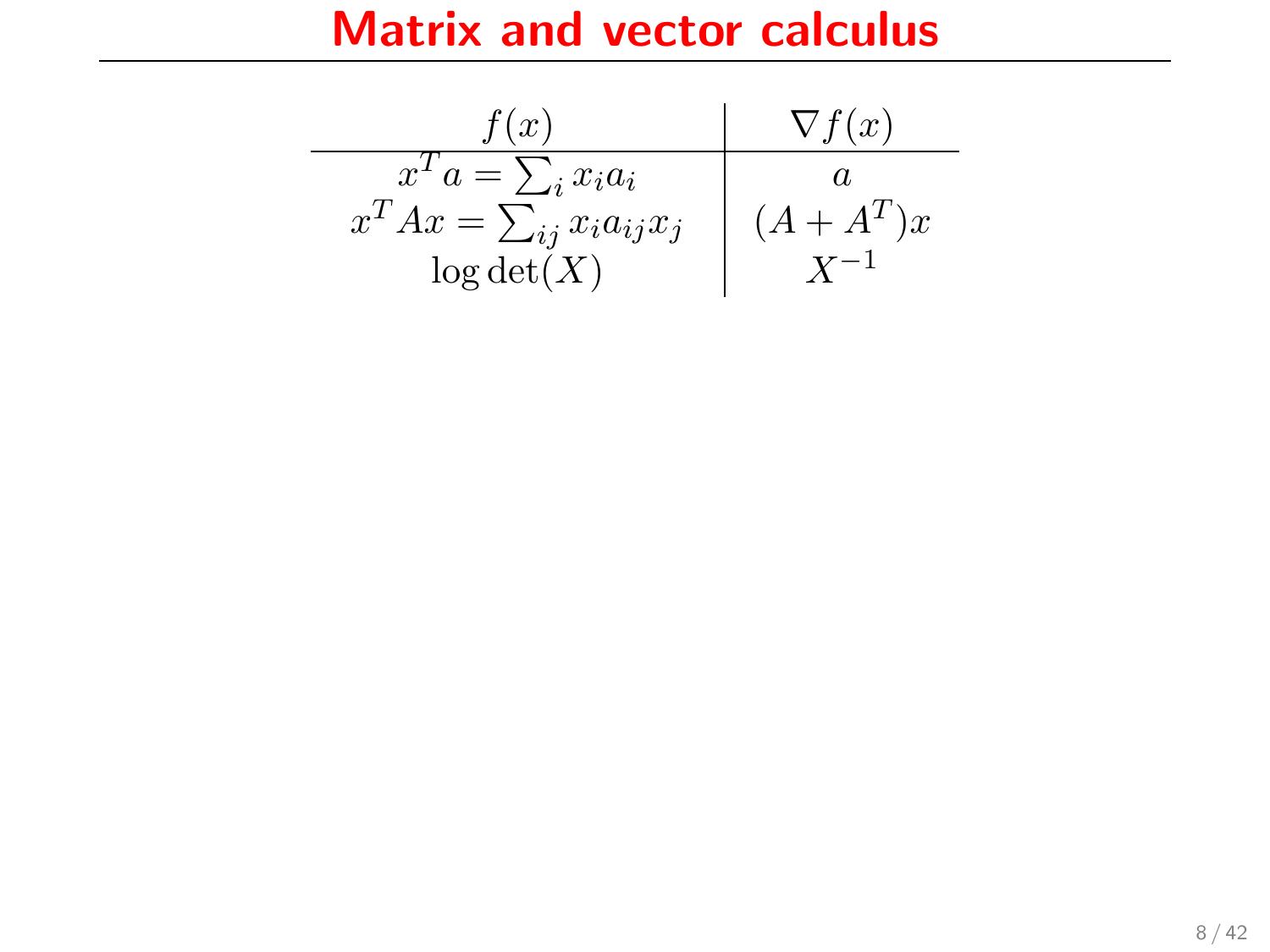# Matrix and vector calculus

| $f(x)$ | $\nabla f(x)$ |
|---|---|
| $x^T a = \sum_i x_i a_i$ | $a$ |
| $x^T A x = \sum_{ij} x_i a_{ij} x_j$ | $(A + A^T)x$ |
| $\log\det(X)$ | $X^{-1}$ |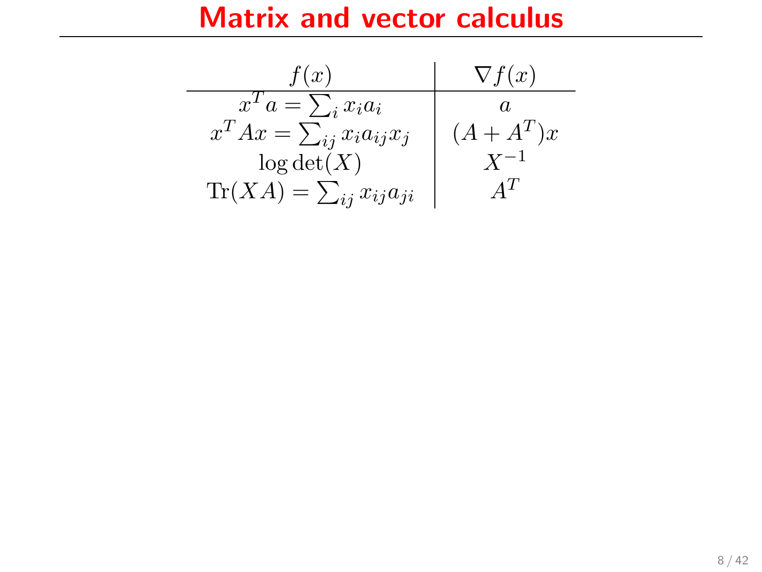# Matrix and vector calculus

| $f(x)$ | $\nabla f(x)$ |
|---|---|
| $x^T a = \sum_i x_i a_i$ | $a$ |
| $x^T A x = \sum_{ij} x_i a_{ij} x_j$ | $(A + A^T)x$ |
| $\log \det(X)$ | $X^{-1}$ |
| $\mathrm{Tr}(XA) = \sum_{ij} x_{ij} a_{ji}$ | $A^T$ |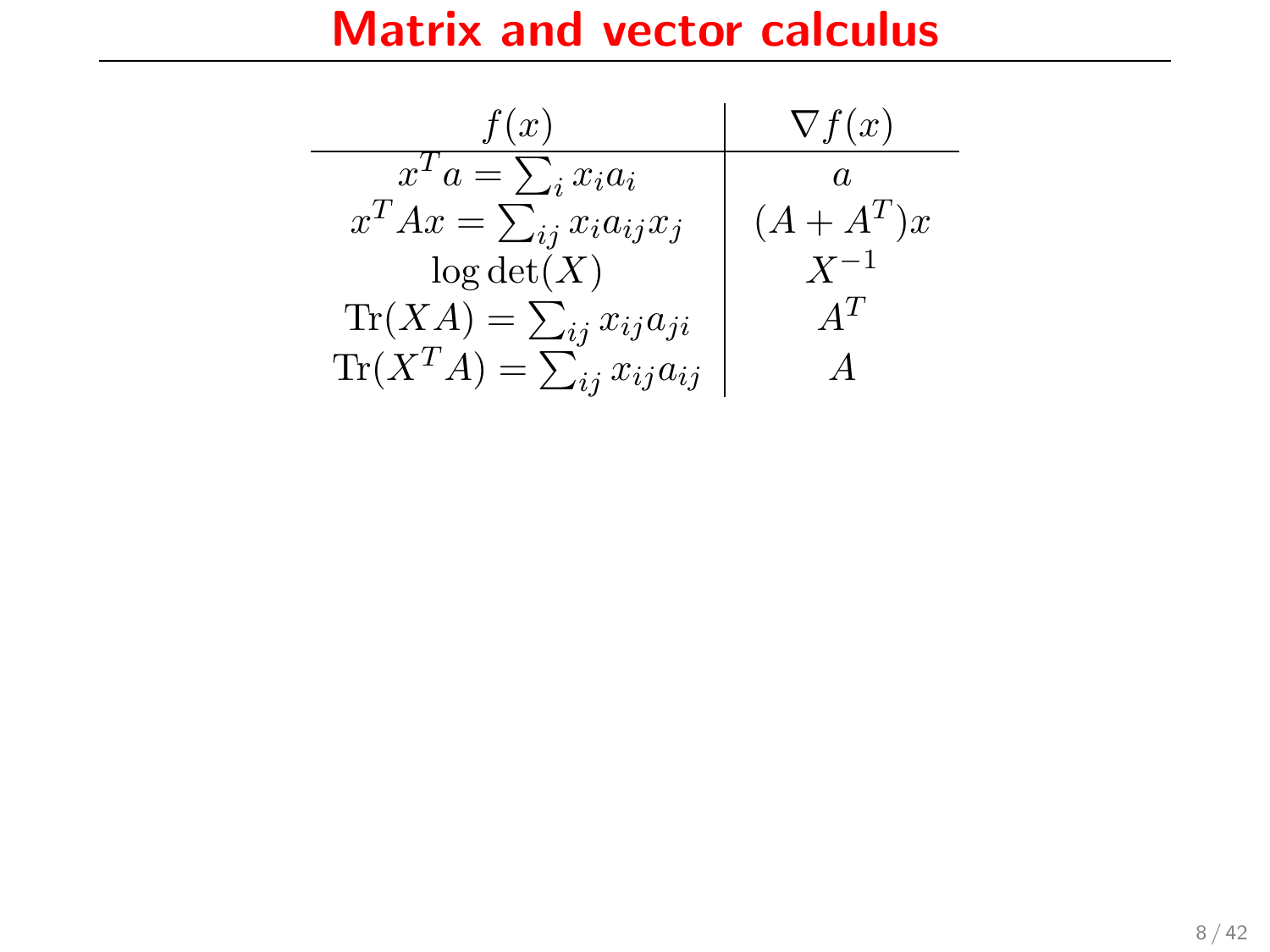# Matrix and vector calculus

| $f(x)$ | $\nabla f(x)$ |
|---|---|
| $x^T a = \sum_i x_i a_i$ | $a$ |
| $x^T A x = \sum_{ij} x_i a_{ij} x_j$ | $(A + A^T)x$ |
| $\log \det(X)$ | $X^{-1}$ |
| $\mathrm{Tr}(XA) = \sum_{ij} x_{ij} a_{ji}$ | $A^T$ |
| $\mathrm{Tr}(X^T A) = \sum_{ij} x_{ij} a_{ij}$ | $A$ |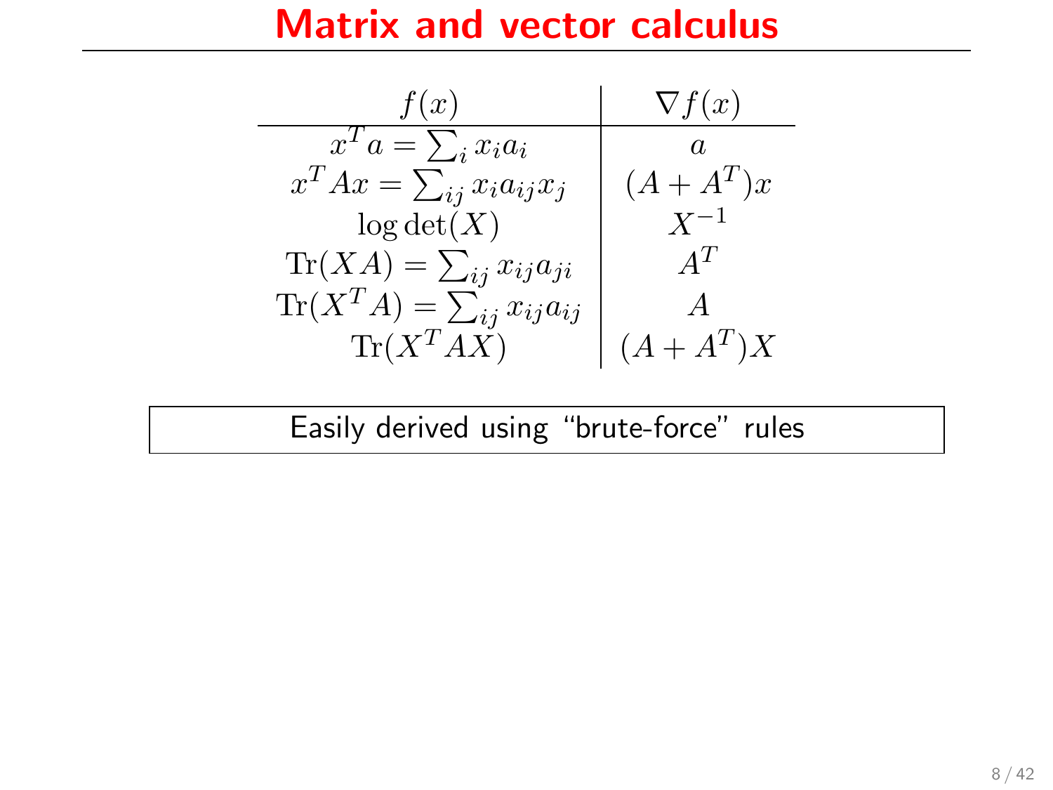# Matrix and vector calculus

| $f(x)$ | $\nabla f(x)$ |
|---|---|
| $x^T a = \sum_i x_i a_i$ | $a$ |
| $x^T A x = \sum_{ij} x_i a_{ij} x_j$ | $(A + A^T)x$ |
| $\log\det(X)$ | $X^{-1}$ |
| $\mathrm{Tr}(XA) = \sum_{ij} x_{ij} a_{ji}$ | $A^T$ |
| $\mathrm{Tr}(X^T A) = \sum_{ij} x_{ij} a_{ij}$ | $A$ |
| $\mathrm{Tr}(X^T A X)$ | $(A + A^T)X$ |

Easily derived using "brute-force" rules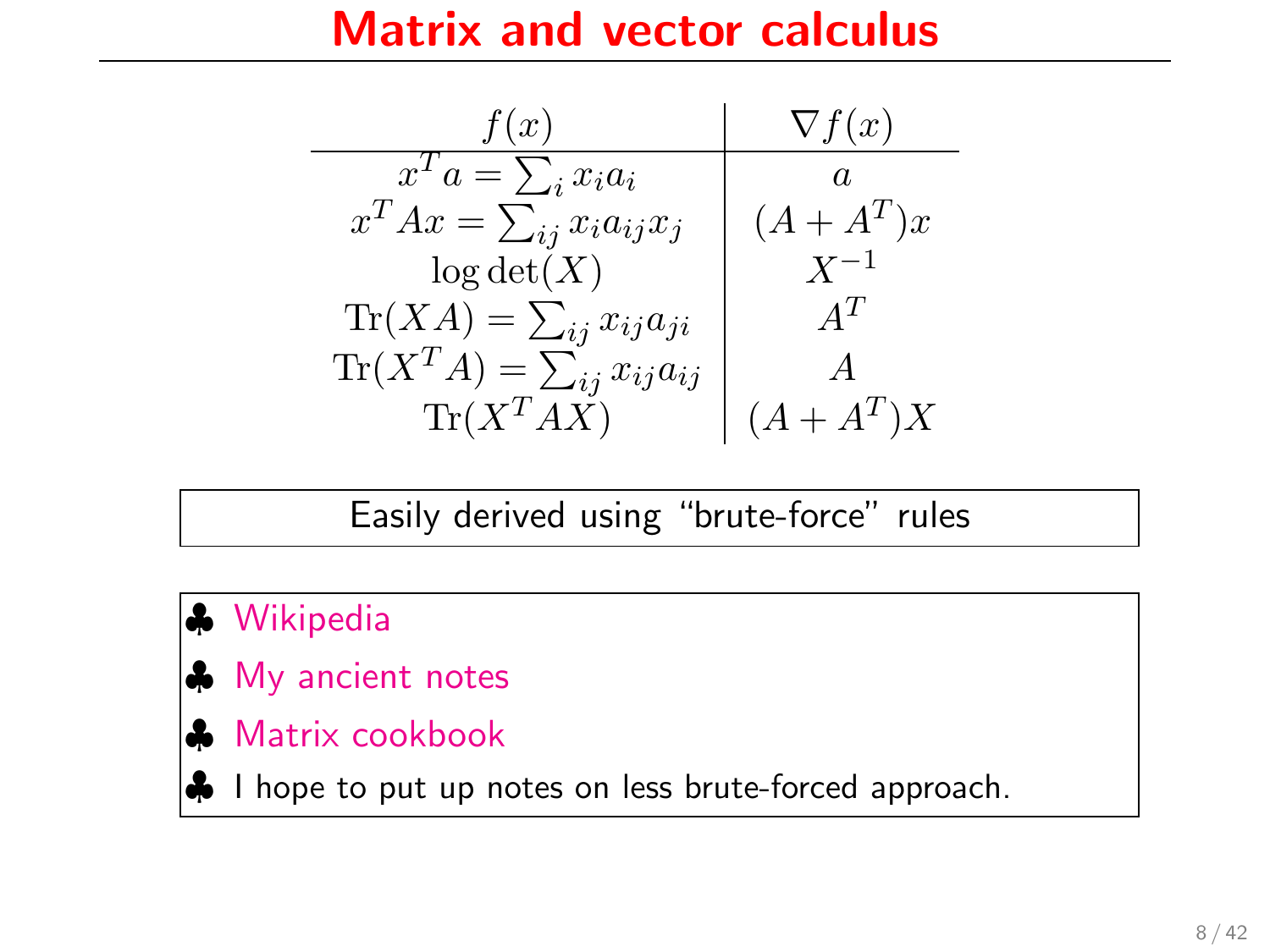# Matrix and vector calculus

| $f(x)$ | $\nabla f(x)$ |
|---|---|
| $x^T a = \sum_i x_i a_i$ | $a$ |
| $x^T A x = \sum_{ij} x_i a_{ij} x_j$ | $(A + A^T)x$ |
| $\log\det(X)$ | $X^{-1}$ |
| $\mathrm{Tr}(XA) = \sum_{ij} x_{ij} a_{ji}$ | $A^T$ |
| $\mathrm{Tr}(X^T A) = \sum_{ij} x_{ij} a_{ij}$ | $A$ |
| $\mathrm{Tr}(X^T A X)$ | $(A + A^T)X$ |

Easily derived using "brute-force" rules

- ♣ Wikipedia
- ♣ My ancient notes
- ♣ Matrix cookbook
- ♣ I hope to put up notes on less brute-forced approach.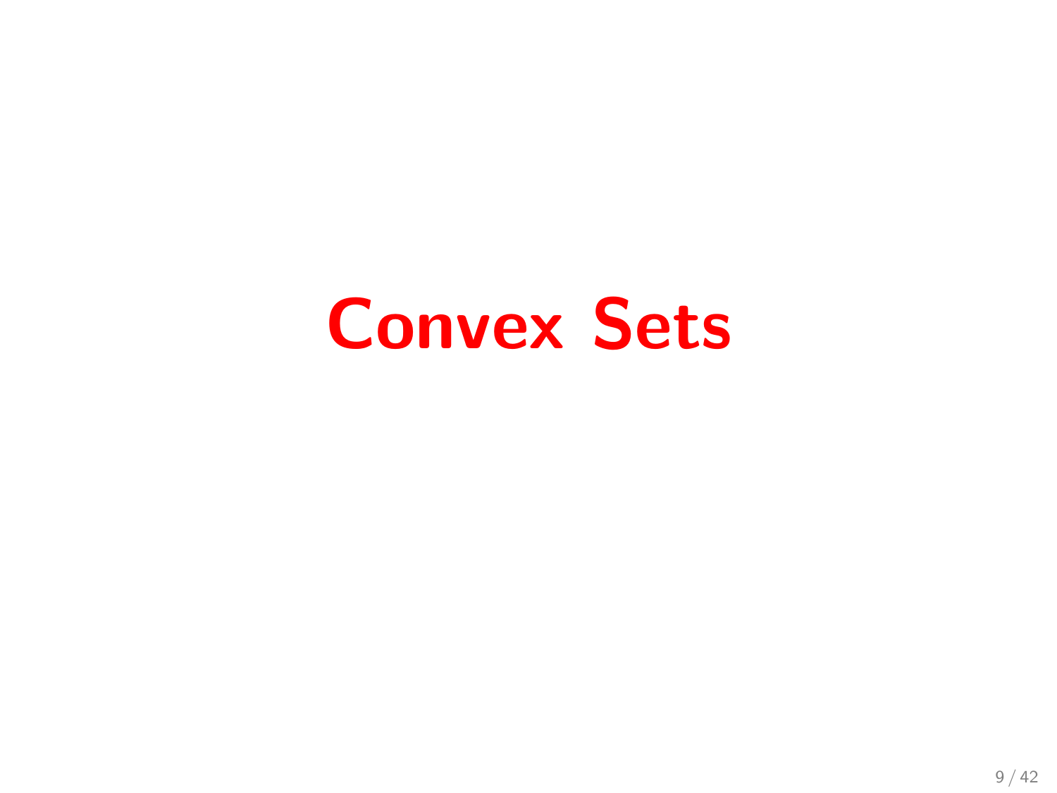# Convex Sets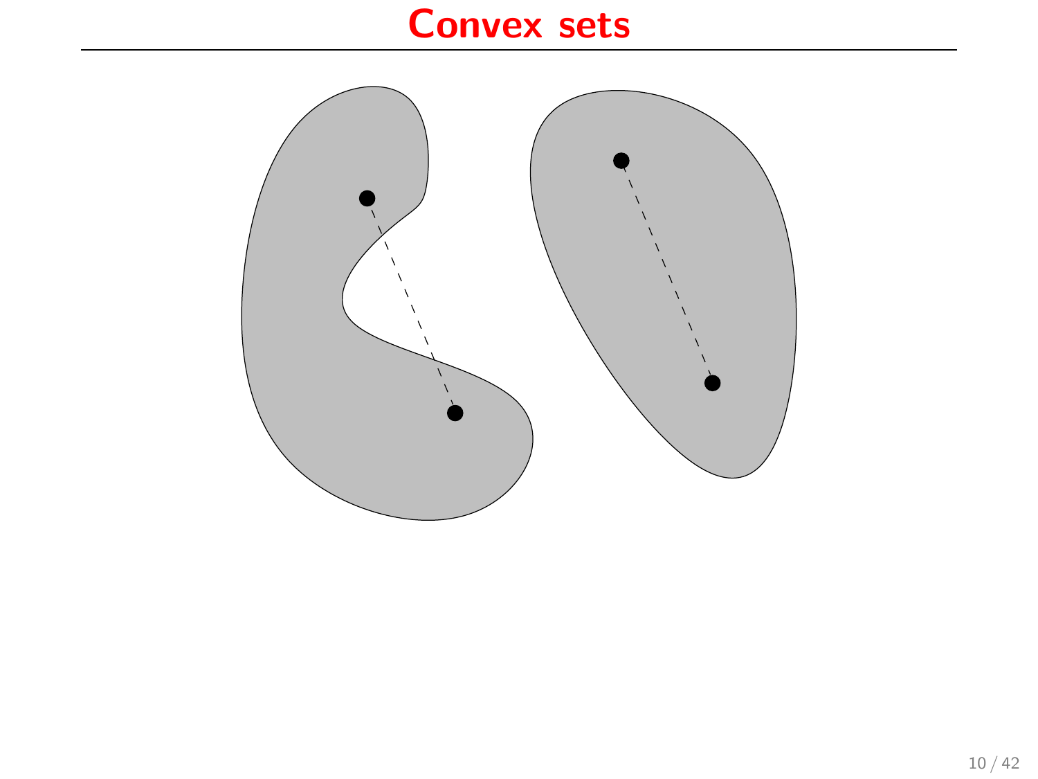# Convex sets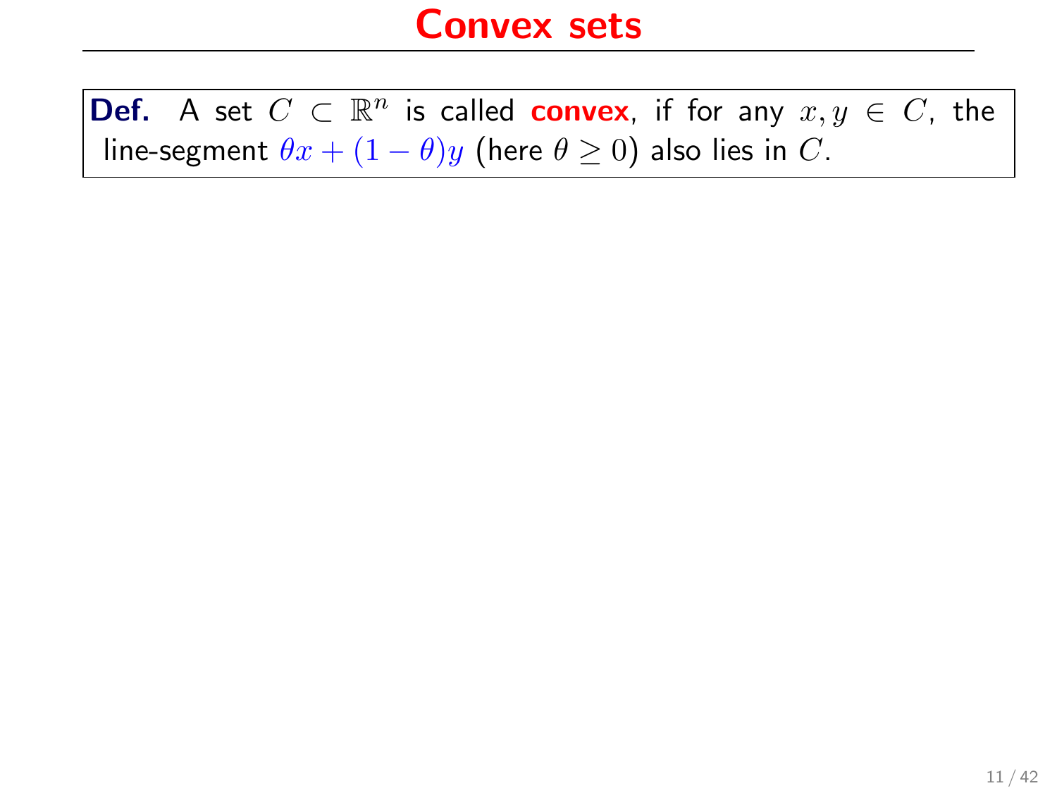# Convex sets

**Def.** A set $C \subset \mathbb{R}^n$ is called **convex**, if for any $x, y \in C$, the line-segment $\theta x + (1-\theta)y$ (here $\theta \geq 0$) also lies in $C$.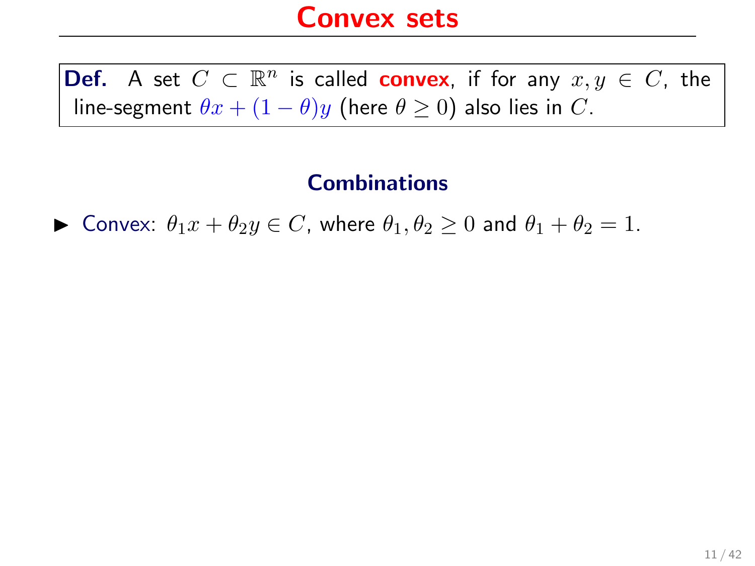# Convex sets

**Def.** A set $C \subset \mathbb{R}^n$ is called **convex**, if for any $x, y \in C$, the line-segment $\theta x + (1-\theta)y$ (here $\theta \geq 0$) also lies in $C$.

### Combinations

- Convex: $\theta_1 x + \theta_2 y \in C$, where $\theta_1, \theta_2 \geq 0$ and $\theta_1 + \theta_2 = 1$.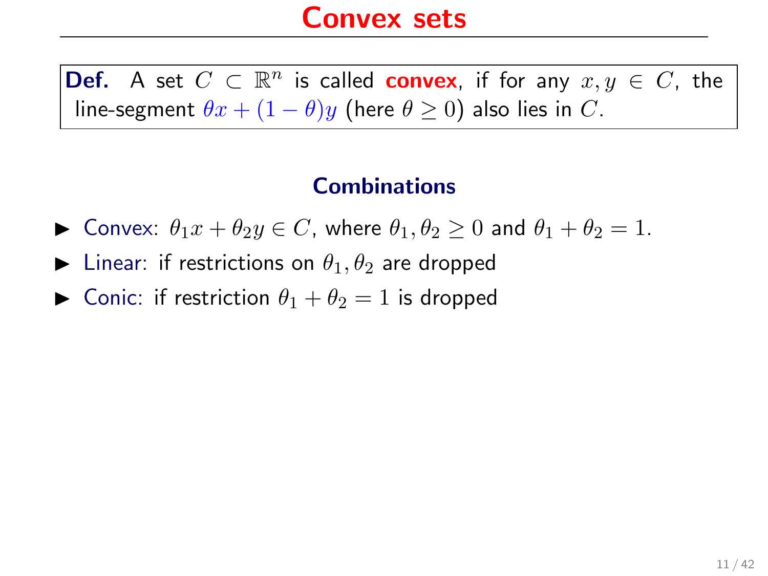# Convex sets

**Def.** A set $C \subset \mathbb{R}^n$ is called **convex**, if for any $x, y \in C$, the line-segment $\theta x + (1-\theta)y$ (here $\theta \geq 0$) also lies in $C$.

### Combinations

- Convex: $\theta_1 x + \theta_2 y \in C$, where $\theta_1, \theta_2 \geq 0$ and $\theta_1 + \theta_2 = 1$.
- Linear: if restrictions on $\theta_1, \theta_2$ are dropped
- Conic: if restriction $\theta_1 + \theta_2 = 1$ is dropped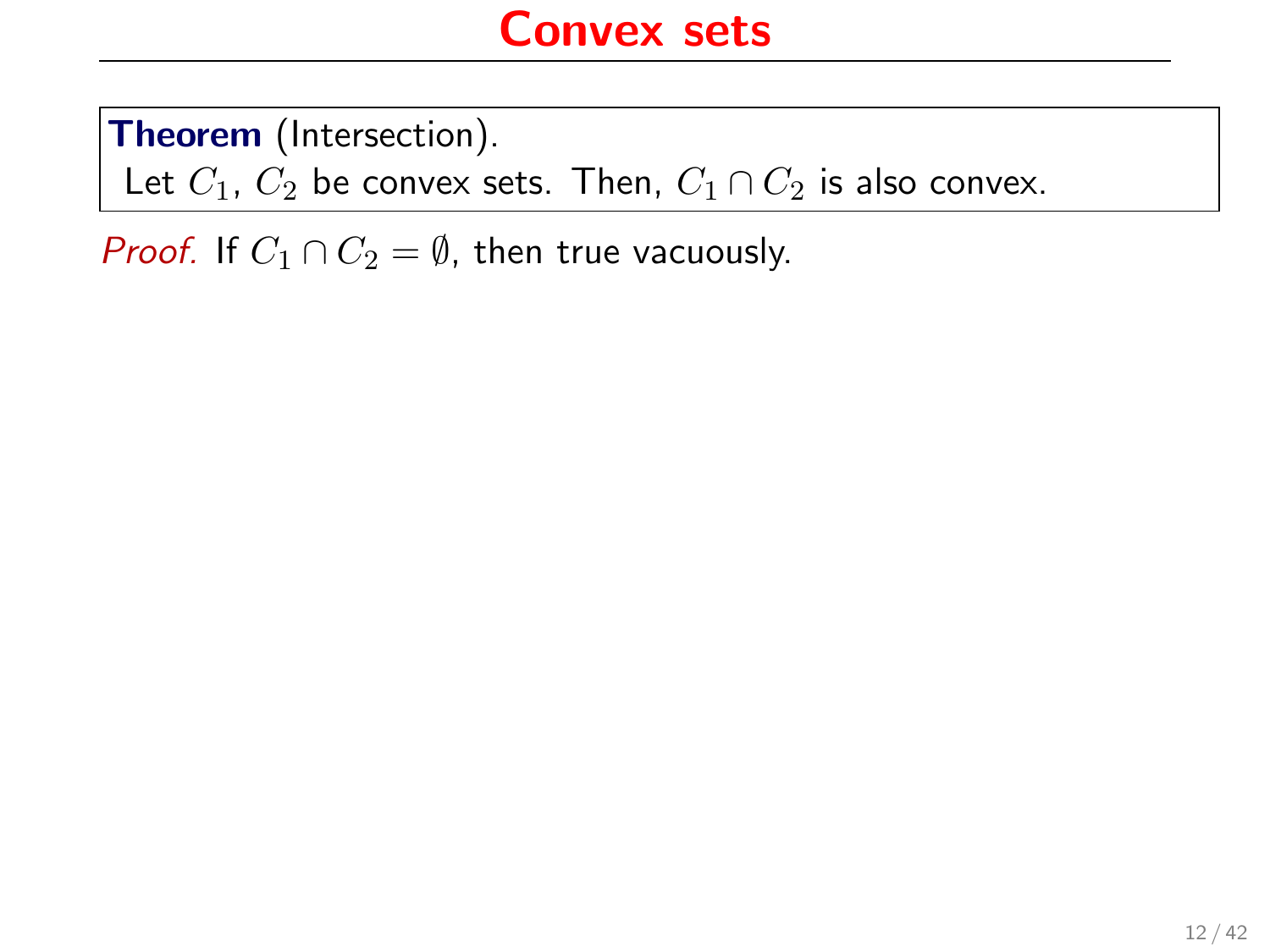# Convex sets

**Theorem** (Intersection).
Let $C_1$, $C_2$ be convex sets. Then, $C_1 \cap C_2$ is also convex.

*Proof.* If $C_1 \cap C_2 = \emptyset$, then true vacuously.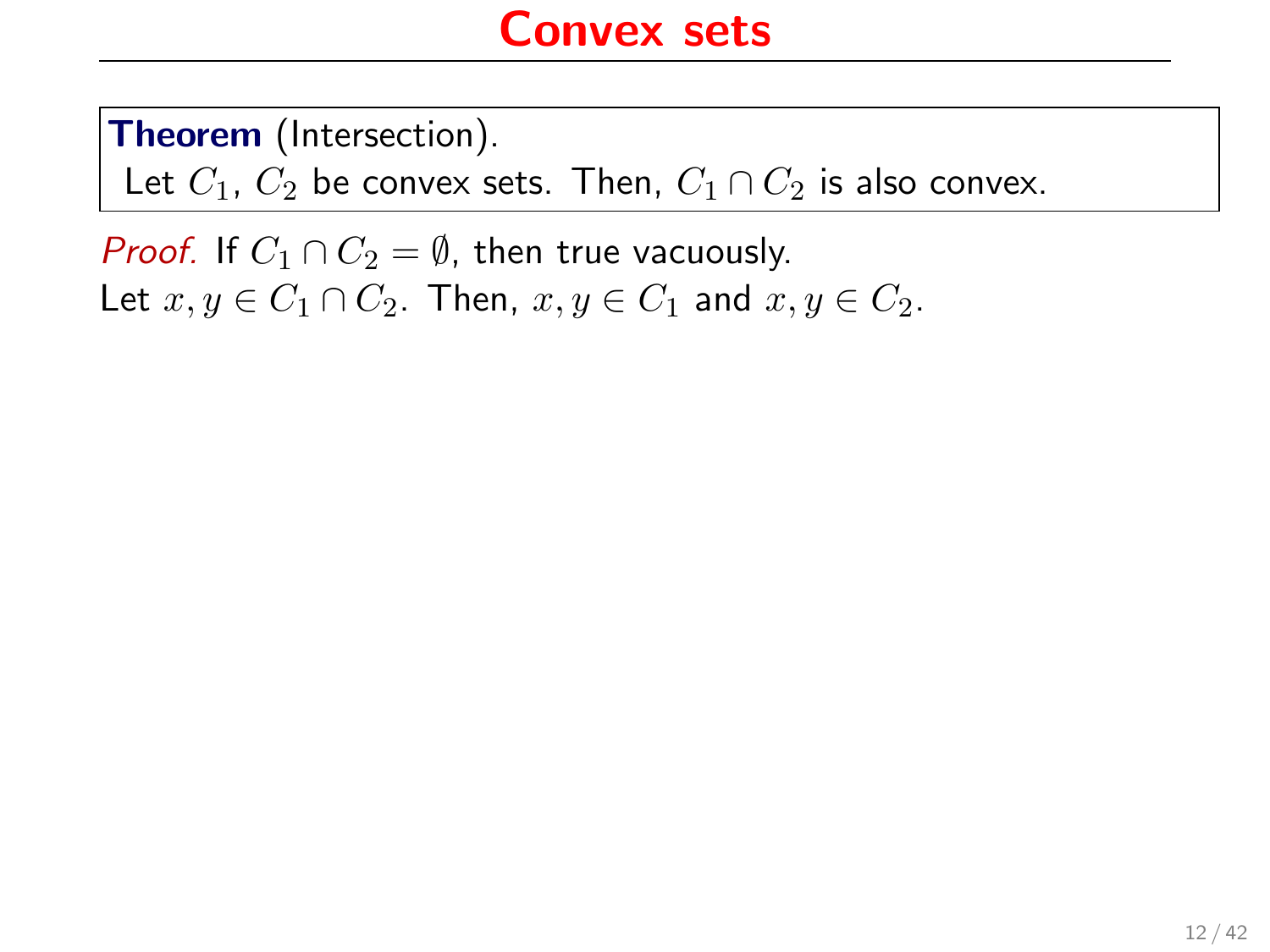# Convex sets

**Theorem** (Intersection).
Let $C_1$, $C_2$ be convex sets. Then, $C_1 \cap C_2$ is also convex.

*Proof.* If $C_1 \cap C_2 = \emptyset$, then true vacuously.
Let $x, y \in C_1 \cap C_2$. Then, $x, y \in C_1$ and $x, y \in C_2$.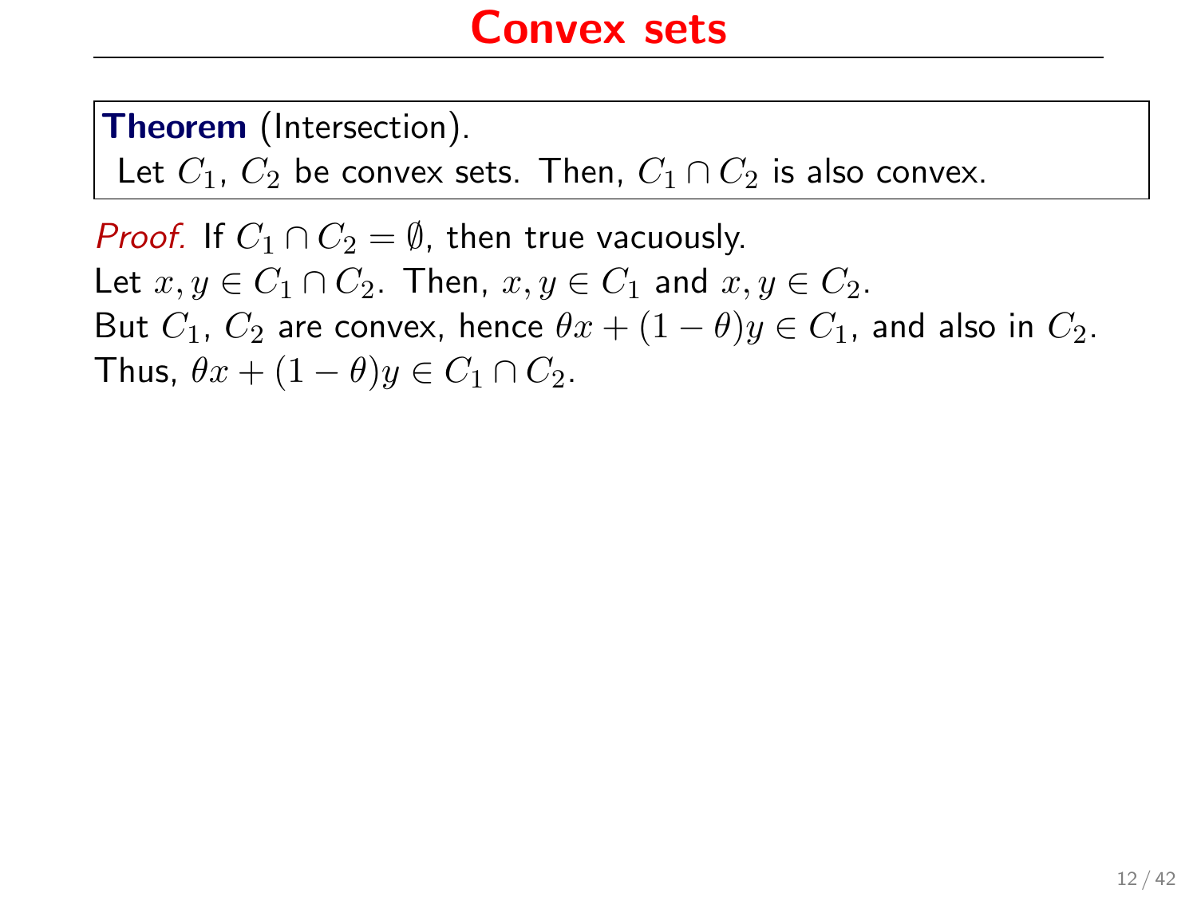# Convex sets

**Theorem** (Intersection).
Let $C_1$, $C_2$ be convex sets. Then, $C_1 \cap C_2$ is also convex.

*Proof.* If $C_1 \cap C_2 = \emptyset$, then true vacuously.
Let $x, y \in C_1 \cap C_2$. Then, $x, y \in C_1$ and $x, y \in C_2$.
But $C_1$, $C_2$ are convex, hence $\theta x + (1-\theta)y \in C_1$, and also in $C_2$.
Thus, $\theta x + (1-\theta)y \in C_1 \cap C_2$.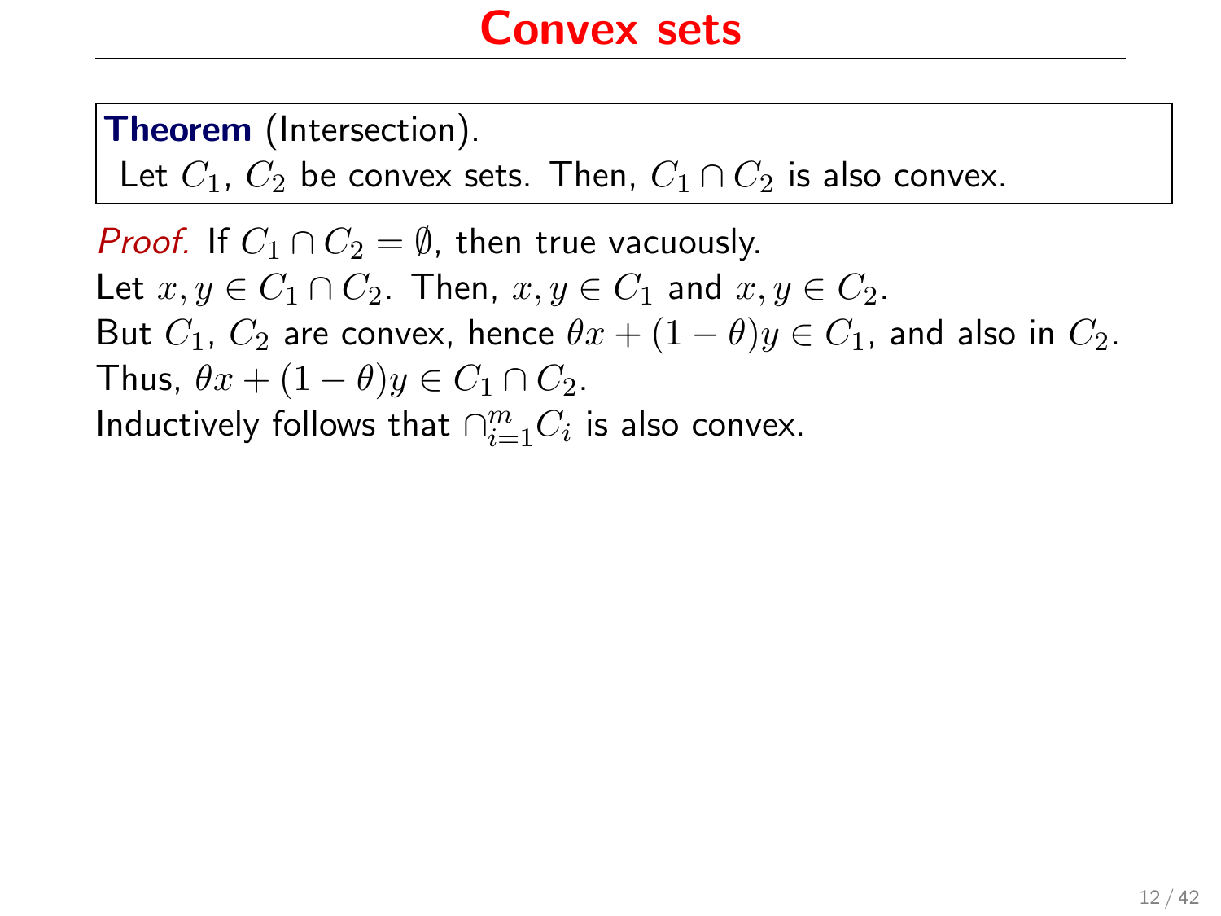# Convex sets

**Theorem** (Intersection).
Let $C_1$, $C_2$ be convex sets. Then, $C_1 \cap C_2$ is also convex.

*Proof.* If $C_1 \cap C_2 = \emptyset$, then true vacuously.
Let $x, y \in C_1 \cap C_2$. Then, $x, y \in C_1$ and $x, y \in C_2$.
But $C_1$, $C_2$ are convex, hence $\theta x + (1 - \theta) y \in C_1$, and also in $C_2$.
Thus, $\theta x + (1 - \theta) y \in C_1 \cap C_2$.
Inductively follows that $\cap_{i=1}^{m} C_i$ is also convex.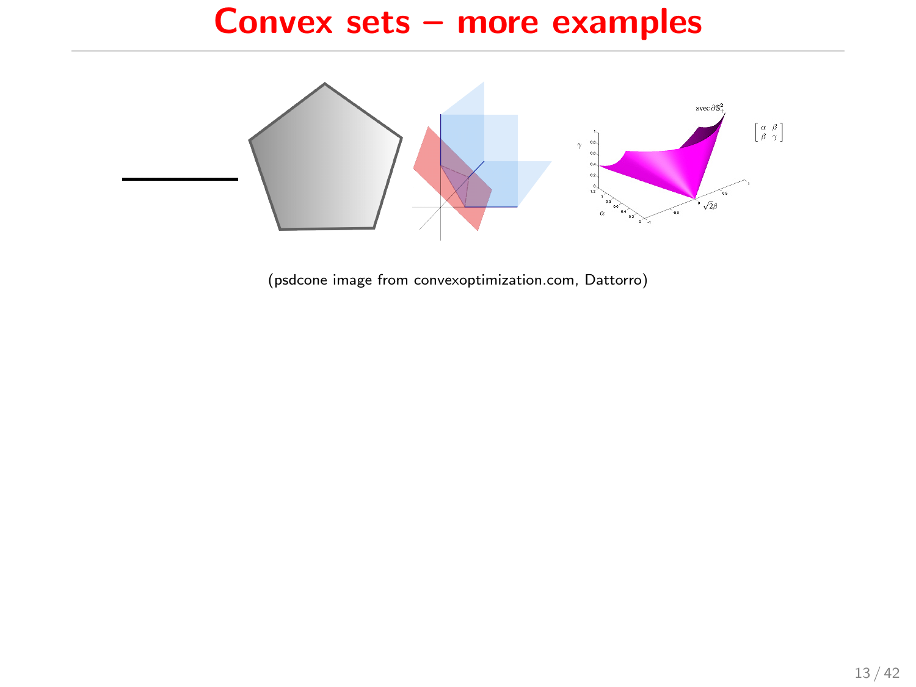# Convex sets – more examples

svec $\partial\mathbb{S}^2_+$

$\gamma$

$\alpha$

$\sqrt{2}\beta$

$\begin{bmatrix} \alpha & \beta \\ \beta & \gamma \end{bmatrix}$

(psdcone image from convexoptimization.com, Dattorro)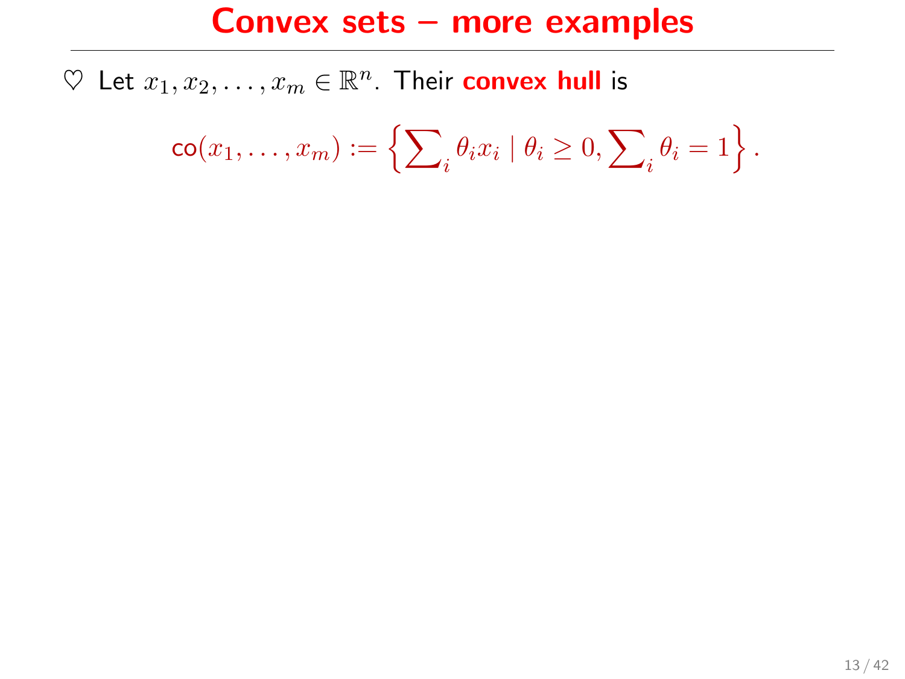# Convex sets – more examples

♡ Let $x_1, x_2, \ldots, x_m \in \mathbb{R}^n$. Their **convex hull** is

$$\mathsf{co}(x_1, \ldots, x_m) := \left\{ \sum\nolimits_i \theta_i x_i \mid \theta_i \geq 0, \sum\nolimits_i \theta_i = 1 \right\}.$$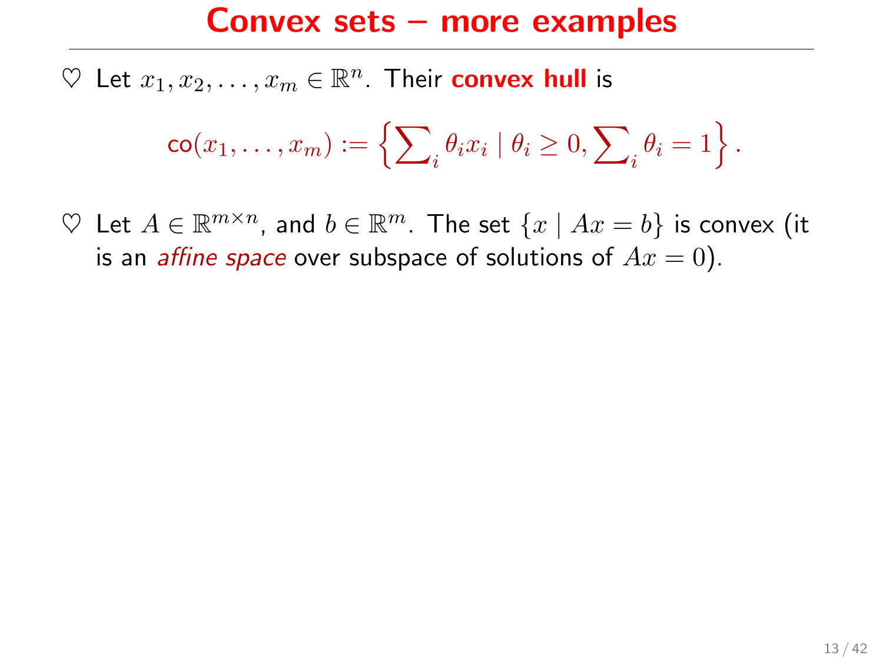# Convex sets – more examples

- ♡ Let $x_1, x_2, \ldots, x_m \in \mathbb{R}^n$. Their **convex hull** is

$$\mathrm{co}(x_1, \ldots, x_m) := \left\{ \sum\nolimits_i \theta_i x_i \mid \theta_i \geq 0, \sum\nolimits_i \theta_i = 1 \right\}.$$

- ♡ Let $A \in \mathbb{R}^{m \times n}$, and $b \in \mathbb{R}^m$. The set $\{x \mid Ax = b\}$ is convex (it is an *affine space* over subspace of solutions of $Ax = 0$).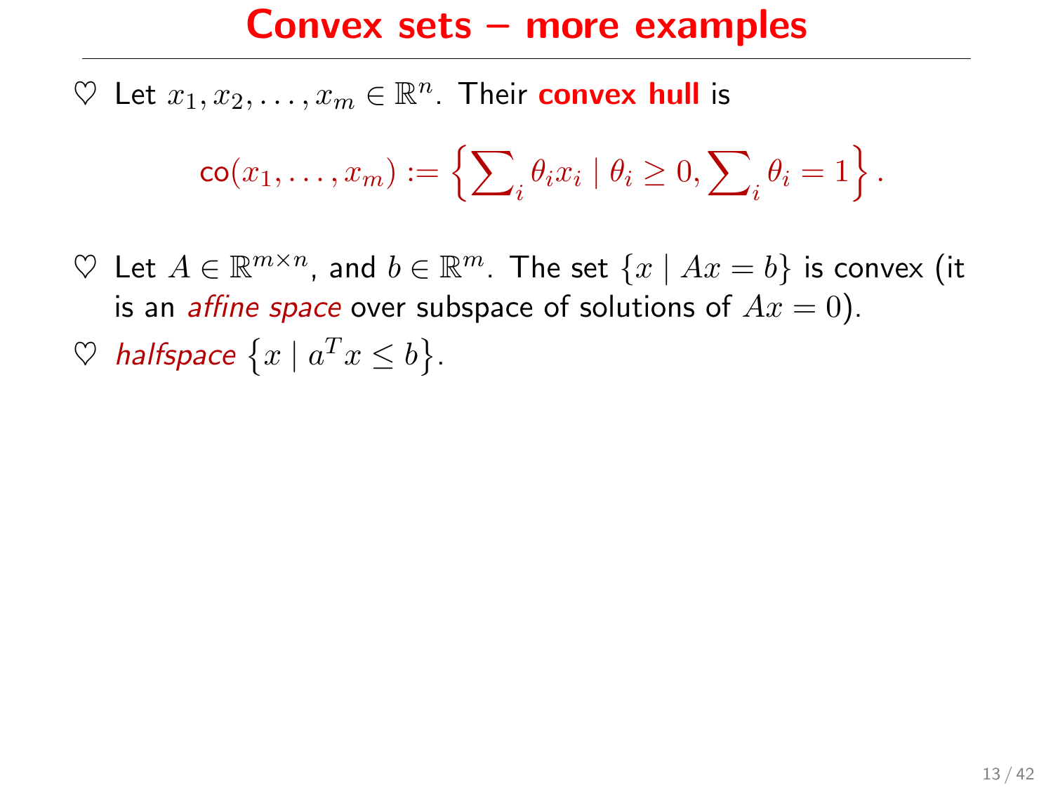# Convex sets – more examples

♡ Let $x_1, x_2, \ldots, x_m \in \mathbb{R}^n$. Their **convex hull** is

$$\mathrm{co}(x_1, \ldots, x_m) := \left\{ \sum\nolimits_i \theta_i x_i \mid \theta_i \geq 0, \sum\nolimits_i \theta_i = 1 \right\}.$$

♡ Let $A \in \mathbb{R}^{m \times n}$, and $b \in \mathbb{R}^m$. The set $\{x \mid Ax = b\}$ is convex (it is an *affine space* over subspace of solutions of $Ax = 0$).

♡ *halfspace* $\left\{x \mid a^T x \leq b\right\}$.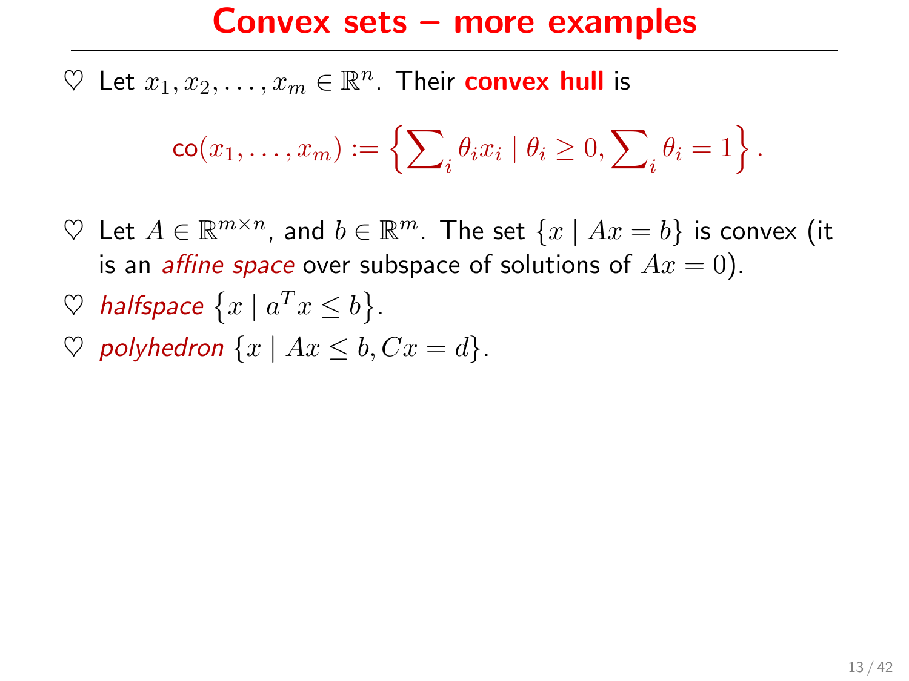# Convex sets – more examples

- ♡ Let $x_1, x_2, \ldots, x_m \in \mathbb{R}^n$. Their **convex hull** is

$$\mathrm{co}(x_1, \ldots, x_m) := \left\{ \sum_i \theta_i x_i \mid \theta_i \geq 0, \sum_i \theta_i = 1 \right\}.$$

- ♡ Let $A \in \mathbb{R}^{m \times n}$, and $b \in \mathbb{R}^m$. The set $\{x \mid Ax = b\}$ is convex (it is an *affine space* over subspace of solutions of $Ax = 0$).
- ♡ *halfspace* $\{x \mid a^T x \leq b\}$.
- ♡ *polyhedron* $\{x \mid Ax \leq b, Cx = d\}$.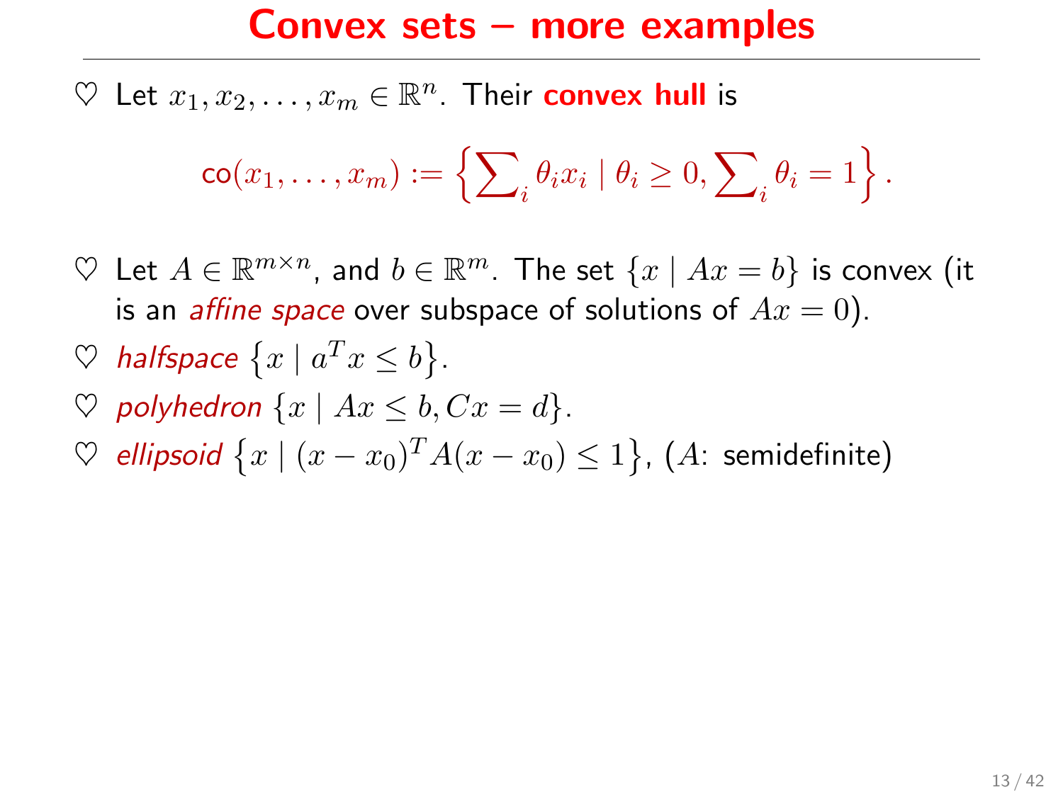# Convex sets – more examples

- ♡ Let $x_1, x_2, \ldots, x_m \in \mathbb{R}^n$. Their **convex hull** is

$$\mathrm{co}(x_1, \ldots, x_m) := \left\{ \sum\nolimits_i \theta_i x_i \mid \theta_i \geq 0, \sum\nolimits_i \theta_i = 1 \right\}.$$

- ♡ Let $A \in \mathbb{R}^{m \times n}$, and $b \in \mathbb{R}^m$. The set $\{x \mid Ax = b\}$ is convex (it is an *affine space* over subspace of solutions of $Ax = 0$).
- ♡ *halfspace* $\{x \mid a^T x \leq b\}$.
- ♡ *polyhedron* $\{x \mid Ax \leq b, Cx = d\}$.
- ♡ *ellipsoid* $\{x \mid (x - x_0)^T A(x - x_0) \leq 1\}$, ($A$: semidefinite)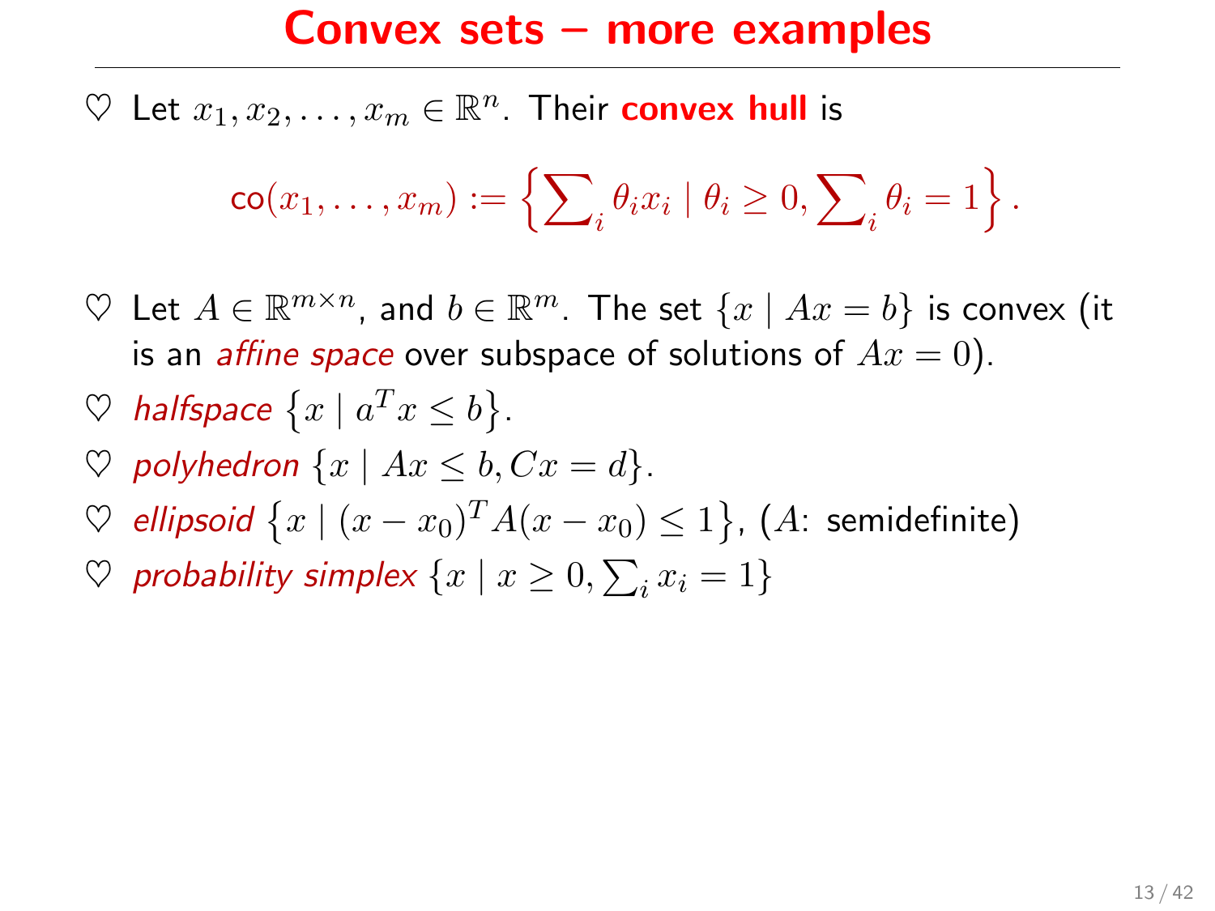# Convex sets – more examples

- ♡ Let $x_1, x_2, \ldots, x_m \in \mathbb{R}^n$. Their **convex hull** is

$$\mathrm{co}(x_1, \ldots, x_m) := \left\{ \sum\nolimits_i \theta_i x_i \mid \theta_i \geq 0, \sum\nolimits_i \theta_i = 1 \right\}.$$

- ♡ Let $A \in \mathbb{R}^{m \times n}$, and $b \in \mathbb{R}^m$. The set $\{x \mid Ax = b\}$ is convex (it is an *affine space* over subspace of solutions of $Ax = 0$).
- ♡ *halfspace* $\{x \mid a^T x \leq b\}$.
- ♡ *polyhedron* $\{x \mid Ax \leq b, Cx = d\}$.
- ♡ *ellipsoid* $\{x \mid (x - x_0)^T A (x - x_0) \leq 1\}$, ($A$: semidefinite)
- ♡ *probability simplex* $\{x \mid x \geq 0, \sum_i x_i = 1\}$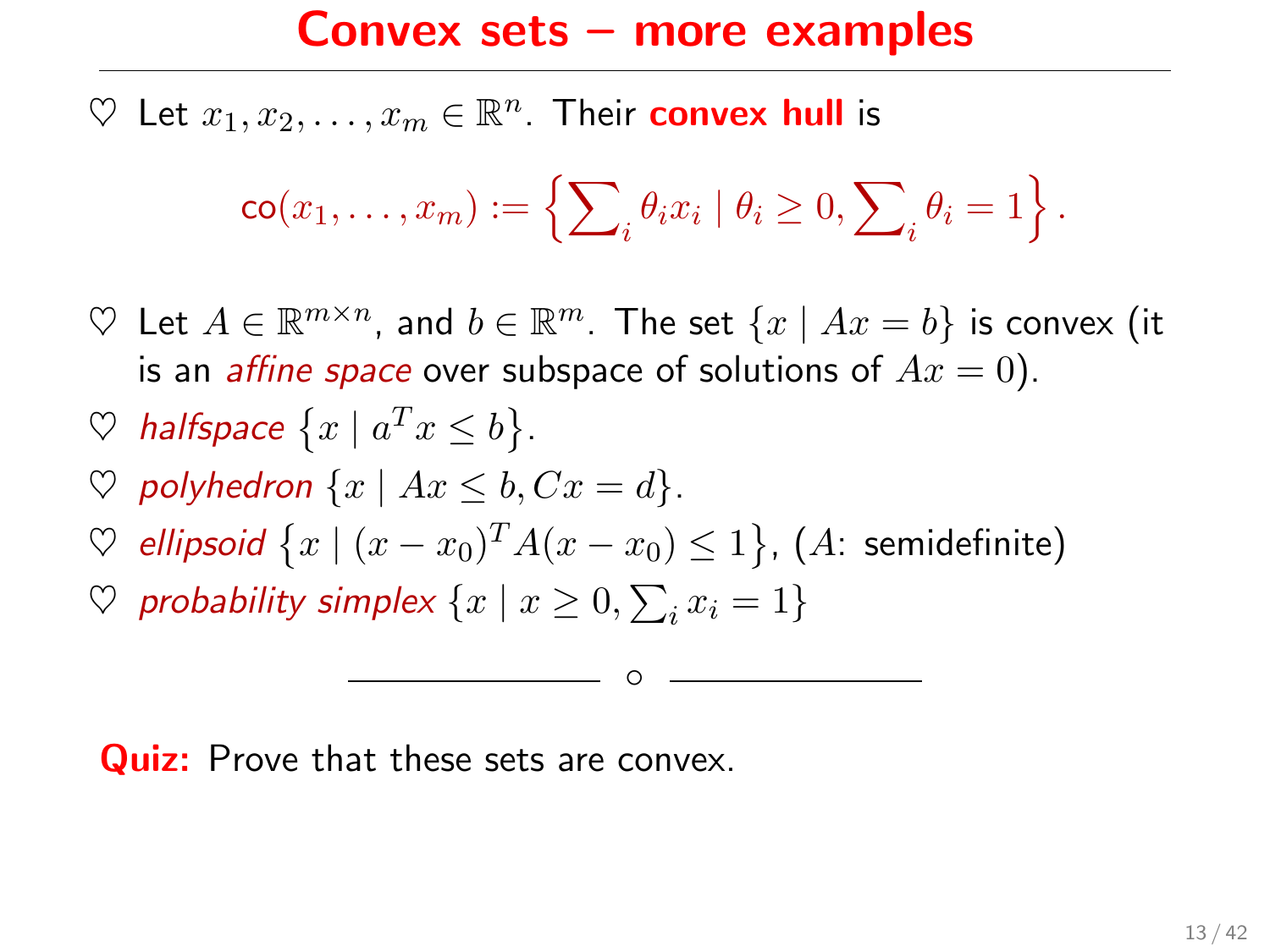# Convex sets – more examples

- ♡ Let $x_1, x_2, \ldots, x_m \in \mathbb{R}^n$. Their **convex hull** is

$$\mathrm{co}(x_1, \ldots, x_m) := \left\{ \sum\nolimits_i \theta_i x_i \mid \theta_i \geq 0, \sum\nolimits_i \theta_i = 1 \right\}.$$

- ♡ Let $A \in \mathbb{R}^{m \times n}$, and $b \in \mathbb{R}^m$. The set $\{x \mid Ax = b\}$ is convex (it is an *affine space* over subspace of solutions of $Ax = 0$).
- ♡ *halfspace* $\{x \mid a^T x \leq b\}$.
- ♡ *polyhedron* $\{x \mid Ax \leq b, Cx = d\}$.
- ♡ *ellipsoid* $\{x \mid (x - x_0)^T A (x - x_0) \leq 1\}$, ($A$: semidefinite)
- ♡ *probability simplex* $\{x \mid x \geq 0, \sum_i x_i = 1\}$

---

**Quiz:** Prove that these sets are convex.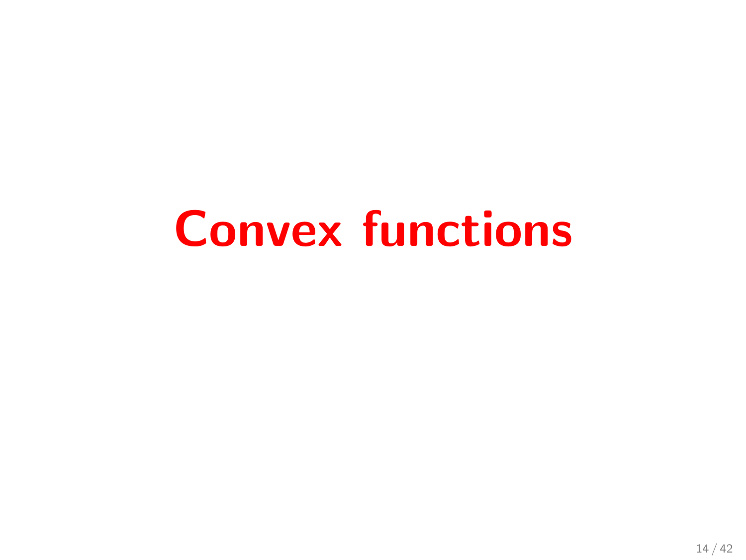# Convex functions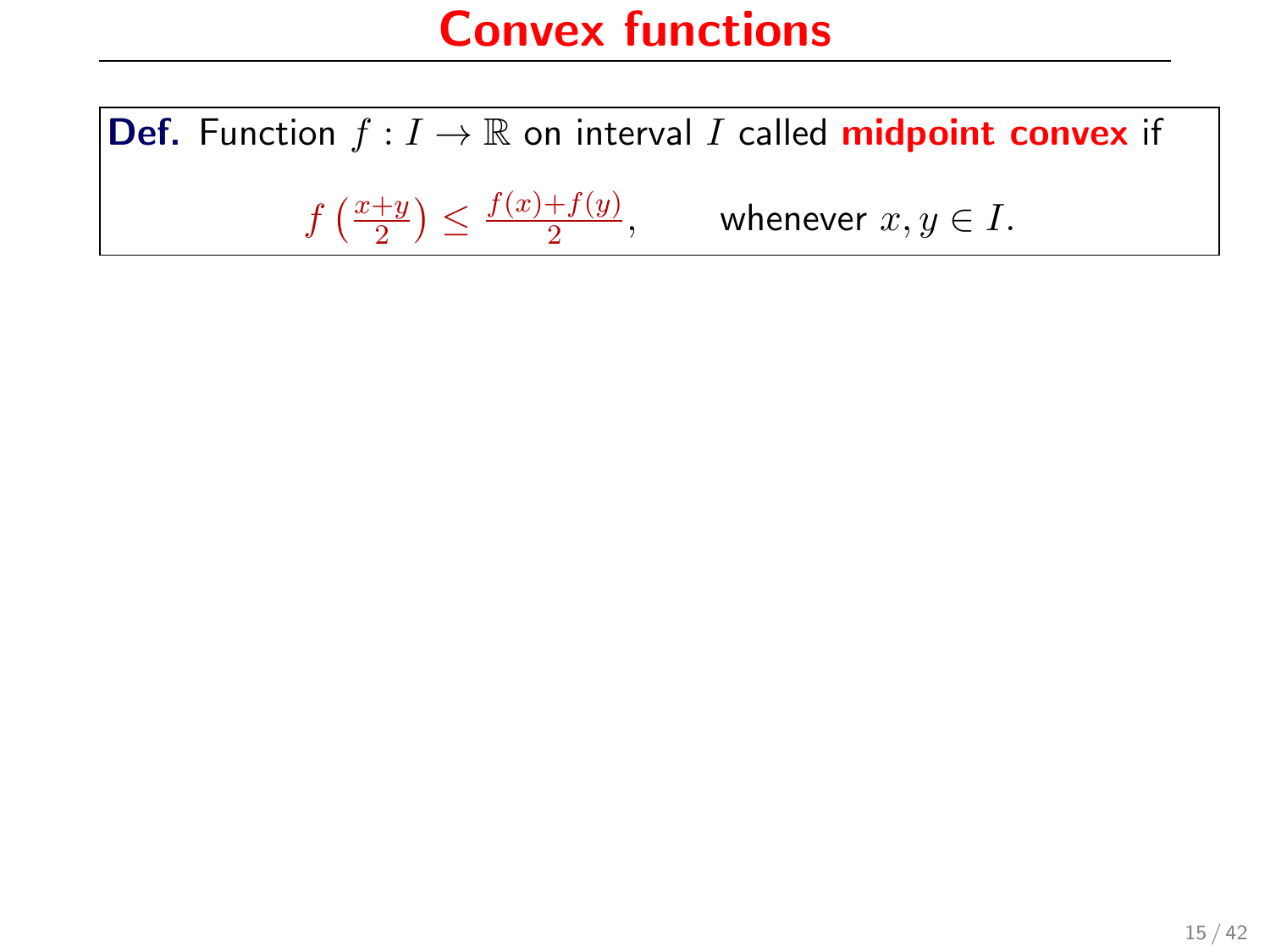# Convex functions

**Def.** Function $f : I \to \mathbb{R}$ on interval $I$ called **midpoint convex** if

$$f\left(\frac{x+y}{2}\right) \leq \frac{f(x)+f(y)}{2}, \qquad \text{whenever } x, y \in I.$$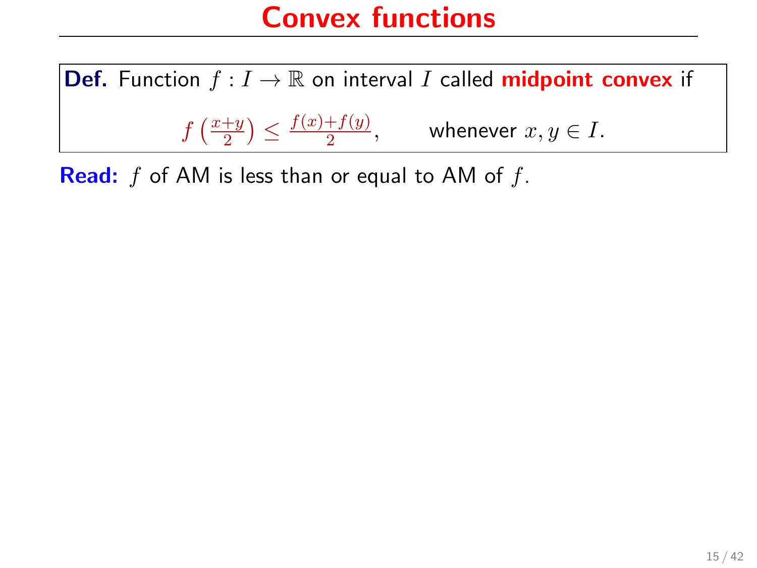# Convex functions

**Def.** Function $f : I \to \mathbb{R}$ on interval $I$ called **midpoint convex** if

$$f\left(\frac{x+y}{2}\right) \leq \frac{f(x)+f(y)}{2}, \qquad \text{whenever } x, y \in I.$$

**Read:** $f$ of AM is less than or equal to AM of $f$.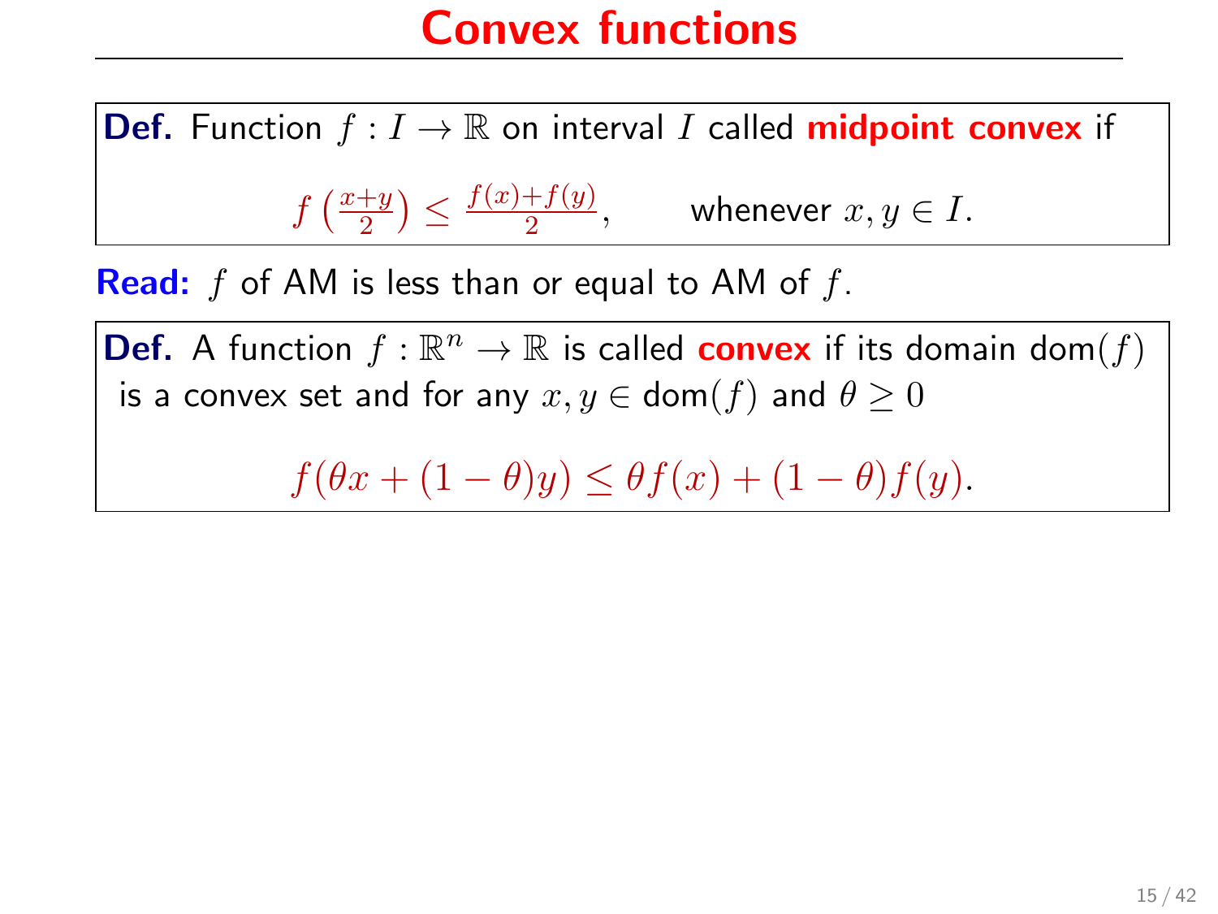# Convex functions

**Def.** Function $f : I \to \mathbb{R}$ on interval $I$ called **midpoint convex** if

$$f\left(\frac{x+y}{2}\right) \leq \frac{f(x)+f(y)}{2}, \qquad \text{whenever } x, y \in I.$$

**Read:** $f$ of AM is less than or equal to AM of $f$.

**Def.** A function $f : \mathbb{R}^n \to \mathbb{R}$ is called **convex** if its domain $\operatorname{dom}(f)$ is a convex set and for any $x, y \in \operatorname{dom}(f)$ and $\theta \geq 0$

$$f(\theta x + (1-\theta)y) \leq \theta f(x) + (1-\theta) f(y).$$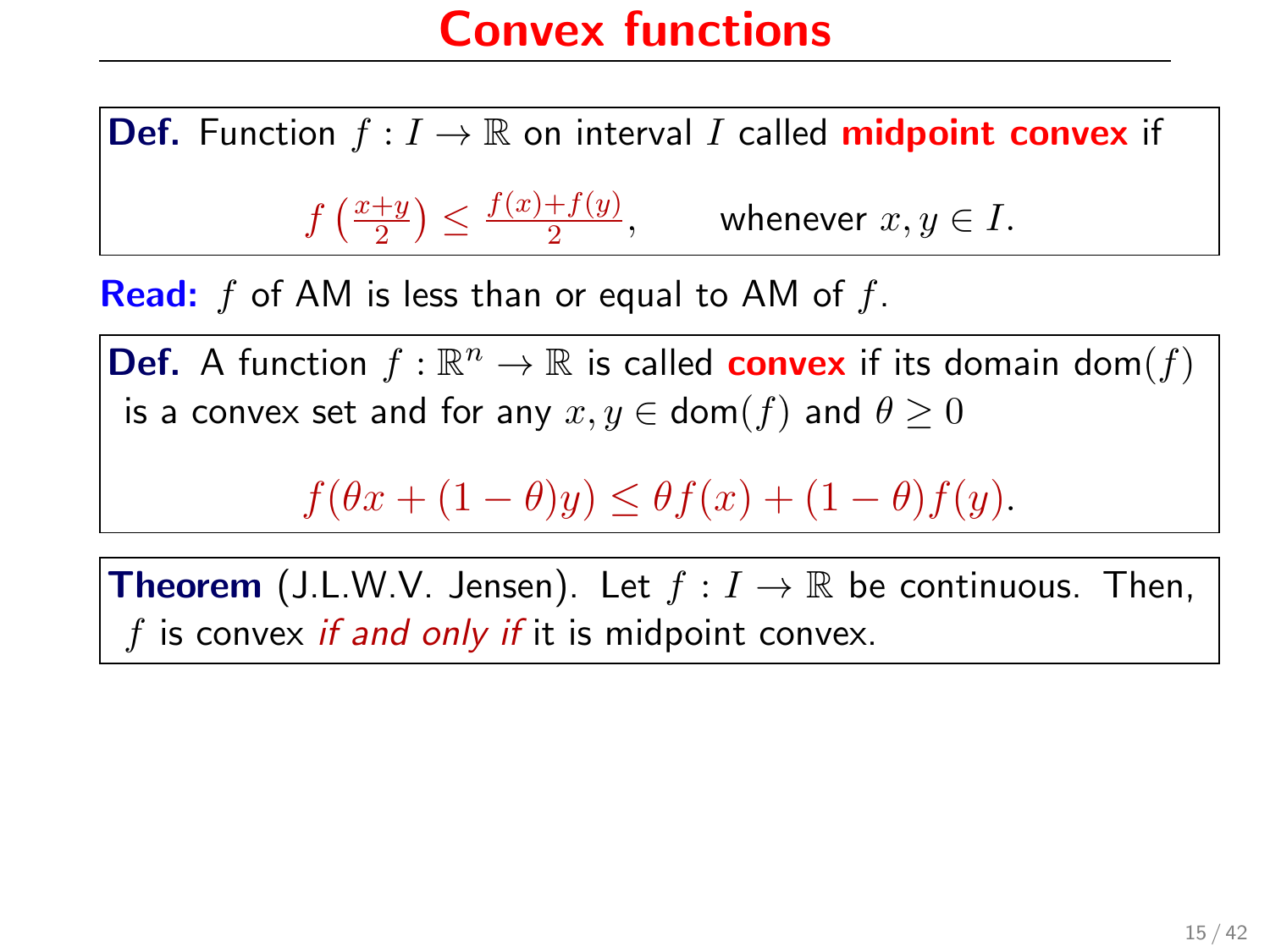# Convex functions

**Def.** Function $f : I \to \mathbb{R}$ on interval $I$ called **midpoint convex** if

$$f\left(\frac{x+y}{2}\right) \leq \frac{f(x)+f(y)}{2}, \qquad \text{whenever } x, y \in I.$$

**Read:** $f$ of AM is less than or equal to AM of $f$.

**Def.** A function $f : \mathbb{R}^n \to \mathbb{R}$ is called **convex** if its domain $\mathrm{dom}(f)$ is a convex set and for any $x, y \in \mathrm{dom}(f)$ and $\theta \geq 0$

$$f(\theta x + (1-\theta)y) \leq \theta f(x) + (1-\theta)f(y).$$

**Theorem** (J.L.W.V. Jensen). Let $f : I \to \mathbb{R}$ be continuous. Then, $f$ is convex *if and only if* it is midpoint convex.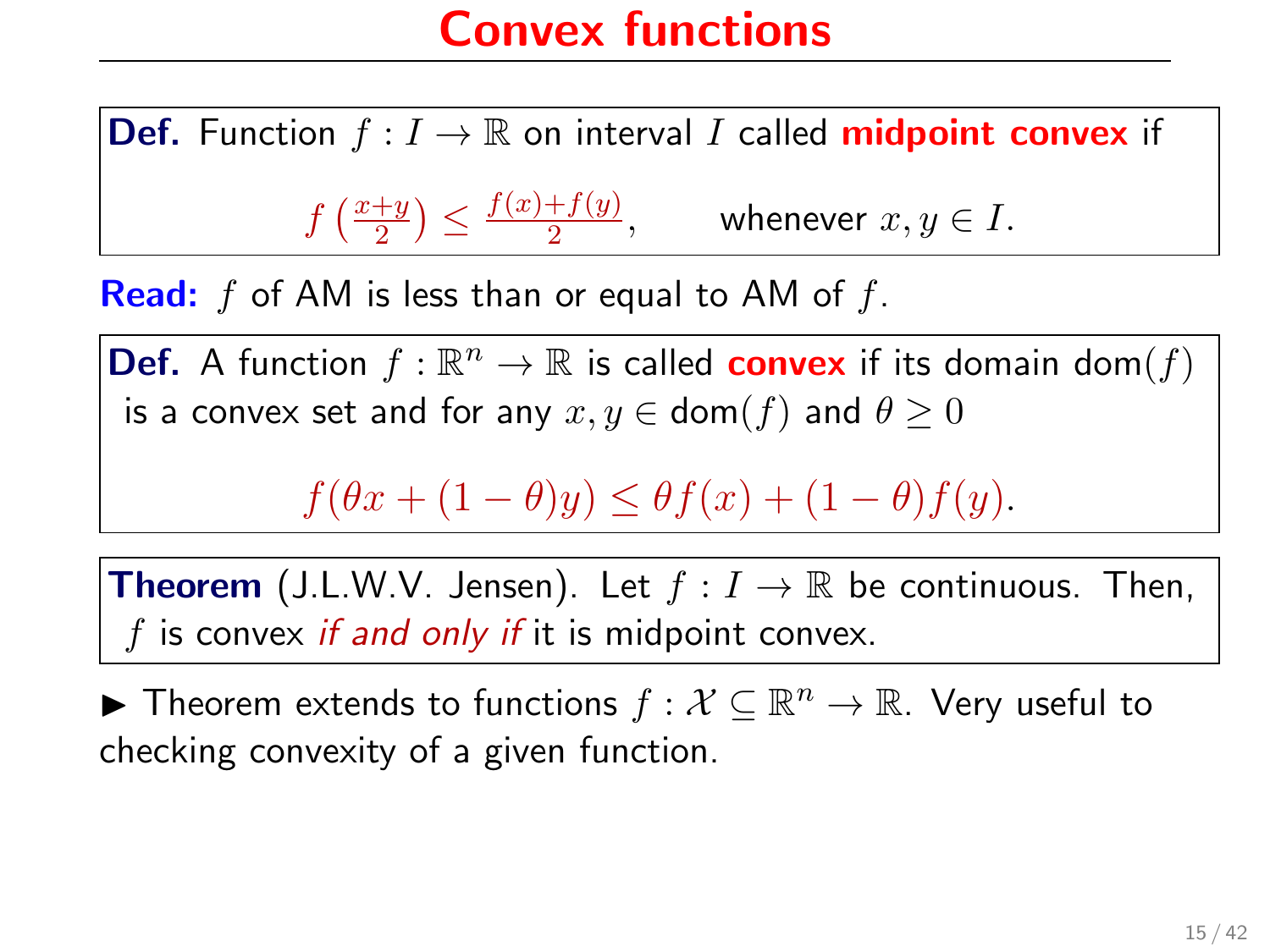# Convex functions

**Def.** Function $f : I \to \mathbb{R}$ on interval $I$ called **midpoint convex** if

$$f\left(\frac{x+y}{2}\right) \leq \frac{f(x)+f(y)}{2}, \qquad \text{whenever } x, y \in I.$$

**Read:** $f$ of AM is less than or equal to AM of $f$.

**Def.** A function $f : \mathbb{R}^n \to \mathbb{R}$ is called **convex** if its domain $\mathrm{dom}(f)$ is a convex set and for any $x, y \in \mathrm{dom}(f)$ and $\theta \geq 0$

$$f(\theta x + (1-\theta)y) \leq \theta f(x) + (1-\theta) f(y).$$

**Theorem** (J.L.W.V. Jensen). Let $f : I \to \mathbb{R}$ be continuous. Then, $f$ is convex *if and only if* it is midpoint convex.

- Theorem extends to functions $f : \mathcal{X} \subseteq \mathbb{R}^n \to \mathbb{R}$. Very useful to checking convexity of a given function.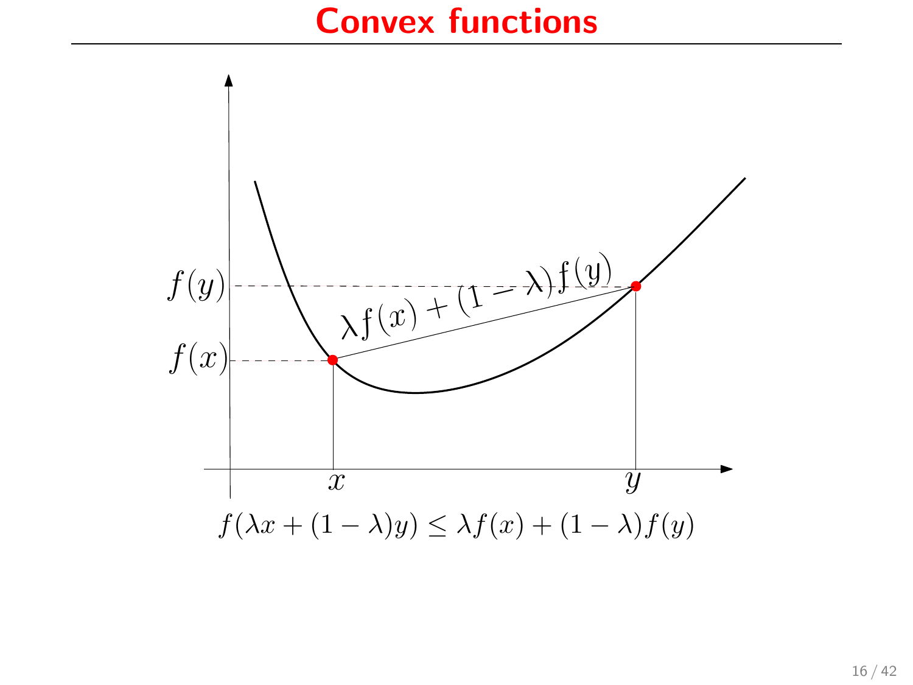# Convex functions

$f(y)$

$f(x)$

$\lambda f(x) + (1 - \lambda) f(y)$

$x$

$y$

$$f(\lambda x + (1 - \lambda) y) \leq \lambda f(x) + (1 - \lambda) f(y)$$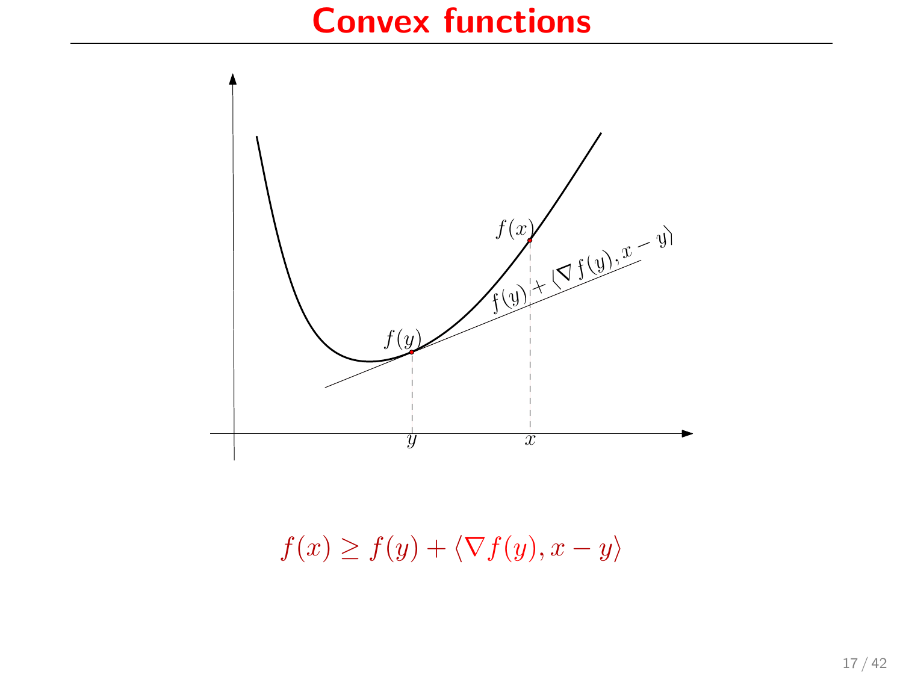# Convex functions

$f(x)$

$f(y) + \langle \nabla f(y), x - y \rangle$

$f(y)$

$y$

$x$

$$f(x) \geq f(y) + \langle \nabla f(y), x - y \rangle$$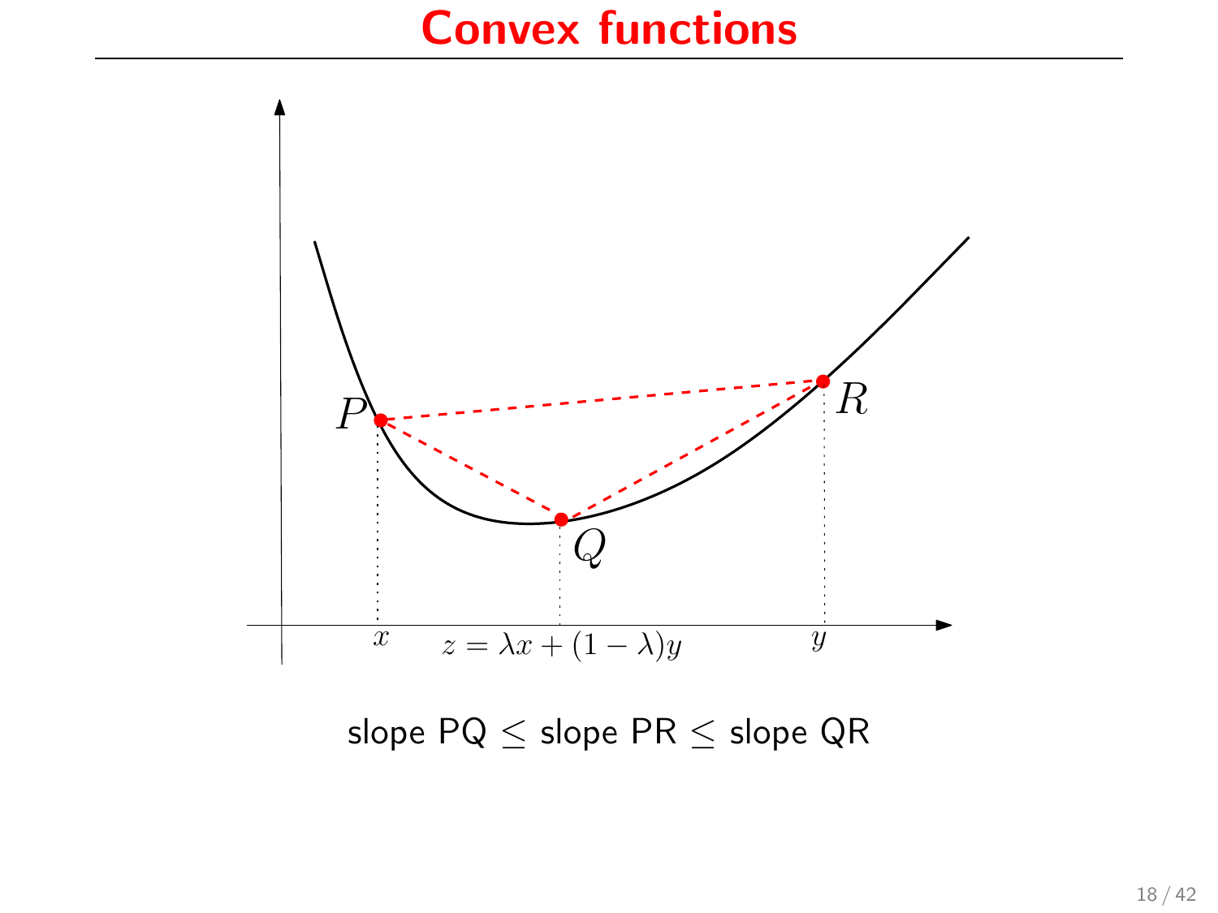# Convex functions

P

Q

R

$x$

$z = \lambda x + (1 - \lambda)y$

$y$

slope PQ $\leq$ slope PR $\leq$ slope QR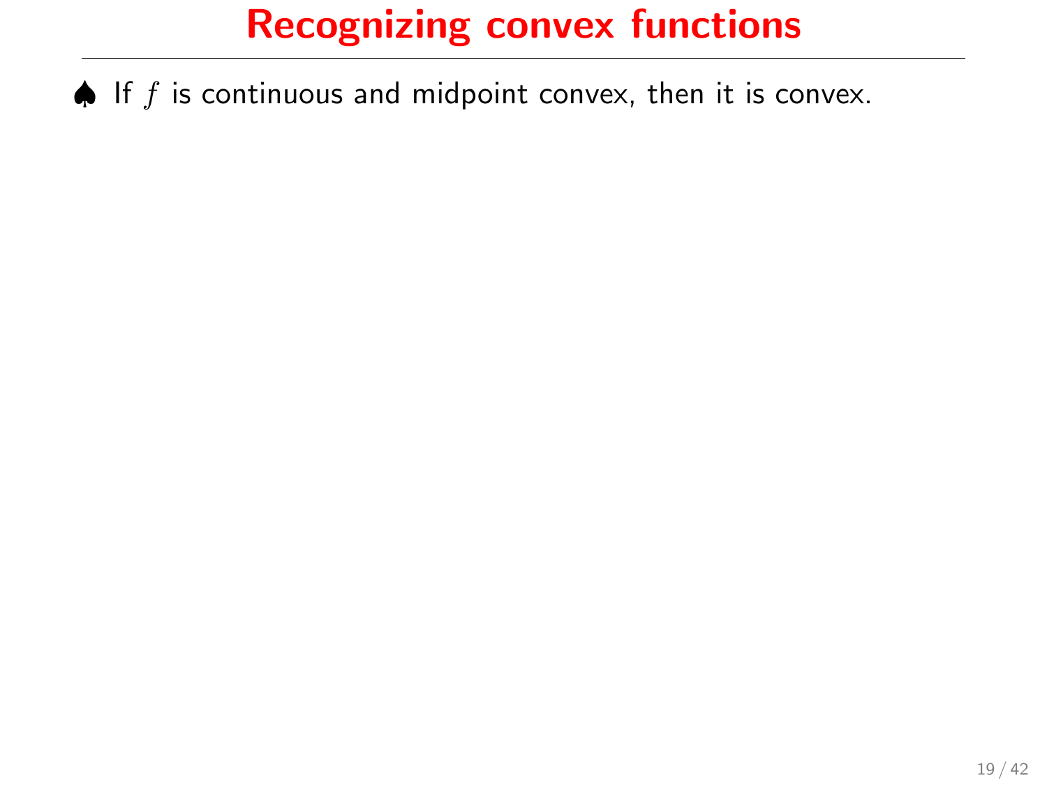# Recognizing convex functions

♠ If $f$ is continuous and midpoint convex, then it is convex.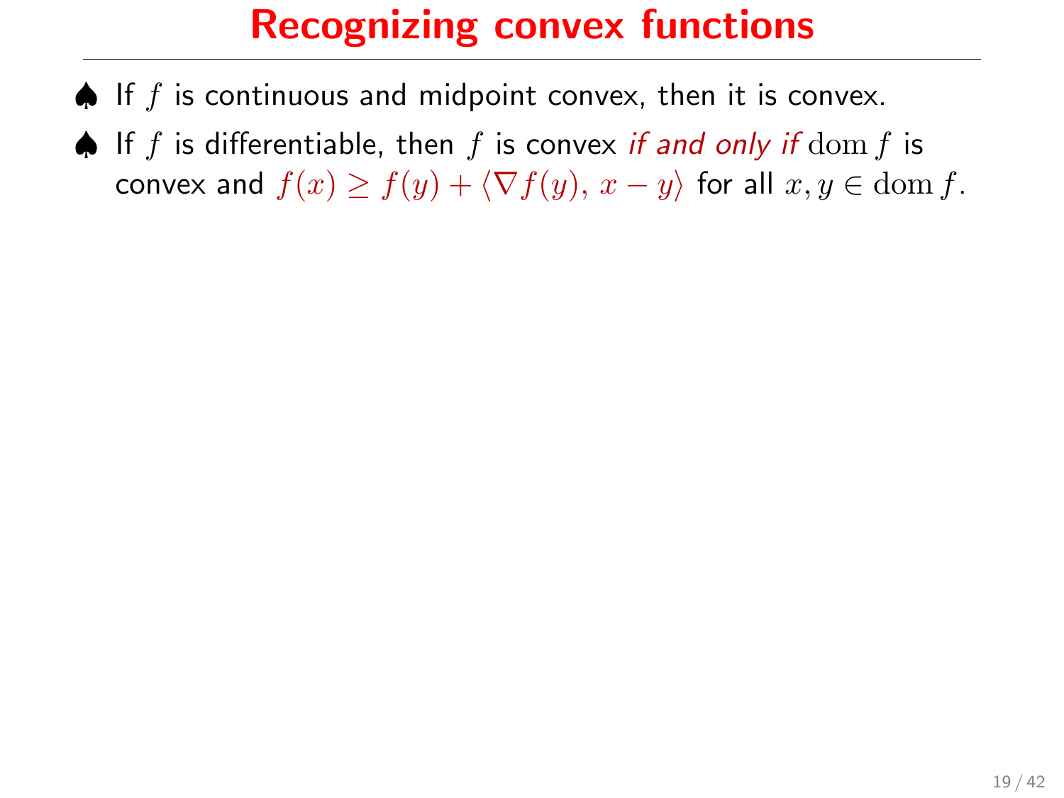# Recognizing convex functions

- ♠ If $f$ is continuous and midpoint convex, then it is convex.
- ♠ If $f$ is differentiable, then $f$ is convex *if and only if* $\operatorname{dom} f$ is convex and $f(x) \geq f(y) + \langle \nabla f(y),\, x - y \rangle$ for all $x, y \in \operatorname{dom} f$.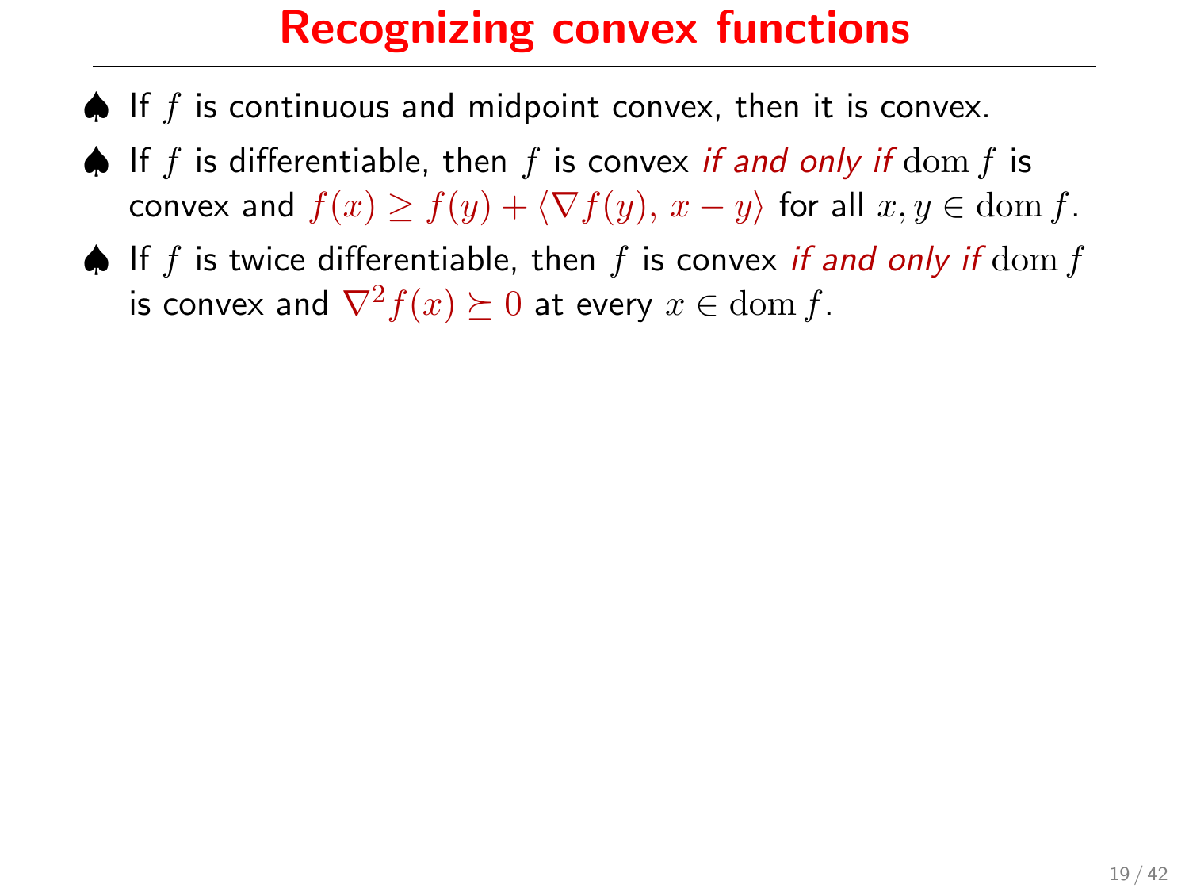# Recognizing convex functions

- ♠ If $f$ is continuous and midpoint convex, then it is convex.
- ♠ If $f$ is differentiable, then $f$ is convex *if and only if* $\operatorname{dom} f$ is convex and $f(x) \geq f(y) + \langle \nabla f(y),\, x - y \rangle$ for all $x, y \in \operatorname{dom} f$.
- ♠ If $f$ is twice differentiable, then $f$ is convex *if and only if* $\operatorname{dom} f$ is convex and $\nabla^2 f(x) \succeq 0$ at every $x \in \operatorname{dom} f$.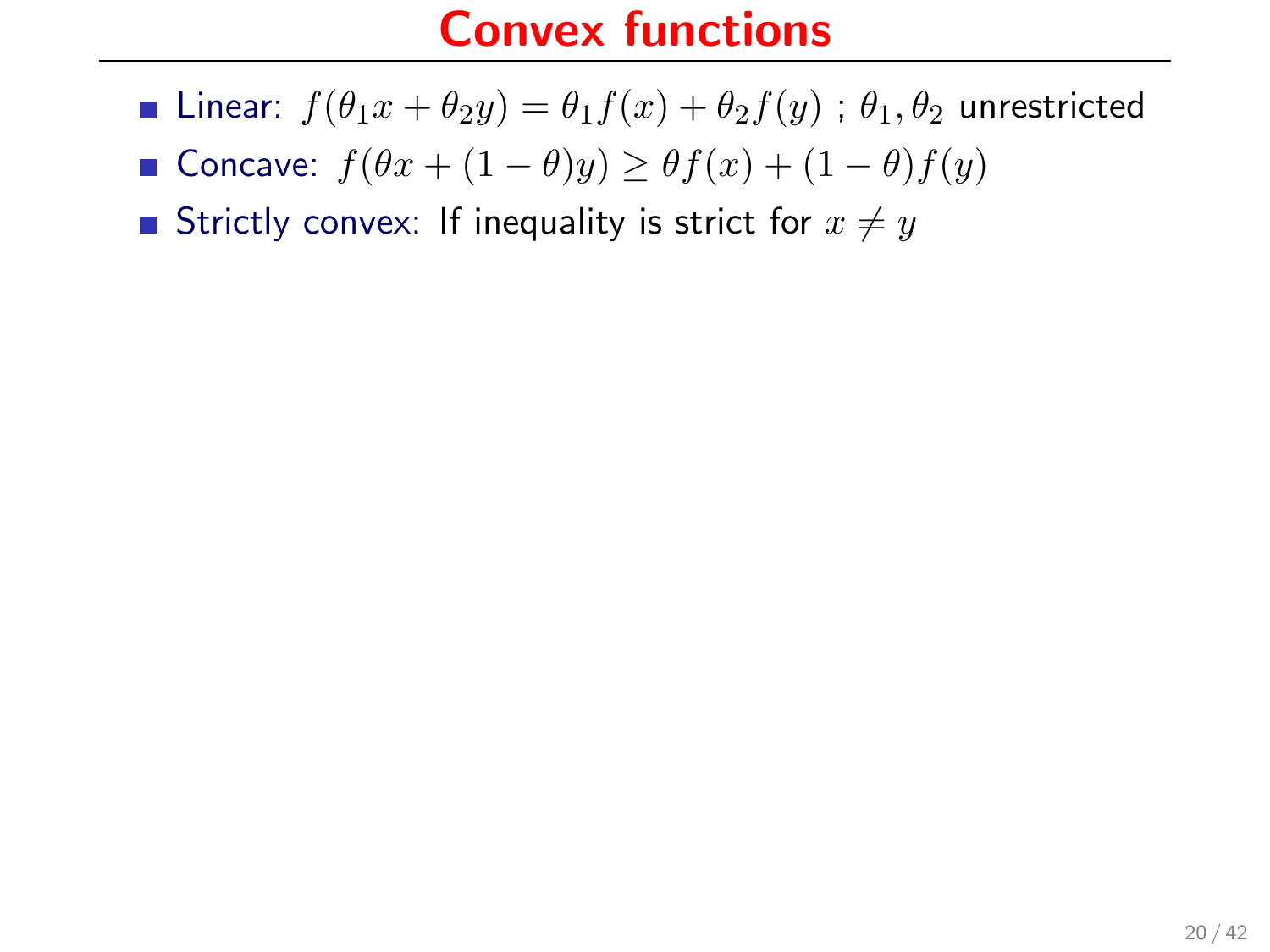# Convex functions

- Linear: $f(\theta_1 x + \theta_2 y) = \theta_1 f(x) + \theta_2 f(y)$ ; $\theta_1, \theta_2$ unrestricted
- Concave: $f(\theta x + (1-\theta)y) \geq \theta f(x) + (1-\theta) f(y)$
- Strictly convex: If inequality is strict for $x \neq y$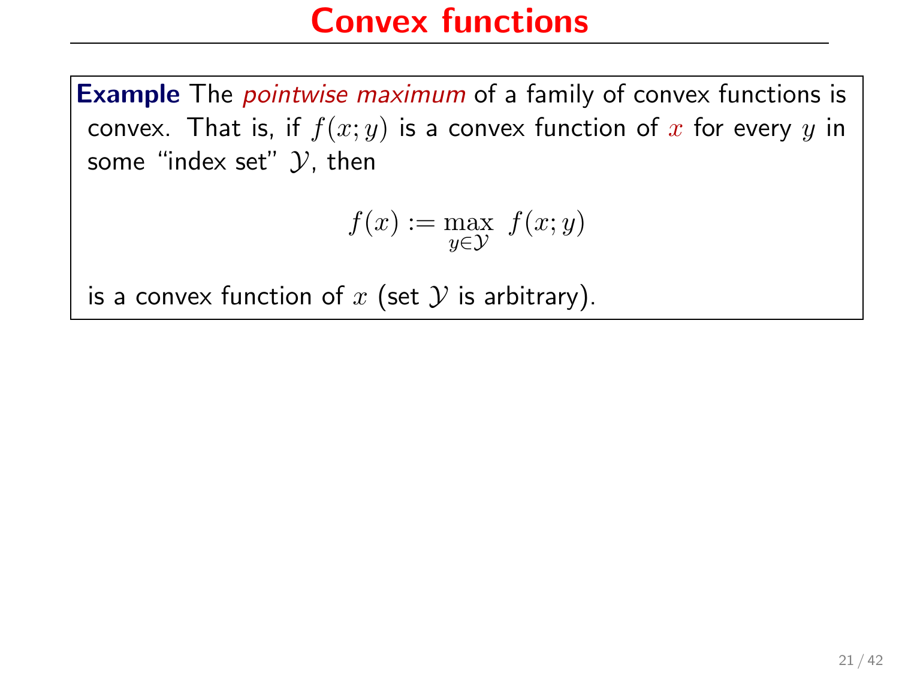# Convex functions

**Example** The *pointwise maximum* of a family of convex functions is convex. That is, if $f(x; y)$ is a convex function of $x$ for every $y$ in some "index set" $\mathcal{Y}$, then

$$f(x) := \max_{y \in \mathcal{Y}} \; f(x; y)$$

is a convex function of $x$ (set $\mathcal{Y}$ is arbitrary).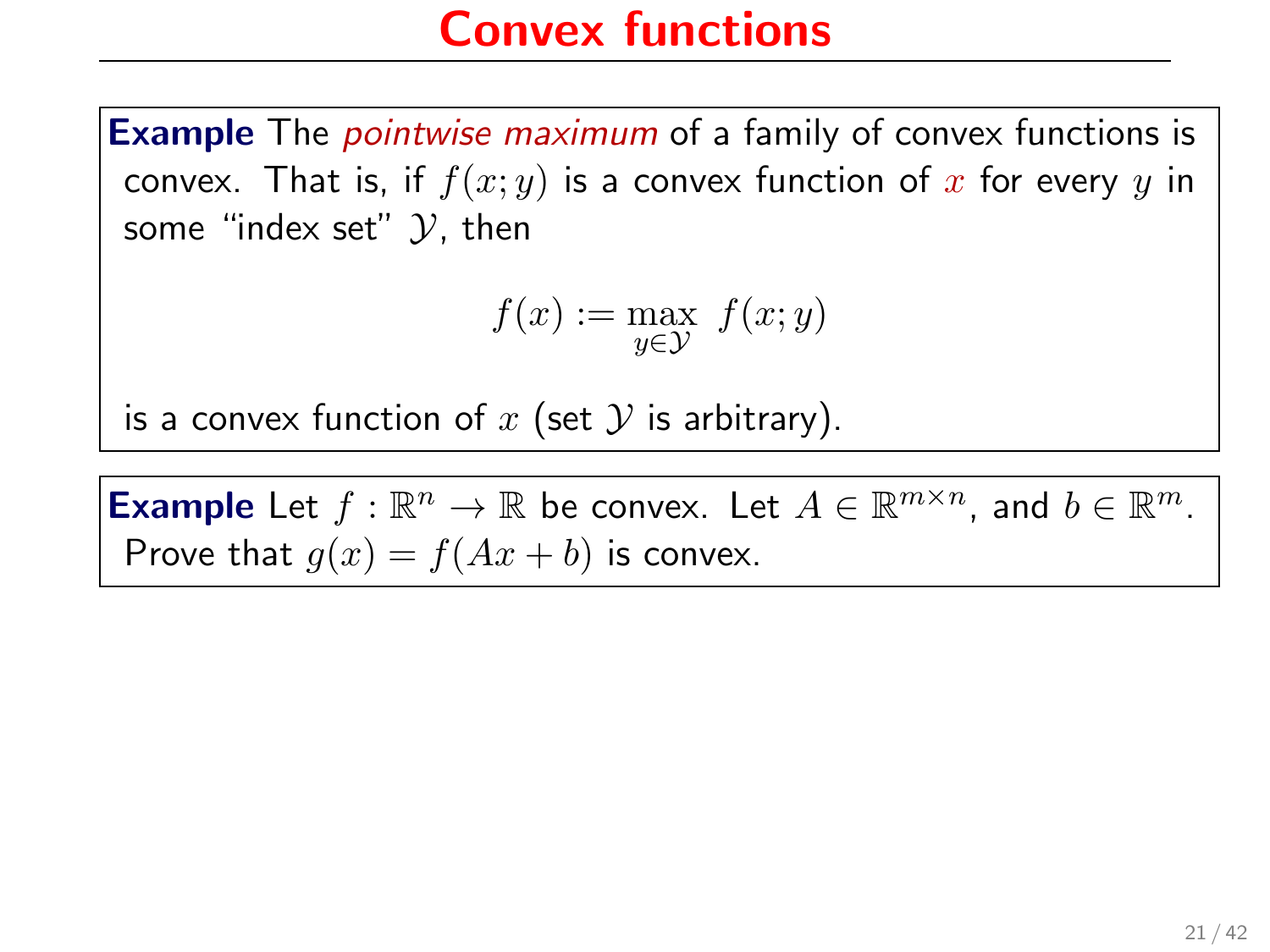# Convex functions

**Example** The *pointwise maximum* of a family of convex functions is convex. That is, if $f(x; y)$ is a convex function of $x$ for every $y$ in some "index set" $\mathcal{Y}$, then

$$f(x) := \max_{y \in \mathcal{Y}} \; f(x; y)$$

is a convex function of $x$ (set $\mathcal{Y}$ is arbitrary).

**Example** Let $f : \mathbb{R}^n \to \mathbb{R}$ be convex. Let $A \in \mathbb{R}^{m \times n}$, and $b \in \mathbb{R}^m$. Prove that $g(x) = f(Ax + b)$ is convex.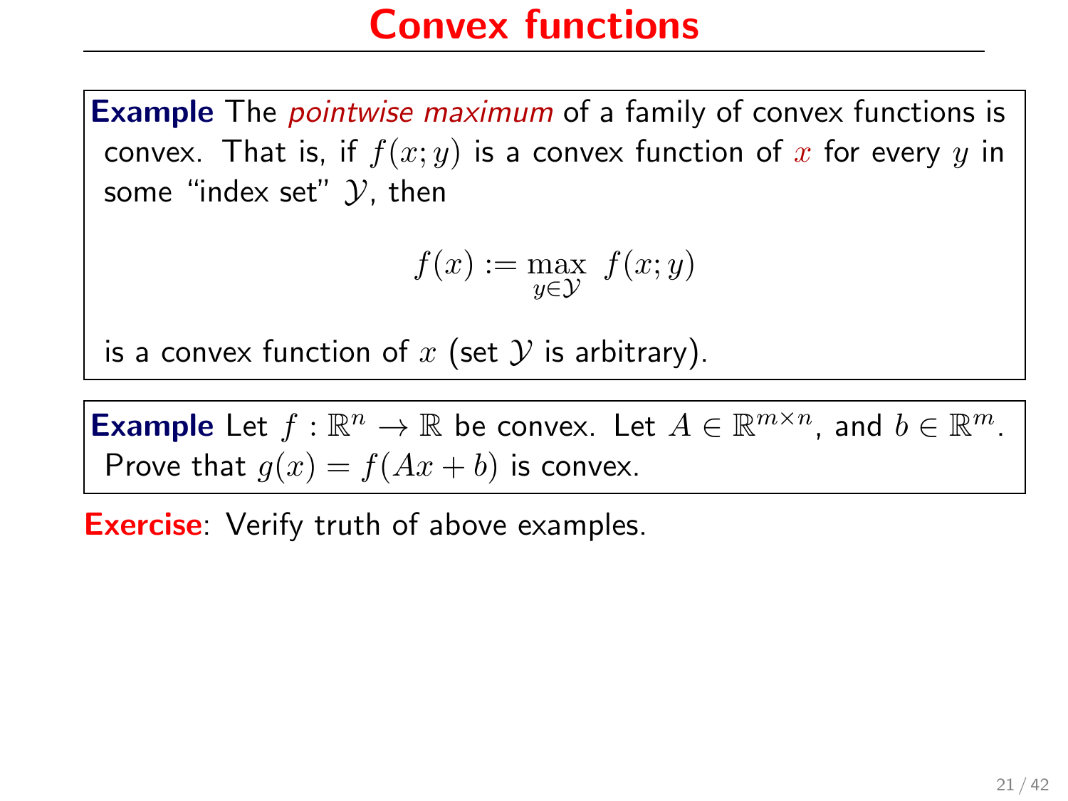# Convex functions

**Example** The *pointwise maximum* of a family of convex functions is convex. That is, if $f(x; y)$ is a convex function of $x$ for every $y$ in some "index set" $\mathcal{Y}$, then

$$f(x) := \max_{y \in \mathcal{Y}} \; f(x; y)$$

is a convex function of $x$ (set $\mathcal{Y}$ is arbitrary).

**Example** Let $f : \mathbb{R}^n \to \mathbb{R}$ be convex. Let $A \in \mathbb{R}^{m \times n}$, and $b \in \mathbb{R}^m$. Prove that $g(x) = f(Ax + b)$ is convex.

**Exercise**: Verify truth of above examples.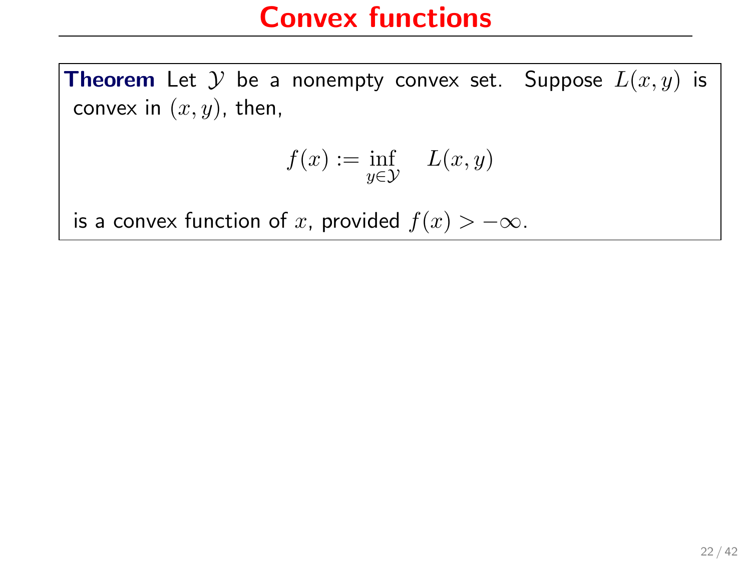# Convex functions

**Theorem** Let $\mathcal{Y}$ be a nonempty convex set. Suppose $L(x, y)$ is convex in $(x, y)$, then,

$$f(x) := \inf_{y \in \mathcal{Y}} \quad L(x, y)$$

is a convex function of $x$, provided $f(x) > -\infty$.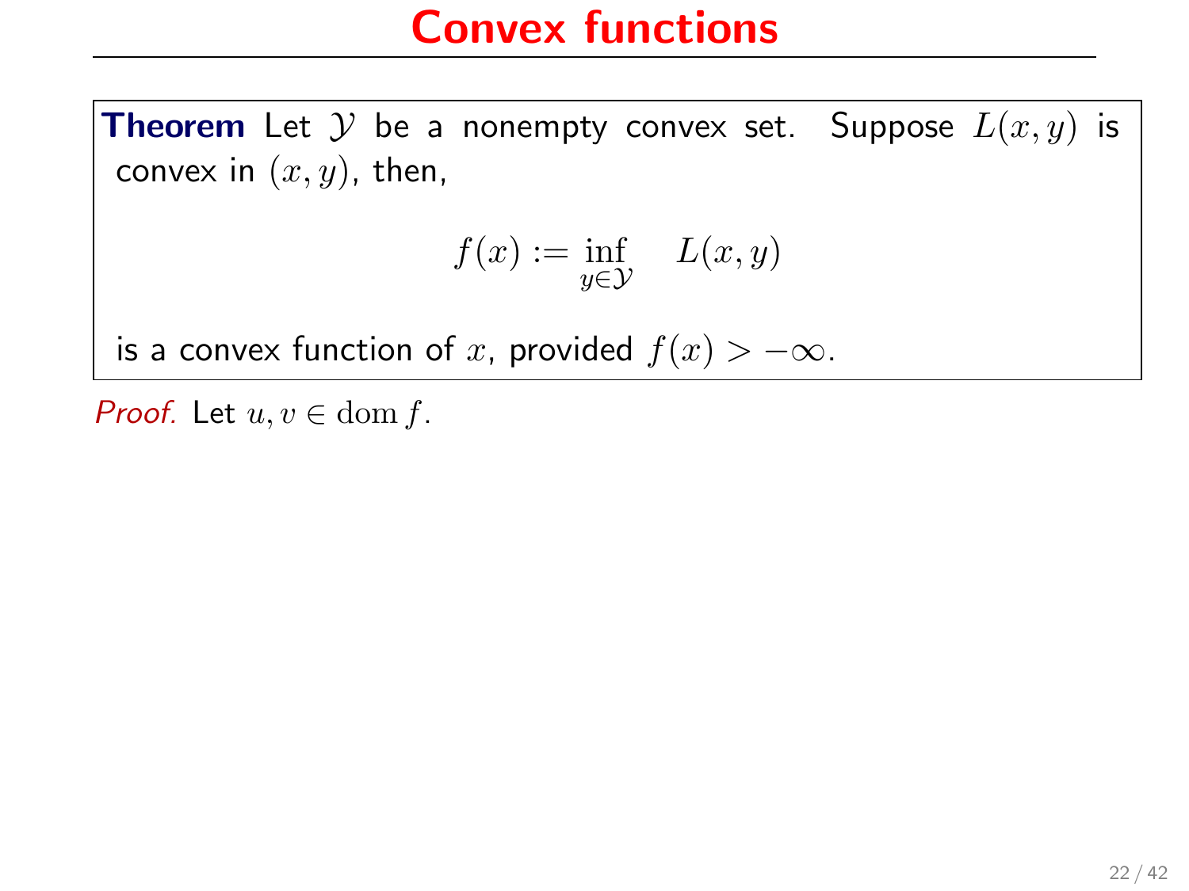# Convex functions

**Theorem** Let $\mathcal{Y}$ be a nonempty convex set. Suppose $L(x, y)$ is convex in $(x, y)$, then,

$$f(x) := \inf_{y \in \mathcal{Y}} \quad L(x, y)$$

is a convex function of $x$, provided $f(x) > -\infty$.

*Proof.* Let $u, v \in \operatorname{dom} f$.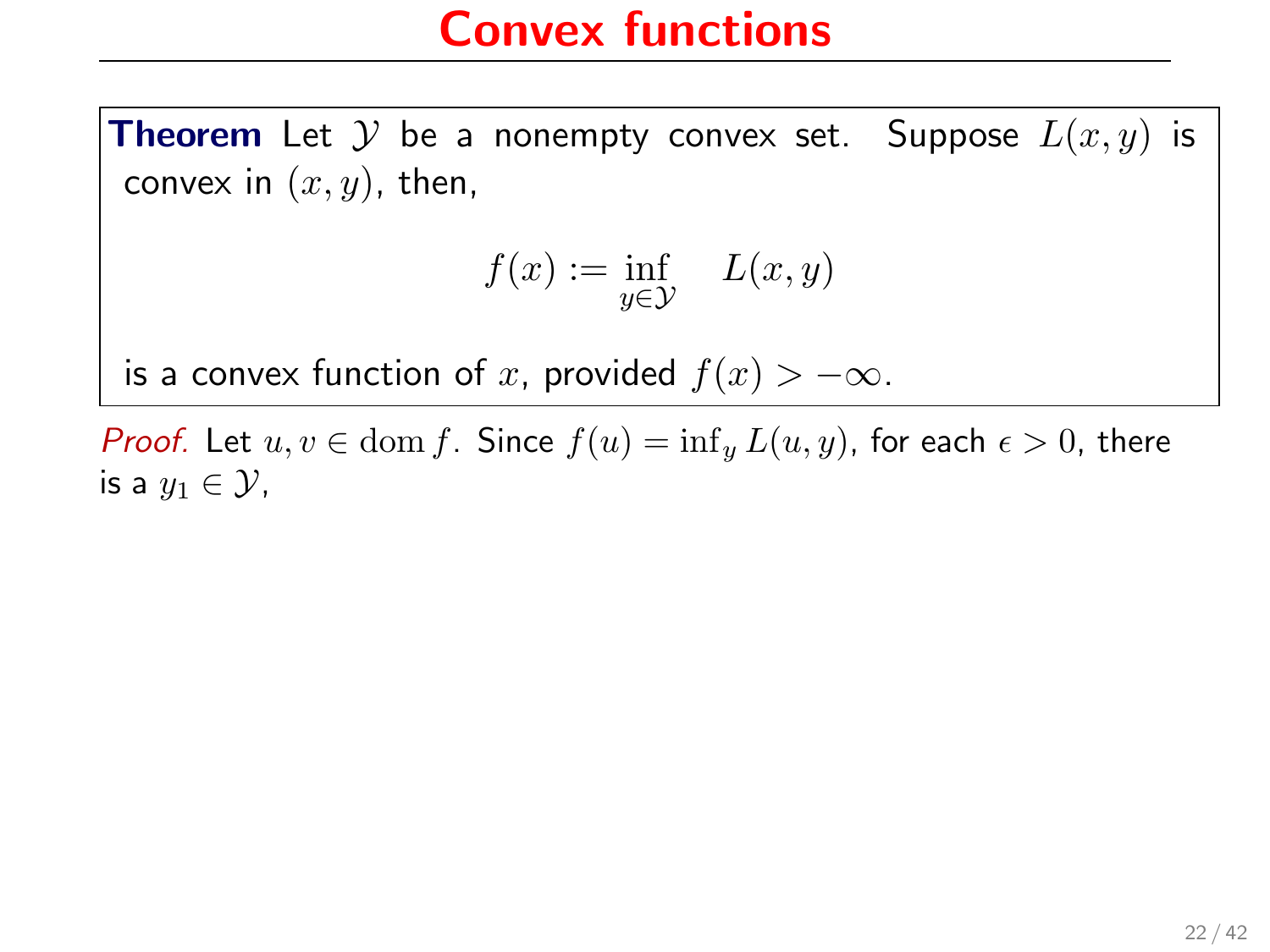# Convex functions

**Theorem** Let $\mathcal{Y}$ be a nonempty convex set. Suppose $L(x, y)$ is convex in $(x, y)$, then,

$$f(x) := \inf_{y \in \mathcal{Y}} \quad L(x, y)$$

is a convex function of $x$, provided $f(x) > -\infty$.

*Proof.* Let $u, v \in \operatorname{dom} f$. Since $f(u) = \inf_y L(u, y)$, for each $\epsilon > 0$, there is a $y_1 \in \mathcal{Y}$,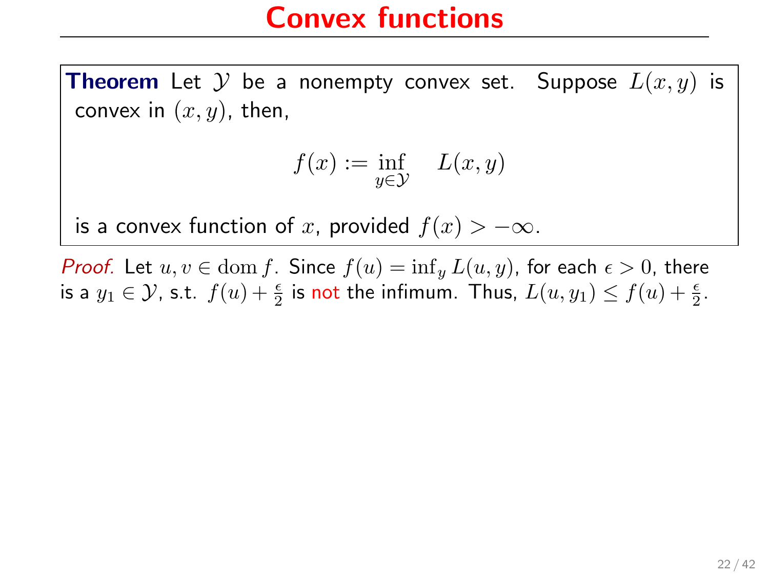# Convex functions

**Theorem** Let $\mathcal{Y}$ be a nonempty convex set. Suppose $L(x,y)$ is convex in $(x,y)$, then,

$$f(x) := \inf_{y \in \mathcal{Y}} \quad L(x,y)$$

is a convex function of $x$, provided $f(x) > -\infty$.

*Proof.* Let $u, v \in \operatorname{dom} f$. Since $f(u) = \inf_y L(u,y)$, for each $\epsilon > 0$, there is a $y_1 \in \mathcal{Y}$, s.t. $f(u) + \frac{\epsilon}{2}$ is not the infimum. Thus, $L(u, y_1) \leq f(u) + \frac{\epsilon}{2}$.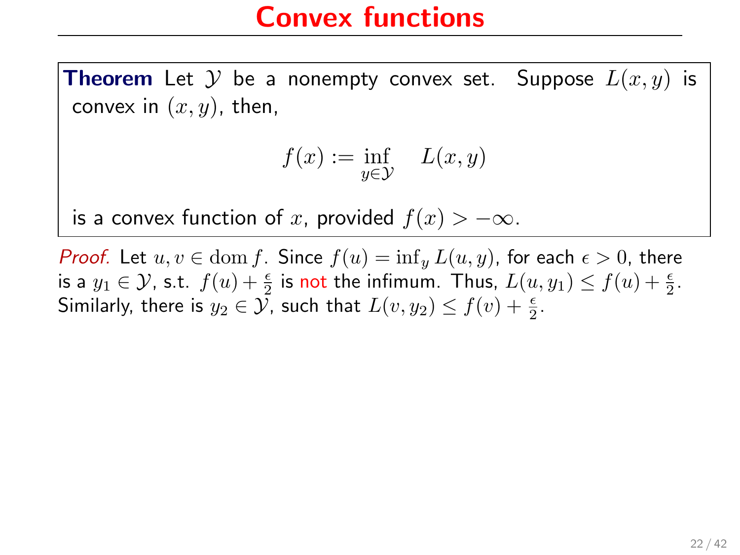# Convex functions

**Theorem** Let $\mathcal{Y}$ be a nonempty convex set. Suppose $L(x, y)$ is convex in $(x, y)$, then,

$$f(x) := \inf_{y \in \mathcal{Y}} \quad L(x, y)$$

is a convex function of $x$, provided $f(x) > -\infty$.

*Proof.* Let $u, v \in \operatorname{dom} f$. Since $f(u) = \inf_y L(u, y)$, for each $\epsilon > 0$, there is a $y_1 \in \mathcal{Y}$, s.t. $f(u) + \frac{\epsilon}{2}$ is not the infimum. Thus, $L(u, y_1) \leq f(u) + \frac{\epsilon}{2}$. Similarly, there is $y_2 \in \mathcal{Y}$, such that $L(v, y_2) \leq f(v) + \frac{\epsilon}{2}$.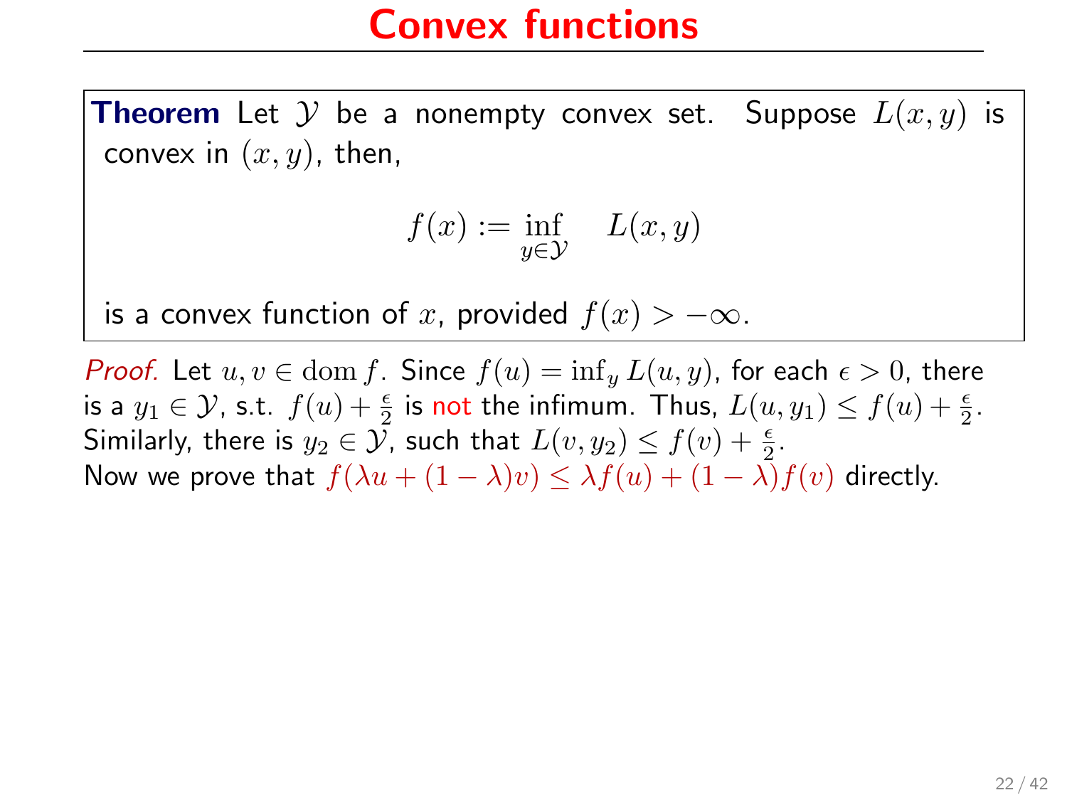# Convex functions

**Theorem** Let $\mathcal{Y}$ be a nonempty convex set. Suppose $L(x, y)$ is convex in $(x, y)$, then,

$$f(x) := \inf_{y \in \mathcal{Y}} \quad L(x, y)$$

is a convex function of $x$, provided $f(x) > -\infty$.

*Proof.* Let $u, v \in \operatorname{dom} f$. Since $f(u) = \inf_y L(u, y)$, for each $\epsilon > 0$, there is a $y_1 \in \mathcal{Y}$, s.t. $f(u) + \frac{\epsilon}{2}$ is not the infimum. Thus, $L(u, y_1) \leq f(u) + \frac{\epsilon}{2}$. Similarly, there is $y_2 \in \mathcal{Y}$, such that $L(v, y_2) \leq f(v) + \frac{\epsilon}{2}$.
Now we prove that $f(\lambda u + (1 - \lambda)v) \leq \lambda f(u) + (1 - \lambda)f(v)$ directly.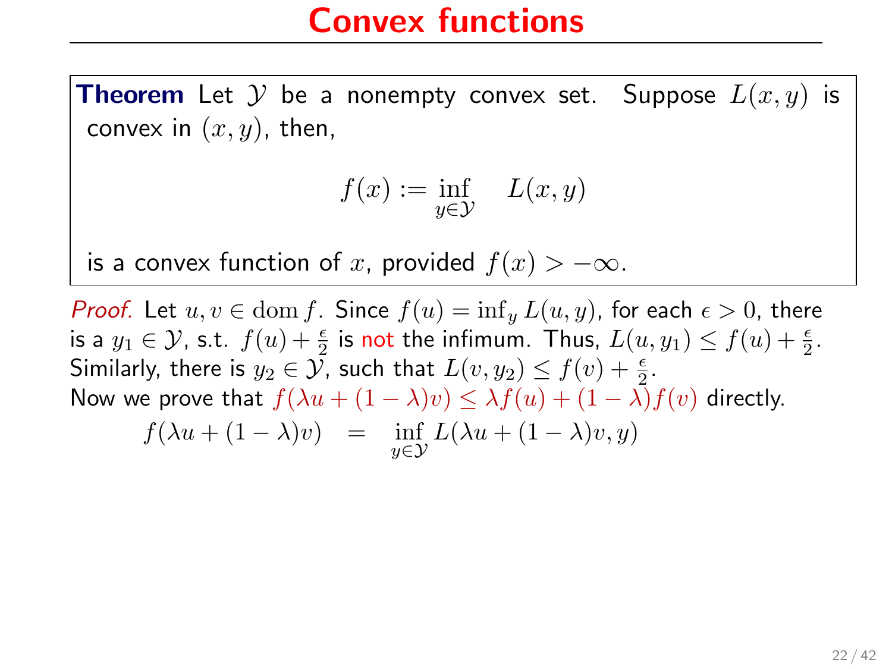# Convex functions

**Theorem** Let $\mathcal{Y}$ be a nonempty convex set. Suppose $L(x, y)$ is convex in $(x, y)$, then,

$$f(x) := \inf_{y \in \mathcal{Y}} \quad L(x, y)$$

is a convex function of $x$, provided $f(x) > -\infty$.

*Proof.* Let $u, v \in \operatorname{dom} f$. Since $f(u) = \inf_y L(u, y)$, for each $\epsilon > 0$, there is a $y_1 \in \mathcal{Y}$, s.t. $f(u) + \frac{\epsilon}{2}$ is not the infimum. Thus, $L(u, y_1) \leq f(u) + \frac{\epsilon}{2}$.
Similarly, there is $y_2 \in \mathcal{Y}$, such that $L(v, y_2) \leq f(v) + \frac{\epsilon}{2}$.
Now we prove that $f(\lambda u + (1 - \lambda)v) \leq \lambda f(u) + (1 - \lambda) f(v)$ directly.

$$f(\lambda u + (1 - \lambda)v) \quad = \quad \inf_{y \in \mathcal{Y}} L(\lambda u + (1 - \lambda)v, y)$$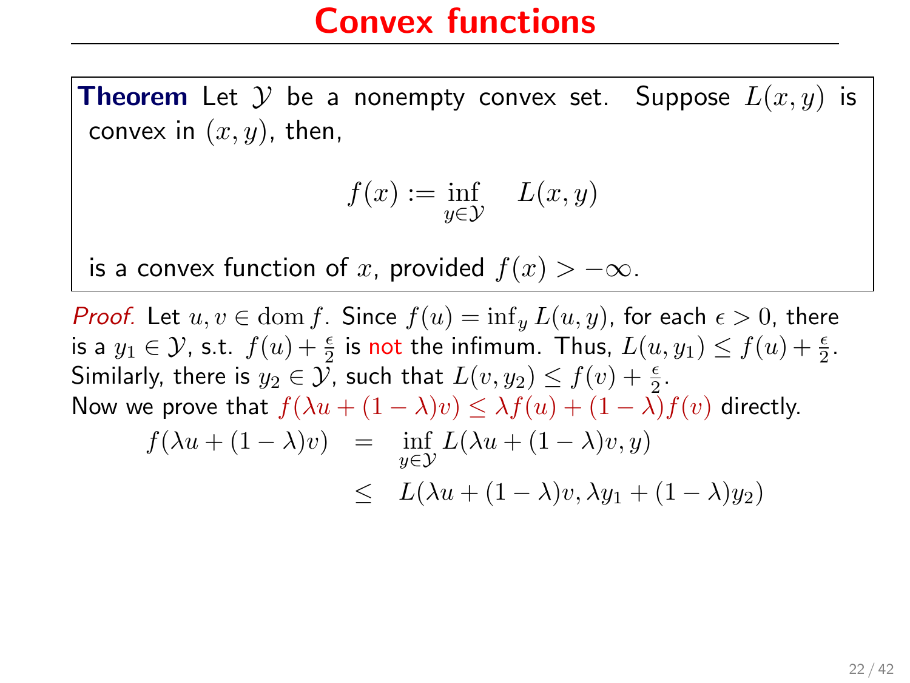# Convex functions

**Theorem** Let $\mathcal{Y}$ be a nonempty convex set. Suppose $L(x, y)$ is convex in $(x, y)$, then,

$$f(x) := \inf_{y \in \mathcal{Y}} \quad L(x, y)$$

is a convex function of $x$, provided $f(x) > -\infty$.

*Proof.* Let $u, v \in \operatorname{dom} f$. Since $f(u) = \inf_y L(u, y)$, for each $\epsilon > 0$, there is a $y_1 \in \mathcal{Y}$, s.t. $f(u) + \frac{\epsilon}{2}$ is not the infimum. Thus, $L(u, y_1) \leq f(u) + \frac{\epsilon}{2}$. Similarly, there is $y_2 \in \mathcal{Y}$, such that $L(v, y_2) \leq f(v) + \frac{\epsilon}{2}$.

Now we prove that $f(\lambda u + (1 - \lambda)v) \leq \lambda f(u) + (1 - \lambda) f(v)$ directly.

$$\begin{aligned} f(\lambda u + (1 - \lambda)v) &= \inf_{y \in \mathcal{Y}} L(\lambda u + (1 - \lambda)v, y) \\ &\leq L(\lambda u + (1 - \lambda)v, \lambda y_1 + (1 - \lambda)y_2) \end{aligned}$$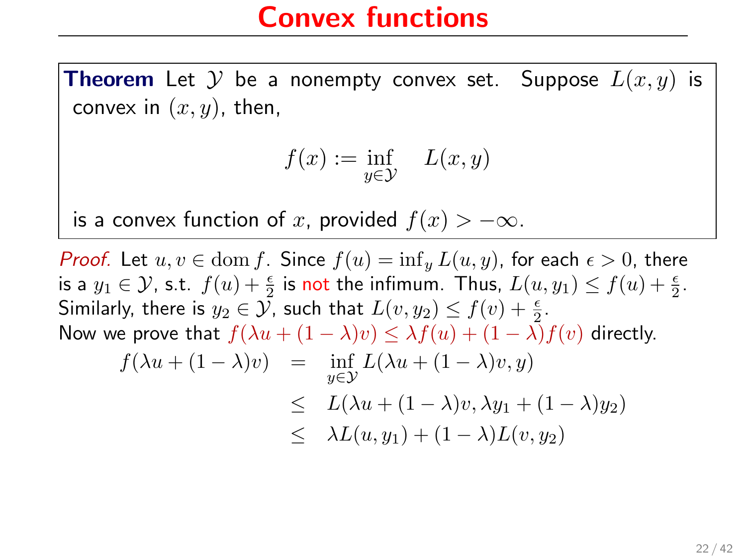# Convex functions

**Theorem** Let $\mathcal{Y}$ be a nonempty convex set. Suppose $L(x, y)$ is convex in $(x, y)$, then,

$$f(x) := \inf_{y \in \mathcal{Y}} \quad L(x, y)$$

is a convex function of $x$, provided $f(x) > -\infty$.

*Proof.* Let $u, v \in \operatorname{dom} f$. Since $f(u) = \inf_y L(u, y)$, for each $\epsilon > 0$, there is a $y_1 \in \mathcal{Y}$, s.t. $f(u) + \frac{\epsilon}{2}$ is not the infimum. Thus, $L(u, y_1) \leq f(u) + \frac{\epsilon}{2}$. Similarly, there is $y_2 \in \mathcal{Y}$, such that $L(v, y_2) \leq f(v) + \frac{\epsilon}{2}$.
Now we prove that $f(\lambda u + (1 - \lambda)v) \leq \lambda f(u) + (1 - \lambda) f(v)$ directly.

$$\begin{aligned} f(\lambda u + (1 - \lambda)v) &= \inf_{y \in \mathcal{Y}} L(\lambda u + (1 - \lambda)v, y) \\ &\leq L(\lambda u + (1 - \lambda)v, \lambda y_1 + (1 - \lambda) y_2) \\ &\leq \lambda L(u, y_1) + (1 - \lambda) L(v, y_2) \end{aligned}$$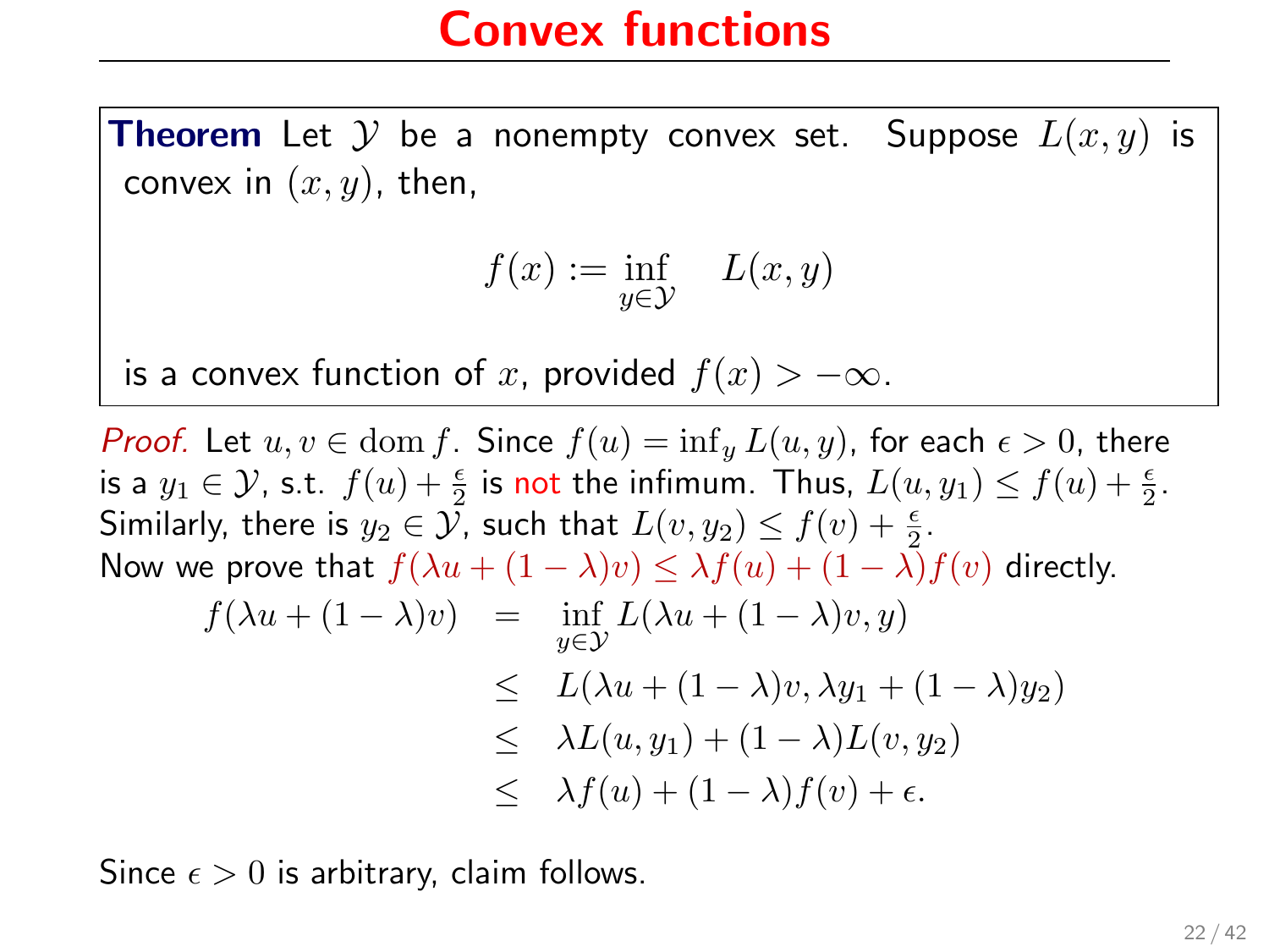# Convex functions

**Theorem** Let $\mathcal{Y}$ be a nonempty convex set. Suppose $L(x, y)$ is convex in $(x, y)$, then,

$$f(x) := \inf_{y \in \mathcal{Y}} \quad L(x, y)$$

is a convex function of $x$, provided $f(x) > -\infty$.

*Proof.* Let $u, v \in \operatorname{dom} f$. Since $f(u) = \inf_y L(u, y)$, for each $\epsilon > 0$, there is a $y_1 \in \mathcal{Y}$, s.t. $f(u) + \frac{\epsilon}{2}$ is not the infimum. Thus, $L(u, y_1) \leq f(u) + \frac{\epsilon}{2}$. Similarly, there is $y_2 \in \mathcal{Y}$, such that $L(v, y_2) \leq f(v) + \frac{\epsilon}{2}$.
Now we prove that $f(\lambda u + (1 - \lambda)v) \leq \lambda f(u) + (1 - \lambda) f(v)$ directly.

$$\begin{aligned}
f(\lambda u + (1 - \lambda)v) &= \inf_{y \in \mathcal{Y}} L(\lambda u + (1 - \lambda)v, y) \\
&\leq L(\lambda u + (1 - \lambda)v, \lambda y_1 + (1 - \lambda)y_2) \\
&\leq \lambda L(u, y_1) + (1 - \lambda) L(v, y_2) \\
&\leq \lambda f(u) + (1 - \lambda) f(v) + \epsilon.
\end{aligned}$$

Since $\epsilon > 0$ is arbitrary, claim follows.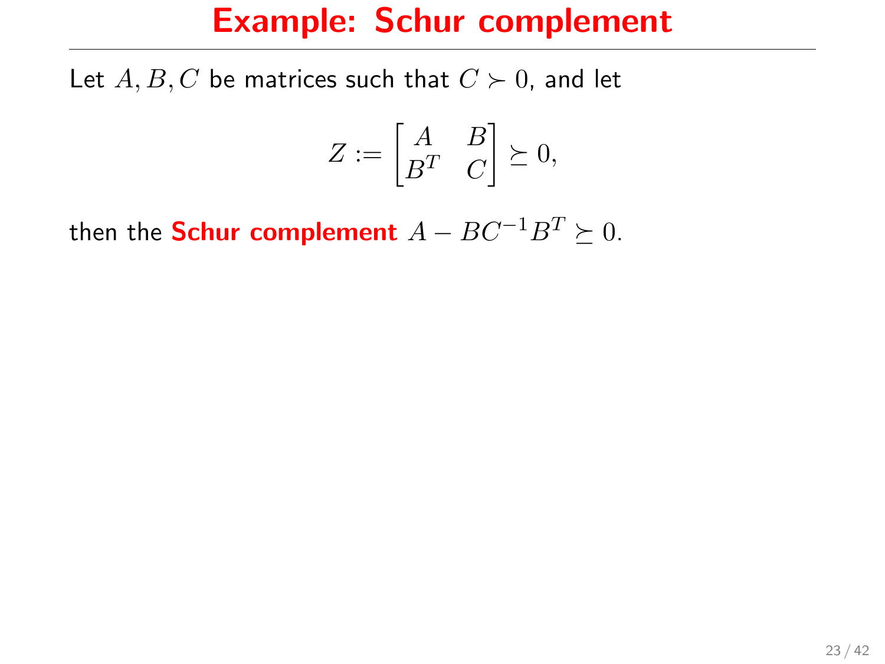# Example: Schur complement

Let $A, B, C$ be matrices such that $C \succ 0$, and let

$$Z := \begin{bmatrix} A & B \\ B^T & C \end{bmatrix} \succeq 0,$$

then the **Schur complement** $A - BC^{-1}B^T \succeq 0$.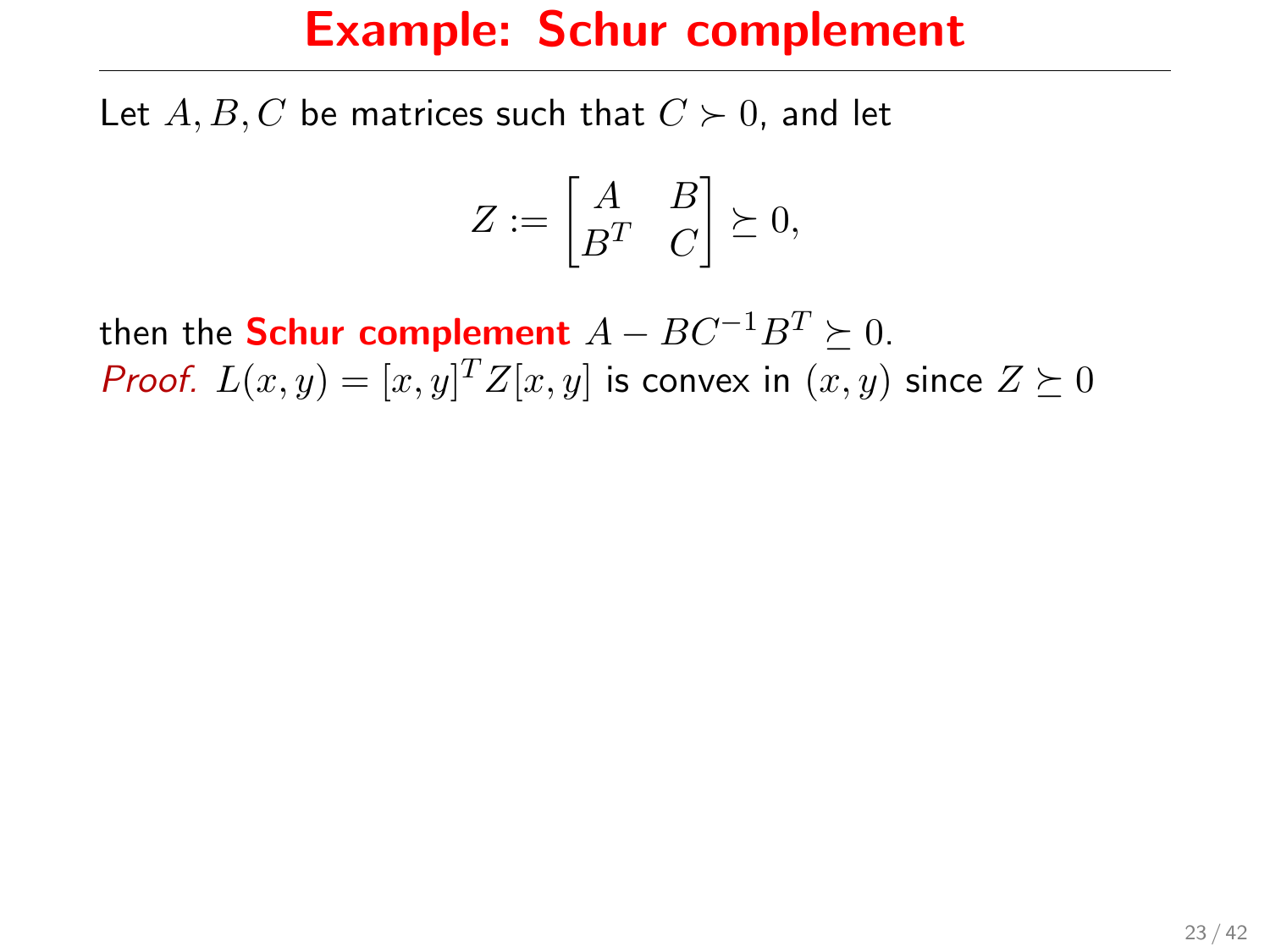# Example: Schur complement

Let $A, B, C$ be matrices such that $C \succ 0$, and let

$$Z := \begin{bmatrix} A & B \\ B^T & C \end{bmatrix} \succeq 0,$$

then the **Schur complement** $A - BC^{-1}B^T \succeq 0$.

*Proof.* $L(x, y) = [x, y]^T Z[x, y]$ is convex in $(x, y)$ since $Z \succeq 0$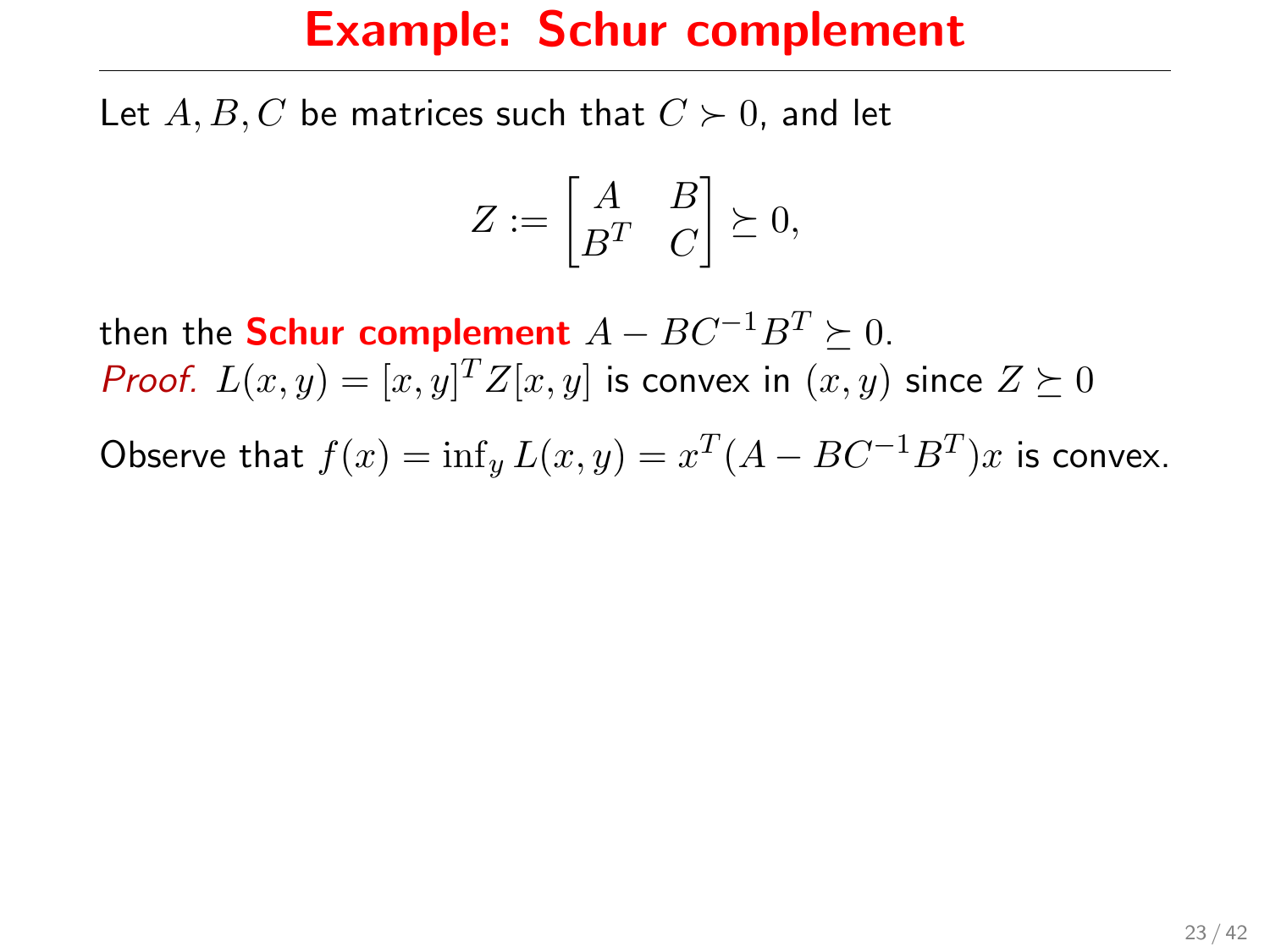# Example: Schur complement

Let $A, B, C$ be matrices such that $C \succ 0$, and let

$$Z := \begin{bmatrix} A & B \\ B^T & C \end{bmatrix} \succeq 0,$$

then the **Schur complement** $A - BC^{-1}B^T \succeq 0$.
*Proof.* $L(x, y) = [x, y]^T Z [x, y]$ is convex in $(x, y)$ since $Z \succeq 0$

Observe that $f(x) = \inf_y L(x, y) = x^T(A - BC^{-1}B^T)x$ is convex.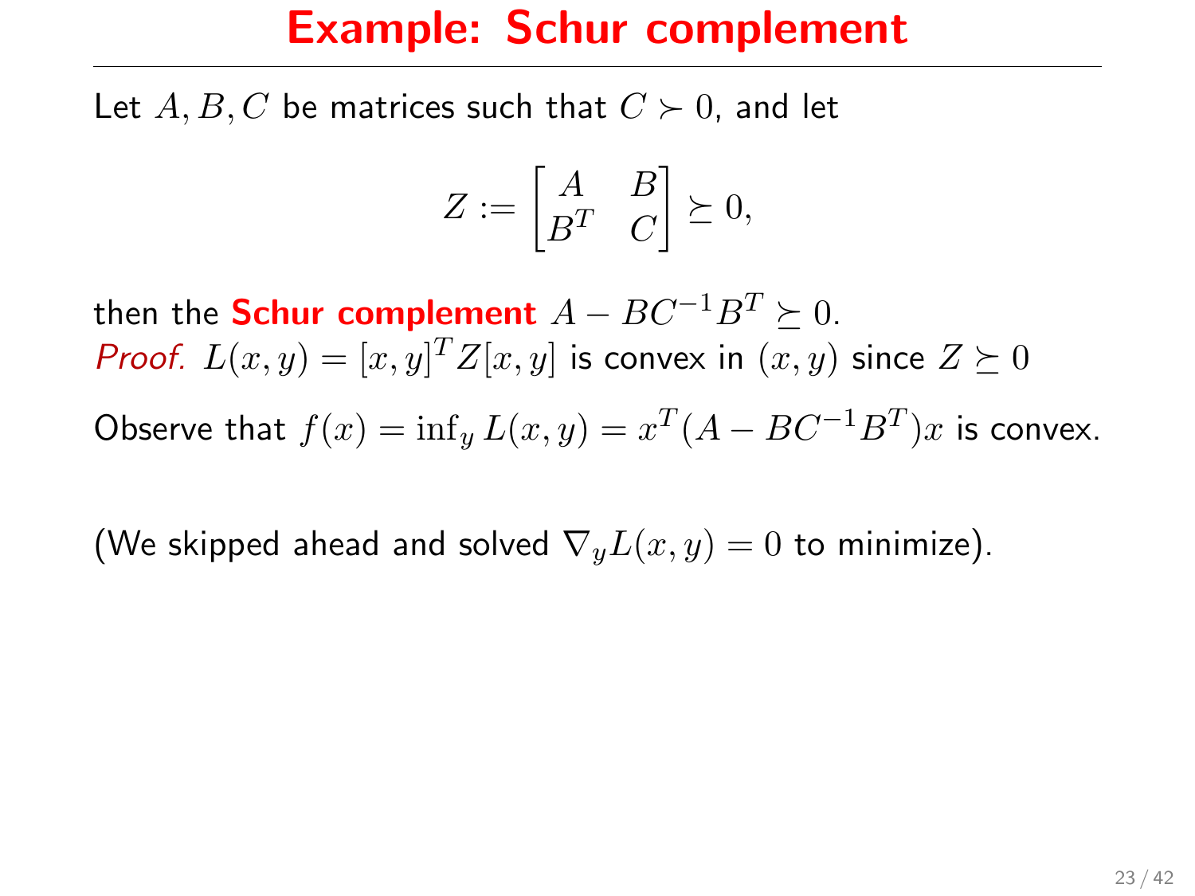# Example: Schur complement

Let $A, B, C$ be matrices such that $C \succ 0$, and let

$$Z := \begin{bmatrix} A & B \\ B^T & C \end{bmatrix} \succeq 0,$$

then the **Schur complement** $A - BC^{-1}B^T \succeq 0$.

*Proof.* $L(x, y) = [x, y]^T Z[x, y]$ is convex in $(x, y)$ since $Z \succeq 0$

Observe that $f(x) = \inf_y L(x, y) = x^T(A - BC^{-1}B^T)x$ is convex.

(We skipped ahead and solved $\nabla_y L(x, y) = 0$ to minimize).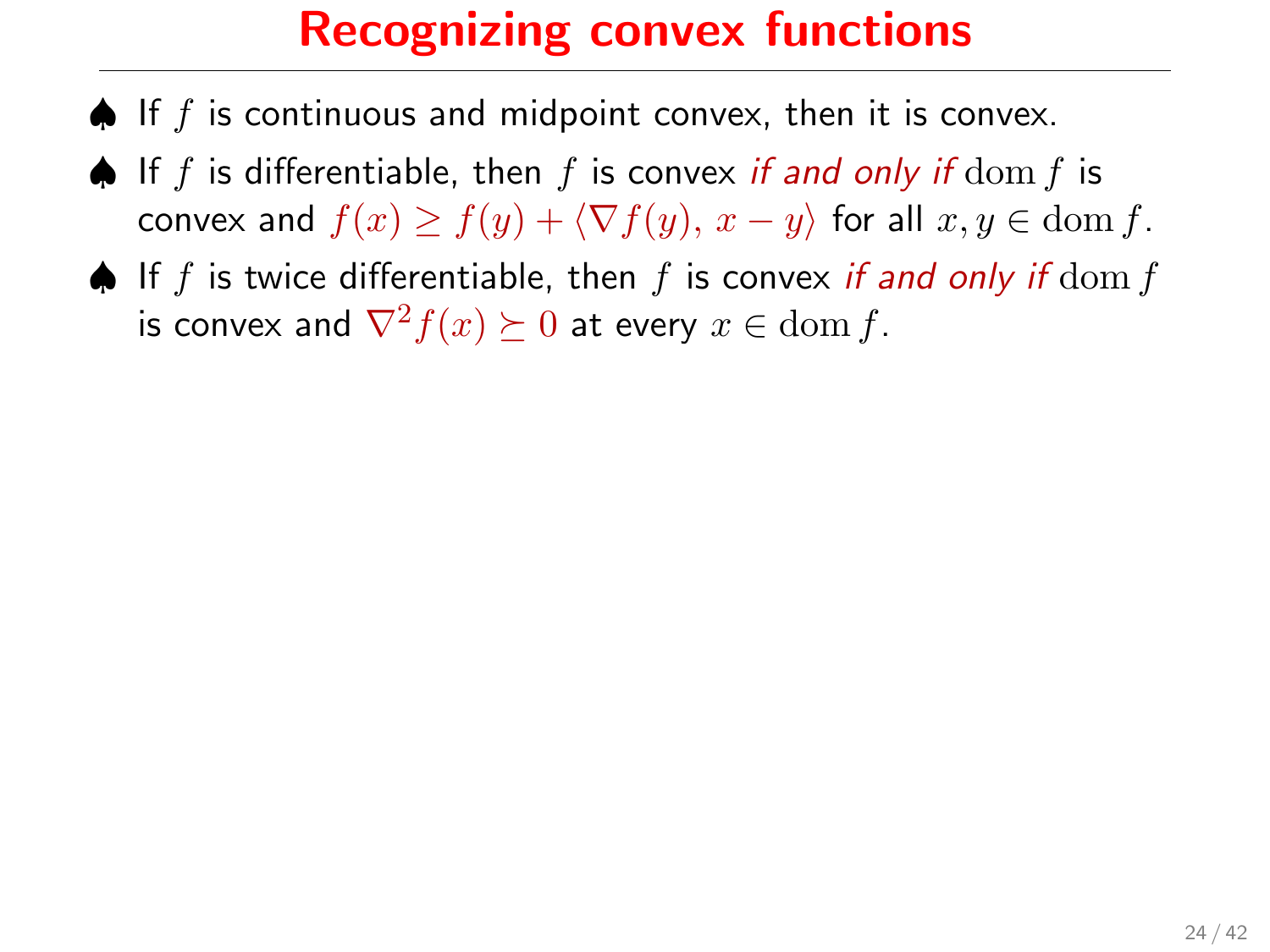# Recognizing convex functions

- ♠ If $f$ is continuous and midpoint convex, then it is convex.
- ♠ If $f$ is differentiable, then $f$ is convex *if and only if* $\operatorname{dom} f$ is convex and $f(x) \geq f(y) + \langle \nabla f(y), x - y \rangle$ for all $x, y \in \operatorname{dom} f$.
- ♠ If $f$ is twice differentiable, then $f$ is convex *if and only if* $\operatorname{dom} f$ is convex and $\nabla^2 f(x) \succeq 0$ at every $x \in \operatorname{dom} f$.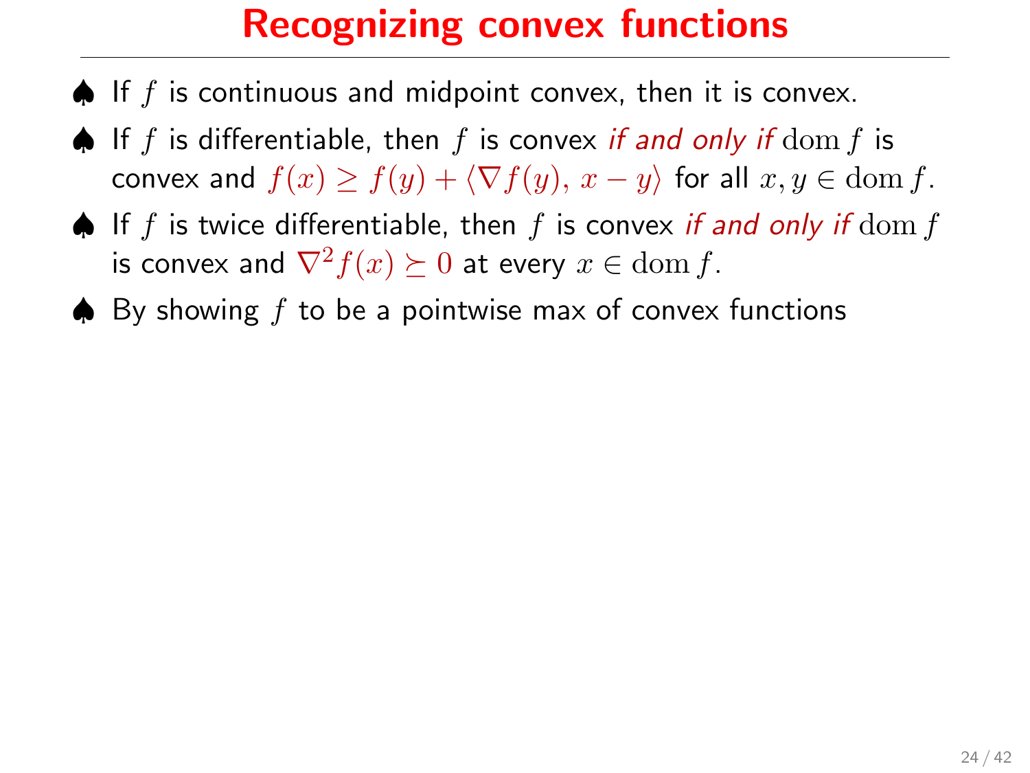# Recognizing convex functions

- ♠ If $f$ is continuous and midpoint convex, then it is convex.
- ♠ If $f$ is differentiable, then $f$ is convex *if and only if* $\operatorname{dom} f$ is convex and $f(x) \geq f(y) + \langle \nabla f(y),\, x - y \rangle$ for all $x, y \in \operatorname{dom} f$.
- ♠ If $f$ is twice differentiable, then $f$ is convex *if and only if* $\operatorname{dom} f$ is convex and $\nabla^2 f(x) \succeq 0$ at every $x \in \operatorname{dom} f$.
- ♠ By showing $f$ to be a pointwise max of convex functions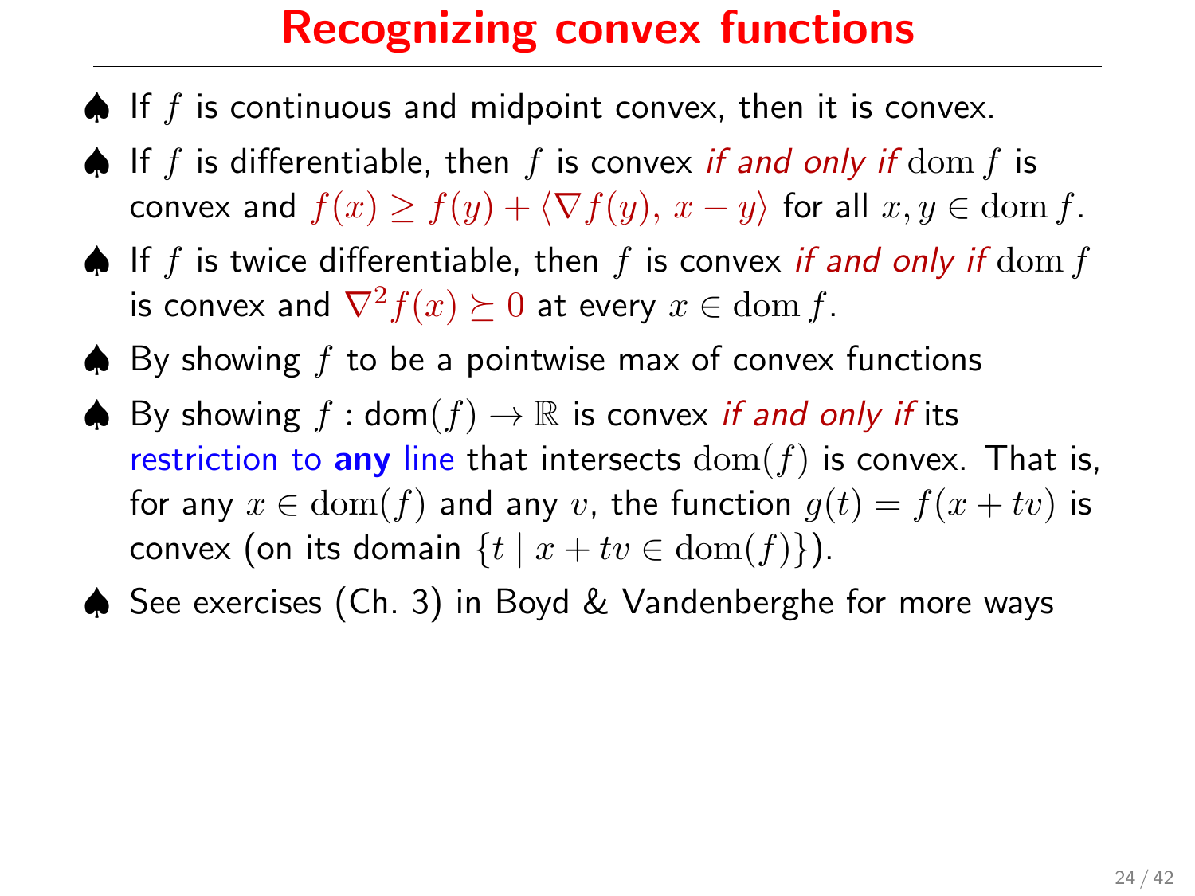# Recognizing convex functions

- If $f$ is continuous and midpoint convex, then it is convex.
- If $f$ is differentiable, then $f$ is convex *if and only if* $\mathrm{dom}\, f$ is convex and $f(x) \geq f(y) + \langle \nabla f(y),\, x - y \rangle$ for all $x, y \in \mathrm{dom}\, f$.
- If $f$ is twice differentiable, then $f$ is convex *if and only if* $\mathrm{dom}\, f$ is convex and $\nabla^2 f(x) \succeq 0$ at every $x \in \mathrm{dom}\, f$.
- By showing $f$ to be a pointwise max of convex functions
- By showing $f : \mathrm{dom}(f) \to \mathbb{R}$ is convex *if and only if* its restriction to **any** line that intersects $\mathrm{dom}(f)$ is convex. That is, for any $x \in \mathrm{dom}(f)$ and any $v$, the function $g(t) = f(x + tv)$ is convex (on its domain $\{t \mid x + tv \in \mathrm{dom}(f)\}$).
- See exercises (Ch. 3) in Boyd & Vandenberghe for more ways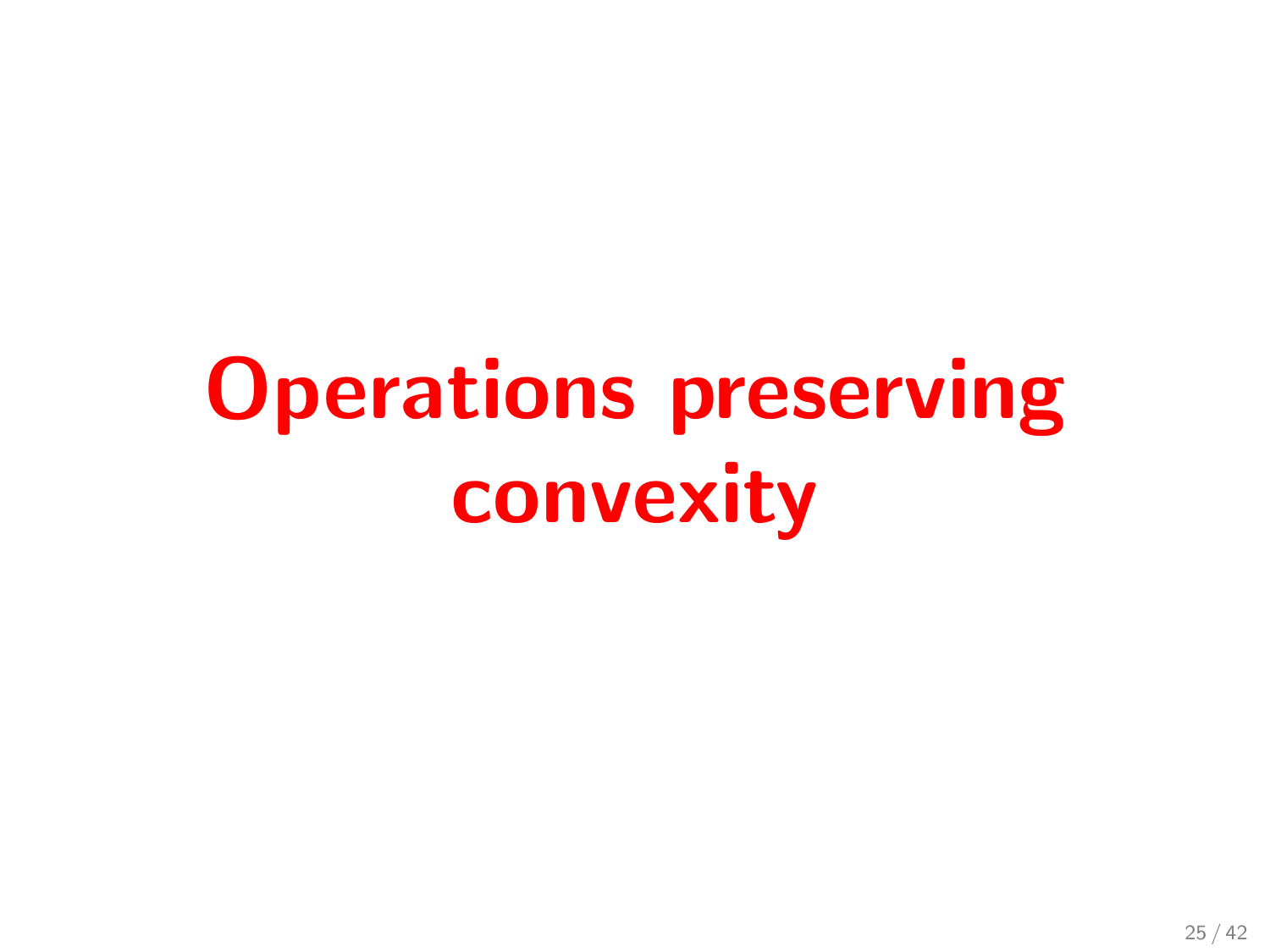# Operations preserving convexity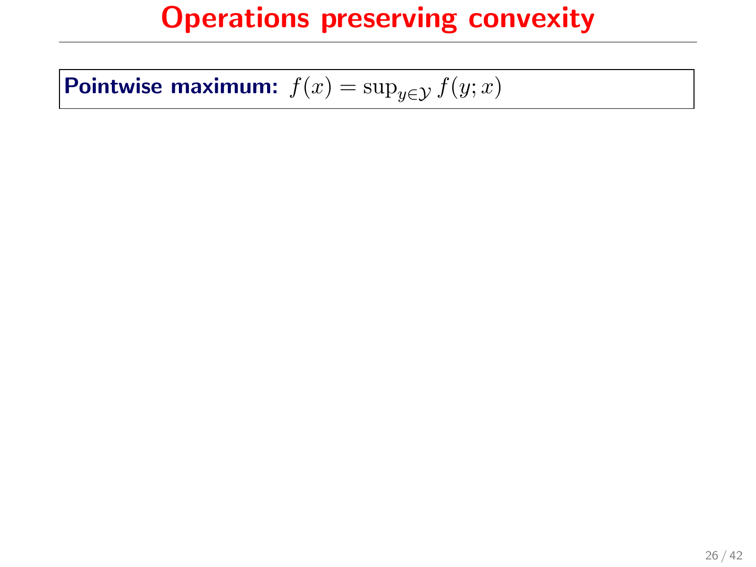# Operations preserving convexity

**Pointwise maximum:** $f(x) = \sup_{y \in \mathcal{Y}} f(y; x)$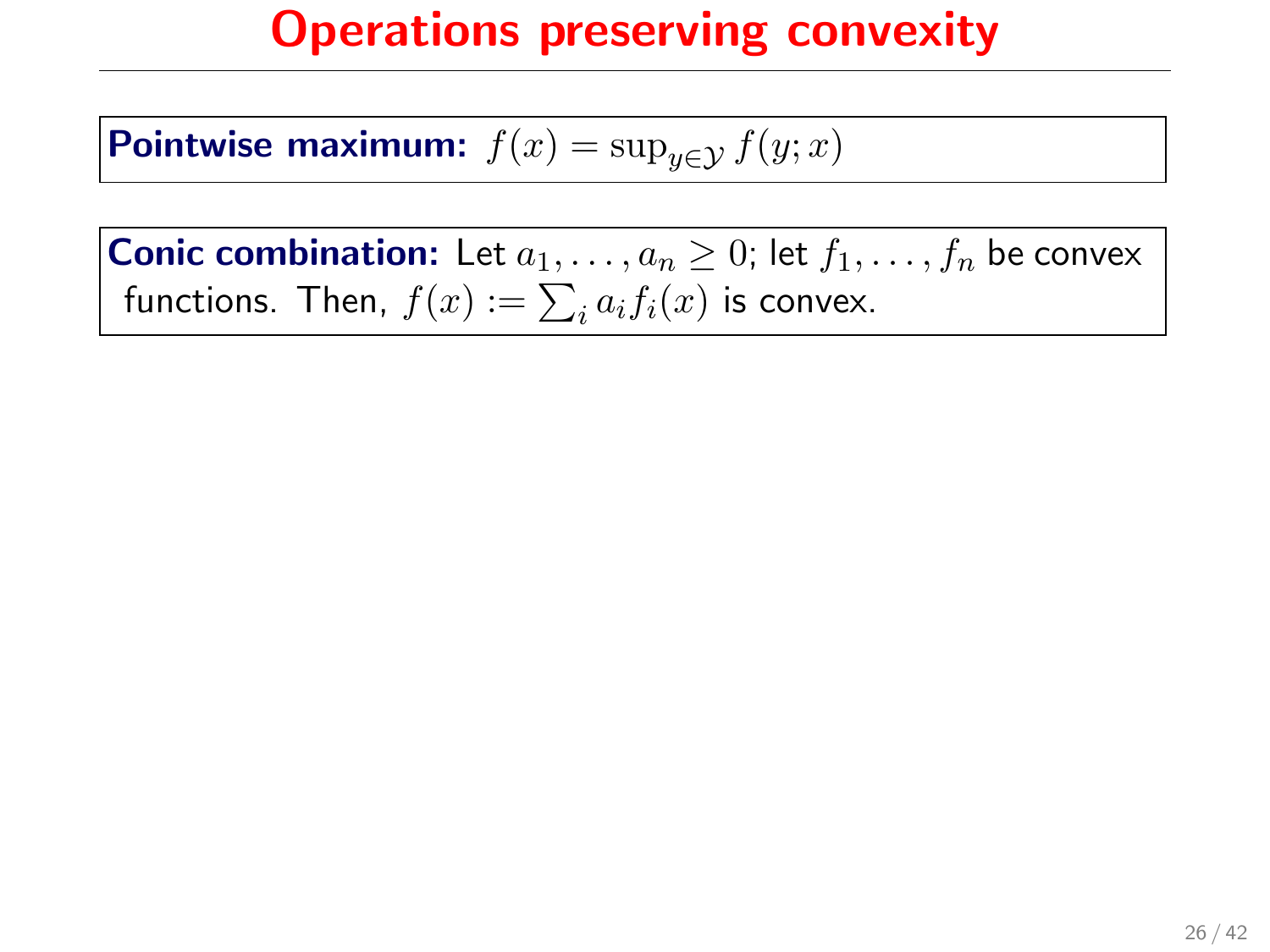# Operations preserving convexity

**Pointwise maximum:** $f(x) = \sup_{y \in \mathcal{Y}} f(y; x)$

**Conic combination:** Let $a_1, \ldots, a_n \geq 0$; let $f_1, \ldots, f_n$ be convex functions. Then, $f(x) := \sum_i a_i f_i(x)$ is convex.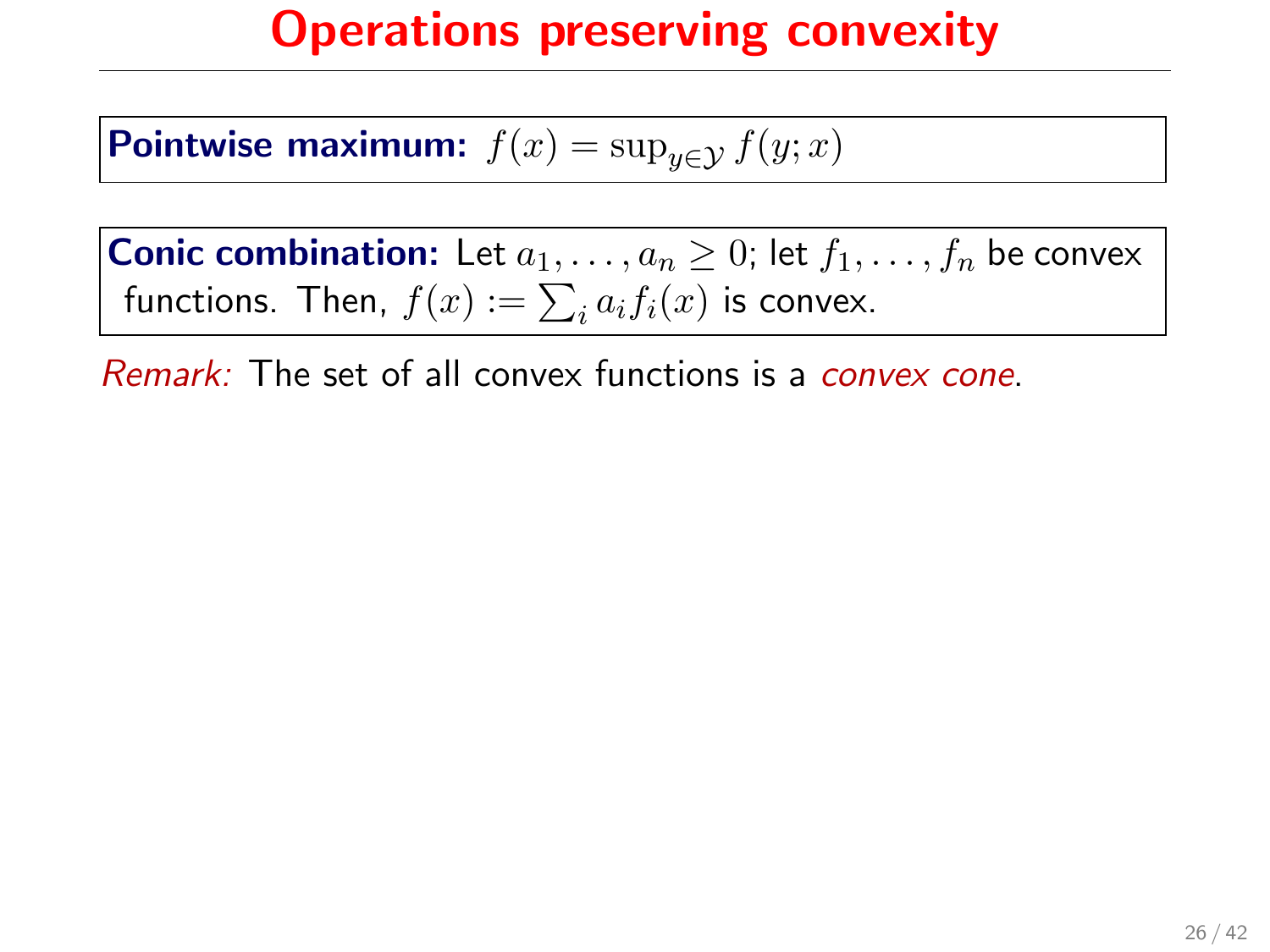# Operations preserving convexity

**Pointwise maximum:** $f(x) = \sup_{y \in \mathcal{Y}} f(y; x)$

**Conic combination:** Let $a_1, \ldots, a_n \geq 0$; let $f_1, \ldots, f_n$ be convex functions. Then, $f(x) := \sum_i a_i f_i(x)$ is convex.

*Remark:* The set of all convex functions is a *convex cone*.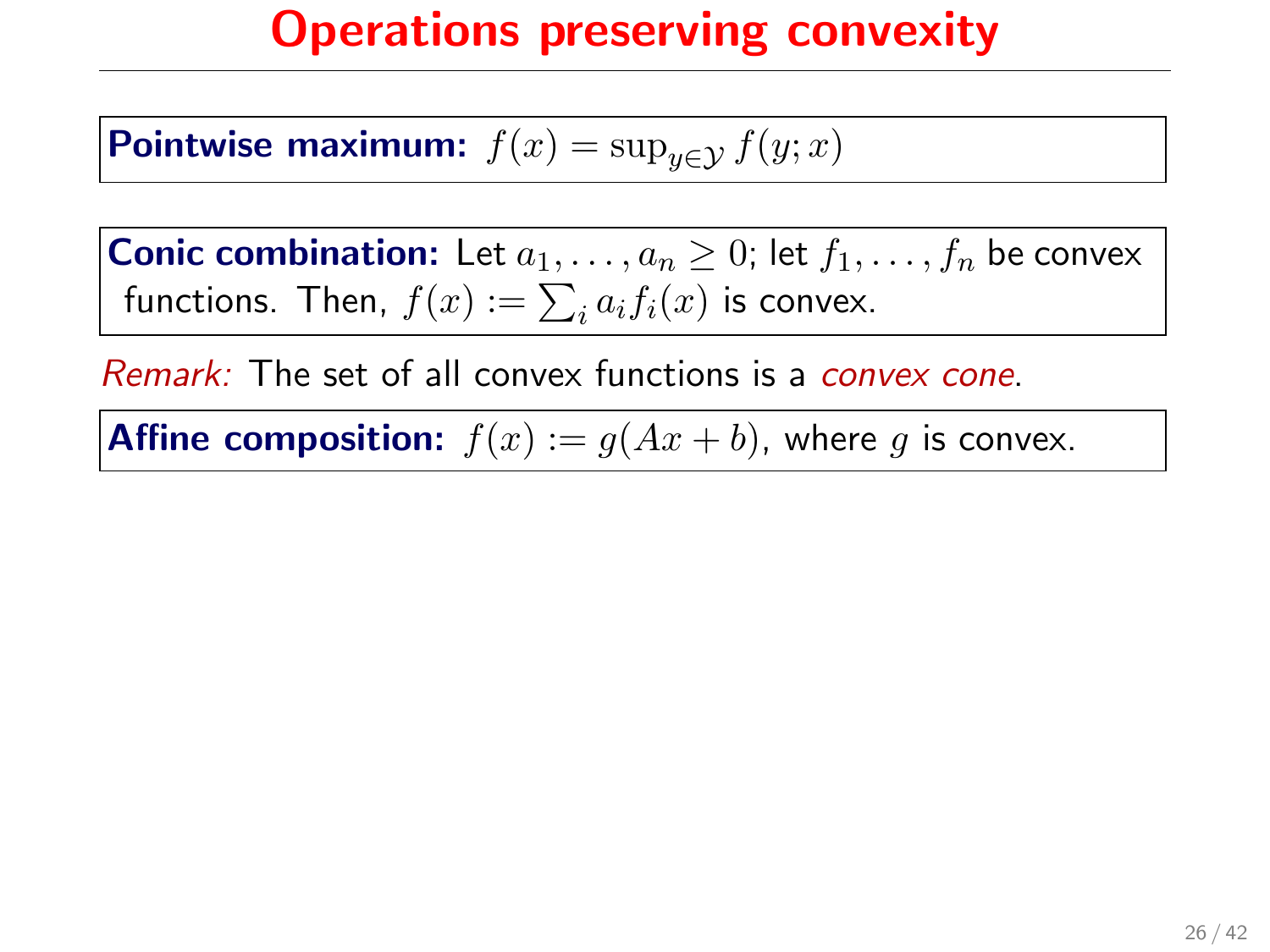# Operations preserving convexity

**Pointwise maximum:** $f(x) = \sup_{y \in \mathcal{Y}} f(y; x)$

**Conic combination:** Let $a_1, \ldots, a_n \geq 0$; let $f_1, \ldots, f_n$ be convex functions. Then, $f(x) := \sum_i a_i f_i(x)$ is convex.

*Remark:* The set of all convex functions is a *convex cone*.

**Affine composition:** $f(x) := g(Ax + b)$, where $g$ is convex.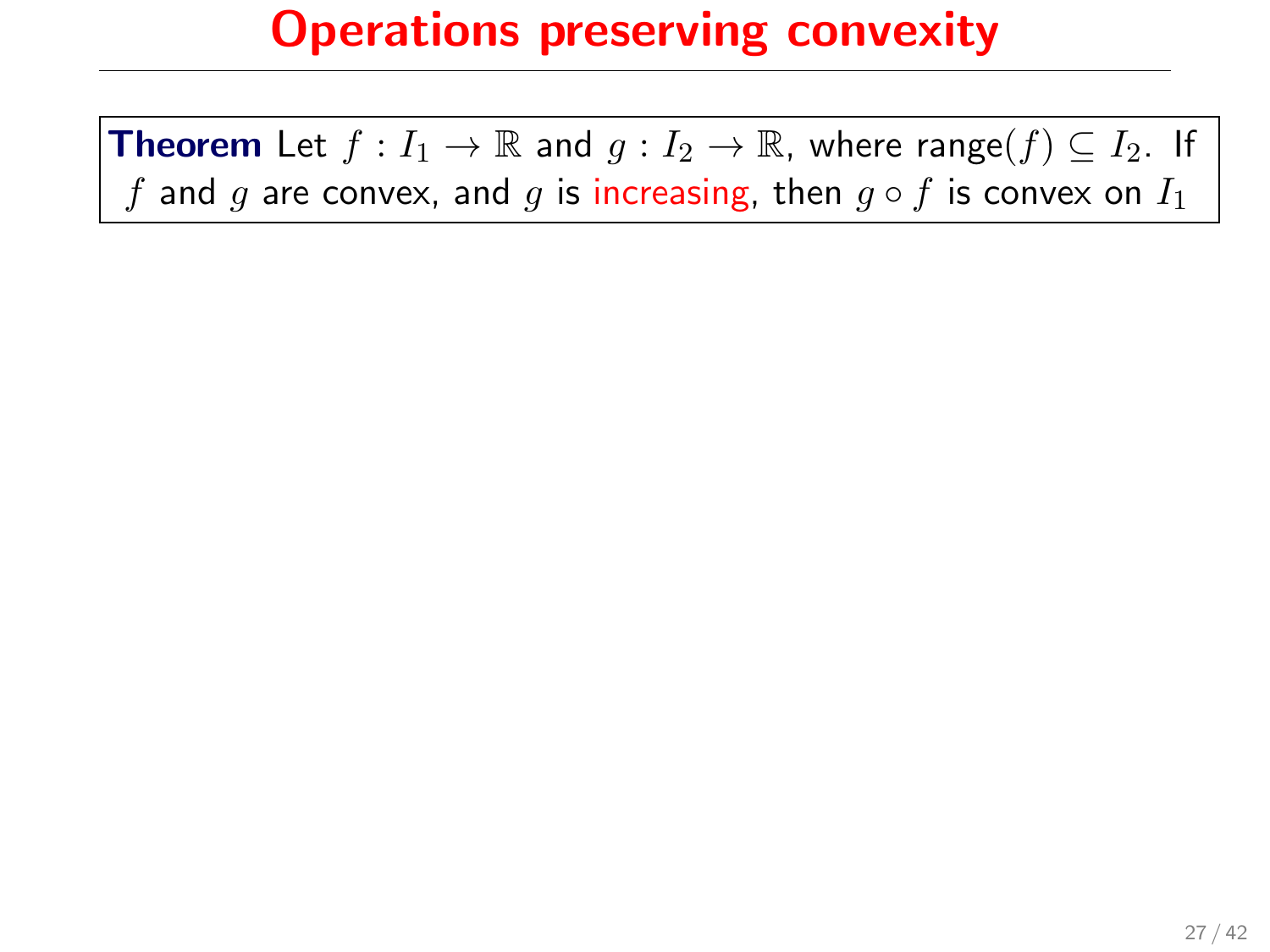# Operations preserving convexity

**Theorem** Let $f : I_1 \to \mathbb{R}$ and $g : I_2 \to \mathbb{R}$, where range$(f) \subseteq I_2$. If $f$ and $g$ are convex, and $g$ is increasing, then $g \circ f$ is convex on $I_1$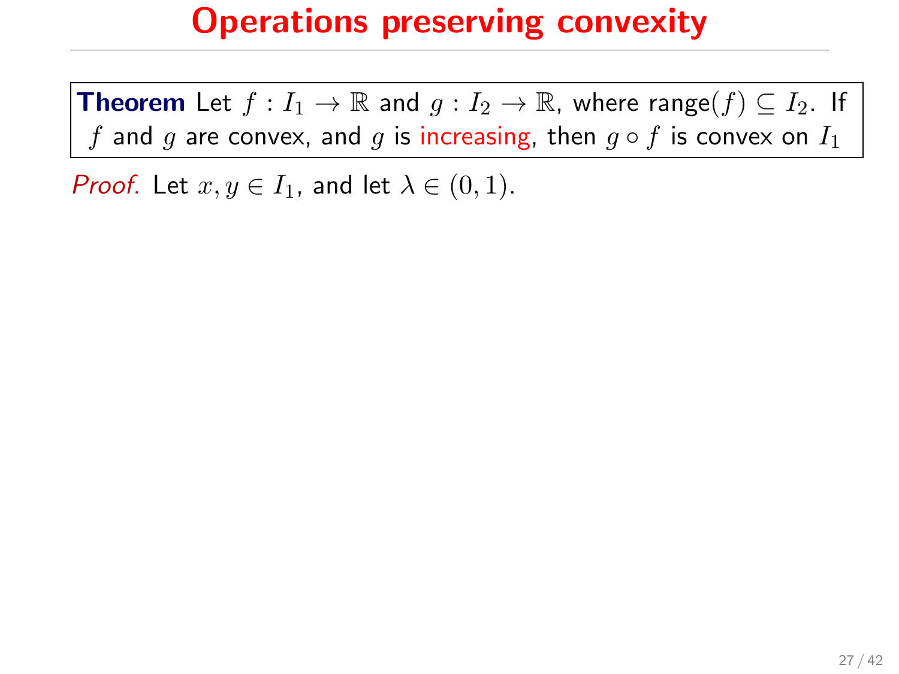# Operations preserving convexity

**Theorem** Let $f : I_1 \to \mathbb{R}$ and $g : I_2 \to \mathbb{R}$, where range$(f) \subseteq I_2$. If $f$ and $g$ are convex, and $g$ is increasing, then $g \circ f$ is convex on $I_1$

*Proof.* Let $x, y \in I_1$, and let $\lambda \in (0, 1)$.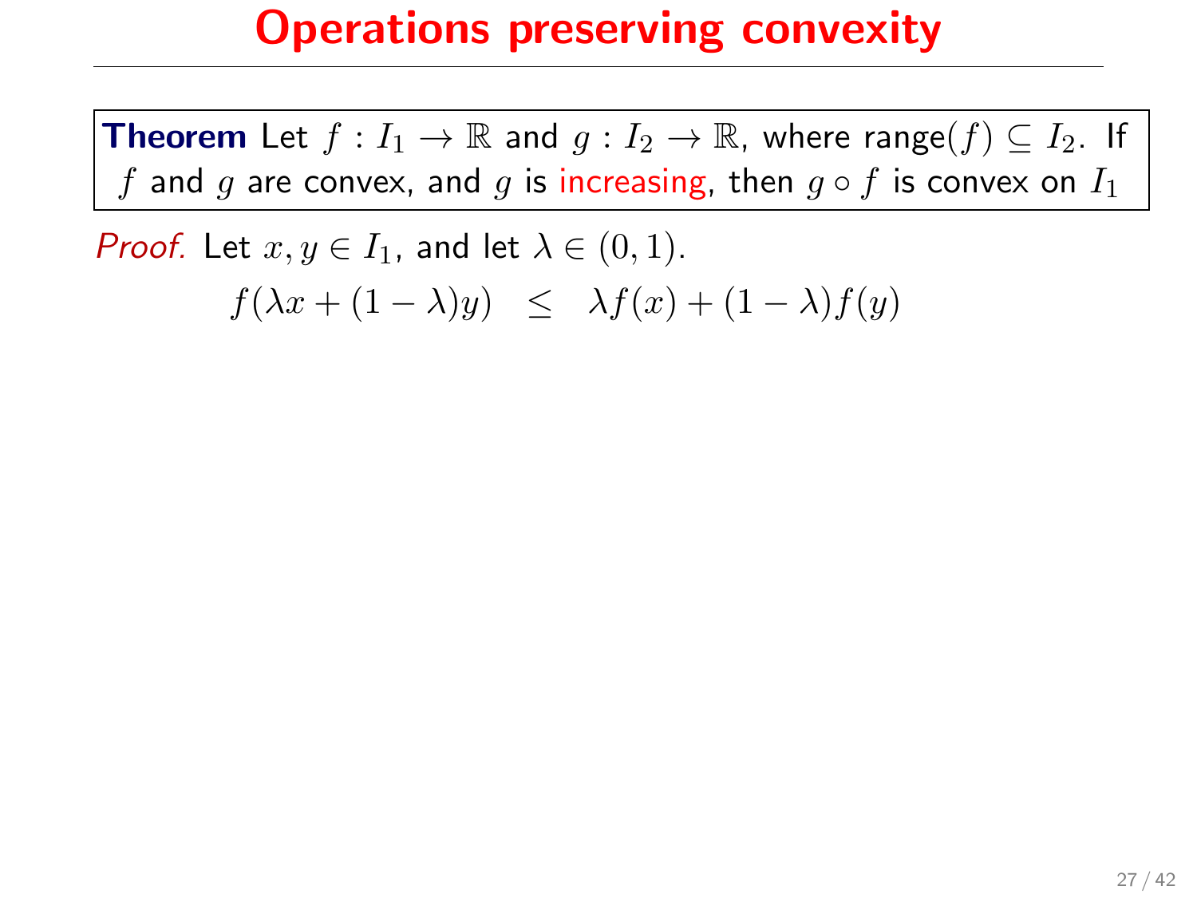# Operations preserving convexity

**Theorem** Let $f : I_1 \to \mathbb{R}$ and $g : I_2 \to \mathbb{R}$, where range$(f) \subseteq I_2$. If $f$ and $g$ are convex, and $g$ is increasing, then $g \circ f$ is convex on $I_1$

*Proof.* Let $x, y \in I_1$, and let $\lambda \in (0, 1)$.

$$f(\lambda x + (1-\lambda)y) \quad \leq \quad \lambda f(x) + (1-\lambda)f(y)$$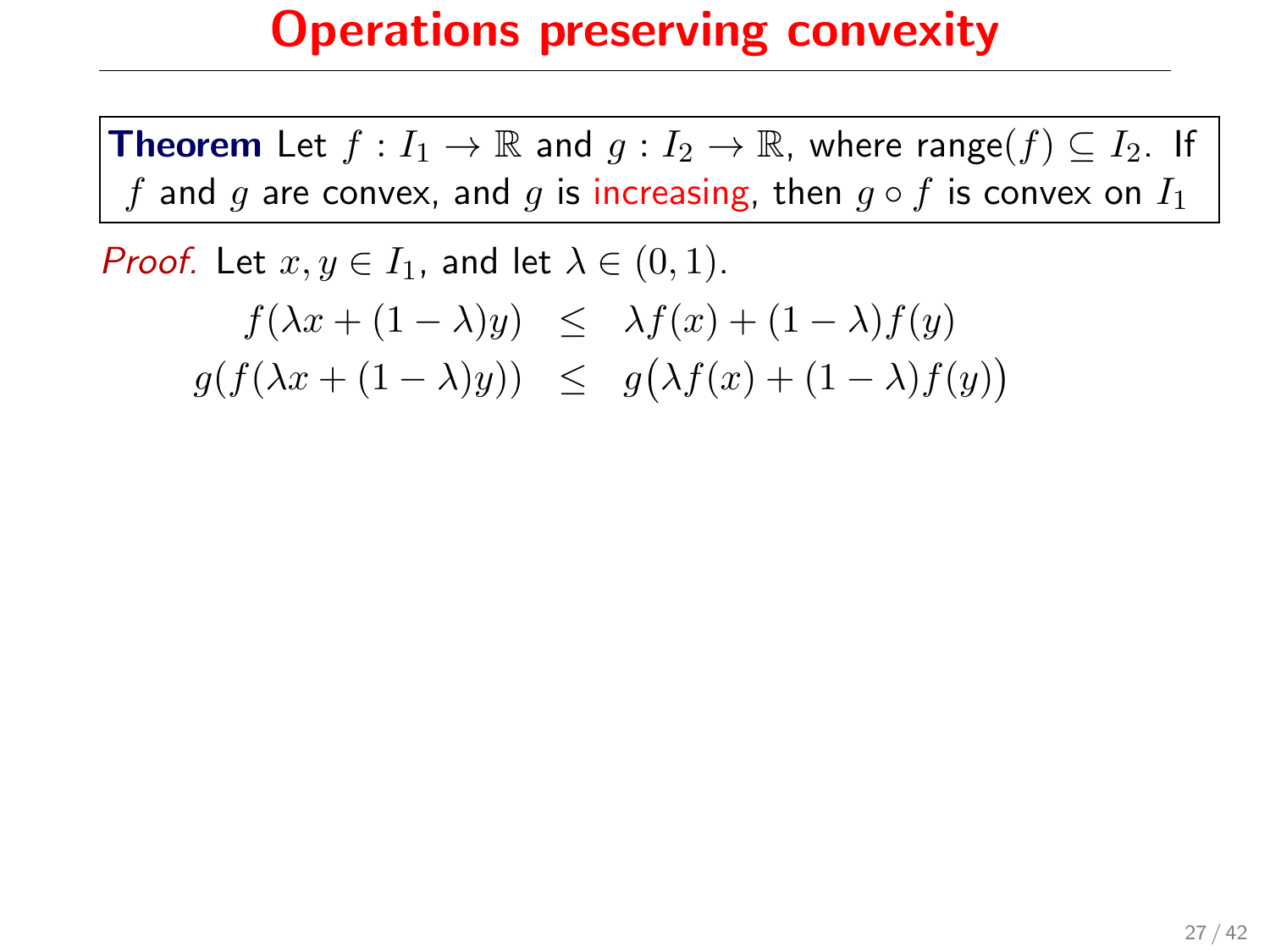# Operations preserving convexity

**Theorem** Let $f : I_1 \to \mathbb{R}$ and $g : I_2 \to \mathbb{R}$, where range$(f) \subseteq I_2$. If $f$ and $g$ are convex, and $g$ is increasing, then $g \circ f$ is convex on $I_1$

*Proof.* Let $x, y \in I_1$, and let $\lambda \in (0, 1)$.

$$
\begin{aligned}
f(\lambda x + (1-\lambda)y) &\leq \lambda f(x) + (1-\lambda)f(y) \\
g(f(\lambda x + (1-\lambda)y)) &\leq g\big(\lambda f(x) + (1-\lambda)f(y)\big)
\end{aligned}
$$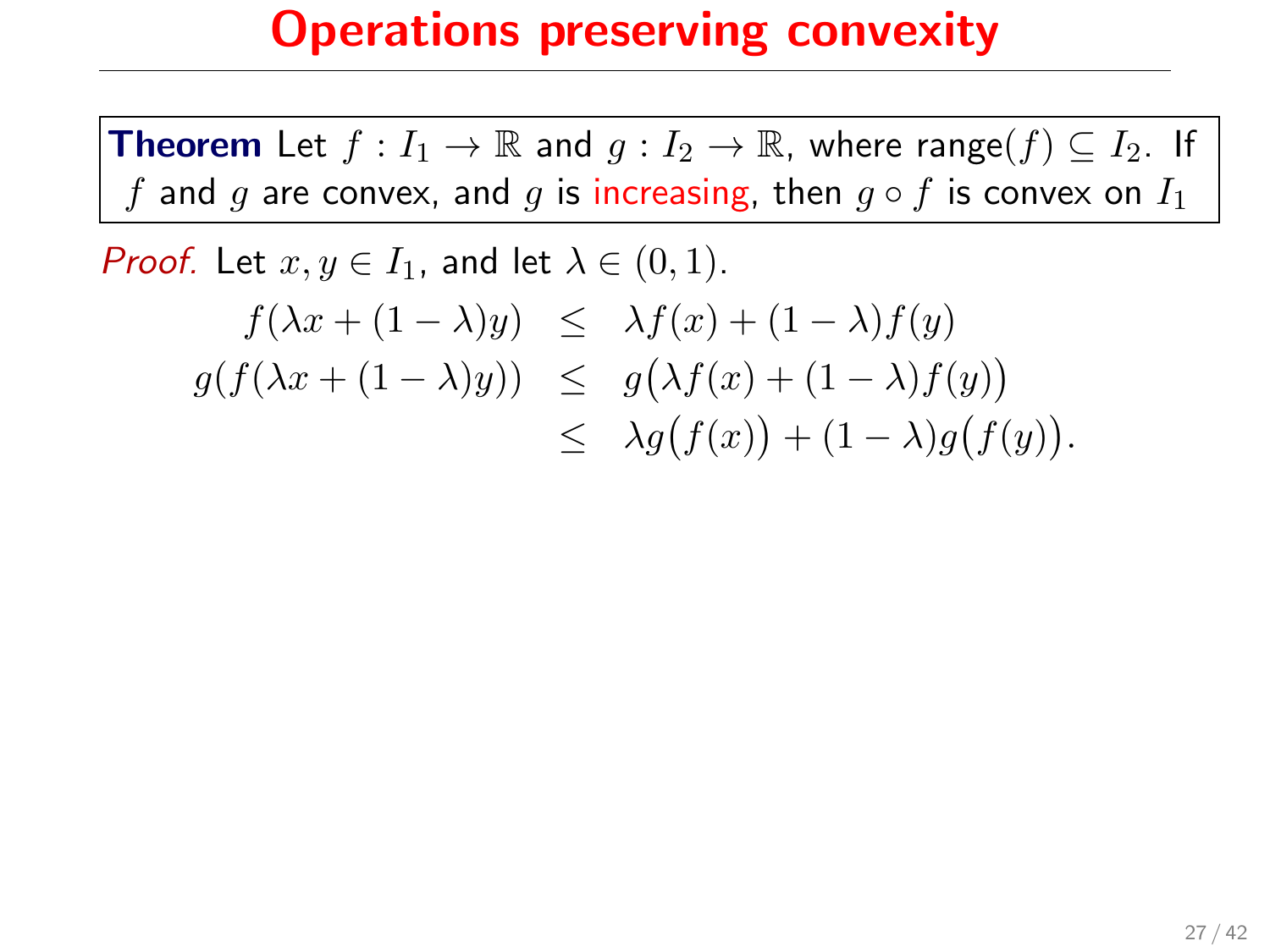# Operations preserving convexity

**Theorem** Let $f : I_1 \to \mathbb{R}$ and $g : I_2 \to \mathbb{R}$, where range$(f) \subseteq I_2$. If $f$ and $g$ are convex, and $g$ is increasing, then $g \circ f$ is convex on $I_1$

*Proof.* Let $x, y \in I_1$, and let $\lambda \in (0,1)$.

$$
\begin{aligned}
f(\lambda x + (1-\lambda)y) &\leq \lambda f(x) + (1-\lambda) f(y) \\
g(f(\lambda x + (1-\lambda)y)) &\leq g\big(\lambda f(x) + (1-\lambda) f(y)\big) \\
&\leq \lambda g\big(f(x)\big) + (1-\lambda) g\big(f(y)\big).
\end{aligned}
$$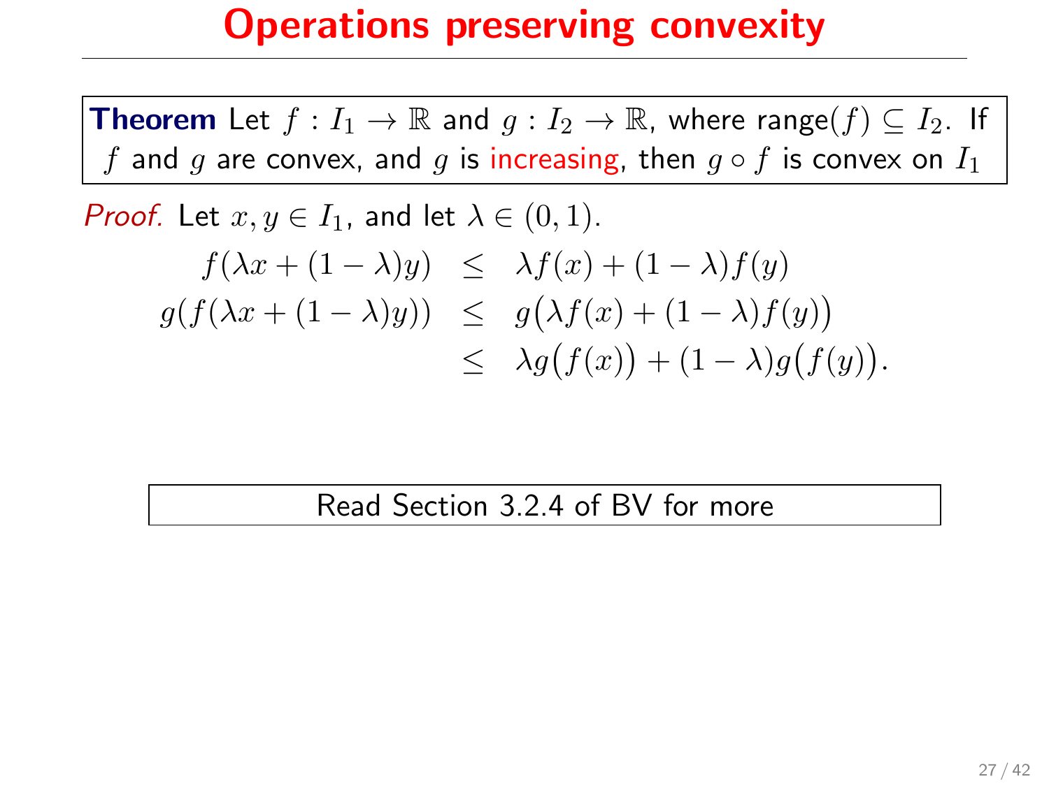# Operations preserving convexity

**Theorem** Let $f : I_1 \to \mathbb{R}$ and $g : I_2 \to \mathbb{R}$, where range$(f) \subseteq I_2$. If $f$ and $g$ are convex, and $g$ is increasing, then $g \circ f$ is convex on $I_1$

*Proof.* Let $x, y \in I_1$, and let $\lambda \in (0, 1)$.

$$\begin{aligned}
f(\lambda x + (1-\lambda)y) &\leq \lambda f(x) + (1-\lambda) f(y) \\
g(f(\lambda x + (1-\lambda)y)) &\leq g\big(\lambda f(x) + (1-\lambda) f(y)\big) \\
&\leq \lambda g\big(f(x)\big) + (1-\lambda) g\big(f(y)\big).
\end{aligned}$$

Read Section 3.2.4 of BV for more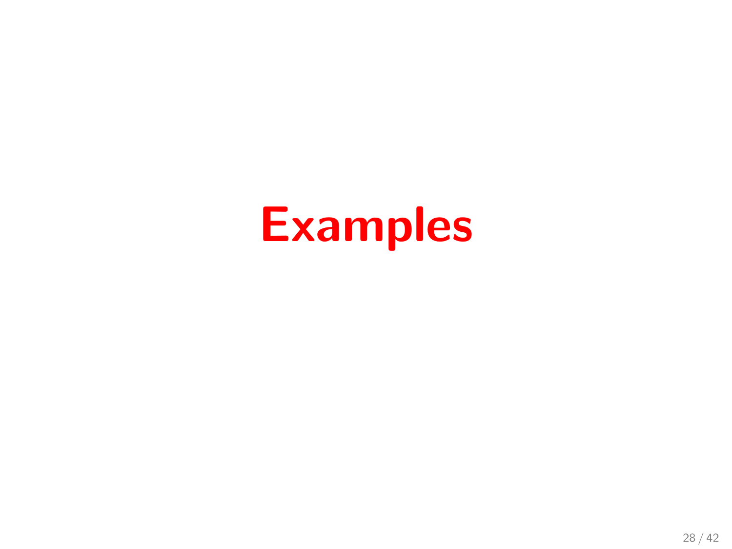# Examples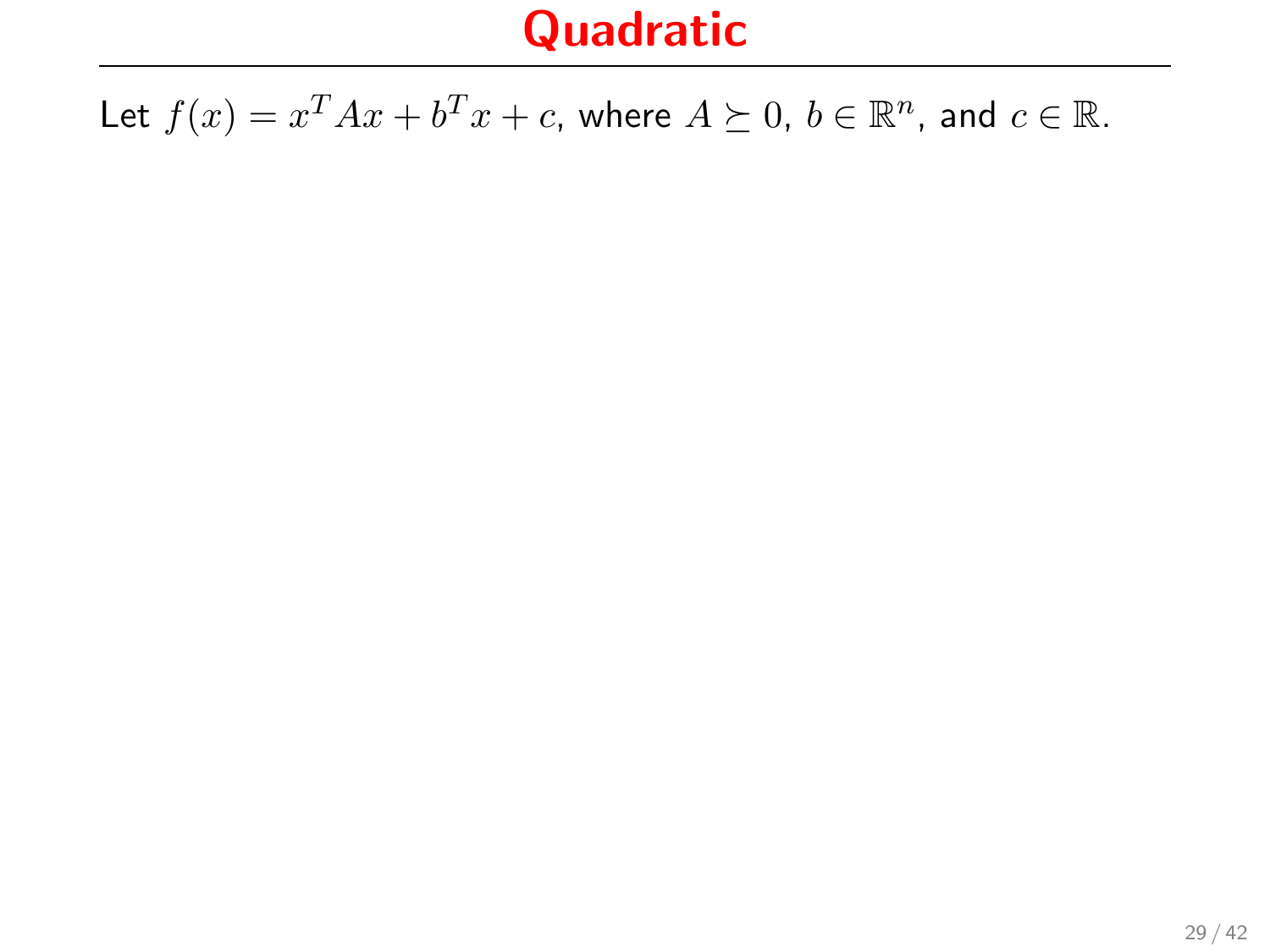# Quadratic

Let $f(x) = x^T A x + b^T x + c$, where $A \succeq 0$, $b \in \mathbb{R}^n$, and $c \in \mathbb{R}$.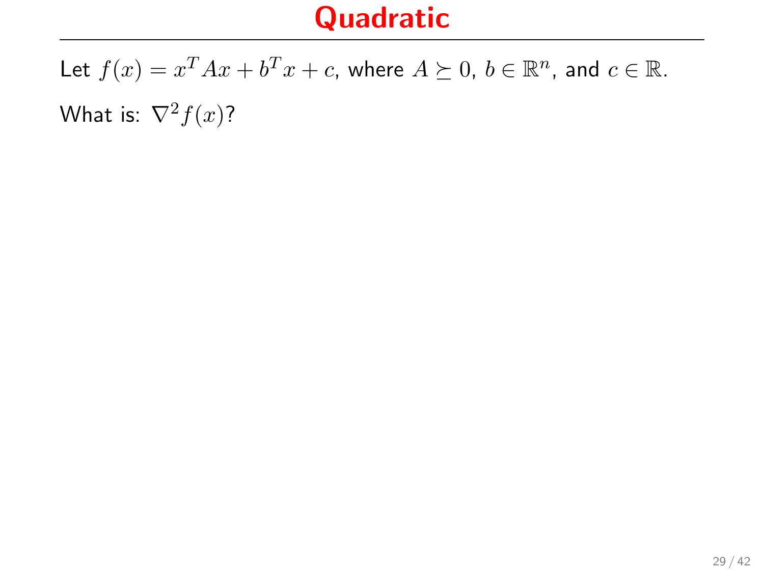# Quadratic

Let $f(x) = x^T A x + b^T x + c$, where $A \succeq 0$, $b \in \mathbb{R}^n$, and $c \in \mathbb{R}$.

What is: $\nabla^2 f(x)$?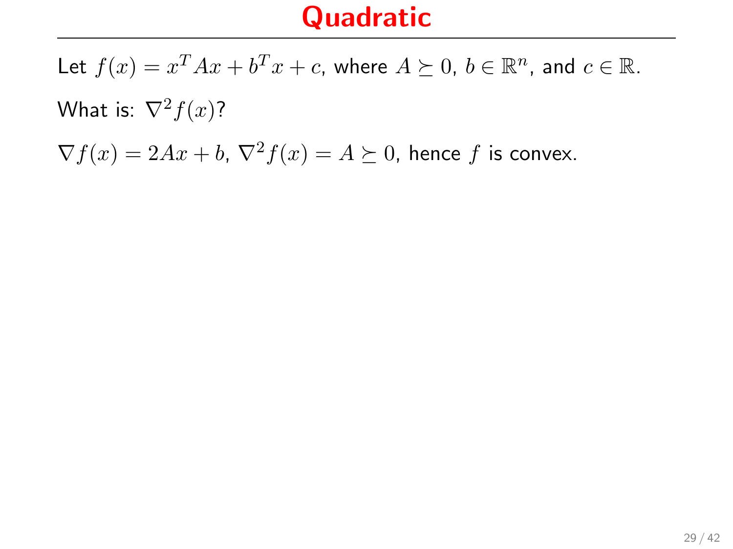# Quadratic

Let $f(x) = x^T Ax + b^T x + c$, where $A \succeq 0$, $b \in \mathbb{R}^n$, and $c \in \mathbb{R}$.

What is: $\nabla^2 f(x)$?

$\nabla f(x) = 2Ax + b$, $\nabla^2 f(x) = A \succeq 0$, hence $f$ is convex.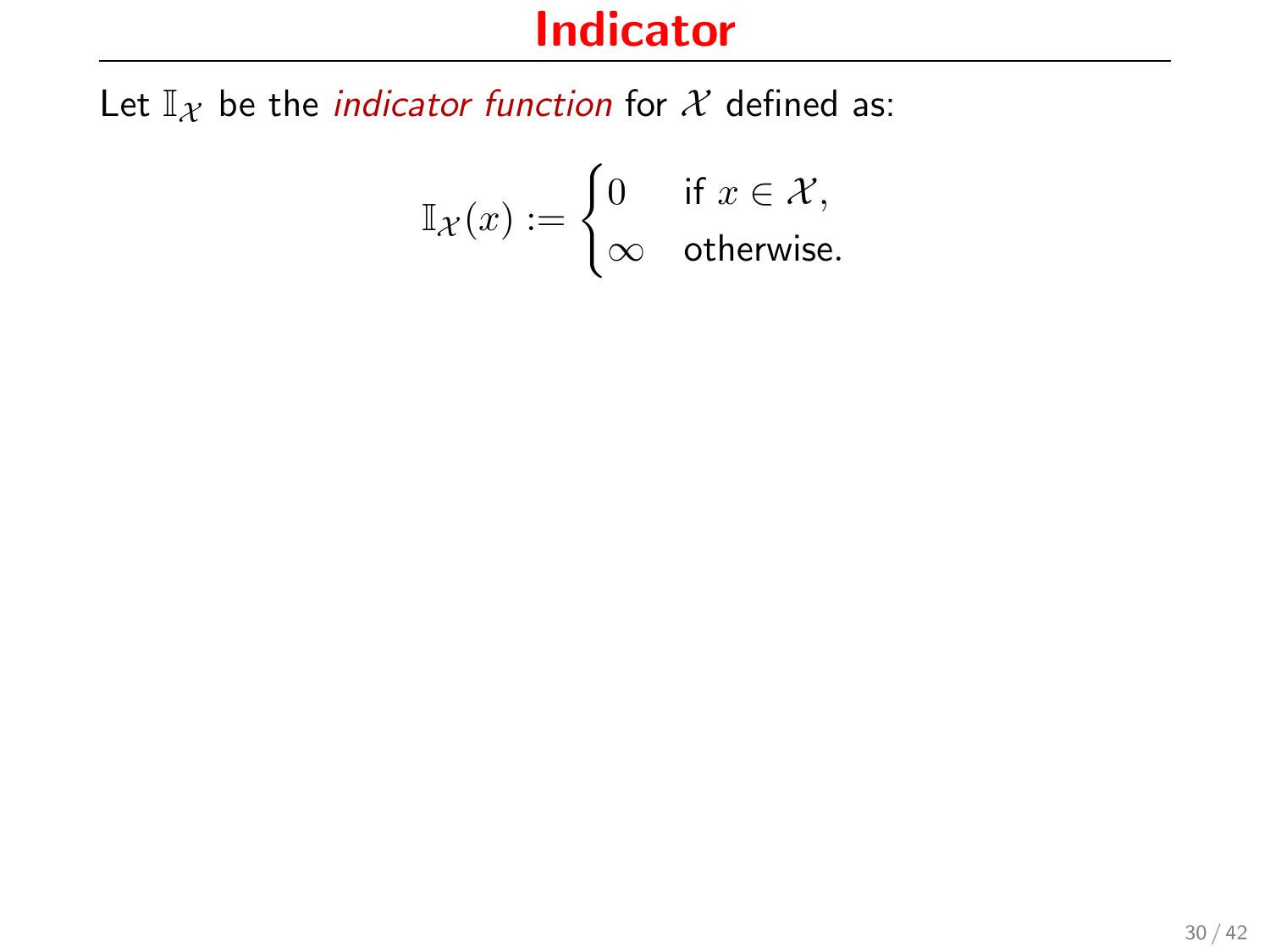# Indicator

Let $\mathbb{I}_{\mathcal{X}}$ be the *indicator function* for $\mathcal{X}$ defined as:

$$\mathbb{I}_{\mathcal{X}}(x) := \begin{cases} 0 & \text{if } x \in \mathcal{X}, \\ \infty & \text{otherwise.} \end{cases}$$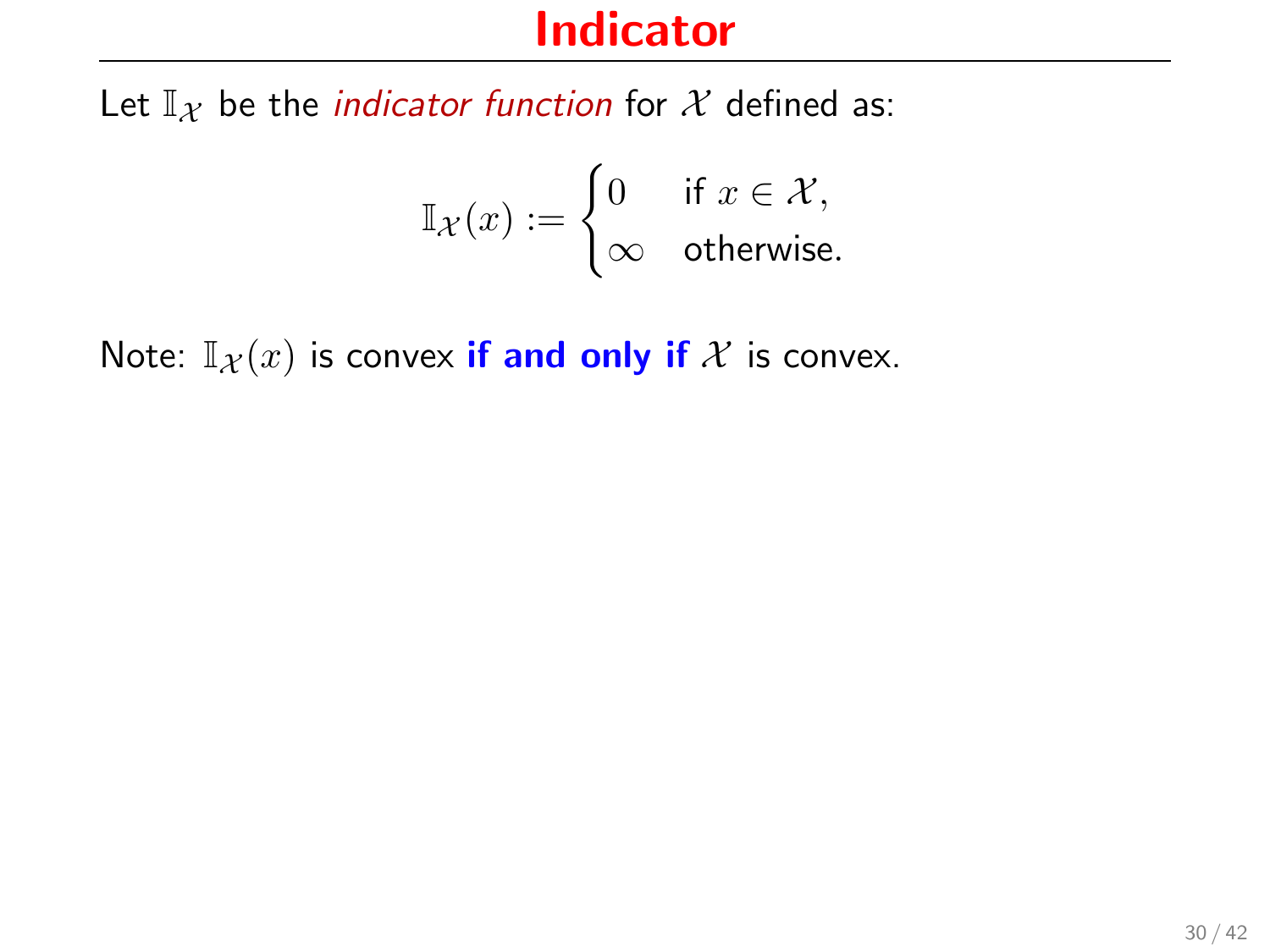# Indicator

Let $\mathbb{I}_{\mathcal{X}}$ be the *indicator function* for $\mathcal{X}$ defined as:

$$\mathbb{I}_{\mathcal{X}}(x) := \begin{cases} 0 & \text{if } x \in \mathcal{X}, \\ \infty & \text{otherwise.} \end{cases}$$

Note: $\mathbb{I}_{\mathcal{X}}(x)$ is convex **if and only if** $\mathcal{X}$ is convex.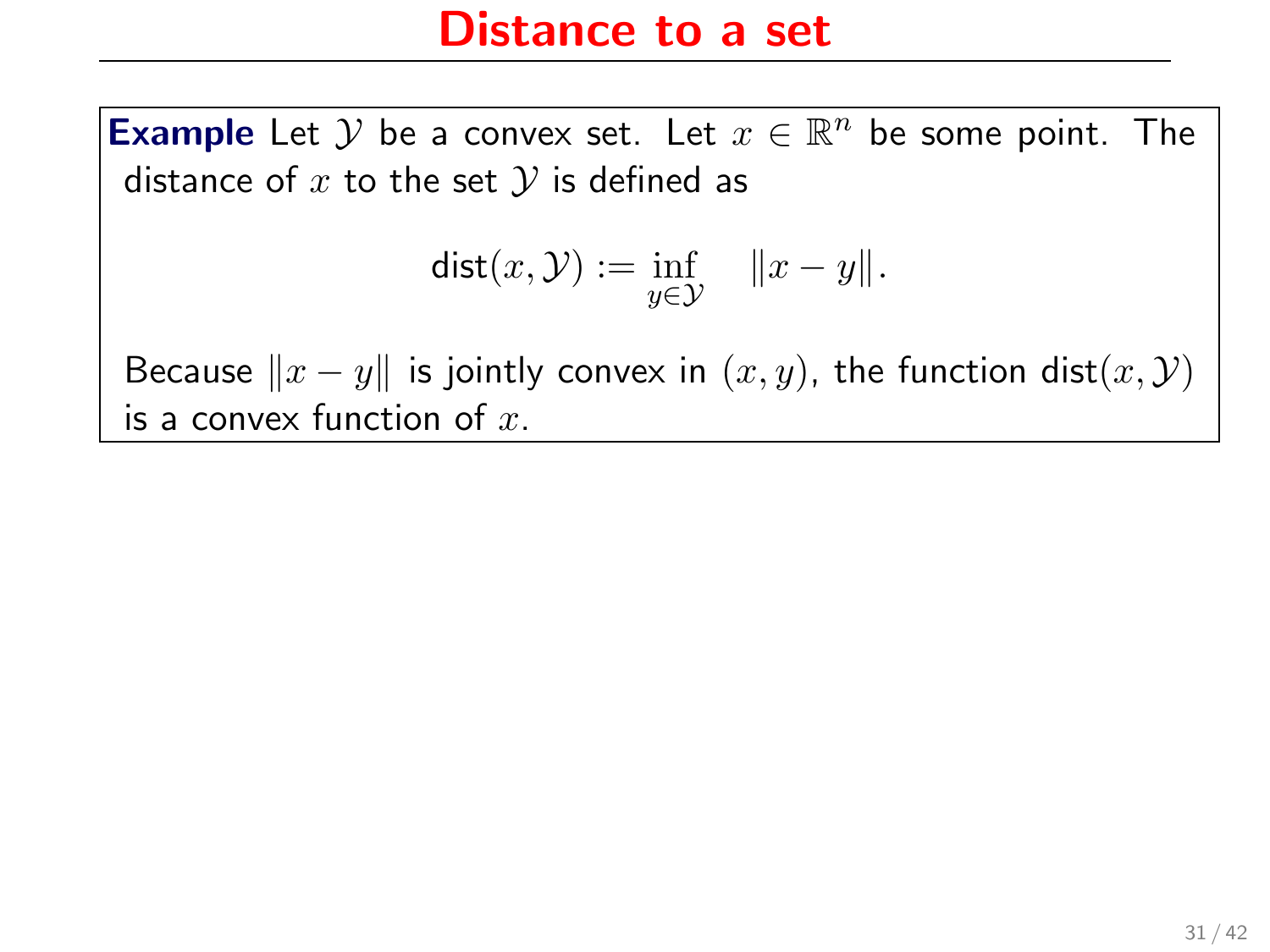# Distance to a set

**Example** Let $\mathcal{Y}$ be a convex set. Let $x \in \mathbb{R}^n$ be some point. The distance of $x$ to the set $\mathcal{Y}$ is defined as

$$\mathsf{dist}(x, \mathcal{Y}) := \inf_{y \in \mathcal{Y}} \quad \|x - y\|.$$

Because $\|x - y\|$ is jointly convex in $(x, y)$, the function $\mathsf{dist}(x, \mathcal{Y})$ is a convex function of $x$.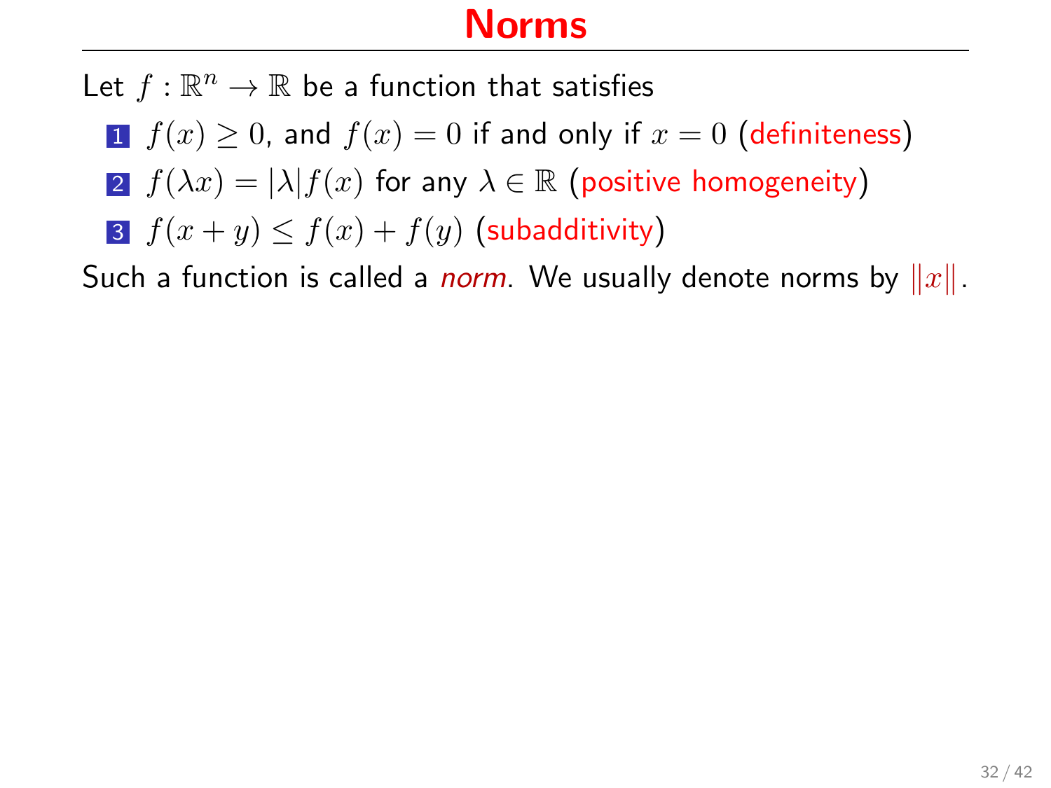# Norms

Let $f : \mathbb{R}^n \to \mathbb{R}$ be a function that satisfies

1. $f(x) \geq 0$, and $f(x) = 0$ if and only if $x = 0$ (definiteness)
2. $f(\lambda x) = |\lambda| f(x)$ for any $\lambda \in \mathbb{R}$ (positive homogeneity)
3. $f(x + y) \leq f(x) + f(y)$ (subadditivity)

Such a function is called a *norm*. We usually denote norms by $\|x\|$.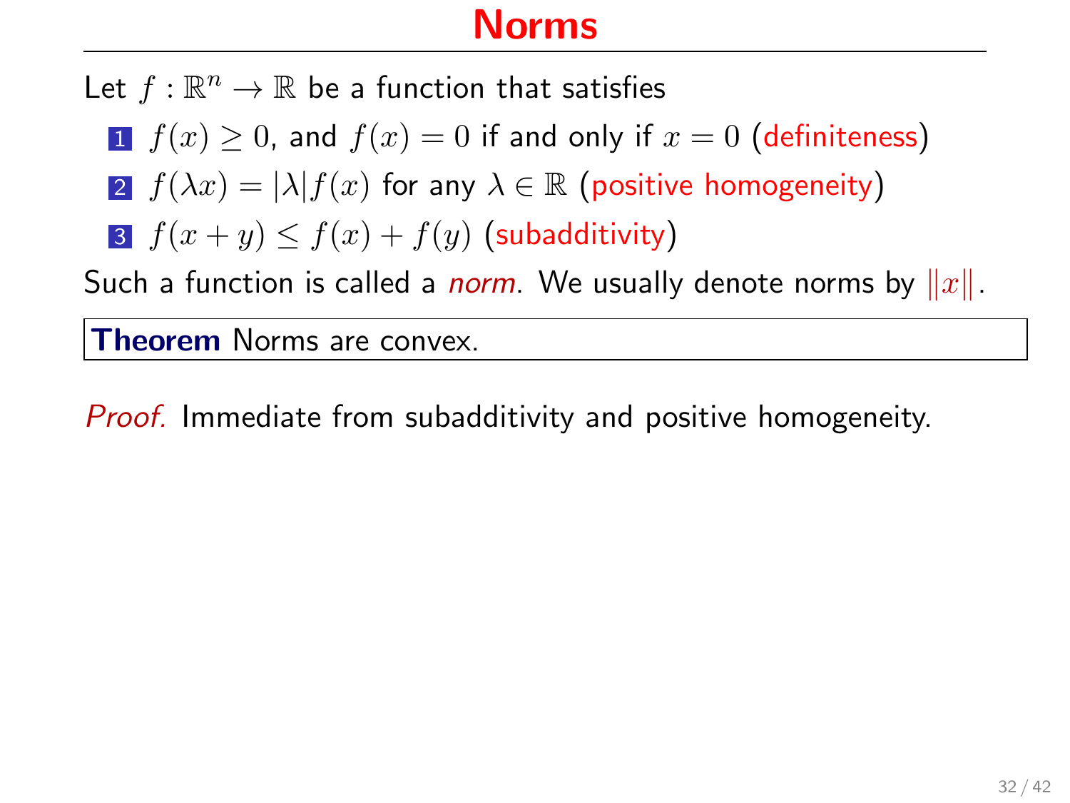# Norms

Let $f : \mathbb{R}^n \to \mathbb{R}$ be a function that satisfies

1. $f(x) \geq 0$, and $f(x) = 0$ if and only if $x = 0$ (definiteness)
2. $f(\lambda x) = |\lambda| f(x)$ for any $\lambda \in \mathbb{R}$ (positive homogeneity)
3. $f(x + y) \leq f(x) + f(y)$ (subadditivity)

Such a function is called a *norm*. We usually denote norms by $\|x\|$.

**Theorem** Norms are convex.

*Proof.* Immediate from subadditivity and positive homogeneity.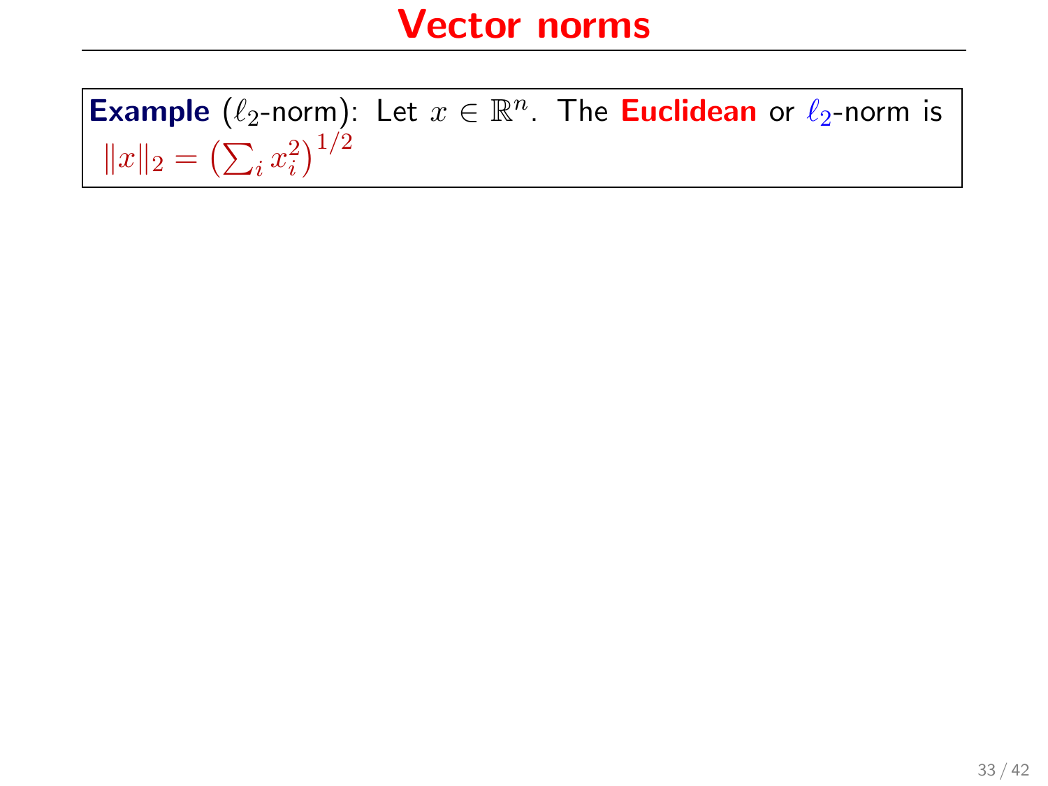# Vector norms

**Example** ($\ell_2$-norm): Let $x \in \mathbb{R}^n$. The **Euclidean** or $\ell_2$-norm is $\|x\|_2 = \left(\sum_i x_i^2\right)^{1/2}$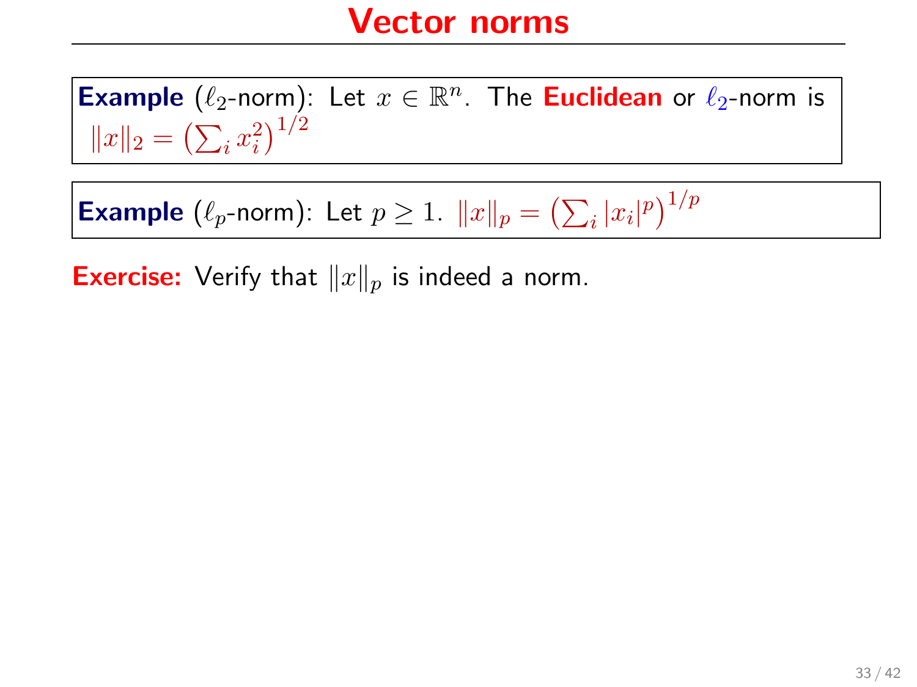# Vector norms

**Example** ($\ell_2$-norm): Let $x \in \mathbb{R}^n$. The **Euclidean** or $\ell_2$-norm is $\|x\|_2 = \left(\sum_i x_i^2\right)^{1/2}$

**Example** ($\ell_p$-norm): Let $p \geq 1$. $\|x\|_p = \left(\sum_i |x_i|^p\right)^{1/p}$

**Exercise:** Verify that $\|x\|_p$ is indeed a norm.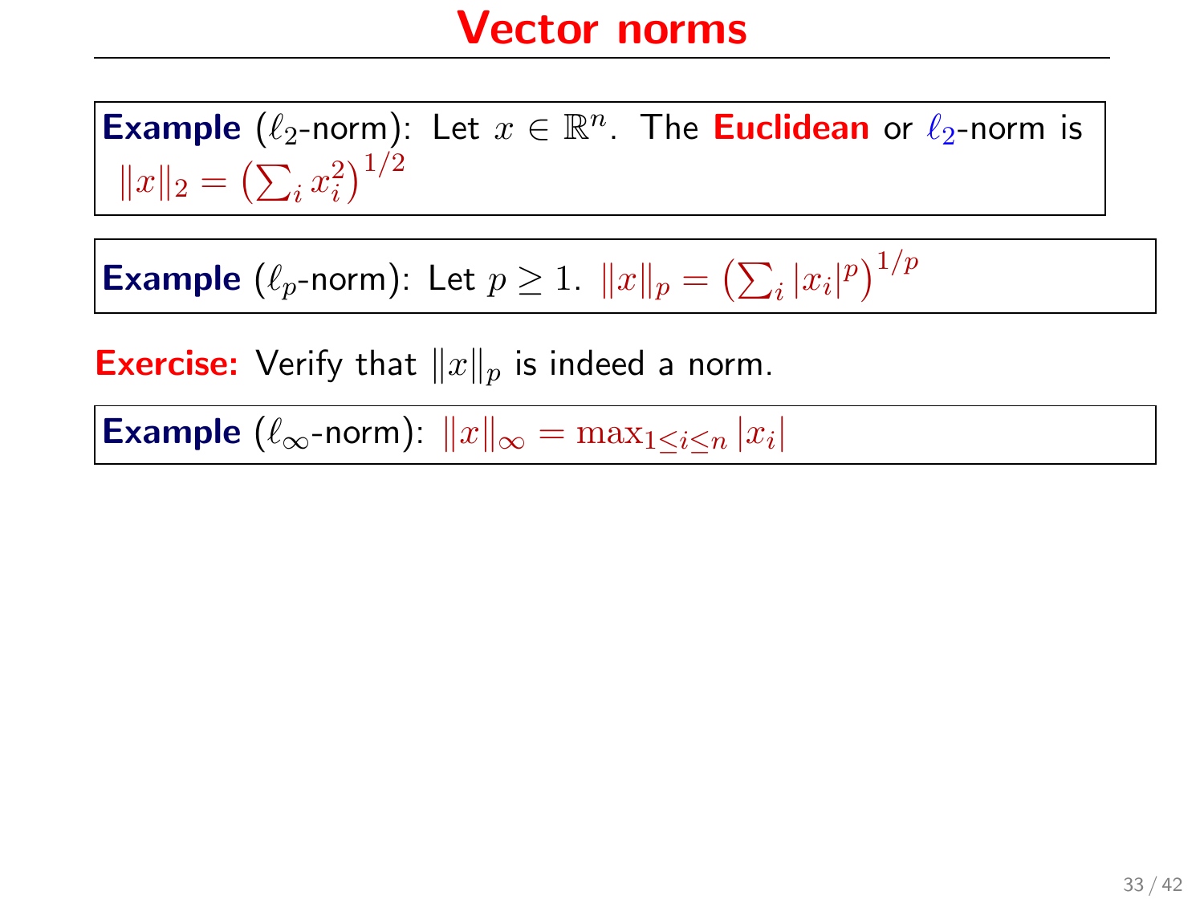# Vector norms

**Example** ($\ell_2$-norm): Let $x \in \mathbb{R}^n$. The **Euclidean** or $\ell_2$-norm is $\|x\|_2 = \left(\sum_i x_i^2\right)^{1/2}$

**Example** ($\ell_p$-norm): Let $p \geq 1$. $\|x\|_p = \left(\sum_i |x_i|^p\right)^{1/p}$

**Exercise:** Verify that $\|x\|_p$ is indeed a norm.

**Example** ($\ell_\infty$-norm): $\|x\|_\infty = \max_{1 \leq i \leq n} |x_i|$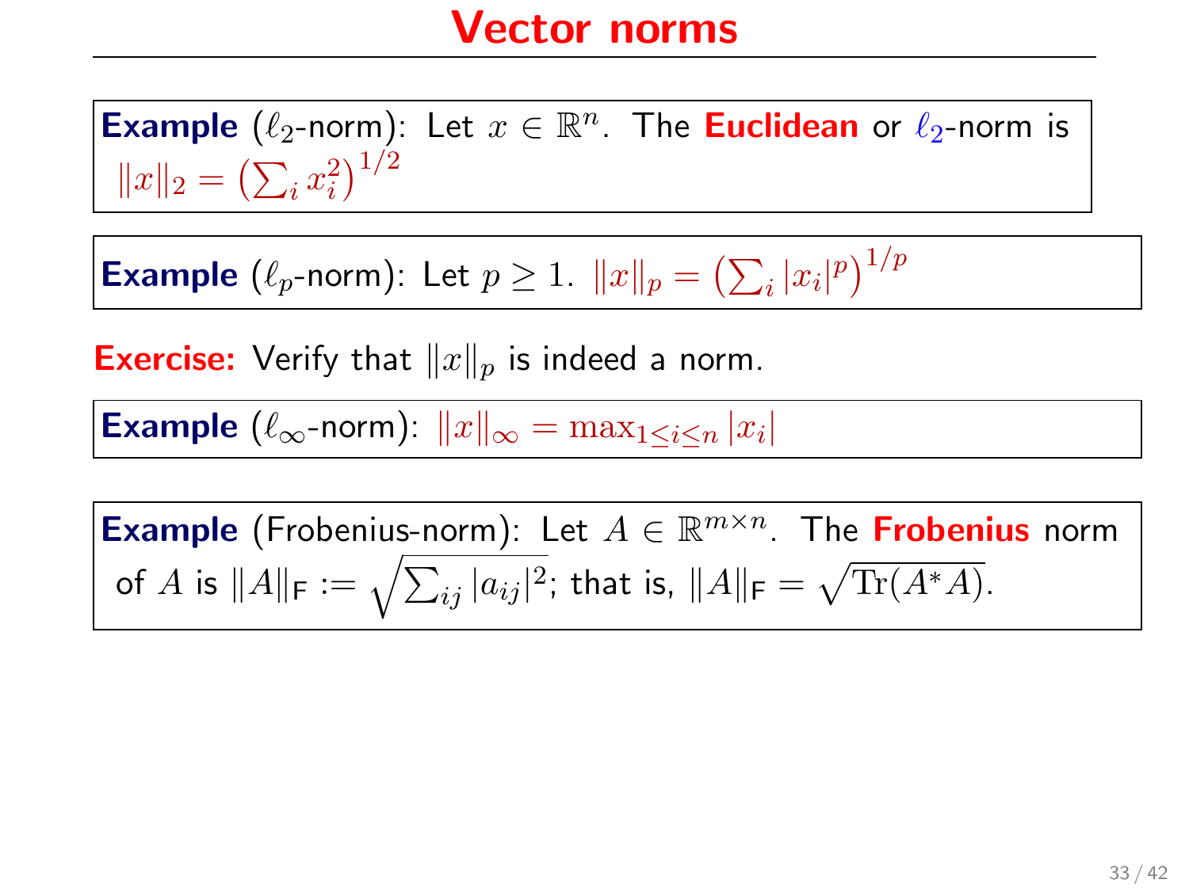# Vector norms

**Example** ($\ell_2$-norm): Let $x \in \mathbb{R}^n$. The **Euclidean** or $\ell_2$-norm is $\|x\|_2 = \left(\sum_i x_i^2\right)^{1/2}$

**Example** ($\ell_p$-norm): Let $p \geq 1$. $\|x\|_p = \left(\sum_i |x_i|^p\right)^{1/p}$

**Exercise:** Verify that $\|x\|_p$ is indeed a norm.

**Example** ($\ell_\infty$-norm): $\|x\|_\infty = \max_{1 \leq i \leq n} |x_i|$

**Example** (Frobenius-norm): Let $A \in \mathbb{R}^{m \times n}$. The **Frobenius** norm of $A$ is $\|A\|_{\mathsf{F}} := \sqrt{\sum_{ij} |a_{ij}|^2}$; that is, $\|A\|_{\mathsf{F}} = \sqrt{\mathrm{Tr}(A^* A)}$.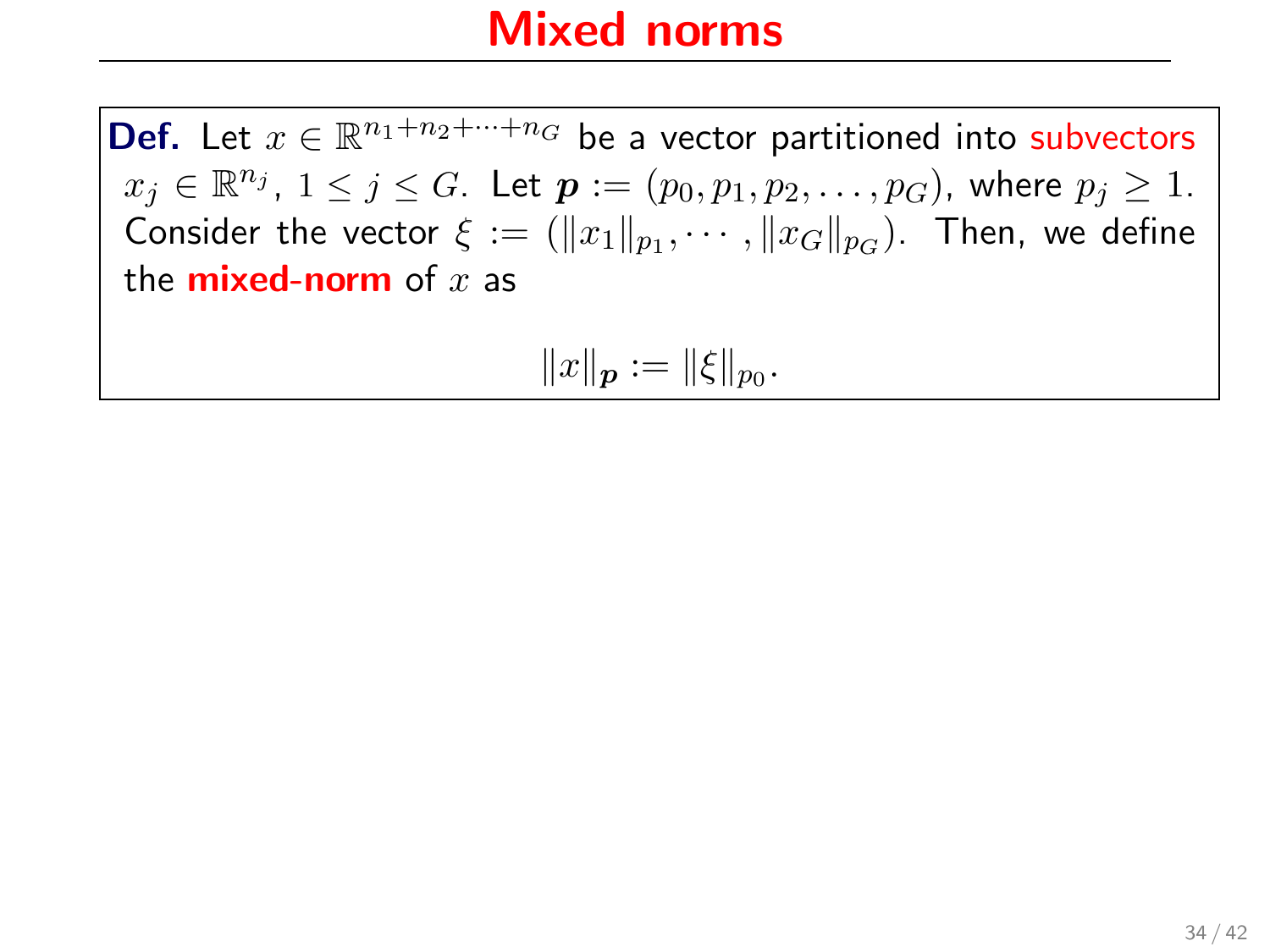# Mixed norms

**Def.** Let $x \in \mathbb{R}^{n_1+n_2+\cdots+n_G}$ be a vector partitioned into subvectors $x_j \in \mathbb{R}^{n_j}$, $1 \leq j \leq G$. Let $\boldsymbol{p} := (p_0, p_1, p_2, \ldots, p_G)$, where $p_j \geq 1$. Consider the vector $\xi := (\|x_1\|_{p_1}, \cdots, \|x_G\|_{p_G})$. Then, we define the **mixed-norm** of $x$ as

$$\|x\|_{\boldsymbol{p}} := \|\xi\|_{p_0}.$$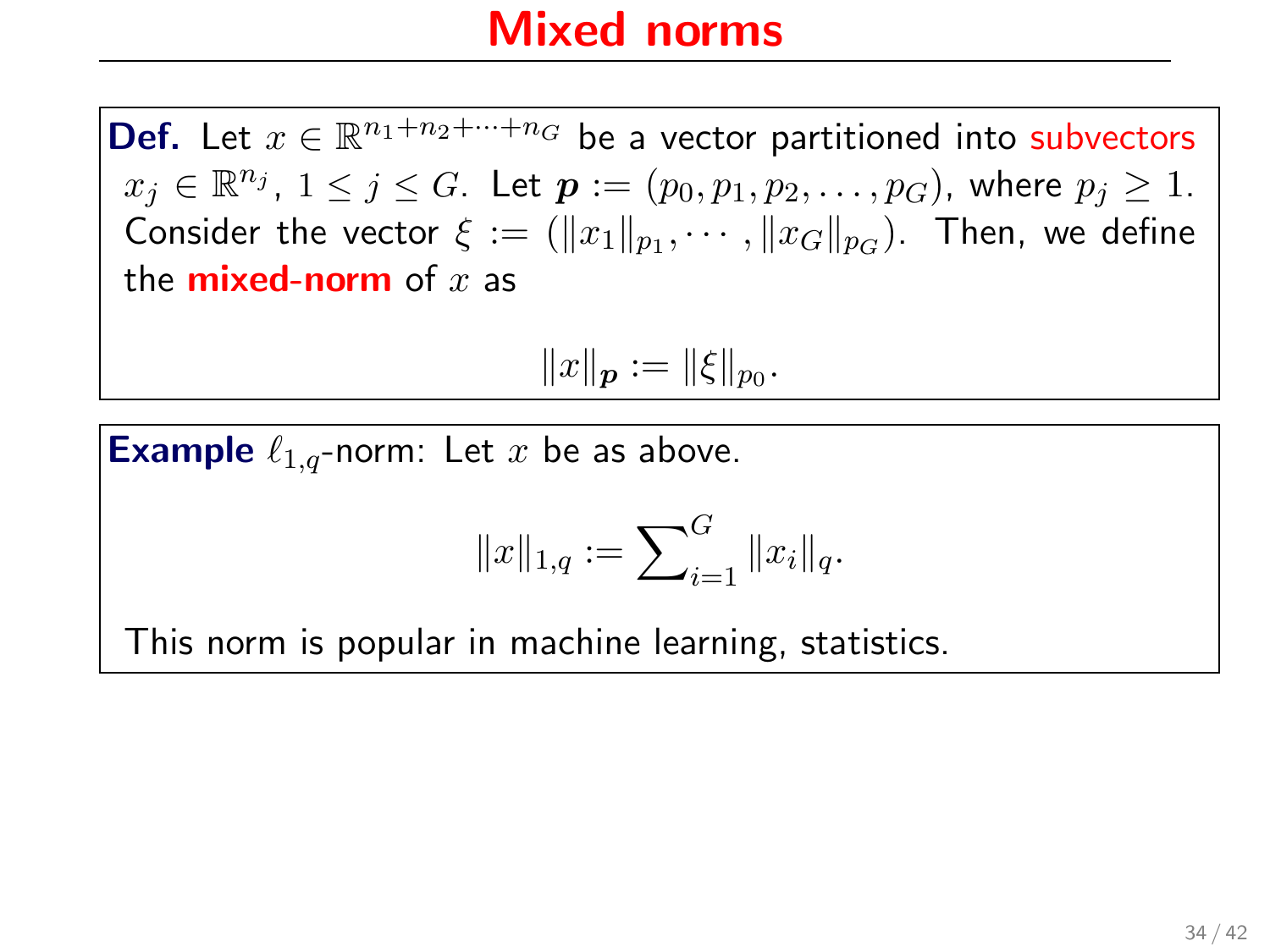# Mixed norms

**Def.** Let $x \in \mathbb{R}^{n_1+n_2+\cdots+n_G}$ be a vector partitioned into subvectors $x_j \in \mathbb{R}^{n_j}$, $1 \leq j \leq G$. Let $\boldsymbol{p} := (p_0, p_1, p_2, \ldots, p_G)$, where $p_j \geq 1$. Consider the vector $\xi := (\|x_1\|_{p_1}, \cdots, \|x_G\|_{p_G})$. Then, we define the **mixed-norm** of $x$ as

$$\|x\|_{\boldsymbol{p}} := \|\xi\|_{p_0}.$$

**Example** $\ell_{1,q}$-norm: Let $x$ be as above.

$$\|x\|_{1,q} := \sum_{i=1}^{G} \|x_i\|_q.$$

This norm is popular in machine learning, statistics.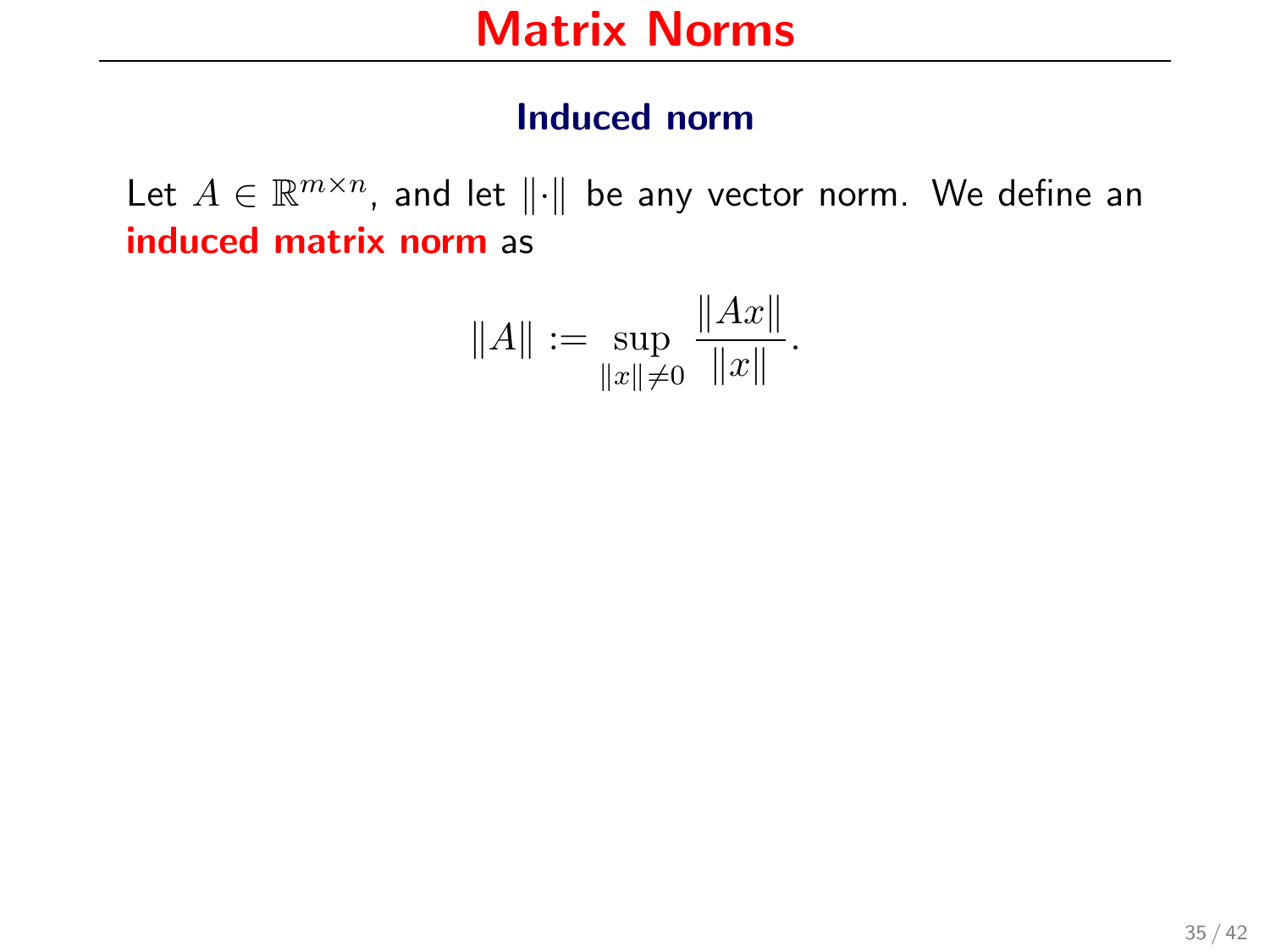# Matrix Norms

### Induced norm

Let $A \in \mathbb{R}^{m \times n}$, and let $\|\cdot\|$ be any vector norm. We define an **induced matrix norm** as

$$\|A\| := \sup_{\|x\| \neq 0} \frac{\|Ax\|}{\|x\|}.$$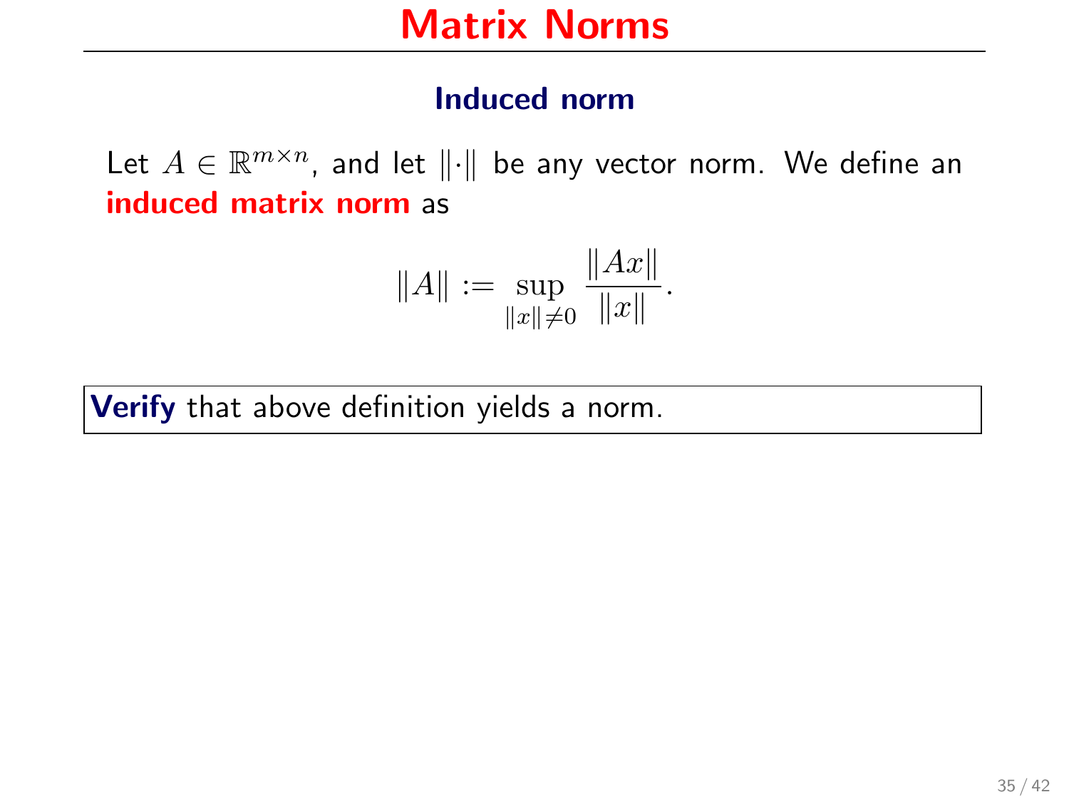# Matrix Norms

### Induced norm

Let $A \in \mathbb{R}^{m \times n}$, and let $\|\cdot\|$ be any vector norm. We define an **induced matrix norm** as

$$\|A\| := \sup_{\|x\| \neq 0} \frac{\|Ax\|}{\|x\|}.$$

**Verify** that above definition yields a norm.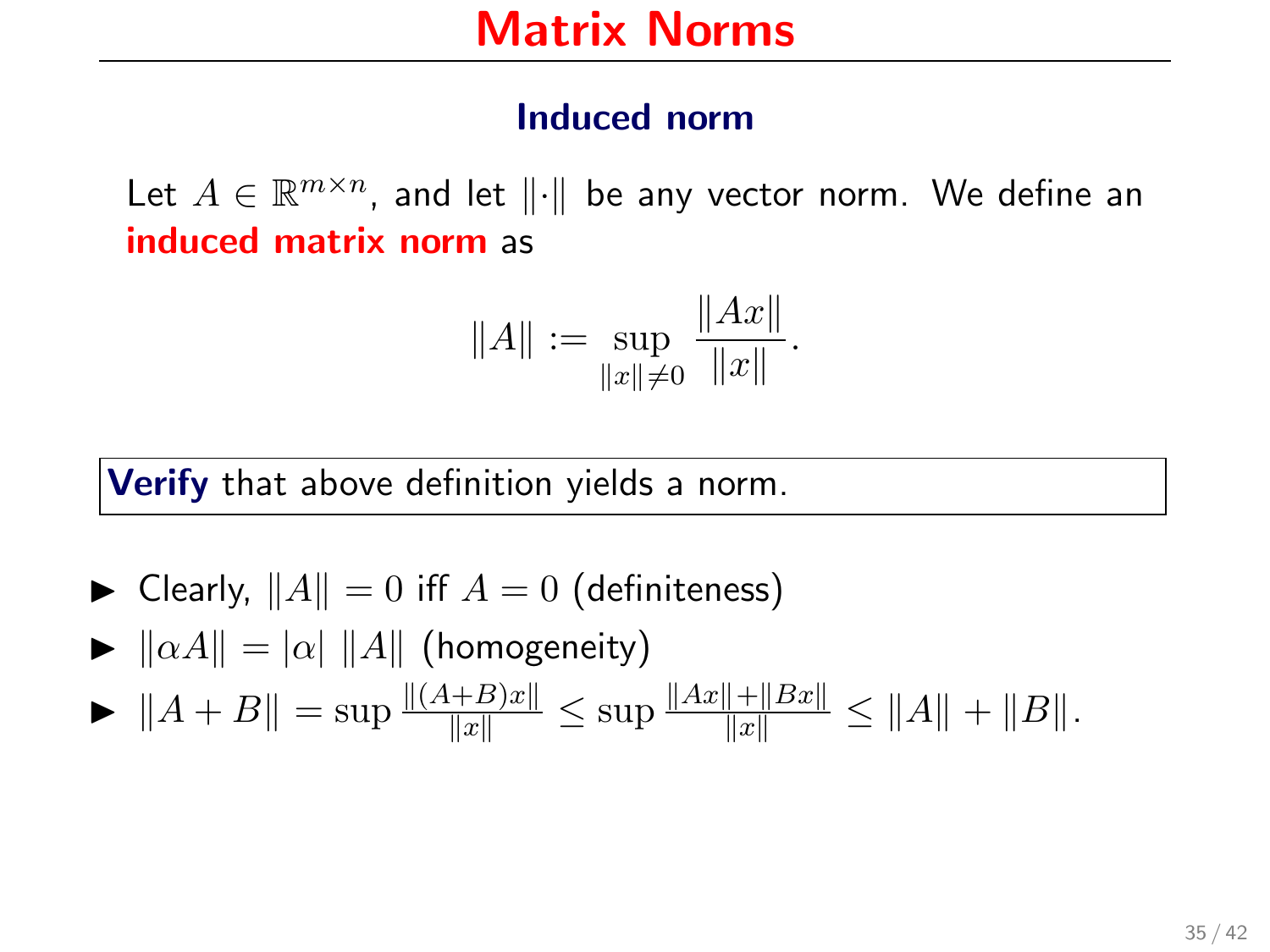# Matrix Norms

### Induced norm

Let $A \in \mathbb{R}^{m\times n}$, and let $\|\cdot\|$ be any vector norm. We define an **induced matrix norm** as

$$\|A\| := \sup_{\|x\|\neq 0} \frac{\|Ax\|}{\|x\|}.$$

**Verify** that above definition yields a norm.

- Clearly, $\|A\| = 0$ iff $A = 0$ (definiteness)
- $\|\alpha A\| = |\alpha| \; \|A\|$ (homogeneity)
- $\|A + B\| = \sup \frac{\|(A+B)x\|}{\|x\|} \leq \sup \frac{\|Ax\| + \|Bx\|}{\|x\|} \leq \|A\| + \|B\|.$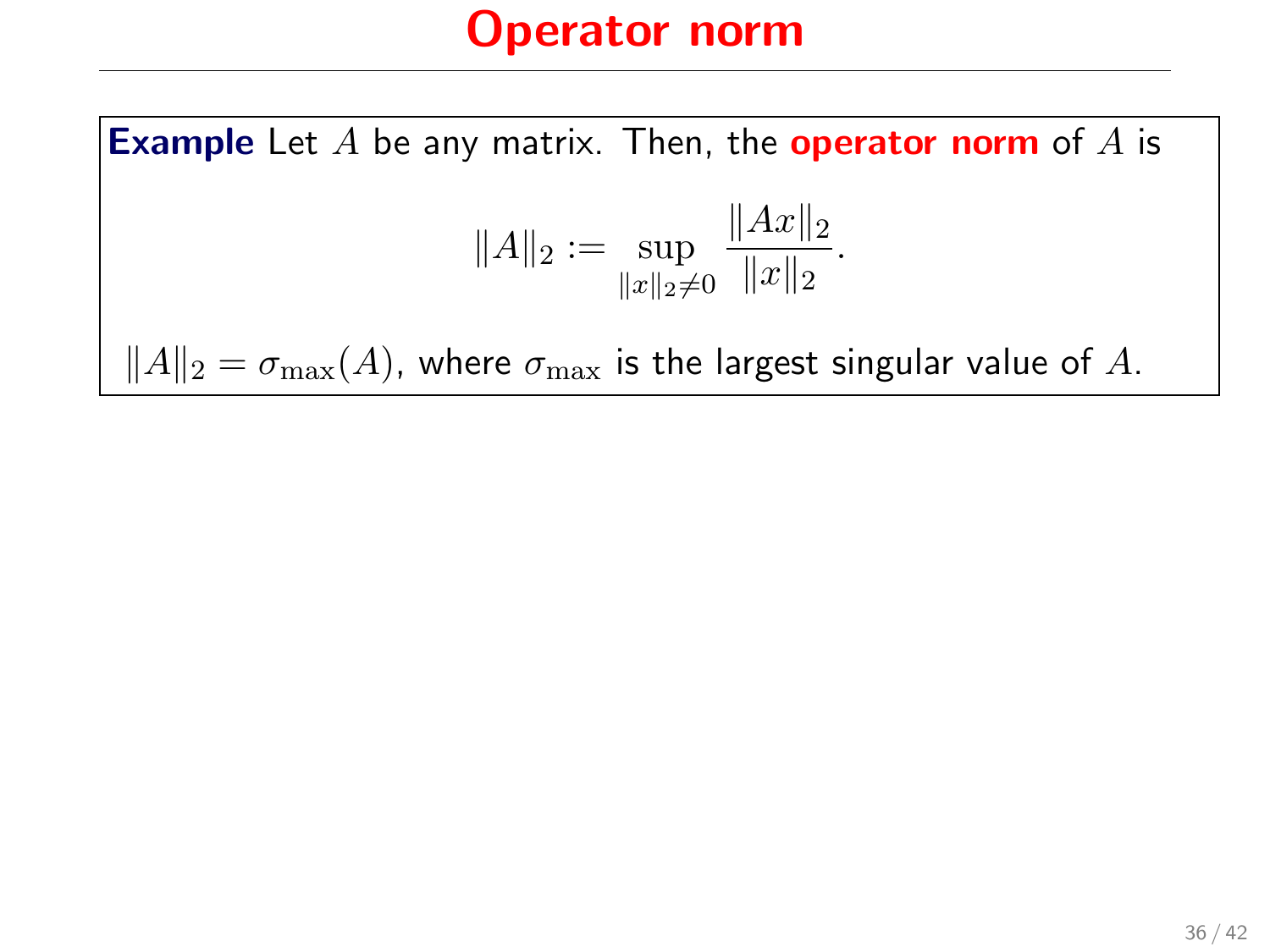# Operator norm

**Example** Let $A$ be any matrix. Then, the **operator norm** of $A$ is

$$\|A\|_2 := \sup_{\|x\|_2 \neq 0} \frac{\|Ax\|_2}{\|x\|_2}.$$

$\|A\|_2 = \sigma_{\max}(A)$, where $\sigma_{\max}$ is the largest singular value of $A$.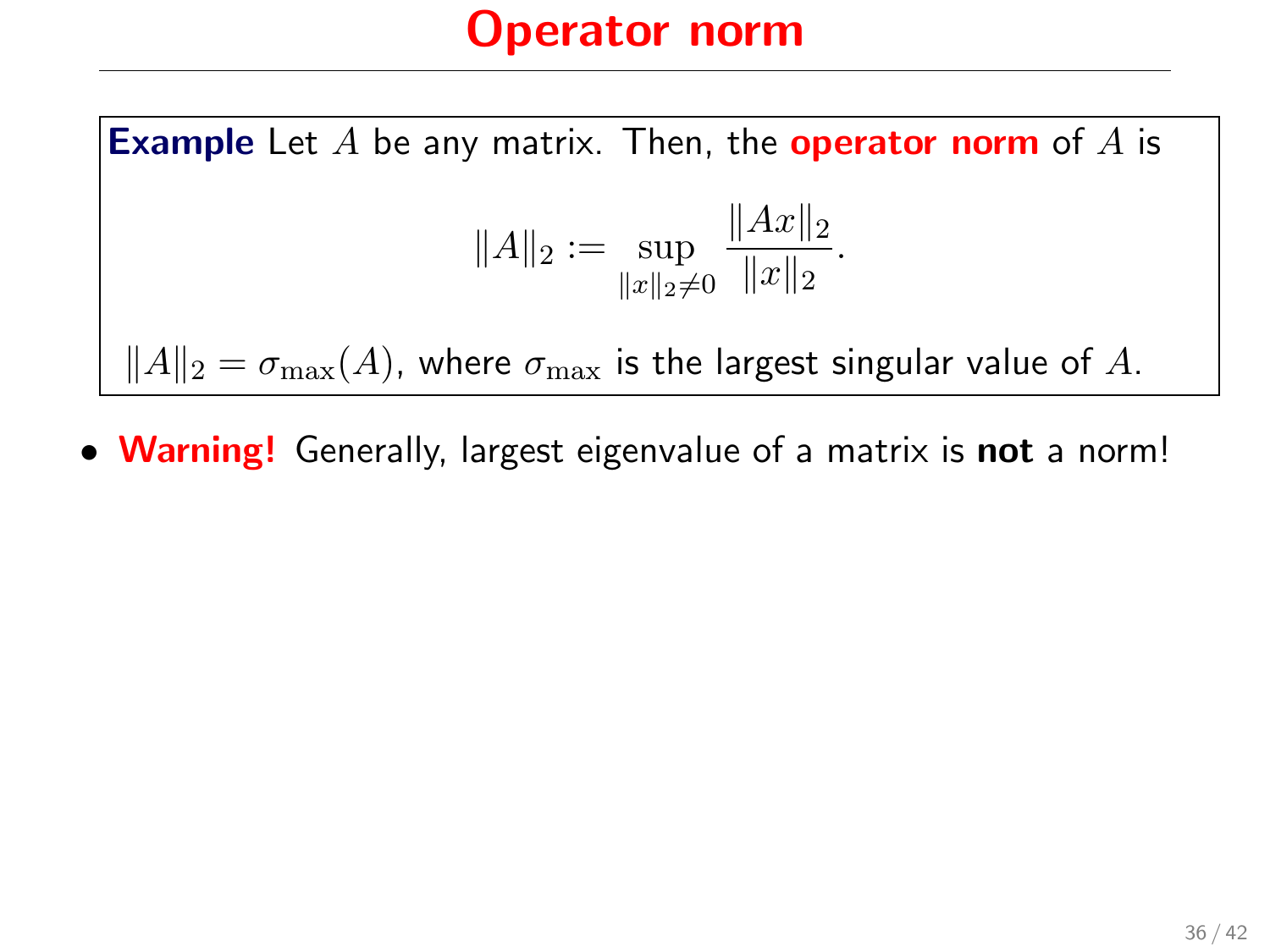# Operator norm

**Example** Let $A$ be any matrix. Then, the **operator norm** of $A$ is

$$\|A\|_2 := \sup_{\|x\|_2 \neq 0} \frac{\|Ax\|_2}{\|x\|_2}.$$

$\|A\|_2 = \sigma_{\max}(A)$, where $\sigma_{\max}$ is the largest singular value of $A$.

- **Warning!** Generally, largest eigenvalue of a matrix is **not** a norm!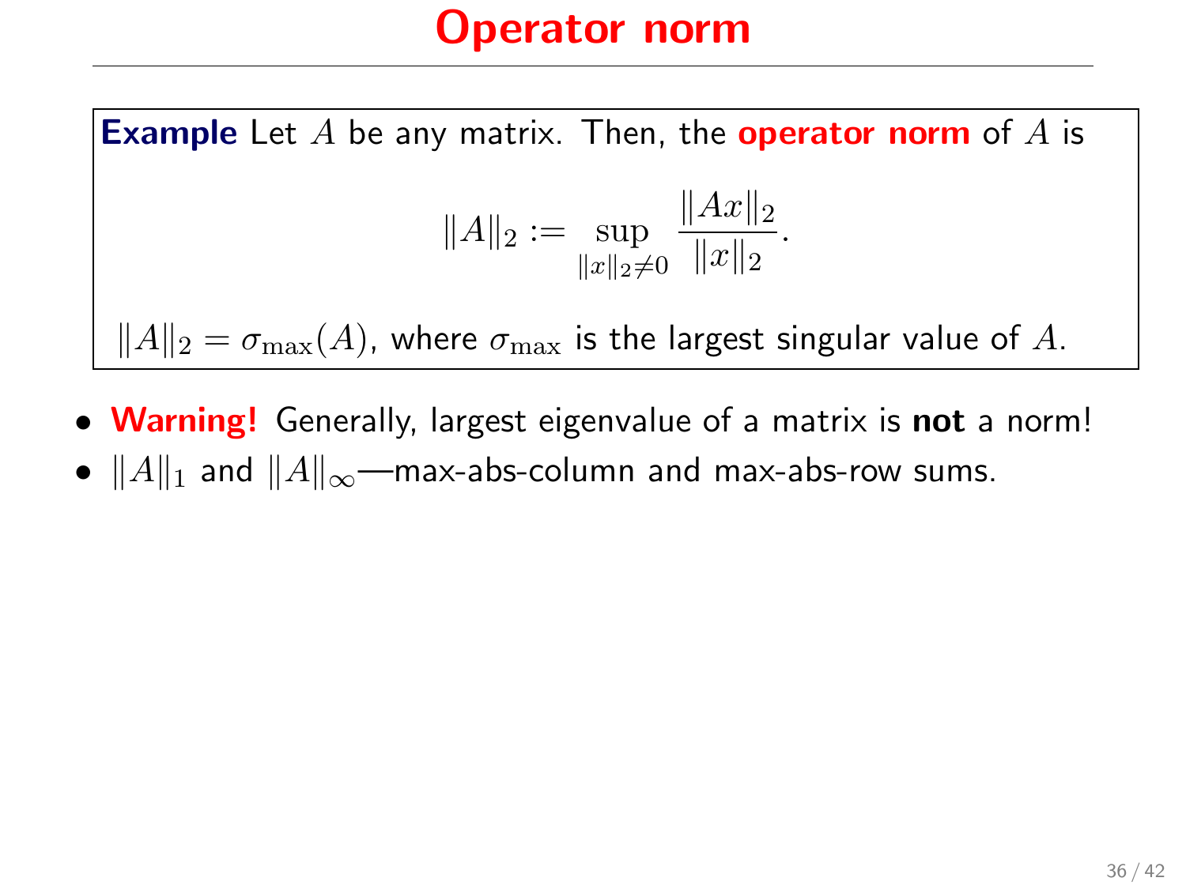# Operator norm

**Example** Let $A$ be any matrix. Then, the **operator norm** of $A$ is

$$\|A\|_2 := \sup_{\|x\|_2 \neq 0} \frac{\|Ax\|_2}{\|x\|_2}.$$

$\|A\|_2 = \sigma_{\max}(A)$, where $\sigma_{\max}$ is the largest singular value of $A$.

- **Warning!** Generally, largest eigenvalue of a matrix is **not** a norm!
- $\|A\|_1$ and $\|A\|_\infty$—max-abs-column and max-abs-row sums.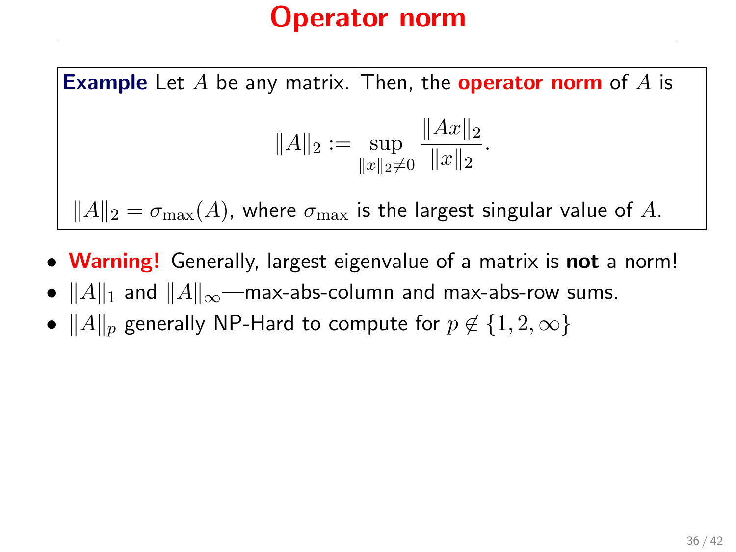# Operator norm

**Example** Let $A$ be any matrix. Then, the **operator norm** of $A$ is

$$\|A\|_2 := \sup_{\|x\|_2 \neq 0} \frac{\|Ax\|_2}{\|x\|_2}.$$

$\|A\|_2 = \sigma_{\max}(A)$, where $\sigma_{\max}$ is the largest singular value of $A$.

- **Warning!** Generally, largest eigenvalue of a matrix is **not** a norm!
- $\|A\|_1$ and $\|A\|_\infty$—max-abs-column and max-abs-row sums.
- $\|A\|_p$ generally NP-Hard to compute for $p \notin \{1, 2, \infty\}$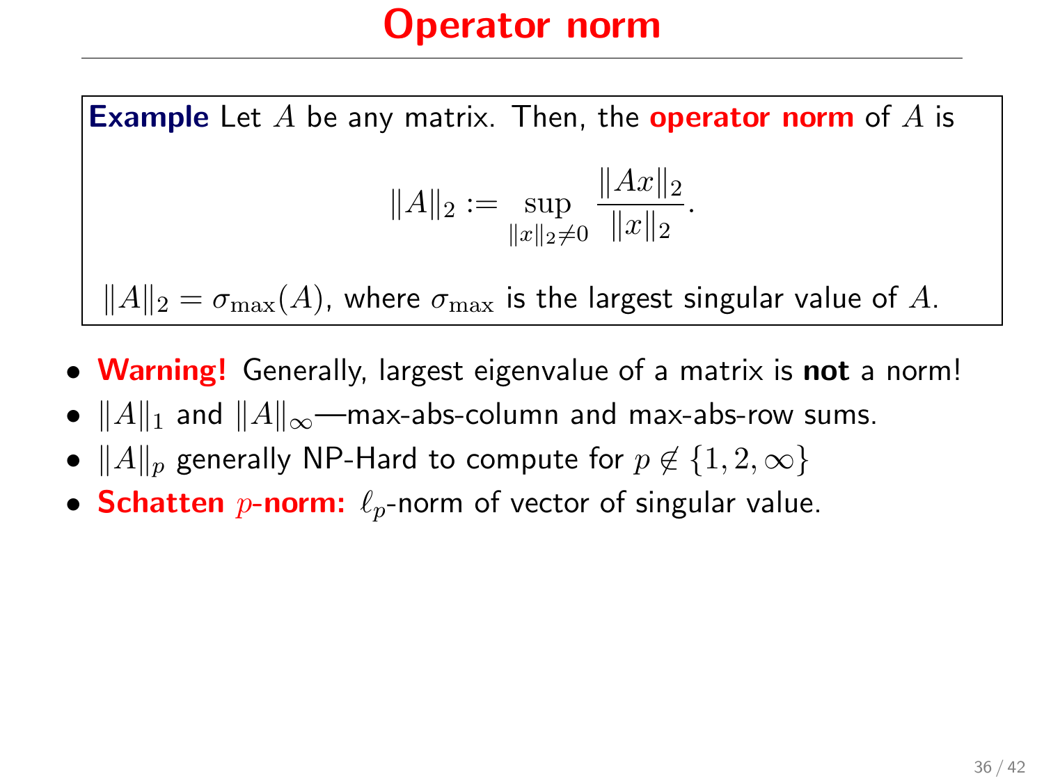# Operator norm

**Example** Let $A$ be any matrix. Then, the **operator norm** of $A$ is

$$\|A\|_2 := \sup_{\|x\|_2 \neq 0} \frac{\|Ax\|_2}{\|x\|_2}.$$

$\|A\|_2 = \sigma_{\max}(A)$, where $\sigma_{\max}$ is the largest singular value of $A$.

- **Warning!** Generally, largest eigenvalue of a matrix is **not** a norm!
- $\|A\|_1$ and $\|A\|_\infty$—max-abs-column and max-abs-row sums.
- $\|A\|_p$ generally NP-Hard to compute for $p \notin \{1, 2, \infty\}$
- **Schatten $p$-norm:** $\ell_p$-norm of vector of singular value.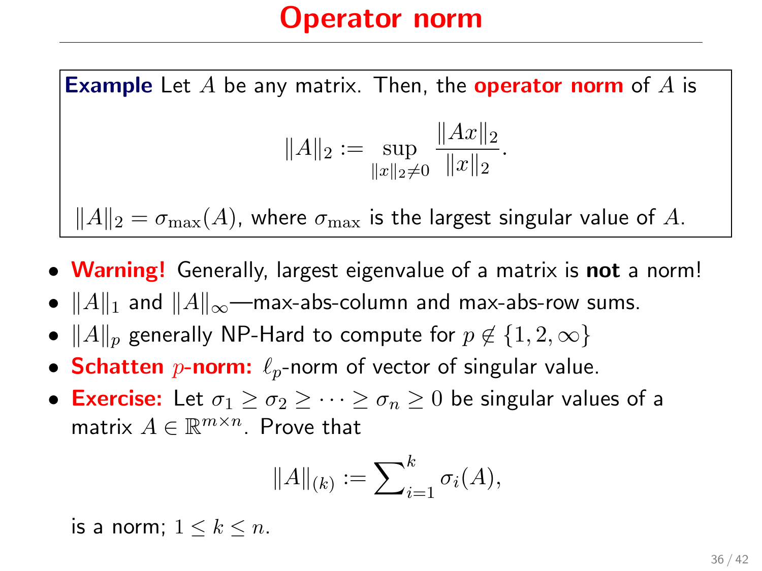# Operator norm

**Example** Let $A$ be any matrix. Then, the **operator norm** of $A$ is

$$\|A\|_2 := \sup_{\|x\|_2 \neq 0} \frac{\|Ax\|_2}{\|x\|_2}.$$

$\|A\|_2 = \sigma_{\max}(A)$, where $\sigma_{\max}$ is the largest singular value of $A$.

- **Warning!** Generally, largest eigenvalue of a matrix is **not** a norm!
- $\|A\|_1$ and $\|A\|_\infty$—max-abs-column and max-abs-row sums.
- $\|A\|_p$ generally NP-Hard to compute for $p \notin \{1, 2, \infty\}$
- **Schatten $p$-norm:** $\ell_p$-norm of vector of singular value.
- **Exercise:** Let $\sigma_1 \geq \sigma_2 \geq \cdots \geq \sigma_n \geq 0$ be singular values of a matrix $A \in \mathbb{R}^{m \times n}$. Prove that

$$\|A\|_{(k)} := \sum_{i=1}^{k} \sigma_i(A),$$

is a norm; $1 \leq k \leq n$.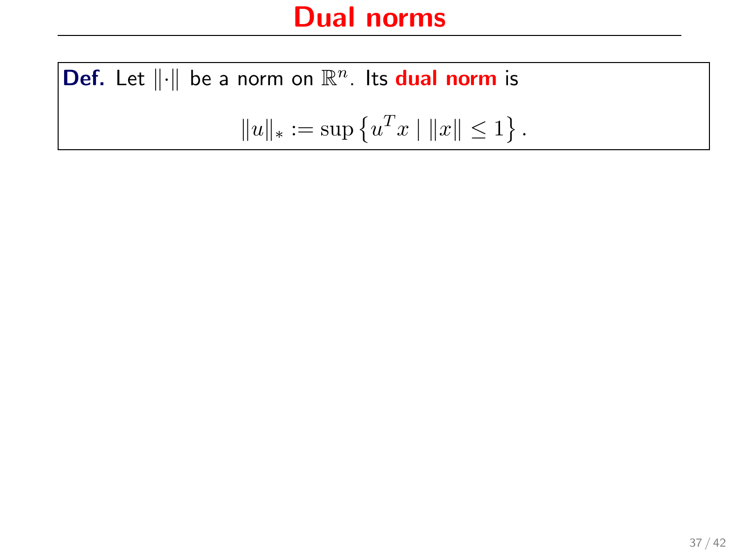# Dual norms

**Def.** Let $\|\cdot\|$ be a norm on $\mathbb{R}^n$. Its **dual norm** is

$$\|u\|_* := \sup\left\{u^T x \mid \|x\| \leq 1\right\}.$$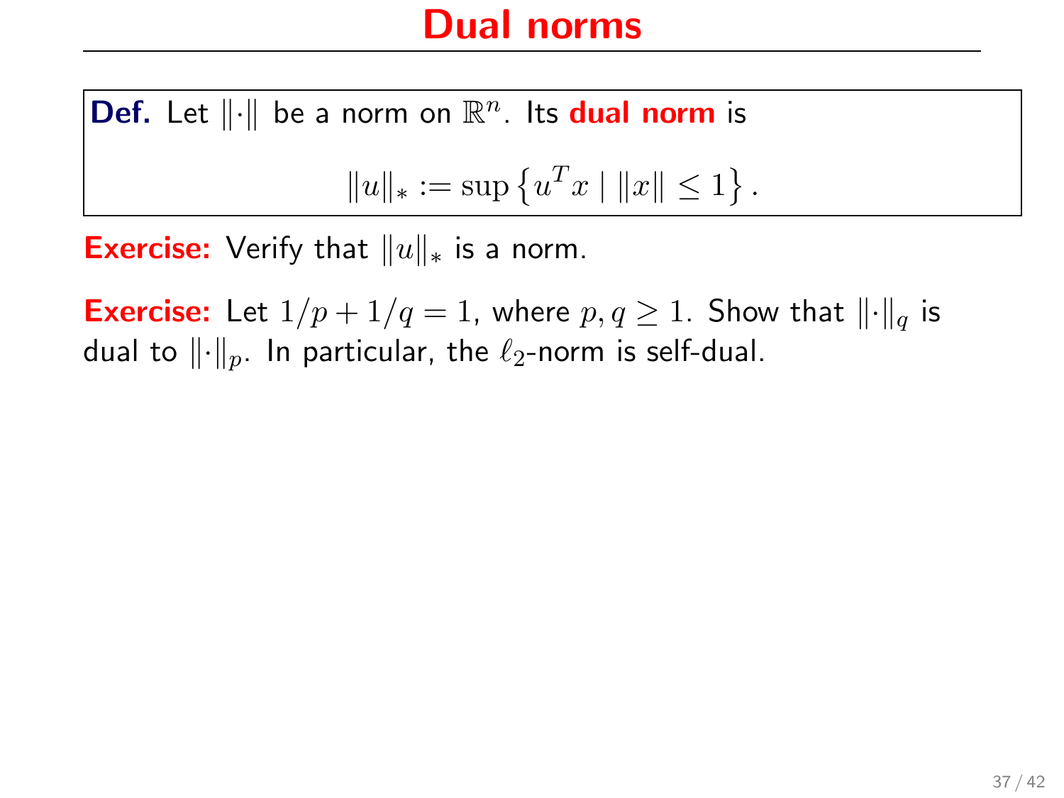# Dual norms

**Def.** Let $\|\cdot\|$ be a norm on $\mathbb{R}^n$. Its **dual norm** is

$$\|u\|_* := \sup\left\{u^T x \mid \|x\| \leq 1\right\}.$$

**Exercise:** Verify that $\|u\|_*$ is a norm.

**Exercise:** Let $1/p + 1/q = 1$, where $p, q \geq 1$. Show that $\|\cdot\|_q$ is dual to $\|\cdot\|_p$. In particular, the $\ell_2$-norm is self-dual.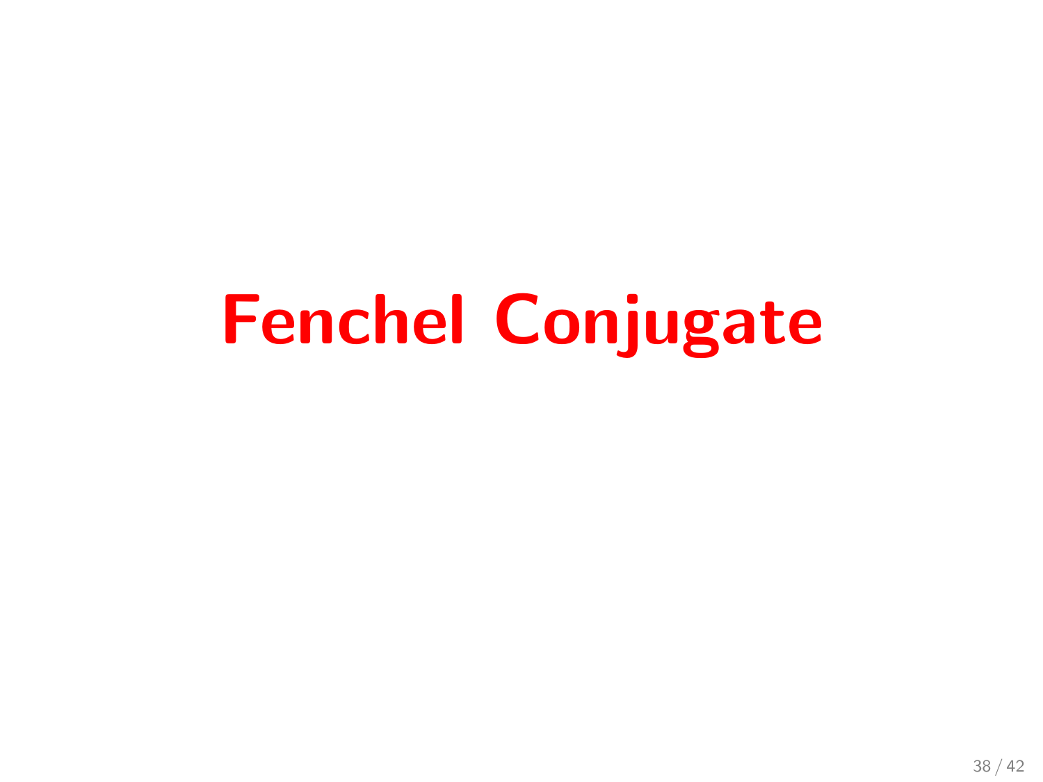# Fenchel Conjugate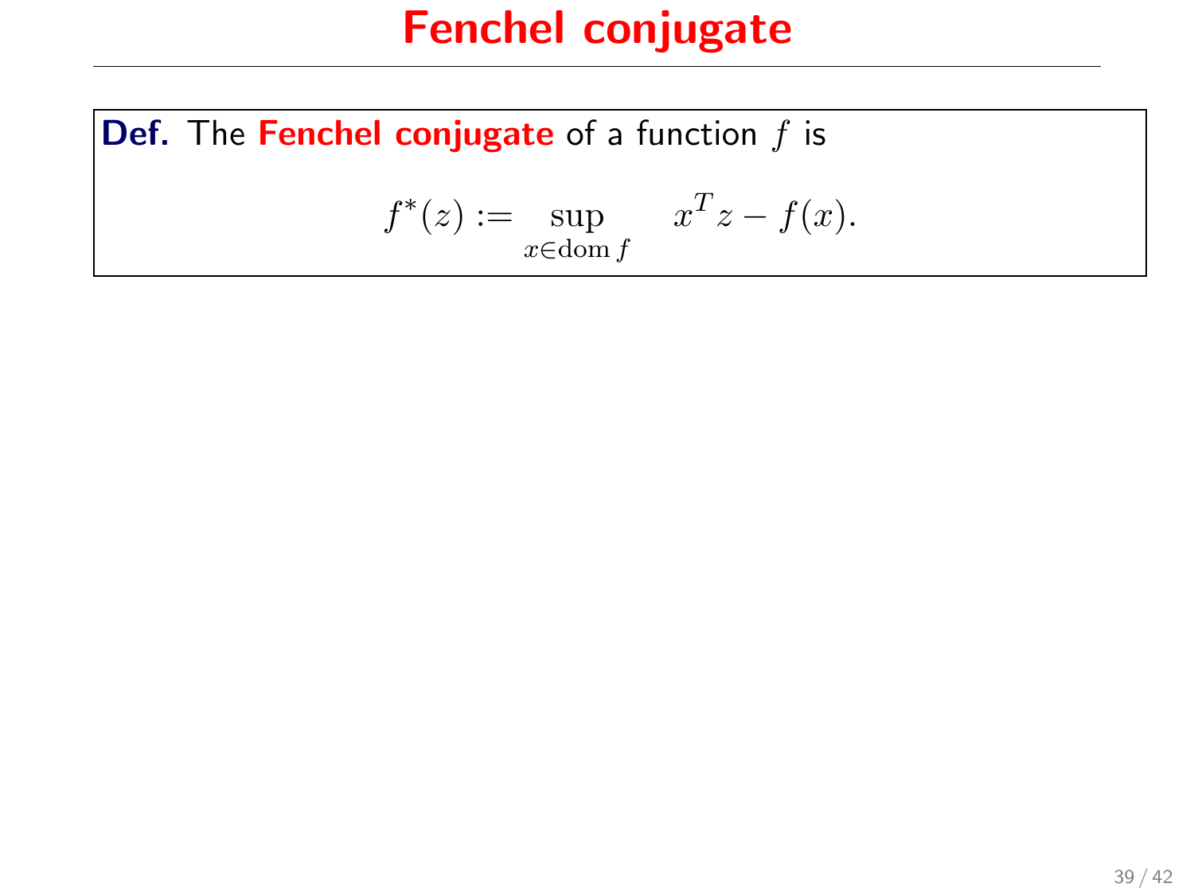# Fenchel conjugate

**Def.** The **Fenchel conjugate** of a function $f$ is

$$f^*(z) := \sup_{x \in \operatorname{dom} f} \quad x^T z - f(x).$$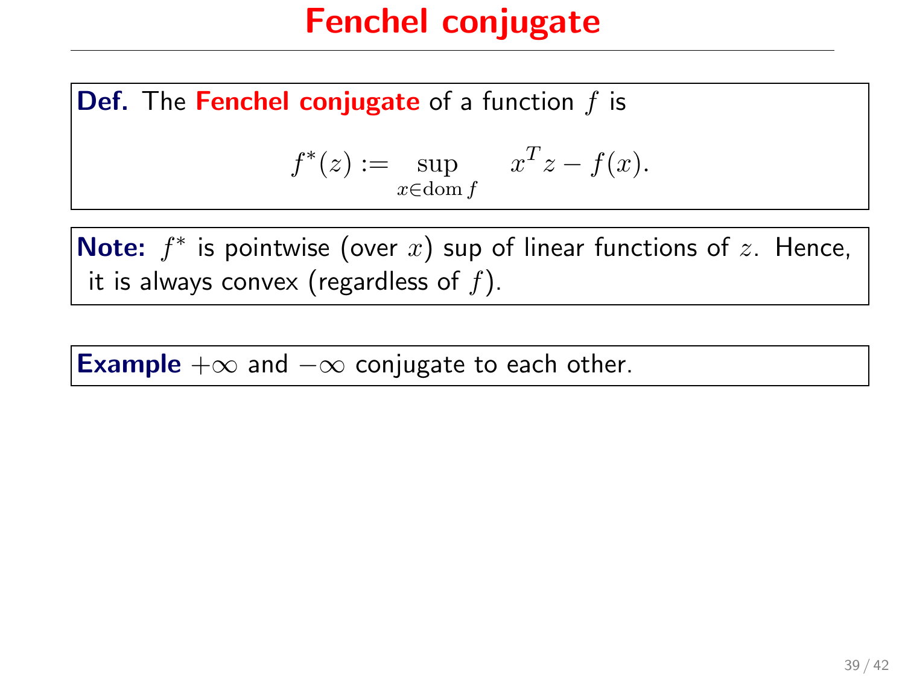# Fenchel conjugate

**Def.** The **Fenchel conjugate** of a function $f$ is

$$f^*(z) := \sup_{x \in \operatorname{dom} f} \quad x^T z - f(x).$$

**Note:** $f^*$ is pointwise (over $x$) sup of linear functions of $z$. Hence, it is always convex (regardless of $f$).

**Example** $+\infty$ and $-\infty$ conjugate to each other.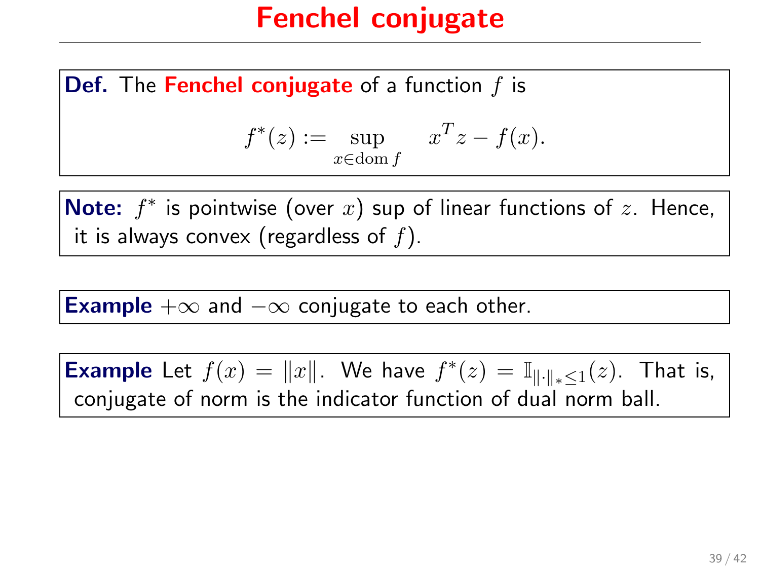# Fenchel conjugate

**Def.** The **Fenchel conjugate** of a function $f$ is

$$f^*(z) := \sup_{x \in \operatorname{dom} f} \quad x^T z - f(x).$$

**Note:** $f^*$ is pointwise (over $x$) sup of linear functions of $z$. Hence, it is always convex (regardless of $f$).

**Example** $+\infty$ and $-\infty$ conjugate to each other.

**Example** Let $f(x) = \|x\|$. We have $f^*(z) = \mathbb{I}_{\|\cdot\|_* \leq 1}(z)$. That is, conjugate of norm is the indicator function of dual norm ball.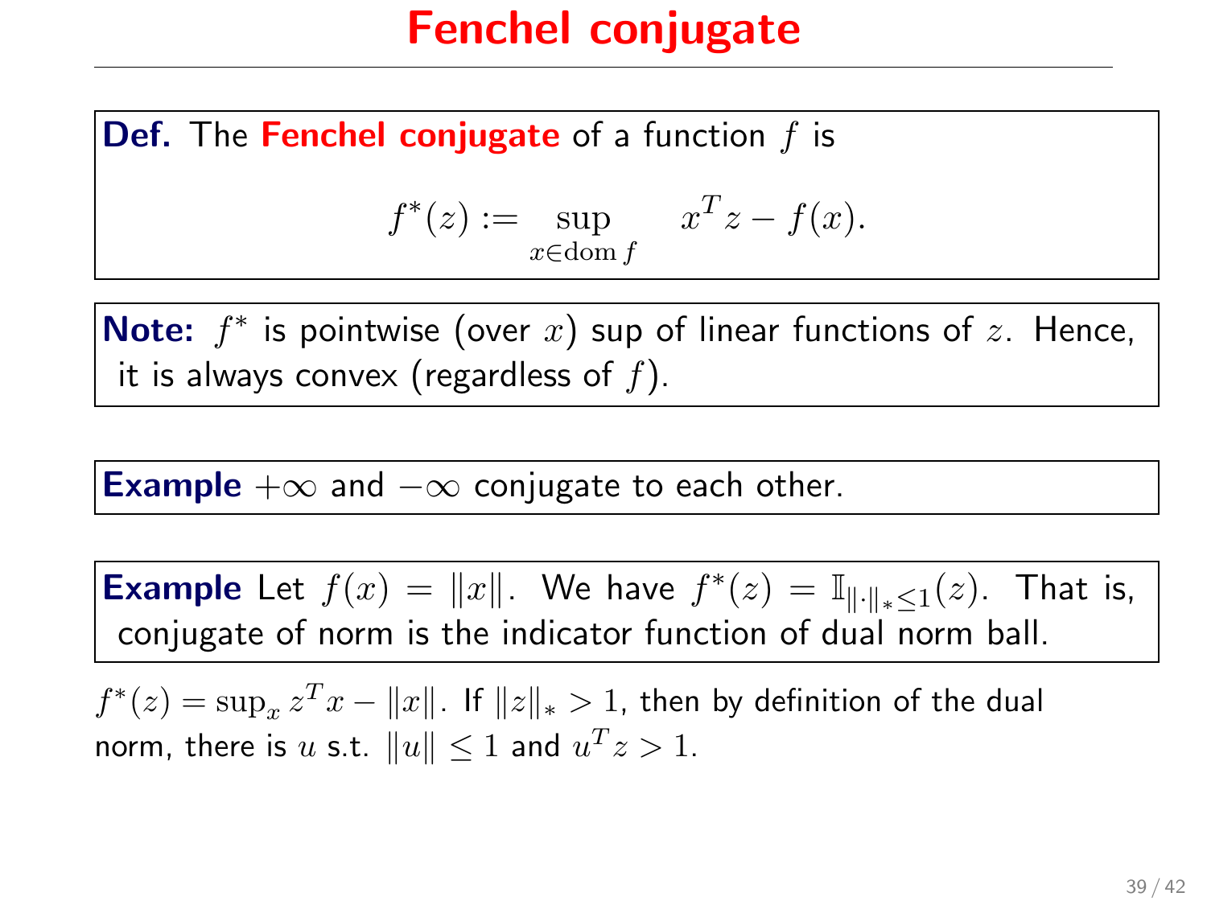# Fenchel conjugate

**Def.** The **Fenchel conjugate** of a function $f$ is

$$f^*(z) := \sup_{x \in \operatorname{dom} f} \quad x^T z - f(x).$$

**Note:** $f^*$ is pointwise (over $x$) sup of linear functions of $z$. Hence, it is always convex (regardless of $f$).

**Example** $+\infty$ and $-\infty$ conjugate to each other.

**Example** Let $f(x) = \|x\|$. We have $f^*(z) = \mathbb{I}_{\|\cdot\|_* \leq 1}(z)$. That is, conjugate of norm is the indicator function of dual norm ball.

$f^*(z) = \sup_x z^T x - \|x\|$. If $\|z\|_* > 1$, then by definition of the dual norm, there is $u$ s.t. $\|u\| \leq 1$ and $u^T z > 1$.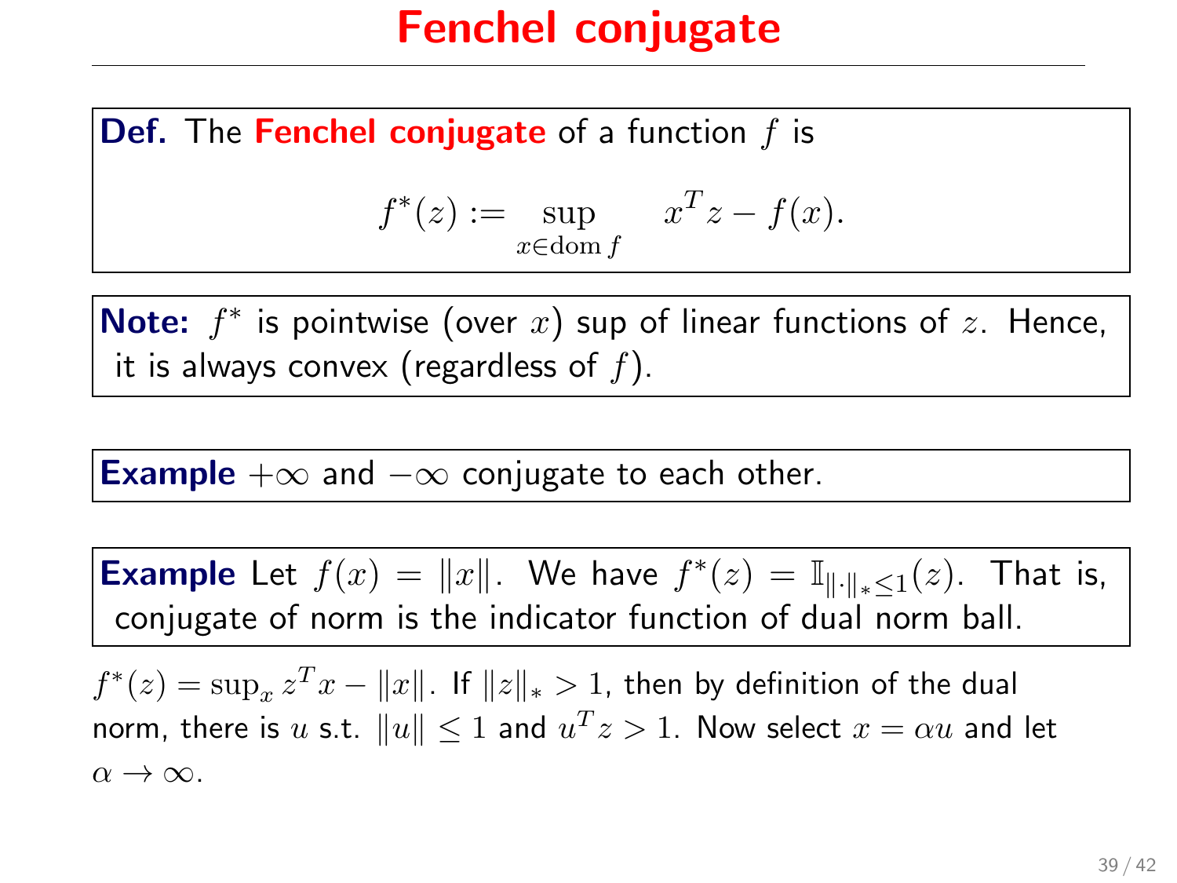# Fenchel conjugate

**Def.** The **Fenchel conjugate** of a function $f$ is

$$f^*(z) := \sup_{x \in \operatorname{dom} f} \quad x^T z - f(x).$$

**Note:** $f^*$ is pointwise (over $x$) sup of linear functions of $z$. Hence, it is always convex (regardless of $f$).

**Example** $+\infty$ and $-\infty$ conjugate to each other.

**Example** Let $f(x) = \|x\|$. We have $f^*(z) = \mathbb{I}_{\|\cdot\|_* \leq 1}(z)$. That is, conjugate of norm is the indicator function of dual norm ball.

$f^*(z) = \sup_x z^T x - \|x\|$. If $\|z\|_* > 1$, then by definition of the dual norm, there is $u$ s.t. $\|u\| \leq 1$ and $u^T z > 1$. Now select $x = \alpha u$ and let $\alpha \to \infty$.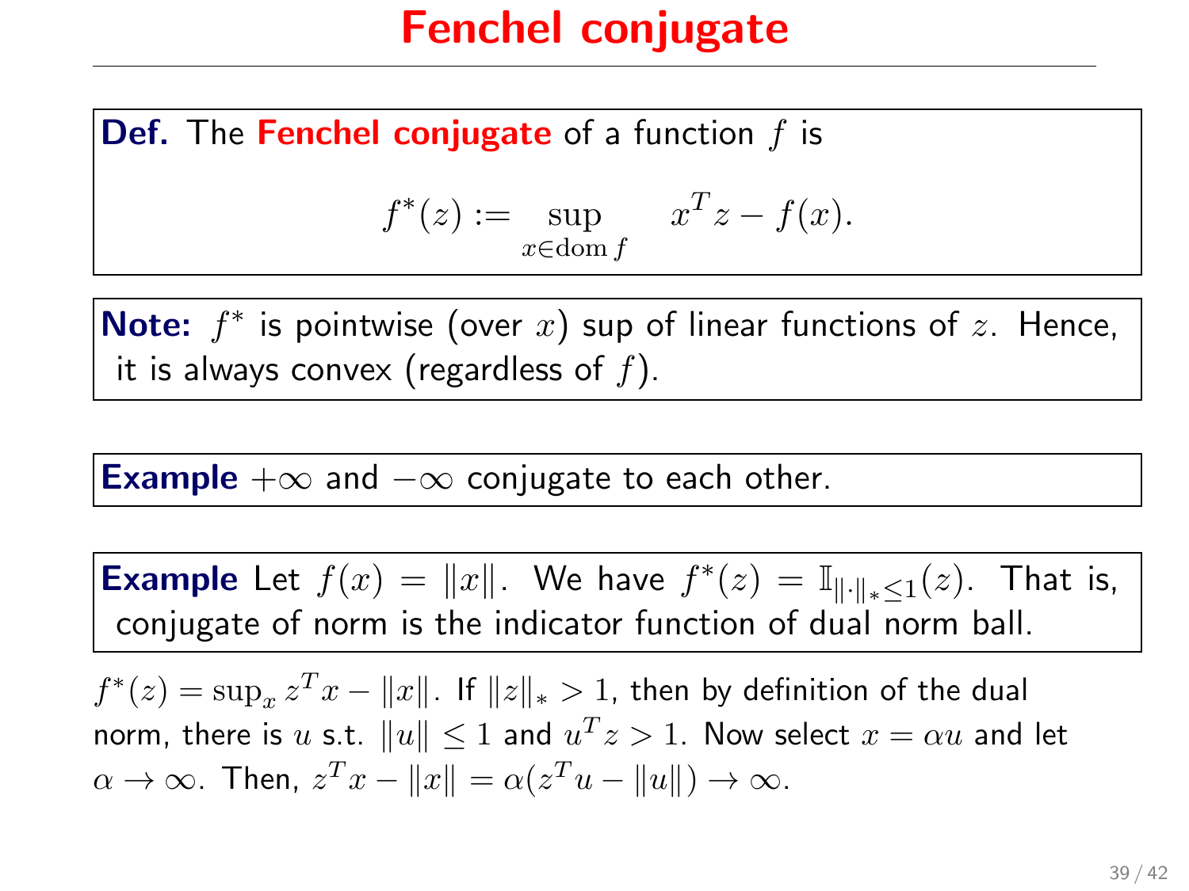# Fenchel conjugate

**Def.** The **Fenchel conjugate** of a function $f$ is

$$f^*(z) := \sup_{x \in \operatorname{dom} f} \quad x^T z - f(x).$$

**Note:** $f^*$ is pointwise (over $x$) sup of linear functions of $z$. Hence, it is always convex (regardless of $f$).

**Example** $+\infty$ and $-\infty$ conjugate to each other.

**Example** Let $f(x) = \|x\|$. We have $f^*(z) = \mathbb{I}_{\|\cdot\|_* \leq 1}(z)$. That is, conjugate of norm is the indicator function of dual norm ball.

$f^*(z) = \sup_x z^T x - \|x\|$. If $\|z\|_* > 1$, then by definition of the dual norm, there is $u$ s.t. $\|u\| \leq 1$ and $u^T z > 1$. Now select $x = \alpha u$ and let $\alpha \to \infty$. Then, $z^T x - \|x\| = \alpha(z^T u - \|u\|) \to \infty$.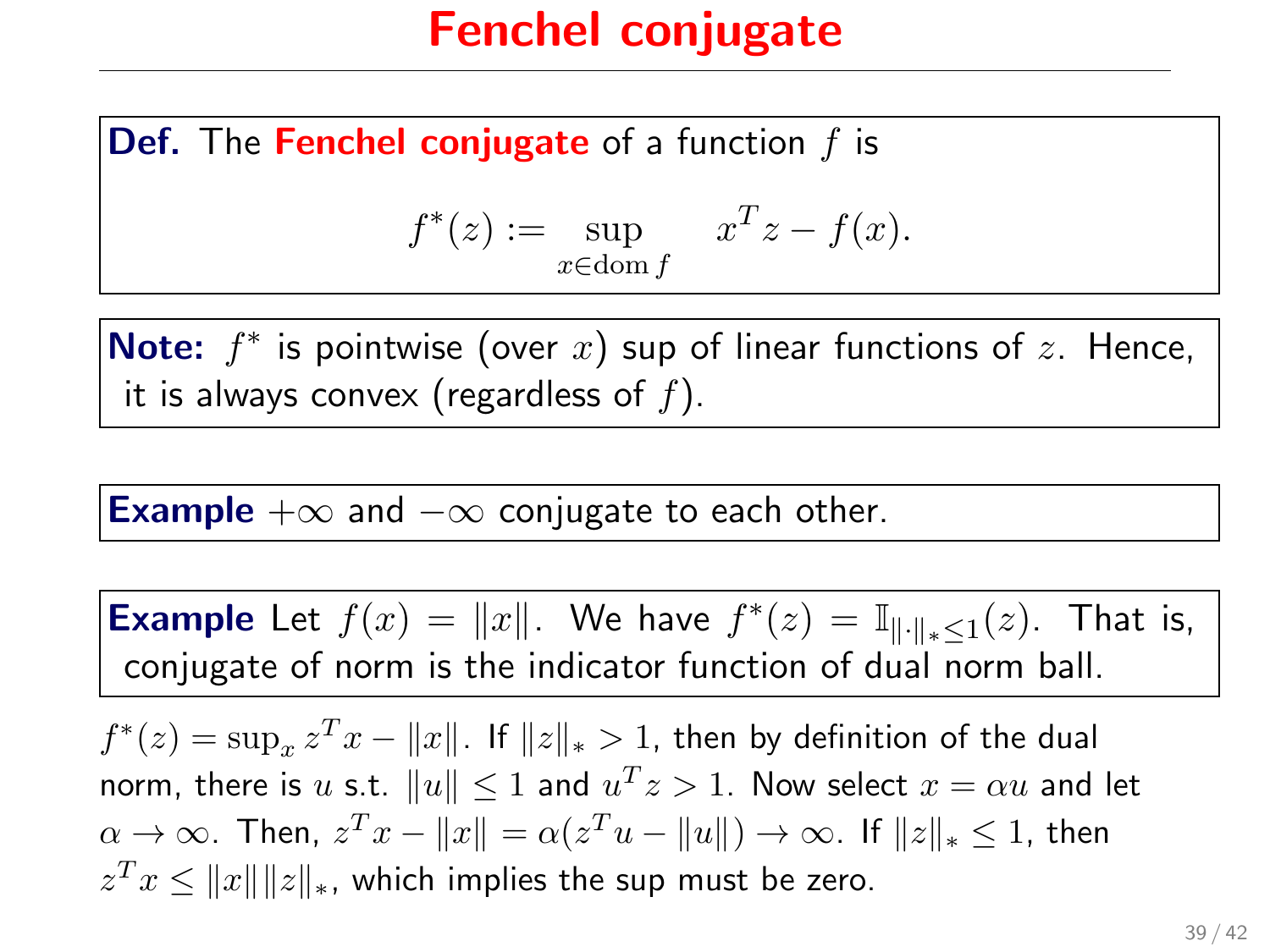# Fenchel conjugate

**Def.** The **Fenchel conjugate** of a function $f$ is

$$f^*(z) := \sup_{x \in \operatorname{dom} f} \quad x^T z - f(x).$$

**Note:** $f^*$ is pointwise (over $x$) sup of linear functions of $z$. Hence, it is always convex (regardless of $f$).

**Example** $+\infty$ and $-\infty$ conjugate to each other.

**Example** Let $f(x) = \|x\|$. We have $f^*(z) = \mathbb{I}_{\|\cdot\|_* \le 1}(z)$. That is, conjugate of norm is the indicator function of dual norm ball.

$f^*(z) = \sup_x z^T x - \|x\|$. If $\|z\|_* > 1$, then by definition of the dual norm, there is $u$ s.t. $\|u\| \le 1$ and $u^T z > 1$. Now select $x = \alpha u$ and let $\alpha \to \infty$. Then, $z^T x - \|x\| = \alpha(z^T u - \|u\|) \to \infty$. If $\|z\|_* \le 1$, then $z^T x \le \|x\|\|z\|_*$, which implies the sup must be zero.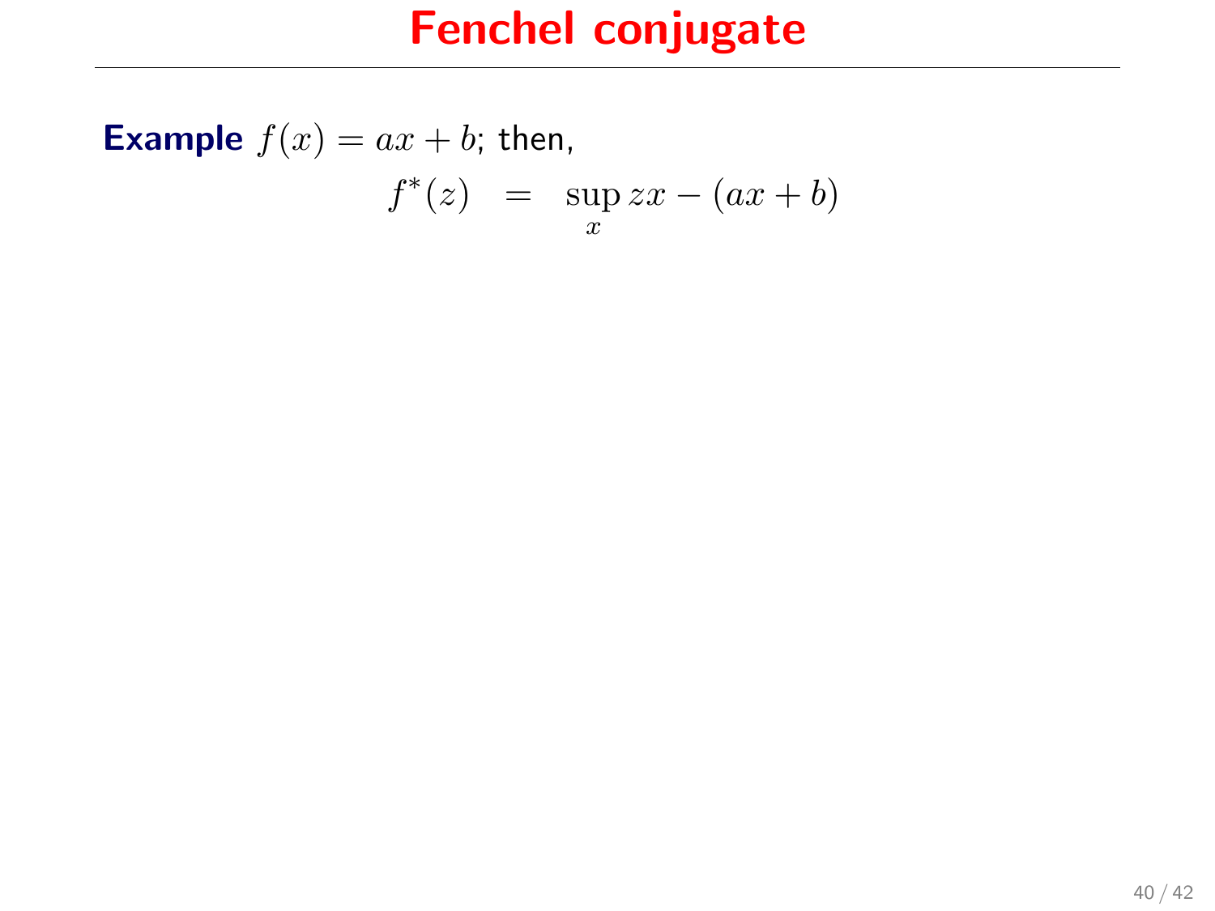# Fenchel conjugate

**Example** $f(x) = ax + b$; then,

$$f^*(z) = \sup_x zx - (ax + b)$$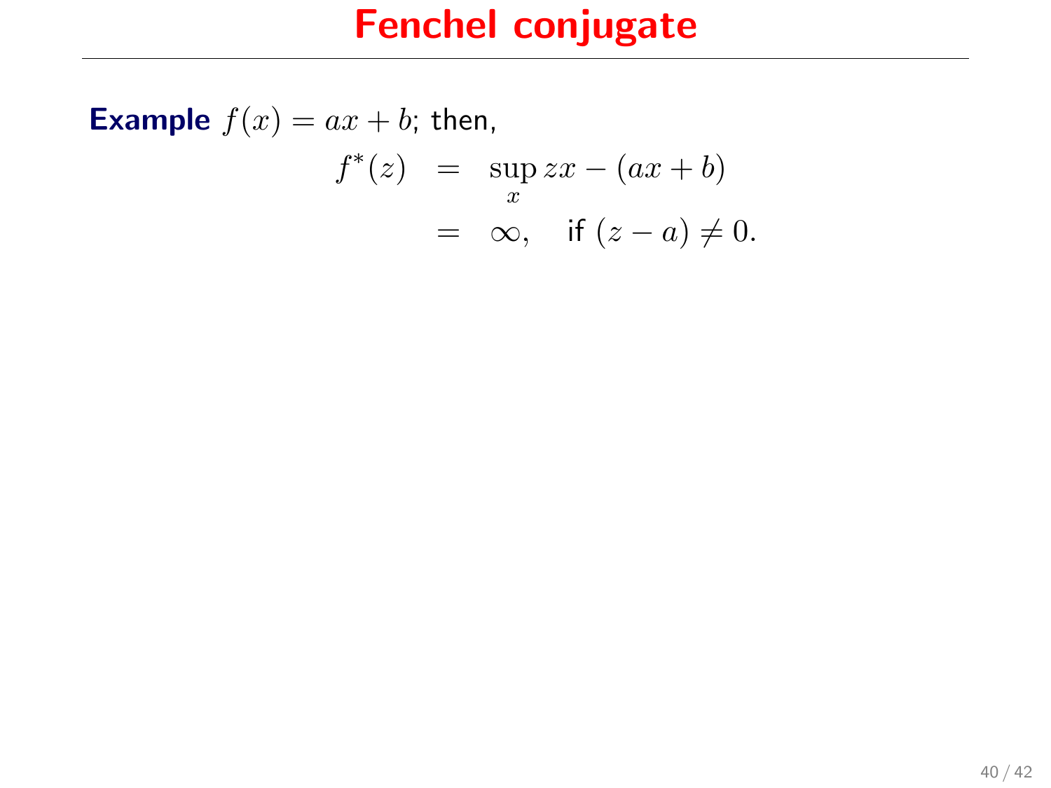# Fenchel conjugate

**Example** $f(x) = ax + b$; then,

$$
\begin{aligned}
f^*(z) &= \sup_x zx - (ax + b) \\
&= \infty, \quad \text{if } (z - a) \neq 0.
\end{aligned}
$$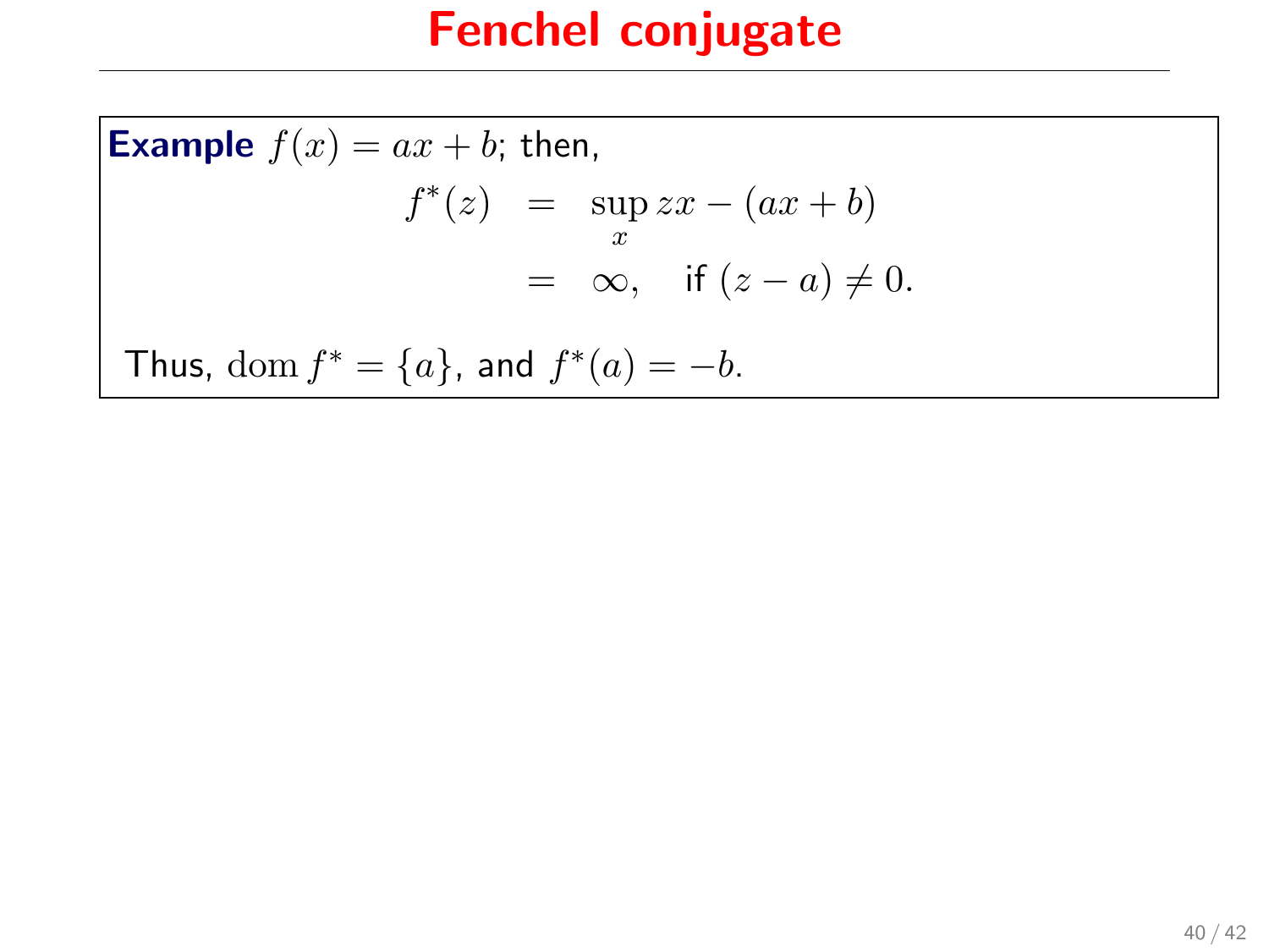# Fenchel conjugate

**Example** $f(x) = ax + b$; then,

$$
\begin{aligned}
f^*(z) &= \sup_x zx - (ax + b) \\
&= \infty, \quad \text{if } (z - a) \neq 0.
\end{aligned}
$$

Thus, $\operatorname{dom} f^* = \{a\}$, and $f^*(a) = -b$.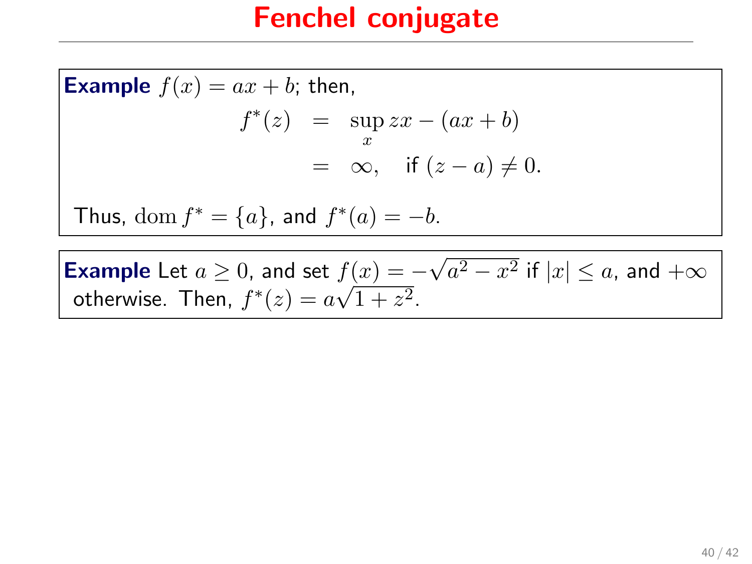# Fenchel conjugate

**Example** $f(x) = ax + b$; then,

$$
\begin{aligned}
f^*(z) &= \sup_x zx - (ax + b) \\
&= \infty, \quad \text{if } (z - a) \neq 0.
\end{aligned}
$$

Thus, $\operatorname{dom} f^* = \{a\}$, and $f^*(a) = -b$.

**Example** Let $a \geq 0$, and set $f(x) = -\sqrt{a^2 - x^2}$ if $|x| \leq a$, and $+\infty$ otherwise. Then, $f^*(z) = a\sqrt{1 + z^2}$.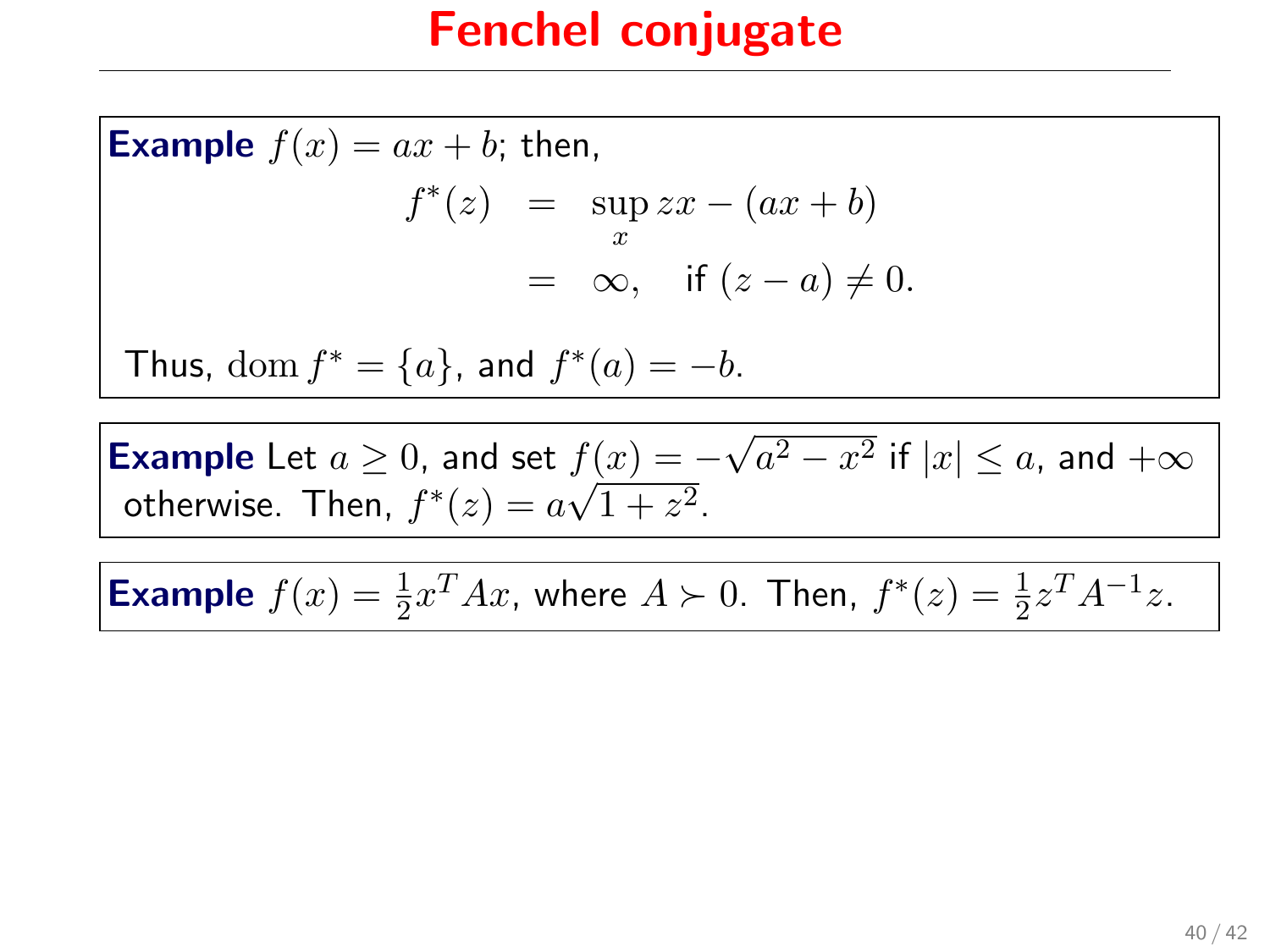# Fenchel conjugate

**Example** $f(x) = ax + b$; then,

$$
\begin{aligned}
f^*(z) &= \sup_x zx - (ax + b) \\
&= \infty, \quad \text{if } (z - a) \neq 0.
\end{aligned}
$$

Thus, $\operatorname{dom} f^* = \{a\}$, and $f^*(a) = -b$.

**Example** Let $a \geq 0$, and set $f(x) = -\sqrt{a^2 - x^2}$ if $|x| \leq a$, and $+\infty$ otherwise. Then, $f^*(z) = a\sqrt{1 + z^2}$.

**Example** $f(x) = \frac{1}{2}x^T Ax$, where $A \succ 0$. Then, $f^*(z) = \frac{1}{2}z^T A^{-1} z$.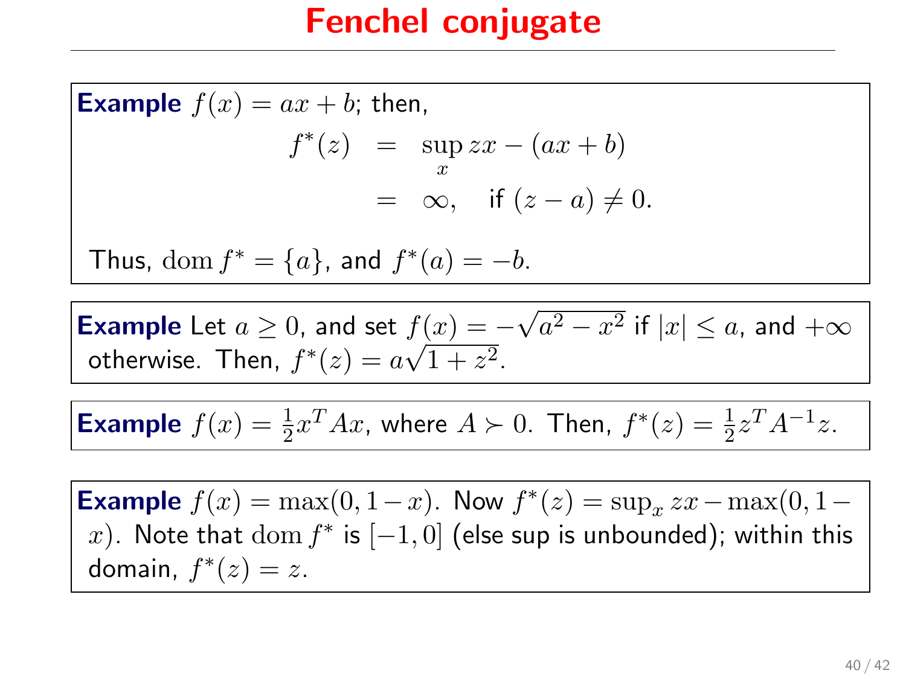# Fenchel conjugate

**Example** $f(x) = ax + b$; then,

$$
\begin{aligned}
f^*(z) &= \sup_x zx - (ax + b) \\
&= \infty, \quad \text{if } (z - a) \neq 0.
\end{aligned}
$$

Thus, $\operatorname{dom} f^* = \{a\}$, and $f^*(a) = -b$.

**Example** Let $a \geq 0$, and set $f(x) = -\sqrt{a^2 - x^2}$ if $|x| \leq a$, and $+\infty$ otherwise. Then, $f^*(z) = a\sqrt{1 + z^2}$.

**Example** $f(x) = \frac{1}{2}x^T Ax$, where $A \succ 0$. Then, $f^*(z) = \frac{1}{2}z^T A^{-1} z$.

**Example** $f(x) = \max(0, 1 - x)$. Now $f^*(z) = \sup_x zx - \max(0, 1 - x)$. Note that $\operatorname{dom} f^*$ is $[-1, 0]$ (else sup is unbounded); within this domain, $f^*(z) = z$.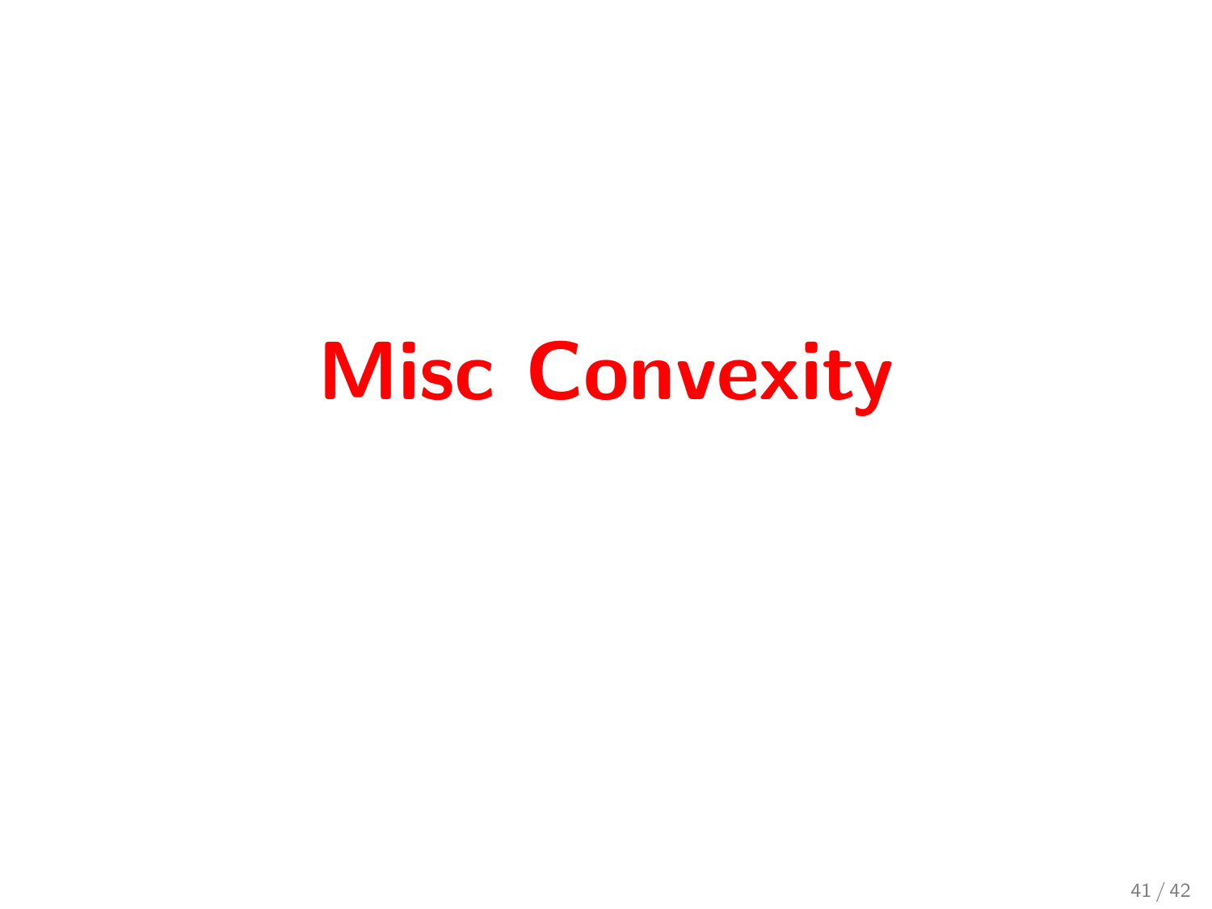# Misc Convexity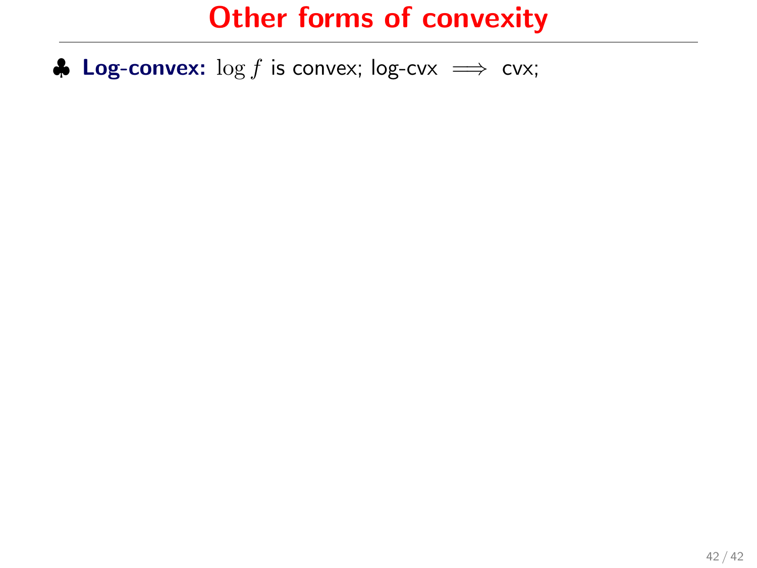# Other forms of convexity

♣ **Log-convex:** $\log f$ is convex; log-cvx $\implies$ cvx;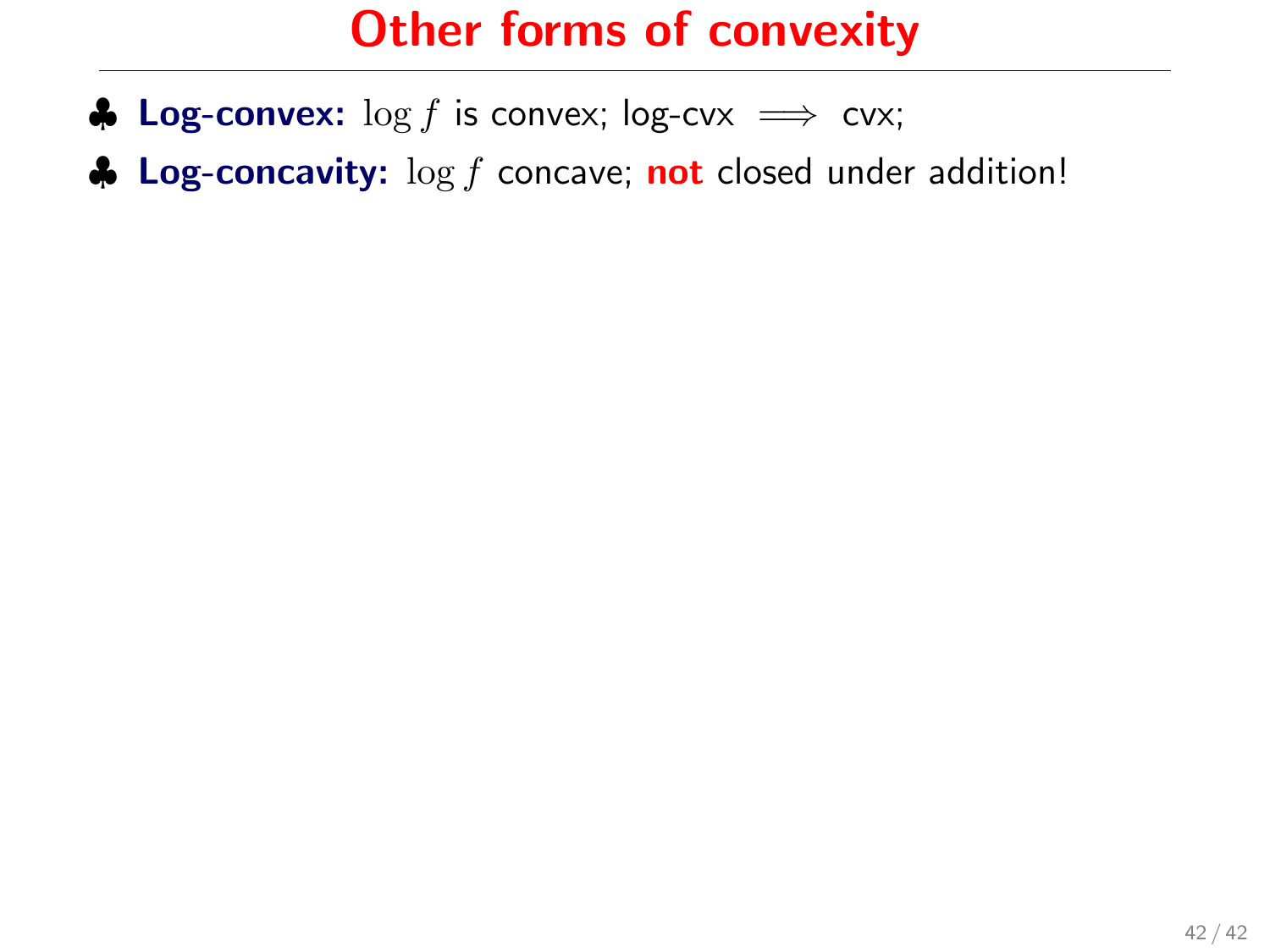# Other forms of convexity

- ♣ **Log-convex:** $\log f$ is convex; log-cvx $\implies$ cvx;
- ♣ **Log-concavity:** $\log f$ concave; **not** closed under addition!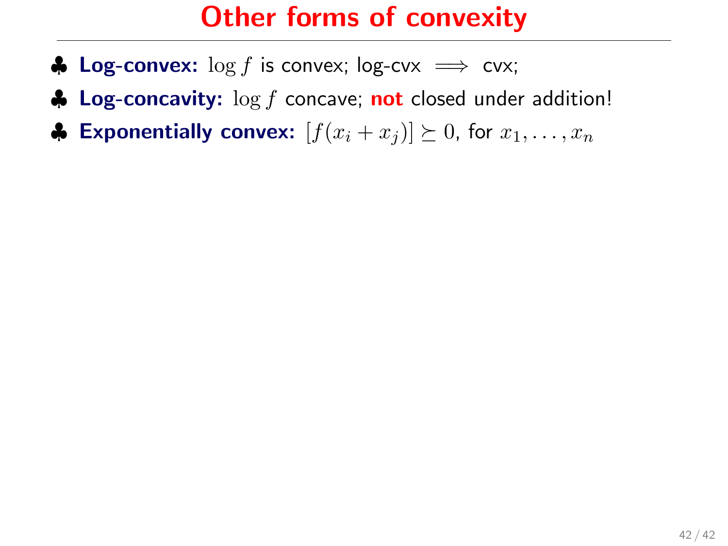# Other forms of convexity

- ♣ **Log-convex:** $\log f$ is convex; log-cvx $\implies$ cvx;
- ♣ **Log-concavity:** $\log f$ concave; **not** closed under addition!
- ♣ **Exponentially convex:** $[f(x_i + x_j)] \succeq 0$, for $x_1, \ldots, x_n$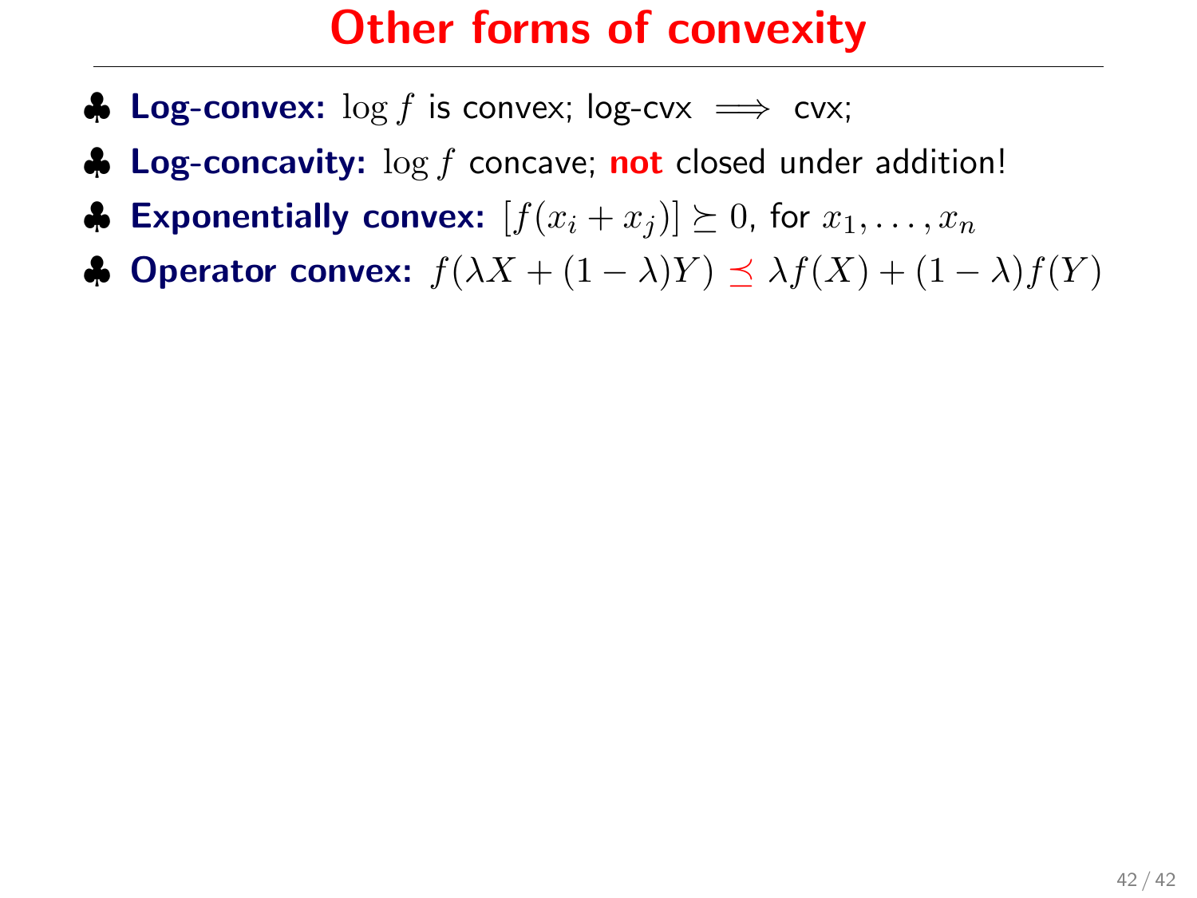# Other forms of convexity

- ♣ **Log-convex:** $\log f$ is convex; log-cvx $\implies$ cvx;
- ♣ **Log-concavity:** $\log f$ concave; **not** closed under addition!
- ♣ **Exponentially convex:** $[f(x_i + x_j)] \succeq 0$, for $x_1, \ldots, x_n$
- ♣ **Operator convex:** $f(\lambda X + (1-\lambda)Y) \preceq \lambda f(X) + (1-\lambda) f(Y)$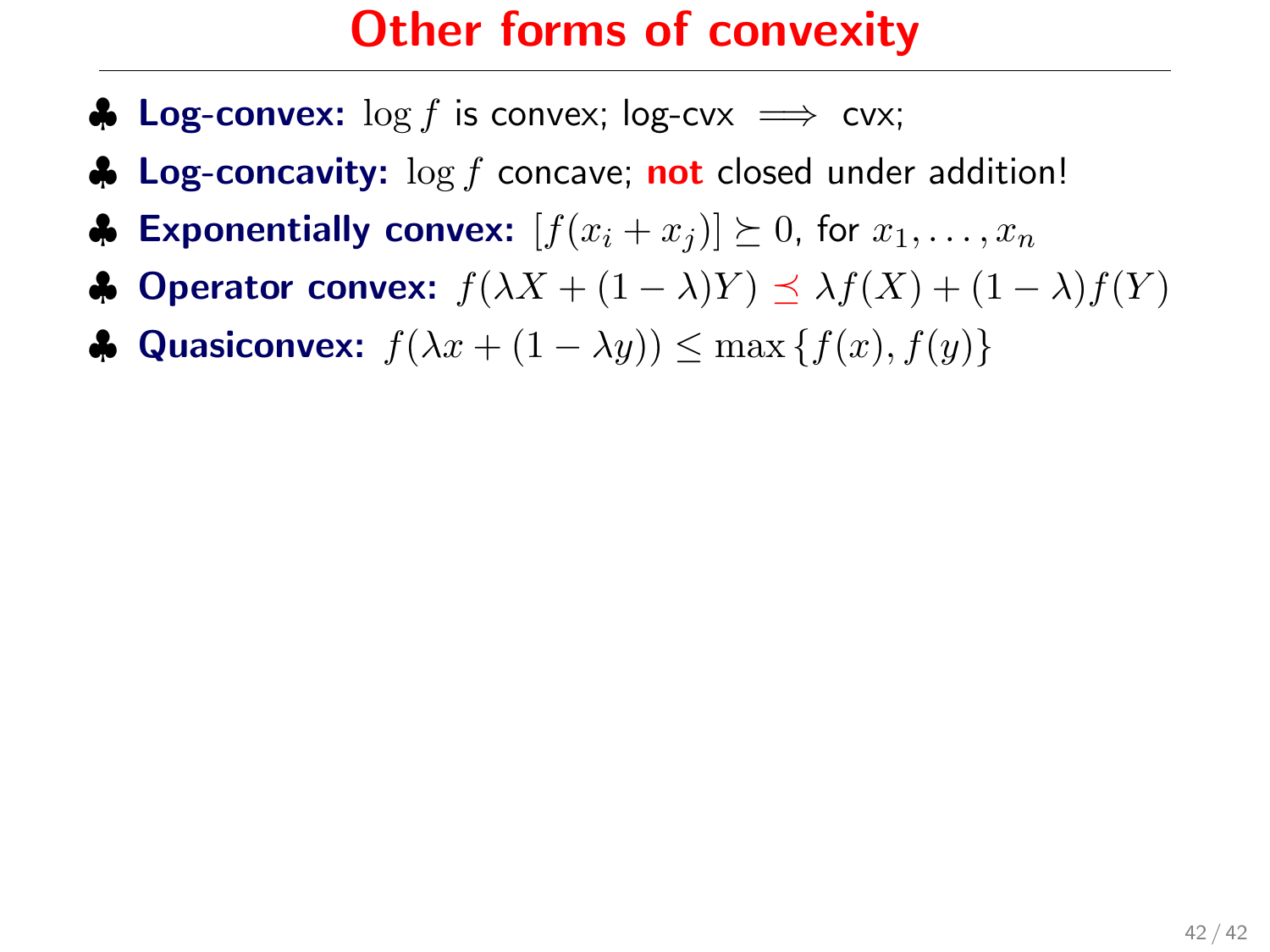# Other forms of convexity

- ♣ **Log-convex:** $\log f$ is convex; log-cvx $\implies$ cvx;
- ♣ **Log-concavity:** $\log f$ concave; **not** closed under addition!
- ♣ **Exponentially convex:** $[f(x_i + x_j)] \succeq 0$, for $x_1, \ldots, x_n$
- ♣ **Operator convex:** $f(\lambda X + (1-\lambda)Y) \preceq \lambda f(X) + (1-\lambda)f(Y)$
- ♣ **Quasiconvex:** $f(\lambda x + (1 - \lambda y)) \leq \max\{f(x), f(y)\}$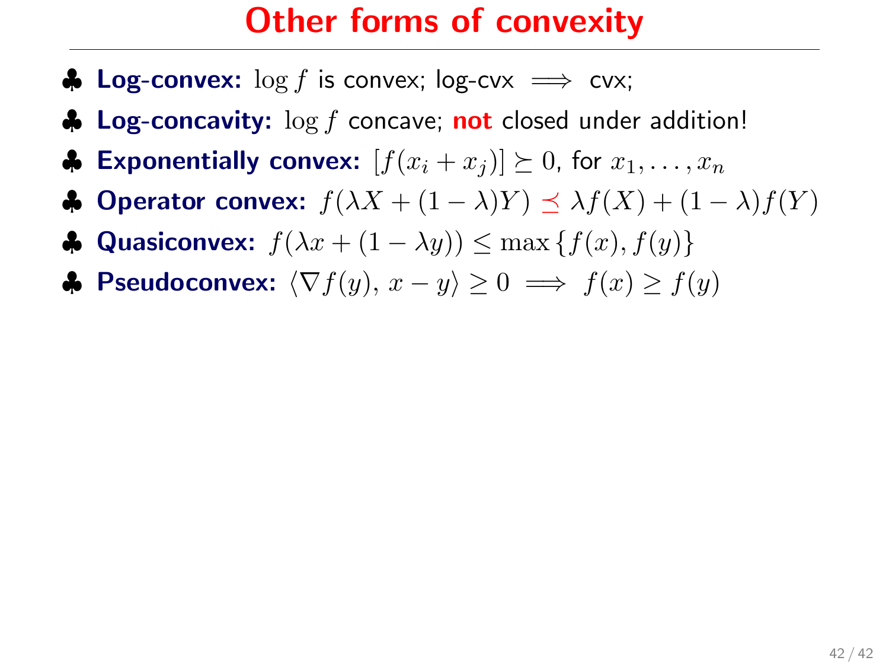# Other forms of convexity

- ♣ **Log-convex:** $\log f$ is convex; log-cvx $\implies$ cvx;
- ♣ **Log-concavity:** $\log f$ concave; **not** closed under addition!
- ♣ **Exponentially convex:** $[f(x_i + x_j)] \succeq 0$, for $x_1, \ldots, x_n$
- ♣ **Operator convex:** $f(\lambda X + (1-\lambda)Y) \preceq \lambda f(X) + (1-\lambda)f(Y)$
- ♣ **Quasiconvex:** $f(\lambda x + (1 - \lambda y)) \leq \max\{f(x), f(y)\}$
- ♣ **Pseudoconvex:** $\langle \nabla f(y), x - y \rangle \geq 0 \implies f(x) \geq f(y)$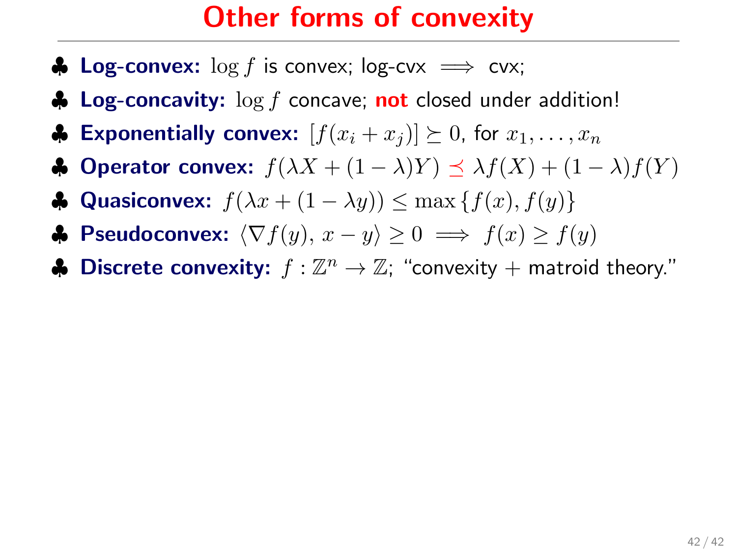# Other forms of convexity

- ♣ **Log-convex:** $\log f$ is convex; log-cvx $\implies$ cvx;
- ♣ **Log-concavity:** $\log f$ concave; **not** closed under addition!
- ♣ **Exponentially convex:** $[f(x_i + x_j)] \succeq 0$, for $x_1, \ldots, x_n$
- ♣ **Operator convex:** $f(\lambda X + (1-\lambda)Y) \preceq \lambda f(X) + (1-\lambda)f(Y)$
- ♣ **Quasiconvex:** $f(\lambda x + (1 - \lambda y)) \leq \max\{f(x), f(y)\}$
- ♣ **Pseudoconvex:** $\langle \nabla f(y), x - y \rangle \geq 0 \implies f(x) \geq f(y)$
- ♣ **Discrete convexity:** $f : \mathbb{Z}^n \to \mathbb{Z}$; "convexity + matroid theory."